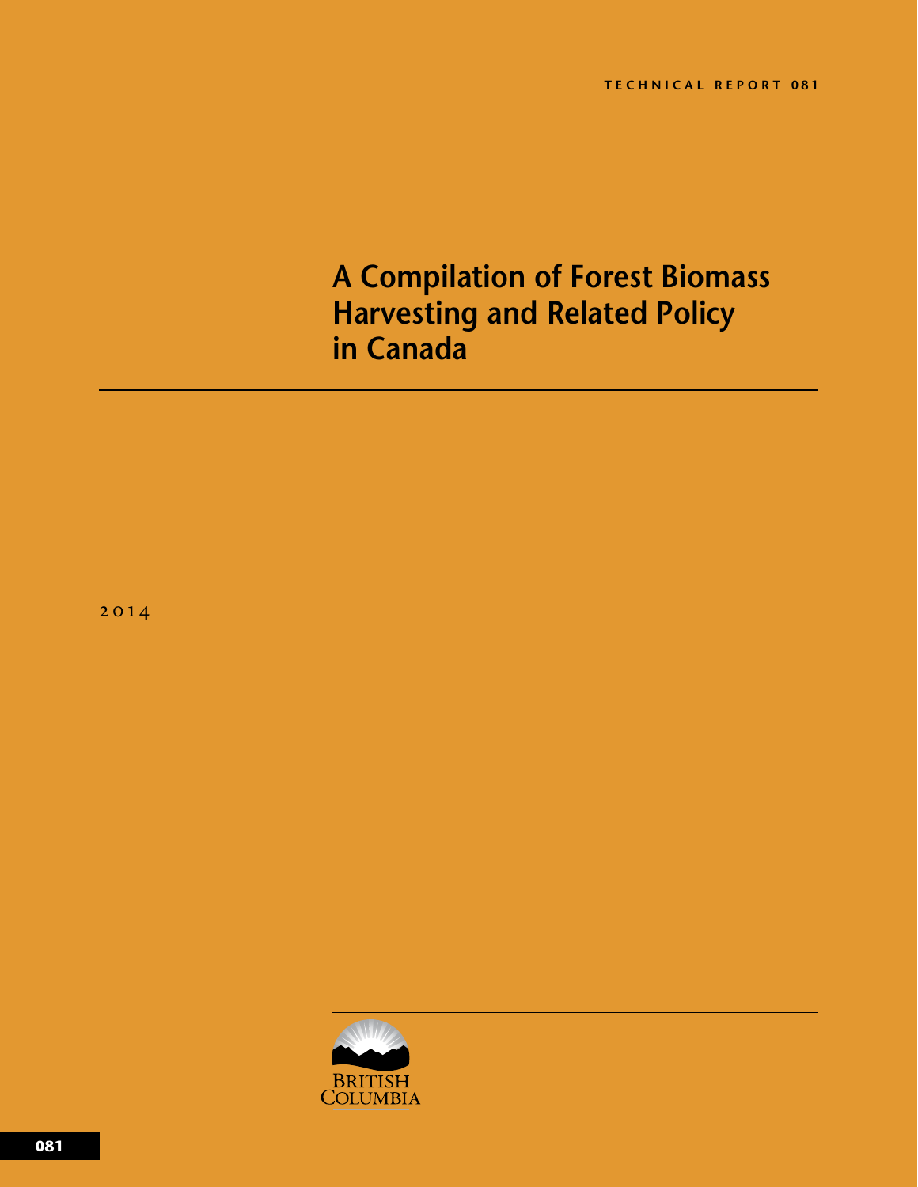TECHNICAL REPORT 081

# A Compilation of Forest Biomass Harvesting and Related Policy in Canada

2014

BRITISH COLUMBIA

081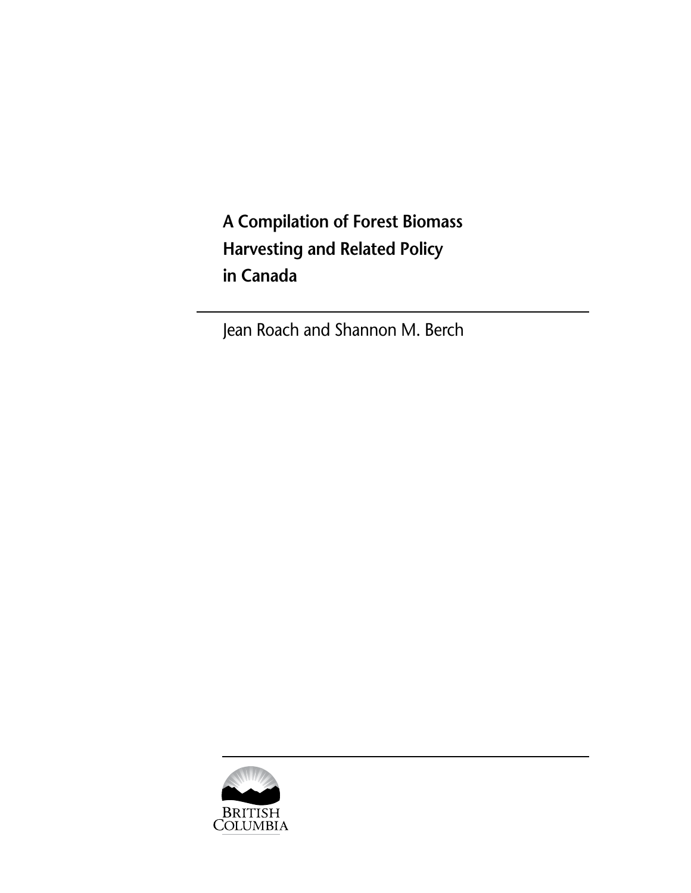# A Compilation of Forest Biomass Harvesting and Related Policy in Canada

Jean Roach and Shannon M. Berch

BRITISH COLUMBIA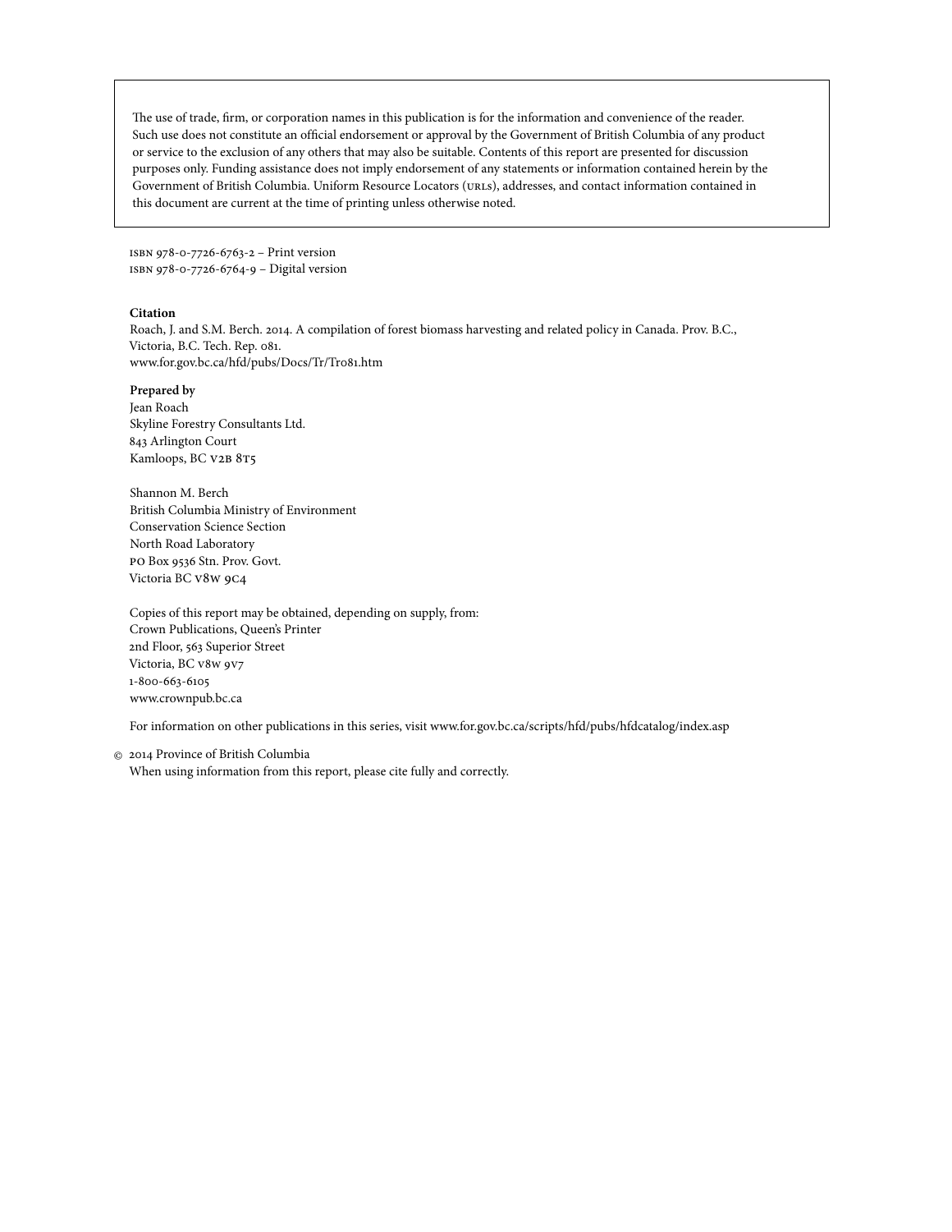The use of trade, firm, or corporation names in this publication is for the information and convenience of the reader. Such use does not constitute an official endorsement or approval by the Government of British Columbia of any product or service to the exclusion of any others that may also be suitable. Contents of this report are presented for discussion purposes only. Funding assistance does not imply endorsement of any statements or information contained herein by the Government of British Columbia. Uniform Resource Locators (URLs), addresses, and contact information contained in this document are current at the time of printing unless otherwise noted.

ISBN 978-0-7726-6763-2 – Print version
ISBN 978-0-7726-6764-9 – Digital version

**Citation**
Roach, J. and S.M. Berch. 2014. A compilation of forest biomass harvesting and related policy in Canada. Prov. B.C., Victoria, B.C. Tech. Rep. 081.
www.for.gov.bc.ca/hfd/pubs/Docs/Tr/Tr081.htm

**Prepared by**
Jean Roach
Skyline Forestry Consultants Ltd.
843 Arlington Court
Kamloops, BC V2B 8T5

Shannon M. Berch
British Columbia Ministry of Environment
Conservation Science Section
North Road Laboratory
PO Box 9536 Stn. Prov. Govt.
Victoria BC V8W 9C4

Copies of this report may be obtained, depending on supply, from:
Crown Publications, Queen's Printer
2nd Floor, 563 Superior Street
Victoria, BC V8W 9V7
1-800-663-6105
www.crownpub.bc.ca

For information on other publications in this series, visit www.for.gov.bc.ca/scripts/hfd/pubs/hfdcatalog/index.asp

© 2014 Province of British Columbia
When using information from this report, please cite fully and correctly.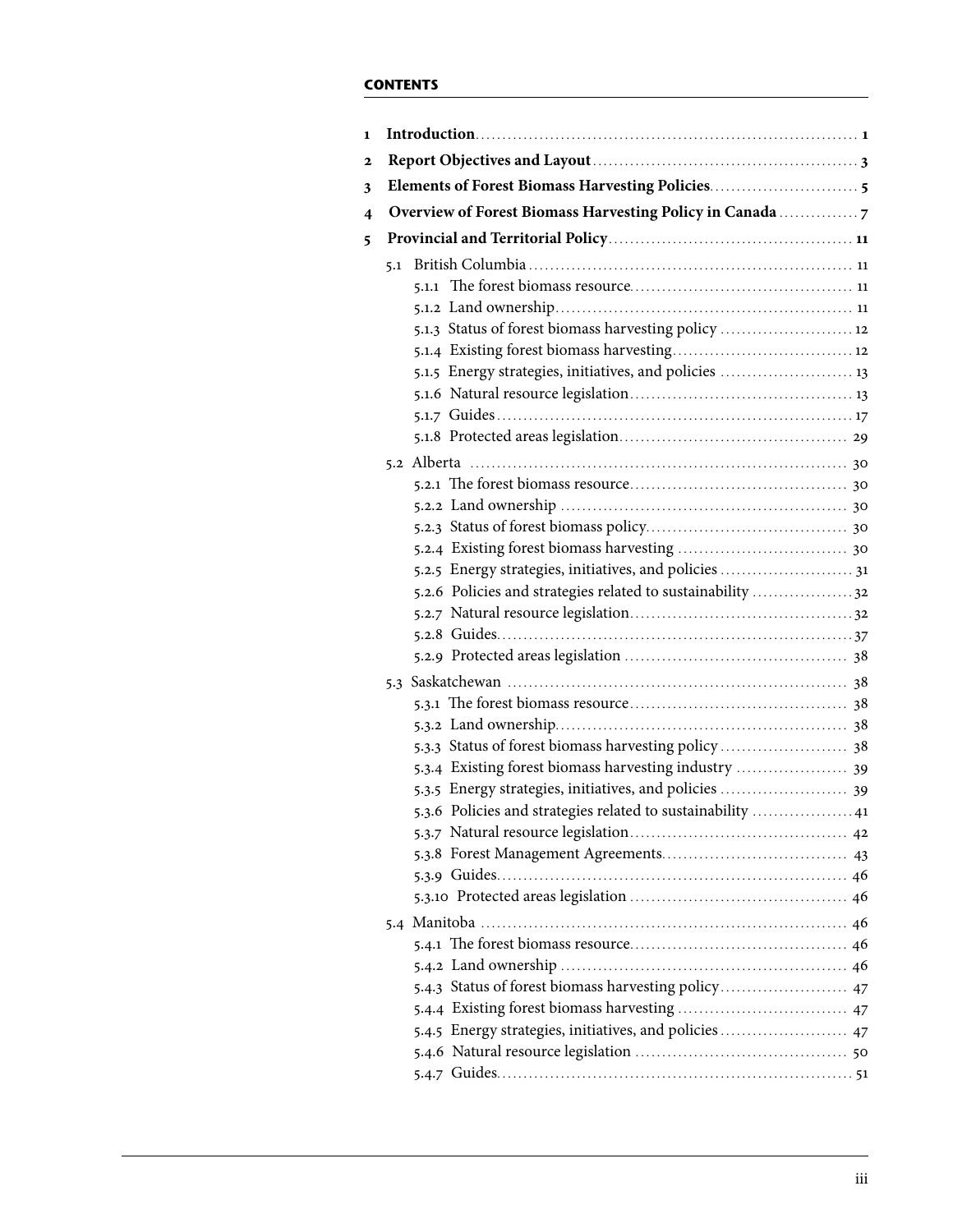**CONTENTS**

1 **Introduction** 1

2 **Report Objectives and Layout** 3

3 **Elements of Forest Biomass Harvesting Policies** 5

4 **Overview of Forest Biomass Harvesting Policy in Canada** 7

5 **Provincial and Territorial Policy** 11

- 5.1 British Columbia 11
  - 5.1.1 The forest biomass resource 11
  - 5.1.2 Land ownership 11
  - 5.1.3 Status of forest biomass harvesting policy 12
  - 5.1.4 Existing forest biomass harvesting 12
  - 5.1.5 Energy strategies, initiatives, and policies 13
  - 5.1.6 Natural resource legislation 13
  - 5.1.7 Guides 17
  - 5.1.8 Protected areas legislation 29
- 5.2 Alberta 30
  - 5.2.1 The forest biomass resource 30
  - 5.2.2 Land ownership 30
  - 5.2.3 Status of forest biomass policy 30
  - 5.2.4 Existing forest biomass harvesting 30
  - 5.2.5 Energy strategies, initiatives, and policies 31
  - 5.2.6 Policies and strategies related to sustainability 32
  - 5.2.7 Natural resource legislation 32
  - 5.2.8 Guides 37
  - 5.2.9 Protected areas legislation 38
- 5.3 Saskatchewan 38
  - 5.3.1 The forest biomass resource 38
  - 5.3.2 Land ownership 38
  - 5.3.3 Status of forest biomass harvesting policy 38
  - 5.3.4 Existing forest biomass harvesting industry 39
  - 5.3.5 Energy strategies, initiatives, and policies 39
  - 5.3.6 Policies and strategies related to sustainability 41
  - 5.3.7 Natural resource legislation 42
  - 5.3.8 Forest Management Agreements 43
  - 5.3.9 Guides 46
  - 5.3.10 Protected areas legislation 46
- 5.4 Manitoba 46
  - 5.4.1 The forest biomass resource 46
  - 5.4.2 Land ownership 46
  - 5.4.3 Status of forest biomass harvesting policy 47
  - 5.4.4 Existing forest biomass harvesting 47
  - 5.4.5 Energy strategies, initiatives, and policies 47
  - 5.4.6 Natural resource legislation 50
  - 5.4.7 Guides 51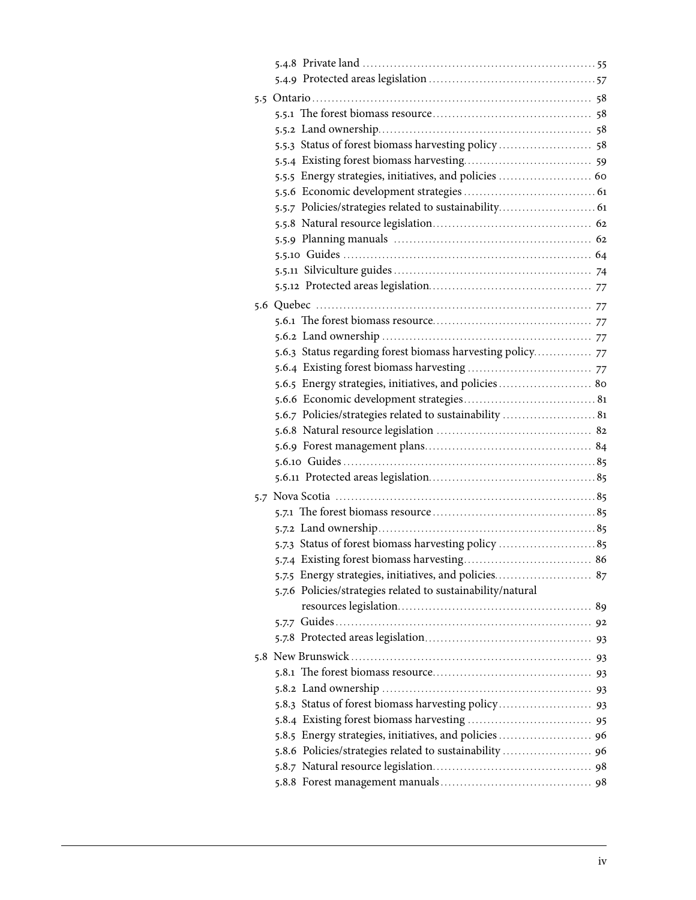- 5.4.8 Private land ........................................................... 55
- 5.4.9 Protected areas legislation .......................................... 57

- 5.5 Ontario ........................................................................ 58
  - 5.5.1 The forest biomass resource ......................................... 58
  - 5.5.2 Land ownership ...................................................... 58
  - 5.5.3 Status of forest biomass harvesting policy ........................ 58
  - 5.5.4 Existing forest biomass harvesting ................................. 59
  - 5.5.5 Energy strategies, initiatives, and policies ........................ 60
  - 5.5.6 Economic development strategies .................................. 61
  - 5.5.7 Policies/strategies related to sustainability ......................... 61
  - 5.5.8 Natural resource legislation ........................................ 62
  - 5.5.9 Planning manuals .................................................. 62
  - 5.5.10 Guides ............................................................... 64
  - 5.5.11 Silviculture guides .................................................. 74
  - 5.5.12 Protected areas legislation ......................................... 77

- 5.6 Quebec ........................................................................ 77
  - 5.6.1 The forest biomass resource ......................................... 77
  - 5.6.2 Land ownership ...................................................... 77
  - 5.6.3 Status regarding forest biomass harvesting policy .............. 77
  - 5.6.4 Existing forest biomass harvesting ................................ 77
  - 5.6.5 Energy strategies, initiatives, and policies ........................ 80
  - 5.6.6 Economic development strategies .................................. 81
  - 5.6.7 Policies/strategies related to sustainability ........................ 81
  - 5.6.8 Natural resource legislation ....................................... 82
  - 5.6.9 Forest management plans .......................................... 84
  - 5.6.10 Guides ............................................................... 85
  - 5.6.11 Protected areas legislation .......................................... 85

- 5.7 Nova Scotia .................................................................. 85
  - 5.7.1 The forest biomass resource .......................................... 85
  - 5.7.2 Land ownership ....................................................... 85
  - 5.7.3 Status of forest biomass harvesting policy ......................... 85
  - 5.7.4 Existing forest biomass harvesting ................................. 86
  - 5.7.5 Energy strategies, initiatives, and policies ........................ 87
  - 5.7.6 Policies/strategies related to sustainability/natural resources legislation ................................................. 89
  - 5.7.7 Guides ................................................................. 92
  - 5.7.8 Protected areas legislation .......................................... 93

- 5.8 New Brunswick ............................................................. 93
  - 5.8.1 The forest biomass resource ......................................... 93
  - 5.8.2 Land ownership ...................................................... 93
  - 5.8.3 Status of forest biomass harvesting policy ........................ 93
  - 5.8.4 Existing forest biomass harvesting ................................ 95
  - 5.8.5 Energy strategies, initiatives, and policies ........................ 96
  - 5.8.6 Policies/strategies related to sustainability ....................... 96
  - 5.8.7 Natural resource legislation ........................................ 98
  - 5.8.8 Forest management manuals ....................................... 98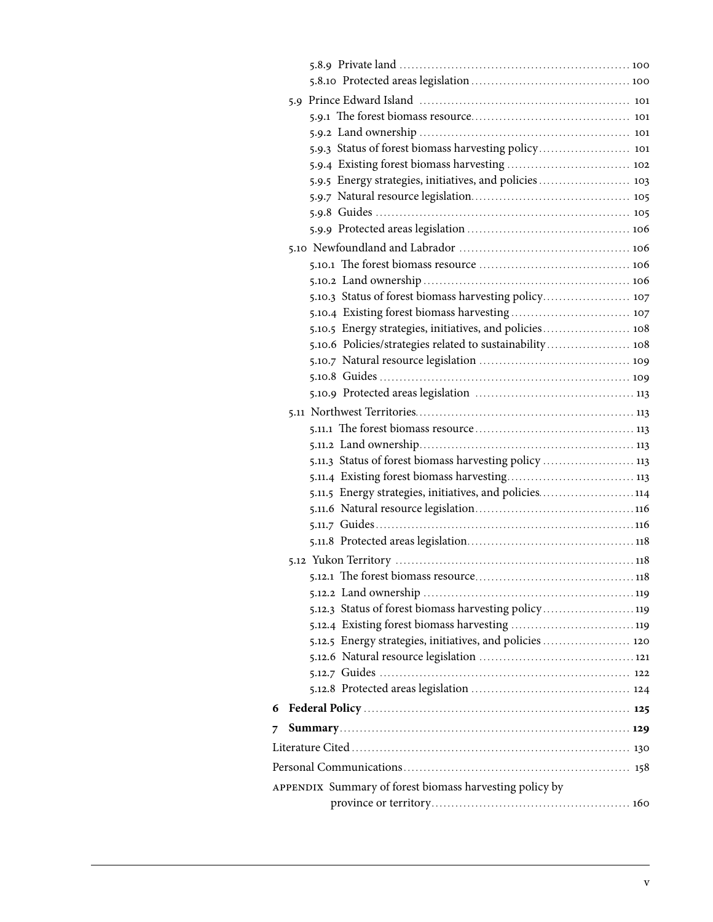- 5.8.9 Private land ..... 100
- 5.8.10 Protected areas legislation ..... 100

5.9 Prince Edward Island ..... 101
- 5.9.1 The forest biomass resource ..... 101
- 5.9.2 Land ownership ..... 101
- 5.9.3 Status of forest biomass harvesting policy ..... 101
- 5.9.4 Existing forest biomass harvesting ..... 102
- 5.9.5 Energy strategies, initiatives, and policies ..... 103
- 5.9.7 Natural resource legislation ..... 105
- 5.9.8 Guides ..... 105
- 5.9.9 Protected areas legislation ..... 106

5.10 Newfoundland and Labrador ..... 106
- 5.10.1 The forest biomass resource ..... 106
- 5.10.2 Land ownership ..... 106
- 5.10.3 Status of forest biomass harvesting policy ..... 107
- 5.10.4 Existing forest biomass harvesting ..... 107
- 5.10.5 Energy strategies, initiatives, and policies ..... 108
- 5.10.6 Policies/strategies related to sustainability ..... 108
- 5.10.7 Natural resource legislation ..... 109
- 5.10.8 Guides ..... 109
- 5.10.9 Protected areas legislation ..... 113

5.11 Northwest Territories ..... 113
- 5.11.1 The forest biomass resource ..... 113
- 5.11.2 Land ownership ..... 113
- 5.11.3 Status of forest biomass harvesting policy ..... 113
- 5.11.4 Existing forest biomass harvesting ..... 113
- 5.11.5 Energy strategies, initiatives, and policies ..... 114
- 5.11.6 Natural resource legislation ..... 116
- 5.11.7 Guides ..... 116
- 5.11.8 Protected areas legislation ..... 118

5.12 Yukon Territory ..... 118
- 5.12.1 The forest biomass resource ..... 118
- 5.12.2 Land ownership ..... 119
- 5.12.3 Status of forest biomass harvesting policy ..... 119
- 5.12.4 Existing forest biomass harvesting ..... 119
- 5.12.5 Energy strategies, initiatives, and policies ..... 120
- 5.12.6 Natural resource legislation ..... 121
- 5.12.7 Guides ..... 122
- 5.12.8 Protected areas legislation ..... 124

**6 Federal Policy** ..... **125**

**7 Summary** ..... **129**

Literature Cited ..... 130

Personal Communications ..... 158

APPENDIX Summary of forest biomass harvesting policy by province or territory ..... 160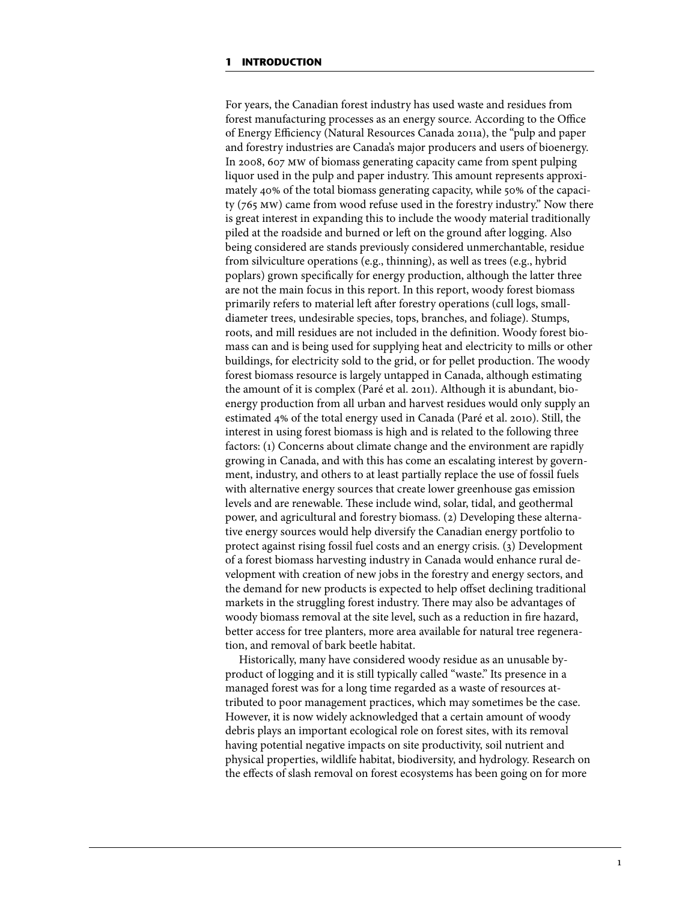# 1 INTRODUCTION

For years, the Canadian forest industry has used waste and residues from forest manufacturing processes as an energy source. According to the Office of Energy Efficiency (Natural Resources Canada 2011a), the "pulp and paper and forestry industries are Canada's major producers and users of bioenergy. In 2008, 607 MW of biomass generating capacity came from spent pulping liquor used in the pulp and paper industry. This amount represents approximately 40% of the total biomass generating capacity, while 50% of the capacity (765 MW) came from wood refuse used in the forestry industry." Now there is great interest in expanding this to include the woody material traditionally piled at the roadside and burned or left on the ground after logging. Also being considered are stands previously considered unmerchantable, residue from silviculture operations (e.g., thinning), as well as trees (e.g., hybrid poplars) grown specifically for energy production, although the latter three are not the main focus in this report. In this report, woody forest biomass primarily refers to material left after forestry operations (cull logs, small-diameter trees, undesirable species, tops, branches, and foliage). Stumps, roots, and mill residues are not included in the definition. Woody forest biomass can and is being used for supplying heat and electricity to mills or other buildings, for electricity sold to the grid, or for pellet production. The woody forest biomass resource is largely untapped in Canada, although estimating the amount of it is complex (Paré et al. 2011). Although it is abundant, bioenergy production from all urban and harvest residues would only supply an estimated 4% of the total energy used in Canada (Paré et al. 2010). Still, the interest in using forest biomass is high and is related to the following three factors: (1) Concerns about climate change and the environment are rapidly growing in Canada, and with this has come an escalating interest by government, industry, and others to at least partially replace the use of fossil fuels with alternative energy sources that create lower greenhouse gas emission levels and are renewable. These include wind, solar, tidal, and geothermal power, and agricultural and forestry biomass. (2) Developing these alternative energy sources would help diversify the Canadian energy portfolio to protect against rising fossil fuel costs and an energy crisis. (3) Development of a forest biomass harvesting industry in Canada would enhance rural development with creation of new jobs in the forestry and energy sectors, and the demand for new products is expected to help offset declining traditional markets in the struggling forest industry. There may also be advantages of woody biomass removal at the site level, such as a reduction in fire hazard, better access for tree planters, more area available for natural tree regeneration, and removal of bark beetle habitat.

Historically, many have considered woody residue as an unusable by-product of logging and it is still typically called "waste." Its presence in a managed forest was for a long time regarded as a waste of resources attributed to poor management practices, which may sometimes be the case. However, it is now widely acknowledged that a certain amount of woody debris plays an important ecological role on forest sites, with its removal having potential negative impacts on site productivity, soil nutrient and physical properties, wildlife habitat, biodiversity, and hydrology. Research on the effects of slash removal on forest ecosystems has been going on for more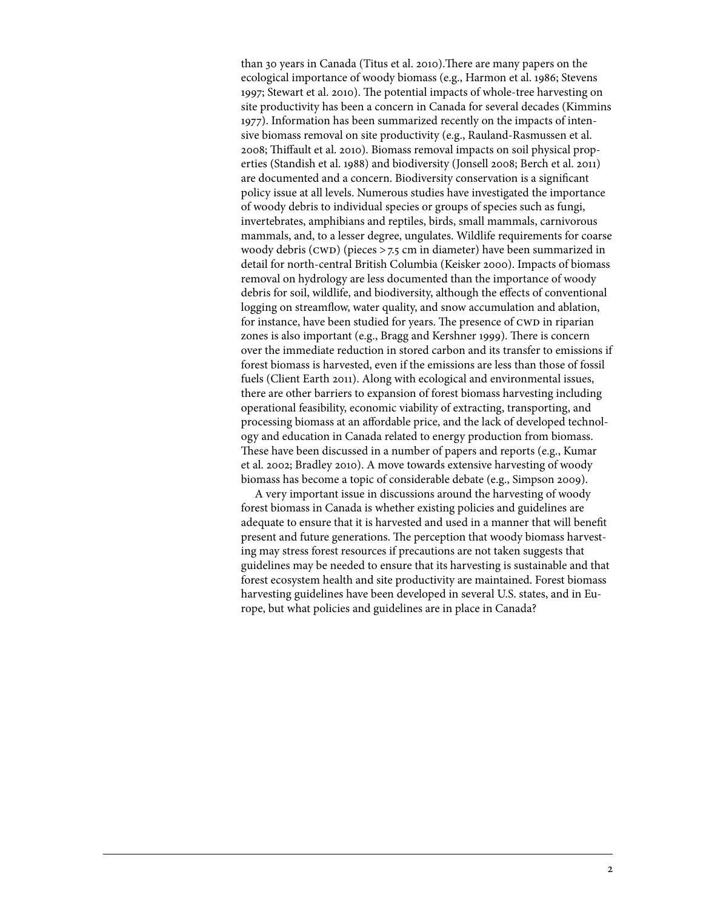than 30 years in Canada (Titus et al. 2010).There are many papers on the ecological importance of woody biomass (e.g., Harmon et al. 1986; Stevens 1997; Stewart et al. 2010). The potential impacts of whole-tree harvesting on site productivity has been a concern in Canada for several decades (Kimmins 1977). Information has been summarized recently on the impacts of intensive biomass removal on site productivity (e.g., Rauland-Rasmussen et al. 2008; Thiffault et al. 2010). Biomass removal impacts on soil physical properties (Standish et al. 1988) and biodiversity (Jonsell 2008; Berch et al. 2011) are documented and a concern. Biodiversity conservation is a significant policy issue at all levels. Numerous studies have investigated the importance of woody debris to individual species or groups of species such as fungi, invertebrates, amphibians and reptiles, birds, small mammals, carnivorous mammals, and, to a lesser degree, ungulates. Wildlife requirements for coarse woody debris (CWD) (pieces > 7.5 cm in diameter) have been summarized in detail for north-central British Columbia (Keisker 2000). Impacts of biomass removal on hydrology are less documented than the importance of woody debris for soil, wildlife, and biodiversity, although the effects of conventional logging on streamflow, water quality, and snow accumulation and ablation, for instance, have been studied for years. The presence of CWD in riparian zones is also important (e.g., Bragg and Kershner 1999). There is concern over the immediate reduction in stored carbon and its transfer to emissions if forest biomass is harvested, even if the emissions are less than those of fossil fuels (Client Earth 2011). Along with ecological and environmental issues, there are other barriers to expansion of forest biomass harvesting including operational feasibility, economic viability of extracting, transporting, and processing biomass at an affordable price, and the lack of developed technology and education in Canada related to energy production from biomass. These have been discussed in a number of papers and reports (e.g., Kumar et al. 2002; Bradley 2010). A move towards extensive harvesting of woody biomass has become a topic of considerable debate (e.g., Simpson 2009).

A very important issue in discussions around the harvesting of woody forest biomass in Canada is whether existing policies and guidelines are adequate to ensure that it is harvested and used in a manner that will benefit present and future generations. The perception that woody biomass harvesting may stress forest resources if precautions are not taken suggests that guidelines may be needed to ensure that its harvesting is sustainable and that forest ecosystem health and site productivity are maintained. Forest biomass harvesting guidelines have been developed in several U.S. states, and in Europe, but what policies and guidelines are in place in Canada?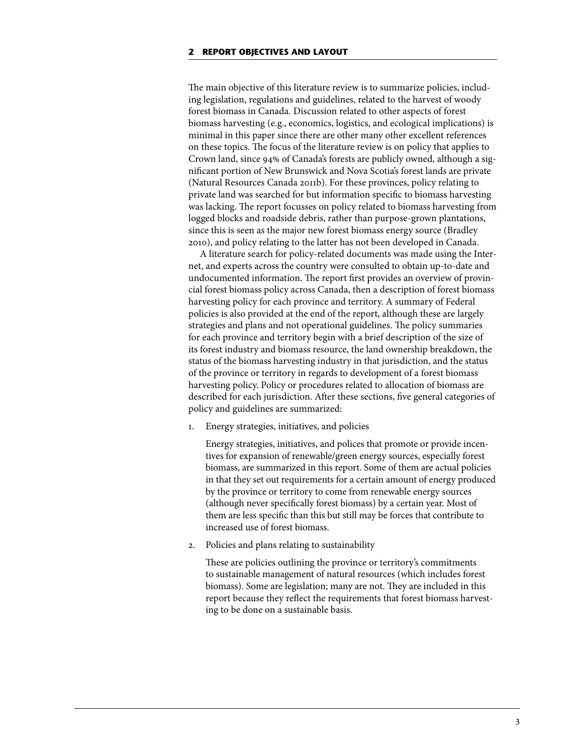## 2 REPORT OBJECTIVES AND LAYOUT

The main objective of this literature review is to summarize policies, including legislation, regulations and guidelines, related to the harvest of woody forest biomass in Canada. Discussion related to other aspects of forest biomass harvesting (e.g., economics, logistics, and ecological implications) is minimal in this paper since there are other many other excellent references on these topics. The focus of the literature review is on policy that applies to Crown land, since 94% of Canada's forests are publicly owned, although a significant portion of New Brunswick and Nova Scotia's forest lands are private (Natural Resources Canada 2011b). For these provinces, policy relating to private land was searched for but information specific to biomass harvesting was lacking. The report focusses on policy related to biomass harvesting from logged blocks and roadside debris, rather than purpose-grown plantations, since this is seen as the major new forest biomass energy source (Bradley 2010), and policy relating to the latter has not been developed in Canada.

A literature search for policy-related documents was made using the Internet, and experts across the country were consulted to obtain up-to-date and undocumented information. The report first provides an overview of provincial forest biomass policy across Canada, then a description of forest biomass harvesting policy for each province and territory. A summary of Federal policies is also provided at the end of the report, although these are largely strategies and plans and not operational guidelines. The policy summaries for each province and territory begin with a brief description of the size of its forest industry and biomass resource, the land ownership breakdown, the status of the biomass harvesting industry in that jurisdiction, and the status of the province or territory in regards to development of a forest biomass harvesting policy. Policy or procedures related to allocation of biomass are described for each jurisdiction. After these sections, five general categories of policy and guidelines are summarized:

1. Energy strategies, initiatives, and policies

   Energy strategies, initiatives, and polices that promote or provide incentives for expansion of renewable/green energy sources, especially forest biomass, are summarized in this report. Some of them are actual policies in that they set out requirements for a certain amount of energy produced by the province or territory to come from renewable energy sources (although never specifically forest biomass) by a certain year. Most of them are less specific than this but still may be forces that contribute to increased use of forest biomass.

2. Policies and plans relating to sustainability

   These are policies outlining the province or territory's commitments to sustainable management of natural resources (which includes forest biomass). Some are legislation; many are not. They are included in this report because they reflect the requirements that forest biomass harvesting to be done on a sustainable basis.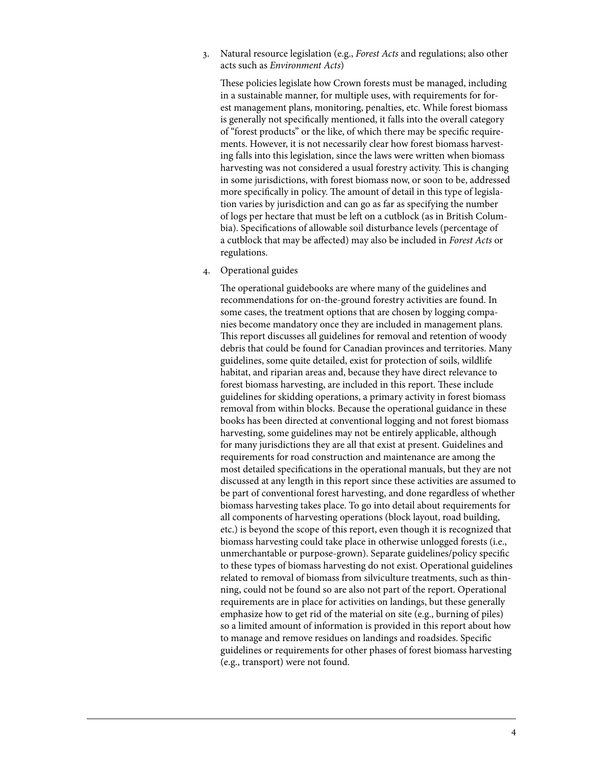3. Natural resource legislation (e.g., *Forest Acts* and regulations; also other acts such as *Environment Acts*)

   These policies legislate how Crown forests must be managed, including in a sustainable manner, for multiple uses, with requirements for forest management plans, monitoring, penalties, etc. While forest biomass is generally not specifically mentioned, it falls into the overall category of "forest products" or the like, of which there may be specific requirements. However, it is not necessarily clear how forest biomass harvesting falls into this legislation, since the laws were written when biomass harvesting was not considered a usual forestry activity. This is changing in some jurisdictions, with forest biomass now, or soon to be, addressed more specifically in policy. The amount of detail in this type of legislation varies by jurisdiction and can go as far as specifying the number of logs per hectare that must be left on a cutblock (as in British Columbia). Specifications of allowable soil disturbance levels (percentage of a cutblock that may be affected) may also be included in *Forest Acts* or regulations.

4. Operational guides

   The operational guidebooks are where many of the guidelines and recommendations for on-the-ground forestry activities are found. In some cases, the treatment options that are chosen by logging companies become mandatory once they are included in management plans. This report discusses all guidelines for removal and retention of woody debris that could be found for Canadian provinces and territories. Many guidelines, some quite detailed, exist for protection of soils, wildlife habitat, and riparian areas and, because they have direct relevance to forest biomass harvesting, are included in this report. These include guidelines for skidding operations, a primary activity in forest biomass removal from within blocks. Because the operational guidance in these books has been directed at conventional logging and not forest biomass harvesting, some guidelines may not be entirely applicable, although for many jurisdictions they are all that exist at present. Guidelines and requirements for road construction and maintenance are among the most detailed specifications in the operational manuals, but they are not discussed at any length in this report since these activities are assumed to be part of conventional forest harvesting, and done regardless of whether biomass harvesting takes place. To go into detail about requirements for all components of harvesting operations (block layout, road building, etc.) is beyond the scope of this report, even though it is recognized that biomass harvesting could take place in otherwise unlogged forests (i.e., unmerchantable or purpose-grown). Separate guidelines/policy specific to these types of biomass harvesting do not exist. Operational guidelines related to removal of biomass from silviculture treatments, such as thinning, could not be found so are also not part of the report. Operational requirements are in place for activities on landings, but these generally emphasize how to get rid of the material on site (e.g., burning of piles) so a limited amount of information is provided in this report about how to manage and remove residues on landings and roadsides. Specific guidelines or requirements for other phases of forest biomass harvesting (e.g., transport) were not found.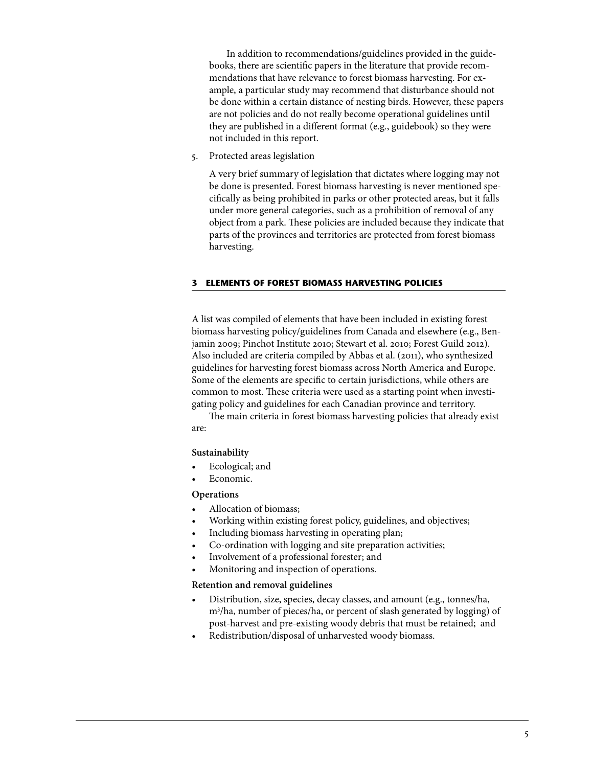In addition to recommendations/guidelines provided in the guidebooks, there are scientific papers in the literature that provide recommendations that have relevance to forest biomass harvesting. For example, a particular study may recommend that disturbance should not be done within a certain distance of nesting birds. However, these papers are not policies and do not really become operational guidelines until they are published in a different format (e.g., guidebook) so they were not included in this report.

5. Protected areas legislation

   A very brief summary of legislation that dictates where logging may not be done is presented. Forest biomass harvesting is never mentioned specifically as being prohibited in parks or other protected areas, but it falls under more general categories, such as a prohibition of removal of any object from a park. These policies are included because they indicate that parts of the provinces and territories are protected from forest biomass harvesting.

## 3 ELEMENTS OF FOREST BIOMASS HARVESTING POLICIES

A list was compiled of elements that have been included in existing forest biomass harvesting policy/guidelines from Canada and elsewhere (e.g., Benjamin 2009; Pinchot Institute 2010; Stewart et al. 2010; Forest Guild 2012). Also included are criteria compiled by Abbas et al. (2011), who synthesized guidelines for harvesting forest biomass across North America and Europe. Some of the elements are specific to certain jurisdictions, while others are common to most. These criteria were used as a starting point when investigating policy and guidelines for each Canadian province and territory.

The main criteria in forest biomass harvesting policies that already exist are:

**Sustainability**

- Ecological; and
- Economic.

**Operations**

- Allocation of biomass;
- Working within existing forest policy, guidelines, and objectives;
- Including biomass harvesting in operating plan;
- Co-ordination with logging and site preparation activities;
- Involvement of a professional forester; and
- Monitoring and inspection of operations.

**Retention and removal guidelines**

- Distribution, size, species, decay classes, and amount (e.g., tonnes/ha, $m^3$/ha, number of pieces/ha, or percent of slash generated by logging) of post-harvest and pre-existing woody debris that must be retained; and
- Redistribution/disposal of unharvested woody biomass.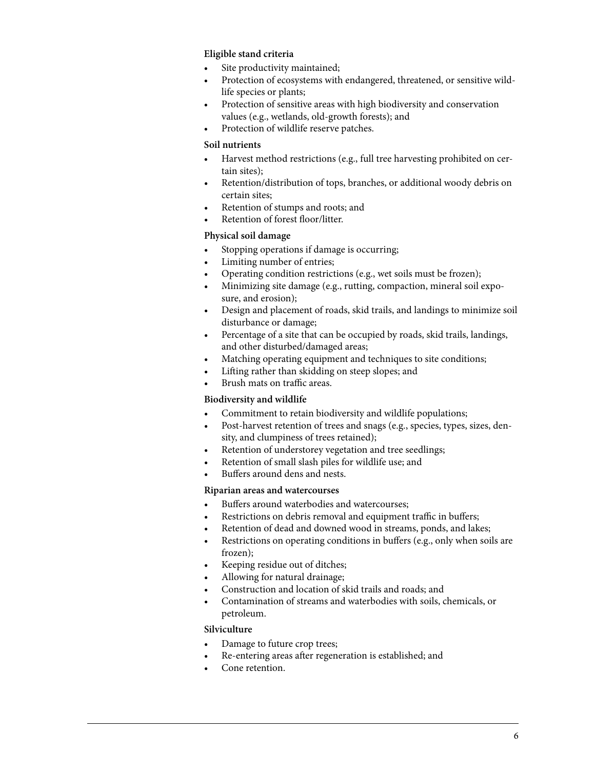**Eligible stand criteria**

- Site productivity maintained;
- Protection of ecosystems with endangered, threatened, or sensitive wildlife species or plants;
- Protection of sensitive areas with high biodiversity and conservation values (e.g., wetlands, old-growth forests); and
- Protection of wildlife reserve patches.

**Soil nutrients**

- Harvest method restrictions (e.g., full tree harvesting prohibited on certain sites);
- Retention/distribution of tops, branches, or additional woody debris on certain sites;
- Retention of stumps and roots; and
- Retention of forest floor/litter.

**Physical soil damage**

- Stopping operations if damage is occurring;
- Limiting number of entries;
- Operating condition restrictions (e.g., wet soils must be frozen);
- Minimizing site damage (e.g., rutting, compaction, mineral soil exposure, and erosion);
- Design and placement of roads, skid trails, and landings to minimize soil disturbance or damage;
- Percentage of a site that can be occupied by roads, skid trails, landings, and other disturbed/damaged areas;
- Matching operating equipment and techniques to site conditions;
- Lifting rather than skidding on steep slopes; and
- Brush mats on traffic areas.

**Biodiversity and wildlife**

- Commitment to retain biodiversity and wildlife populations;
- Post-harvest retention of trees and snags (e.g., species, types, sizes, density, and clumpiness of trees retained);
- Retention of understorey vegetation and tree seedlings;
- Retention of small slash piles for wildlife use; and
- Buffers around dens and nests.

**Riparian areas and watercourses**

- Buffers around waterbodies and watercourses;
- Restrictions on debris removal and equipment traffic in buffers;
- Retention of dead and downed wood in streams, ponds, and lakes;
- Restrictions on operating conditions in buffers (e.g., only when soils are frozen);
- Keeping residue out of ditches;
- Allowing for natural drainage;
- Construction and location of skid trails and roads; and
- Contamination of streams and waterbodies with soils, chemicals, or petroleum.

**Silviculture**

- Damage to future crop trees;
- Re-entering areas after regeneration is established; and
- Cone retention.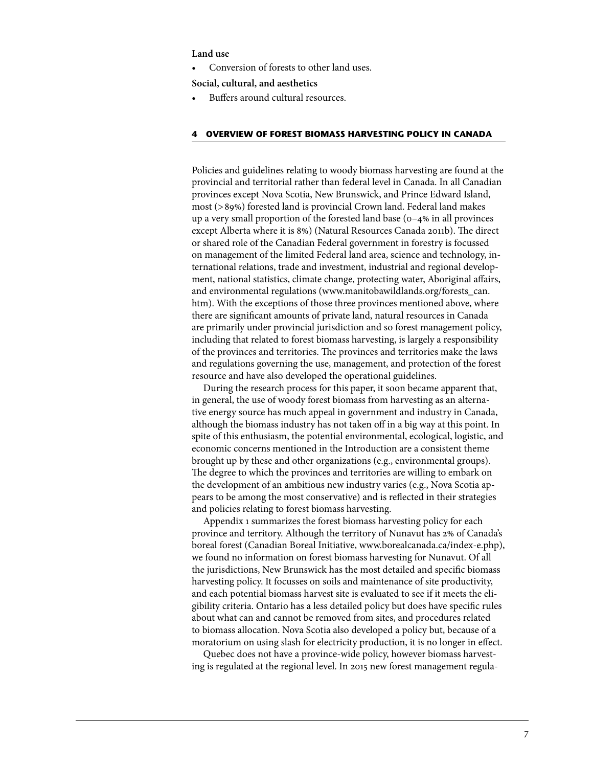**Land use**

- Conversion of forests to other land uses.

**Social, cultural, and aesthetics**

- Buffers around cultural resources.

## 4 OVERVIEW OF FOREST BIOMASS HARVESTING POLICY IN CANADA

Policies and guidelines relating to woody biomass harvesting are found at the provincial and territorial rather than federal level in Canada. In all Canadian provinces except Nova Scotia, New Brunswick, and Prince Edward Island, most (>89%) forested land is provincial Crown land. Federal land makes up a very small proportion of the forested land base (0–4% in all provinces except Alberta where it is 8%) (Natural Resources Canada 2011b). The direct or shared role of the Canadian Federal government in forestry is focussed on management of the limited Federal land area, science and technology, international relations, trade and investment, industrial and regional development, national statistics, climate change, protecting water, Aboriginal affairs, and environmental regulations (www.manitobawildlands.org/forests_can.htm). With the exceptions of those three provinces mentioned above, where there are significant amounts of private land, natural resources in Canada are primarily under provincial jurisdiction and so forest management policy, including that related to forest biomass harvesting, is largely a responsibility of the provinces and territories. The provinces and territories make the laws and regulations governing the use, management, and protection of the forest resource and have also developed the operational guidelines.

During the research process for this paper, it soon became apparent that, in general, the use of woody forest biomass from harvesting as an alternative energy source has much appeal in government and industry in Canada, although the biomass industry has not taken off in a big way at this point. In spite of this enthusiasm, the potential environmental, ecological, logistic, and economic concerns mentioned in the Introduction are a consistent theme brought up by these and other organizations (e.g., environmental groups). The degree to which the provinces and territories are willing to embark on the development of an ambitious new industry varies (e.g., Nova Scotia appears to be among the most conservative) and is reflected in their strategies and policies relating to forest biomass harvesting.

Appendix 1 summarizes the forest biomass harvesting policy for each province and territory. Although the territory of Nunavut has 2% of Canada's boreal forest (Canadian Boreal Initiative, www.borealcanada.ca/index-e.php), we found no information on forest biomass harvesting for Nunavut. Of all the jurisdictions, New Brunswick has the most detailed and specific biomass harvesting policy. It focusses on soils and maintenance of site productivity, and each potential biomass harvest site is evaluated to see if it meets the eligibility criteria. Ontario has a less detailed policy but does have specific rules about what can and cannot be removed from sites, and procedures related to biomass allocation. Nova Scotia also developed a policy but, because of a moratorium on using slash for electricity production, it is no longer in effect.

Quebec does not have a province-wide policy, however biomass harvesting is regulated at the regional level. In 2015 new forest management regula-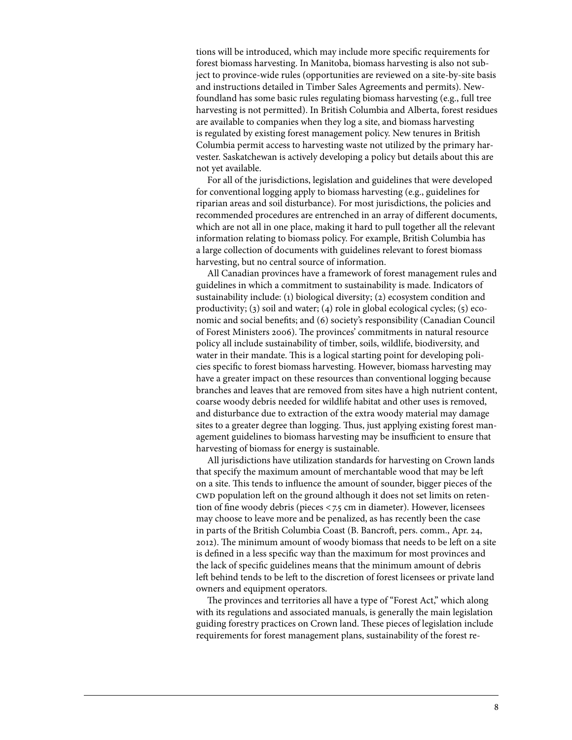tions will be introduced, which may include more specific requirements for forest biomass harvesting. In Manitoba, biomass harvesting is also not subject to province-wide rules (opportunities are reviewed on a site-by-site basis and instructions detailed in Timber Sales Agreements and permits). Newfoundland has some basic rules regulating biomass harvesting (e.g., full tree harvesting is not permitted). In British Columbia and Alberta, forest residues are available to companies when they log a site, and biomass harvesting is regulated by existing forest management policy. New tenures in British Columbia permit access to harvesting waste not utilized by the primary harvester. Saskatchewan is actively developing a policy but details about this are not yet available.

For all of the jurisdictions, legislation and guidelines that were developed for conventional logging apply to biomass harvesting (e.g., guidelines for riparian areas and soil disturbance). For most jurisdictions, the policies and recommended procedures are entrenched in an array of different documents, which are not all in one place, making it hard to pull together all the relevant information relating to biomass policy. For example, British Columbia has a large collection of documents with guidelines relevant to forest biomass harvesting, but no central source of information.

All Canadian provinces have a framework of forest management rules and guidelines in which a commitment to sustainability is made. Indicators of sustainability include: (1) biological diversity; (2) ecosystem condition and productivity; (3) soil and water; (4) role in global ecological cycles; (5) economic and social benefits; and (6) society's responsibility (Canadian Council of Forest Ministers 2006). The provinces' commitments in natural resource policy all include sustainability of timber, soils, wildlife, biodiversity, and water in their mandate. This is a logical starting point for developing policies specific to forest biomass harvesting. However, biomass harvesting may have a greater impact on these resources than conventional logging because branches and leaves that are removed from sites have a high nutrient content, coarse woody debris needed for wildlife habitat and other uses is removed, and disturbance due to extraction of the extra woody material may damage sites to a greater degree than logging. Thus, just applying existing forest management guidelines to biomass harvesting may be insufficient to ensure that harvesting of biomass for energy is sustainable.

All jurisdictions have utilization standards for harvesting on Crown lands that specify the maximum amount of merchantable wood that may be left on a site. This tends to influence the amount of sounder, bigger pieces of the CWD population left on the ground although it does not set limits on retention of fine woody debris (pieces < 7.5 cm in diameter). However, licensees may choose to leave more and be penalized, as has recently been the case in parts of the British Columbia Coast (B. Bancroft, pers. comm., Apr. 24, 2012). The minimum amount of woody biomass that needs to be left on a site is defined in a less specific way than the maximum for most provinces and the lack of specific guidelines means that the minimum amount of debris left behind tends to be left to the discretion of forest licensees or private land owners and equipment operators.

The provinces and territories all have a type of "Forest Act," which along with its regulations and associated manuals, is generally the main legislation guiding forestry practices on Crown land. These pieces of legislation include requirements for forest management plans, sustainability of the forest re-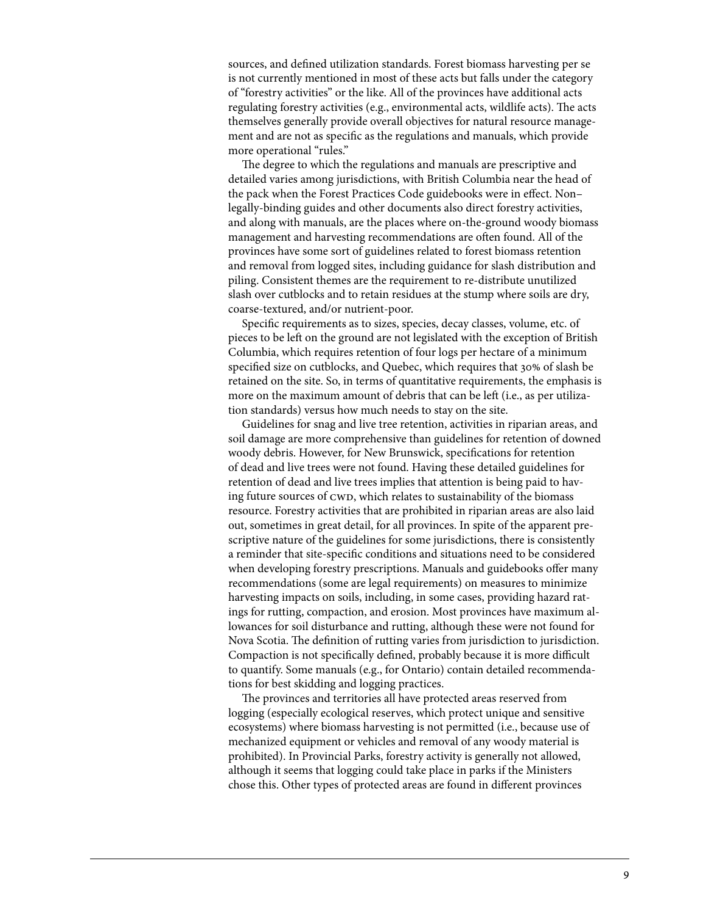sources, and defined utilization standards. Forest biomass harvesting per se is not currently mentioned in most of these acts but falls under the category of "forestry activities" or the like. All of the provinces have additional acts regulating forestry activities (e.g., environmental acts, wildlife acts). The acts themselves generally provide overall objectives for natural resource management and are not as specific as the regulations and manuals, which provide more operational "rules."

The degree to which the regulations and manuals are prescriptive and detailed varies among jurisdictions, with British Columbia near the head of the pack when the Forest Practices Code guidebooks were in effect. Non–legally-binding guides and other documents also direct forestry activities, and along with manuals, are the places where on-the-ground woody biomass management and harvesting recommendations are often found. All of the provinces have some sort of guidelines related to forest biomass retention and removal from logged sites, including guidance for slash distribution and piling. Consistent themes are the requirement to re-distribute unutilized slash over cutblocks and to retain residues at the stump where soils are dry, coarse-textured, and/or nutrient-poor.

Specific requirements as to sizes, species, decay classes, volume, etc. of pieces to be left on the ground are not legislated with the exception of British Columbia, which requires retention of four logs per hectare of a minimum specified size on cutblocks, and Quebec, which requires that 30% of slash be retained on the site. So, in terms of quantitative requirements, the emphasis is more on the maximum amount of debris that can be left (i.e., as per utilization standards) versus how much needs to stay on the site.

Guidelines for snag and live tree retention, activities in riparian areas, and soil damage are more comprehensive than guidelines for retention of downed woody debris. However, for New Brunswick, specifications for retention of dead and live trees were not found. Having these detailed guidelines for retention of dead and live trees implies that attention is being paid to having future sources of CWD, which relates to sustainability of the biomass resource. Forestry activities that are prohibited in riparian areas are also laid out, sometimes in great detail, for all provinces. In spite of the apparent prescriptive nature of the guidelines for some jurisdictions, there is consistently a reminder that site-specific conditions and situations need to be considered when developing forestry prescriptions. Manuals and guidebooks offer many recommendations (some are legal requirements) on measures to minimize harvesting impacts on soils, including, in some cases, providing hazard ratings for rutting, compaction, and erosion. Most provinces have maximum allowances for soil disturbance and rutting, although these were not found for Nova Scotia. The definition of rutting varies from jurisdiction to jurisdiction. Compaction is not specifically defined, probably because it is more difficult to quantify. Some manuals (e.g., for Ontario) contain detailed recommendations for best skidding and logging practices.

The provinces and territories all have protected areas reserved from logging (especially ecological reserves, which protect unique and sensitive ecosystems) where biomass harvesting is not permitted (i.e., because use of mechanized equipment or vehicles and removal of any woody material is prohibited). In Provincial Parks, forestry activity is generally not allowed, although it seems that logging could take place in parks if the Ministers chose this. Other types of protected areas are found in different provinces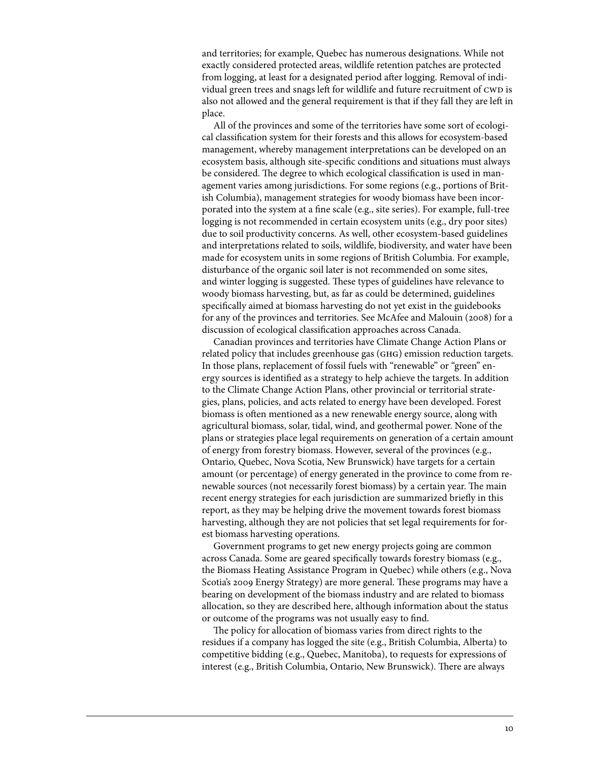and territories; for example, Quebec has numerous designations. While not exactly considered protected areas, wildlife retention patches are protected from logging, at least for a designated period after logging. Removal of individual green trees and snags left for wildlife and future recruitment of CWD is also not allowed and the general requirement is that if they fall they are left in place.

All of the provinces and some of the territories have some sort of ecological classification system for their forests and this allows for ecosystem-based management, whereby management interpretations can be developed on an ecosystem basis, although site-specific conditions and situations must always be considered. The degree to which ecological classification is used in management varies among jurisdictions. For some regions (e.g., portions of British Columbia), management strategies for woody biomass have been incorporated into the system at a fine scale (e.g., site series). For example, full-tree logging is not recommended in certain ecosystem units (e.g., dry poor sites) due to soil productivity concerns. As well, other ecosystem-based guidelines and interpretations related to soils, wildlife, biodiversity, and water have been made for ecosystem units in some regions of British Columbia. For example, disturbance of the organic soil later is not recommended on some sites, and winter logging is suggested. These types of guidelines have relevance to woody biomass harvesting, but, as far as could be determined, guidelines specifically aimed at biomass harvesting do not yet exist in the guidebooks for any of the provinces and territories. See McAfee and Malouin (2008) for a discussion of ecological classification approaches across Canada.

Canadian provinces and territories have Climate Change Action Plans or related policy that includes greenhouse gas (GHG) emission reduction targets. In those plans, replacement of fossil fuels with "renewable" or "green" energy sources is identified as a strategy to help achieve the targets. In addition to the Climate Change Action Plans, other provincial or territorial strategies, plans, policies, and acts related to energy have been developed. Forest biomass is often mentioned as a new renewable energy source, along with agricultural biomass, solar, tidal, wind, and geothermal power. None of the plans or strategies place legal requirements on generation of a certain amount of energy from forestry biomass. However, several of the provinces (e.g., Ontario, Quebec, Nova Scotia, New Brunswick) have targets for a certain amount (or percentage) of energy generated in the province to come from renewable sources (not necessarily forest biomass) by a certain year. The main recent energy strategies for each jurisdiction are summarized briefly in this report, as they may be helping drive the movement towards forest biomass harvesting, although they are not policies that set legal requirements for forest biomass harvesting operations.

Government programs to get new energy projects going are common across Canada. Some are geared specifically towards forestry biomass (e.g., the Biomass Heating Assistance Program in Quebec) while others (e.g., Nova Scotia's 2009 Energy Strategy) are more general. These programs may have a bearing on development of the biomass industry and are related to biomass allocation, so they are described here, although information about the status or outcome of the programs was not usually easy to find.

The policy for allocation of biomass varies from direct rights to the residues if a company has logged the site (e.g., British Columbia, Alberta) to competitive bidding (e.g., Quebec, Manitoba), to requests for expressions of interest (e.g., British Columbia, Ontario, New Brunswick). There are always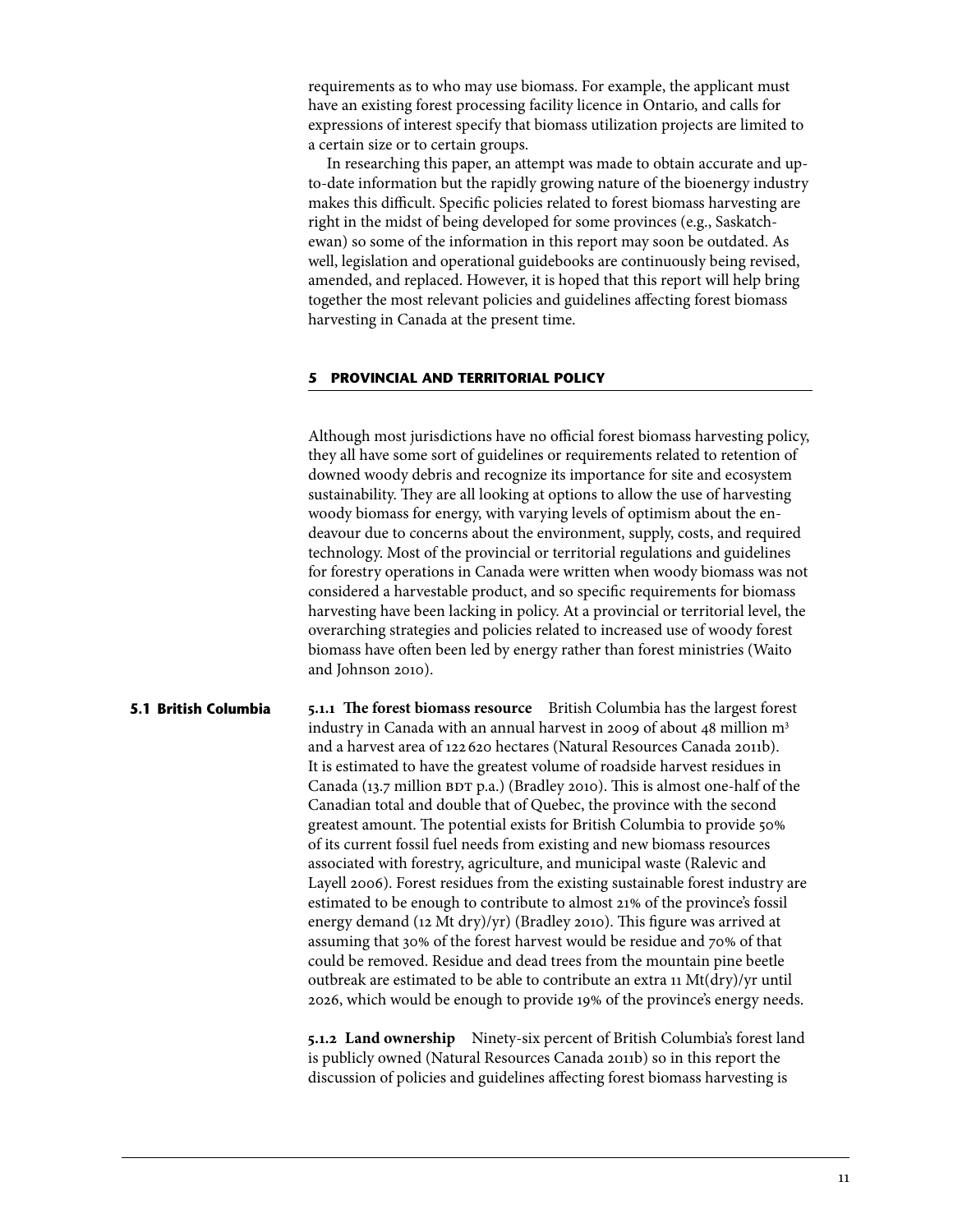requirements as to who may use biomass. For example, the applicant must have an existing forest processing facility licence in Ontario, and calls for expressions of interest specify that biomass utilization projects are limited to a certain size or to certain groups.

In researching this paper, an attempt was made to obtain accurate and up-to-date information but the rapidly growing nature of the bioenergy industry makes this difficult. Specific policies related to forest biomass harvesting are right in the midst of being developed for some provinces (e.g., Saskatchewan) so some of the information in this report may soon be outdated. As well, legislation and operational guidebooks are continuously being revised, amended, and replaced. However, it is hoped that this report will help bring together the most relevant policies and guidelines affecting forest biomass harvesting in Canada at the present time.

## 5 PROVINCIAL AND TERRITORIAL POLICY

Although most jurisdictions have no official forest biomass harvesting policy, they all have some sort of guidelines or requirements related to retention of downed woody debris and recognize its importance for site and ecosystem sustainability. They are all looking at options to allow the use of harvesting woody biomass for energy, with varying levels of optimism about the endeavour due to concerns about the environment, supply, costs, and required technology. Most of the provincial or territorial regulations and guidelines for forestry operations in Canada were written when woody biomass was not considered a harvestable product, and so specific requirements for biomass harvesting have been lacking in policy. At a provincial or territorial level, the overarching strategies and policies related to increased use of woody forest biomass have often been led by energy rather than forest ministries (Waito and Johnson 2010).

### 5.1 British Columbia

**5.1.1 The forest biomass resource** British Columbia has the largest forest industry in Canada with an annual harvest in 2009 of about 48 million m$^3$ and a harvest area of 122 620 hectares (Natural Resources Canada 2011b). It is estimated to have the greatest volume of roadside harvest residues in Canada (13.7 million BDT p.a.) (Bradley 2010). This is almost one-half of the Canadian total and double that of Quebec, the province with the second greatest amount. The potential exists for British Columbia to provide 50% of its current fossil fuel needs from existing and new biomass resources associated with forestry, agriculture, and municipal waste (Ralevic and Layell 2006). Forest residues from the existing sustainable forest industry are estimated to be enough to contribute to almost 21% of the province's fossil energy demand (12 Mt dry)/yr) (Bradley 2010). This figure was arrived at assuming that 30% of the forest harvest would be residue and 70% of that could be removed. Residue and dead trees from the mountain pine beetle outbreak are estimated to be able to contribute an extra 11 Mt(dry)/yr until 2026, which would be enough to provide 19% of the province's energy needs.

**5.1.2 Land ownership** Ninety-six percent of British Columbia's forest land is publicly owned (Natural Resources Canada 2011b) so in this report the discussion of policies and guidelines affecting forest biomass harvesting is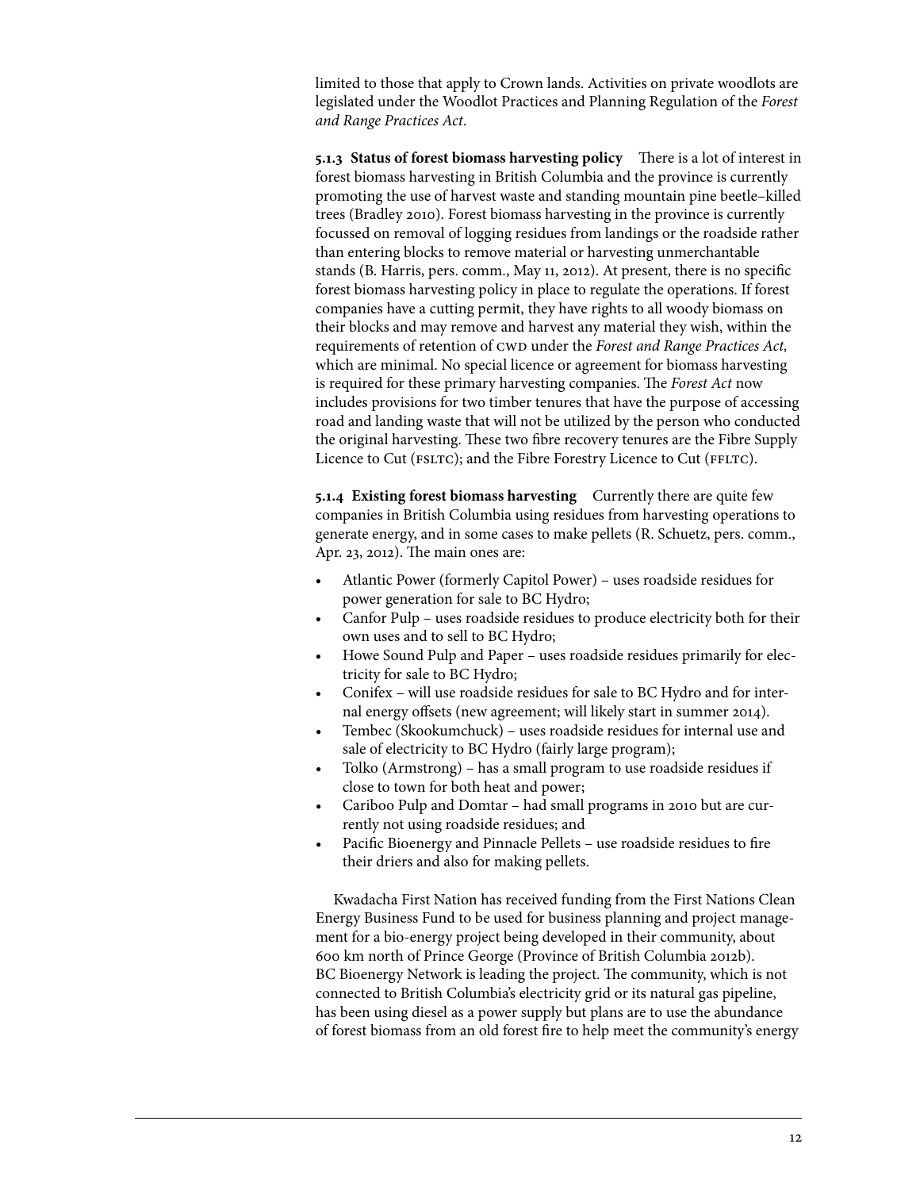limited to those that apply to Crown lands. Activities on private woodlots are legislated under the Woodlot Practices and Planning Regulation of the *Forest and Range Practices Act*.

**5.1.3 Status of forest biomass harvesting policy** There is a lot of interest in forest biomass harvesting in British Columbia and the province is currently promoting the use of harvest waste and standing mountain pine beetle–killed trees (Bradley 2010). Forest biomass harvesting in the province is currently focussed on removal of logging residues from landings or the roadside rather than entering blocks to remove material or harvesting unmerchantable stands (B. Harris, pers. comm., May 11, 2012). At present, there is no specific forest biomass harvesting policy in place to regulate the operations. If forest companies have a cutting permit, they have rights to all woody biomass on their blocks and may remove and harvest any material they wish, within the requirements of retention of CWD under the *Forest and Range Practices Act,* which are minimal. No special licence or agreement for biomass harvesting is required for these primary harvesting companies. The *Forest Act* now includes provisions for two timber tenures that have the purpose of accessing road and landing waste that will not be utilized by the person who conducted the original harvesting. These two fibre recovery tenures are the Fibre Supply Licence to Cut (FSLTC); and the Fibre Forestry Licence to Cut (FFLTC).

**5.1.4 Existing forest biomass harvesting** Currently there are quite few companies in British Columbia using residues from harvesting operations to generate energy, and in some cases to make pellets (R. Schuetz, pers. comm., Apr. 23, 2012). The main ones are:

- Atlantic Power (formerly Capitol Power) – uses roadside residues for power generation for sale to BC Hydro;
- Canfor Pulp – uses roadside residues to produce electricity both for their own uses and to sell to BC Hydro;
- Howe Sound Pulp and Paper – uses roadside residues primarily for electricity for sale to BC Hydro;
- Conifex – will use roadside residues for sale to BC Hydro and for internal energy offsets (new agreement; will likely start in summer 2014).
- Tembec (Skookumchuck) – uses roadside residues for internal use and sale of electricity to BC Hydro (fairly large program);
- Tolko (Armstrong) – has a small program to use roadside residues if close to town for both heat and power;
- Cariboo Pulp and Domtar – had small programs in 2010 but are currently not using roadside residues; and
- Pacific Bioenergy and Pinnacle Pellets – use roadside residues to fire their driers and also for making pellets.

Kwadacha First Nation has received funding from the First Nations Clean Energy Business Fund to be used for business planning and project management for a bio-energy project being developed in their community, about 600 km north of Prince George (Province of British Columbia 2012b). BC Bioenergy Network is leading the project. The community, which is not connected to British Columbia's electricity grid or its natural gas pipeline, has been using diesel as a power supply but plans are to use the abundance of forest biomass from an old forest fire to help meet the community's energy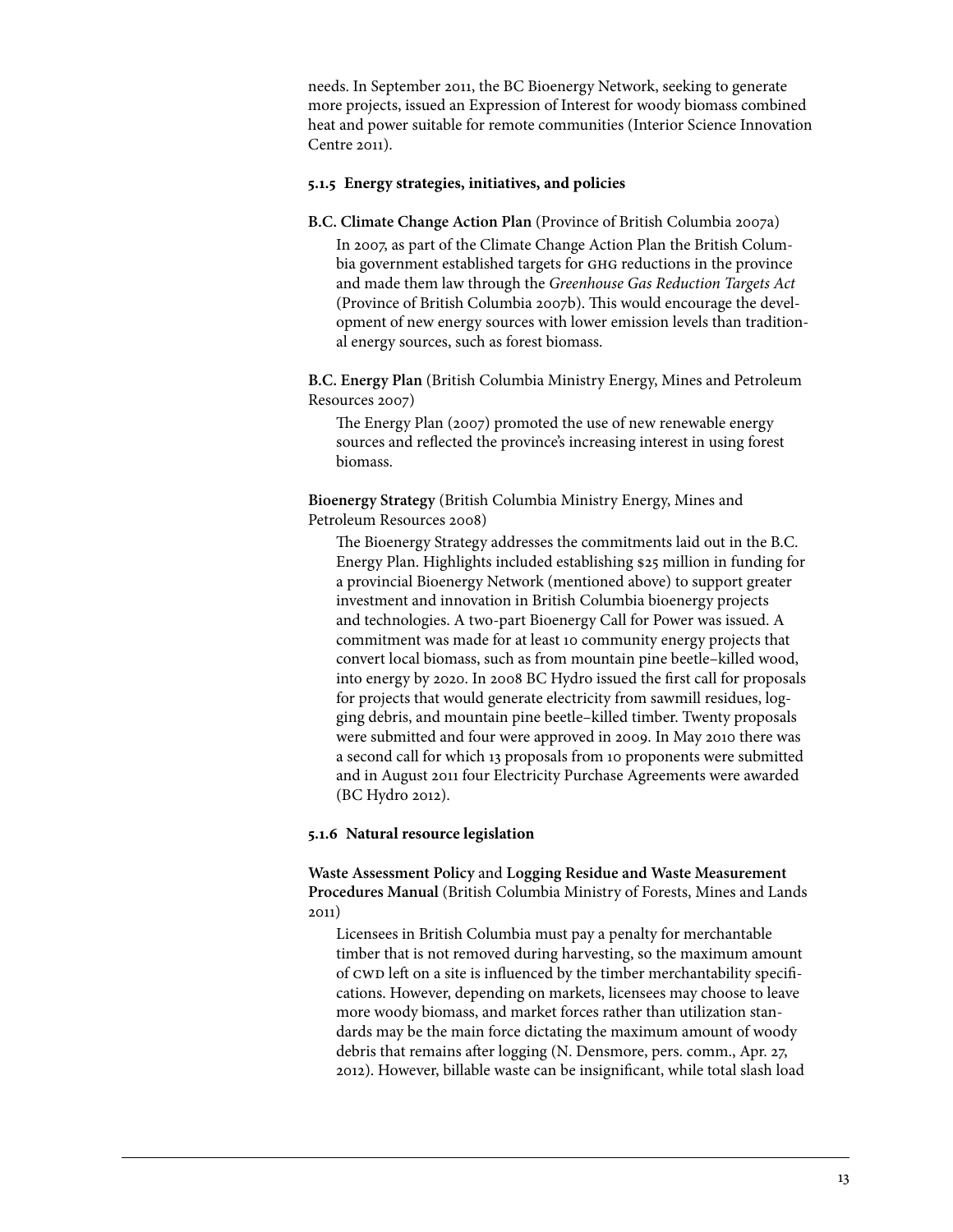needs. In September 2011, the BC Bioenergy Network, seeking to generate more projects, issued an Expression of Interest for woody biomass combined heat and power suitable for remote communities (Interior Science Innovation Centre 2011).

### 5.1.5 Energy strategies, initiatives, and policies

**B.C. Climate Change Action Plan** (Province of British Columbia 2007a)

In 2007, as part of the Climate Change Action Plan the British Columbia government established targets for GHG reductions in the province and made them law through the *Greenhouse Gas Reduction Targets Act* (Province of British Columbia 2007b). This would encourage the development of new energy sources with lower emission levels than traditional energy sources, such as forest biomass.

**B.C. Energy Plan** (British Columbia Ministry Energy, Mines and Petroleum Resources 2007)

The Energy Plan (2007) promoted the use of new renewable energy sources and reflected the province's increasing interest in using forest biomass.

**Bioenergy Strategy** (British Columbia Ministry Energy, Mines and Petroleum Resources 2008)

The Bioenergy Strategy addresses the commitments laid out in the B.C. Energy Plan. Highlights included establishing $25 million in funding for a provincial Bioenergy Network (mentioned above) to support greater investment and innovation in British Columbia bioenergy projects and technologies. A two-part Bioenergy Call for Power was issued. A commitment was made for at least 10 community energy projects that convert local biomass, such as from mountain pine beetle–killed wood, into energy by 2020. In 2008 BC Hydro issued the first call for proposals for projects that would generate electricity from sawmill residues, logging debris, and mountain pine beetle–killed timber. Twenty proposals were submitted and four were approved in 2009. In May 2010 there was a second call for which 13 proposals from 10 proponents were submitted and in August 2011 four Electricity Purchase Agreements were awarded (BC Hydro 2012).

### 5.1.6 Natural resource legislation

**Waste Assessment Policy** and **Logging Residue and Waste Measurement Procedures Manual** (British Columbia Ministry of Forests, Mines and Lands 2011)

Licensees in British Columbia must pay a penalty for merchantable timber that is not removed during harvesting, so the maximum amount of CWD left on a site is influenced by the timber merchantability specifications. However, depending on markets, licensees may choose to leave more woody biomass, and market forces rather than utilization standards may be the main force dictating the maximum amount of woody debris that remains after logging (N. Densmore, pers. comm., Apr. 27, 2012). However, billable waste can be insignificant, while total slash load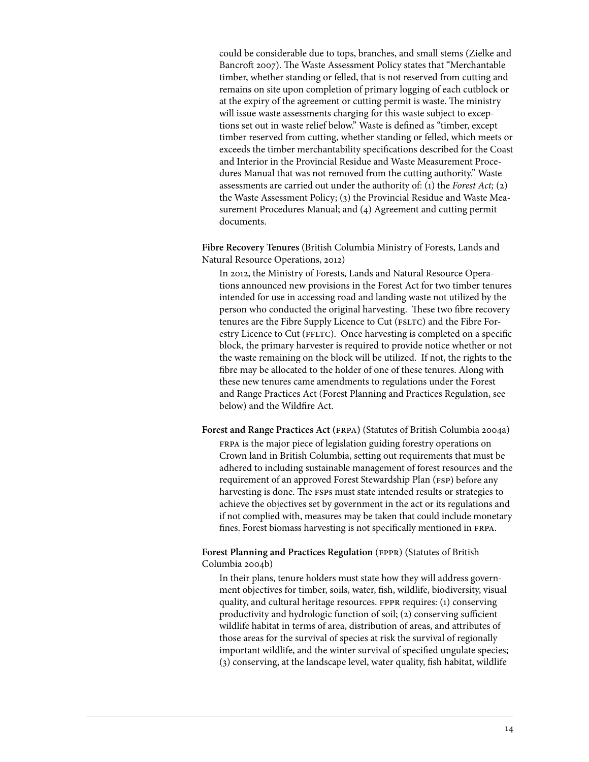could be considerable due to tops, branches, and small stems (Zielke and Bancroft 2007). The Waste Assessment Policy states that "Merchantable timber, whether standing or felled, that is not reserved from cutting and remains on site upon completion of primary logging of each cutblock or at the expiry of the agreement or cutting permit is waste. The ministry will issue waste assessments charging for this waste subject to exceptions set out in waste relief below." Waste is defined as "timber, except timber reserved from cutting, whether standing or felled, which meets or exceeds the timber merchantability specifications described for the Coast and Interior in the Provincial Residue and Waste Measurement Procedures Manual that was not removed from the cutting authority." Waste assessments are carried out under the authority of: (1) the *Forest Act;* (2) the Waste Assessment Policy; (3) the Provincial Residue and Waste Measurement Procedures Manual; and (4) Agreement and cutting permit documents.

**Fibre Recovery Tenures** (British Columbia Ministry of Forests, Lands and Natural Resource Operations, 2012)

In 2012, the Ministry of Forests, Lands and Natural Resource Operations announced new provisions in the Forest Act for two timber tenures intended for use in accessing road and landing waste not utilized by the person who conducted the original harvesting. These two fibre recovery tenures are the Fibre Supply Licence to Cut (FSLTC) and the Fibre Forestry Licence to Cut (FFLTC). Once harvesting is completed on a specific block, the primary harvester is required to provide notice whether or not the waste remaining on the block will be utilized. If not, the rights to the fibre may be allocated to the holder of one of these tenures. Along with these new tenures came amendments to regulations under the Forest and Range Practices Act (Forest Planning and Practices Regulation, see below) and the Wildfire Act.

**Forest and Range Practices Act (FRPA)** (Statutes of British Columbia 2004a)

FRPA is the major piece of legislation guiding forestry operations on Crown land in British Columbia, setting out requirements that must be adhered to including sustainable management of forest resources and the requirement of an approved Forest Stewardship Plan (FSP) before any harvesting is done. The FSPs must state intended results or strategies to achieve the objectives set by government in the act or its regulations and if not complied with, measures may be taken that could include monetary fines. Forest biomass harvesting is not specifically mentioned in FRPA.

**Forest Planning and Practices Regulation** (FPPR) (Statutes of British Columbia 2004b)

In their plans, tenure holders must state how they will address government objectives for timber, soils, water, fish, wildlife, biodiversity, visual quality, and cultural heritage resources. FPPR requires: (1) conserving productivity and hydrologic function of soil; (2) conserving sufficient wildlife habitat in terms of area, distribution of areas, and attributes of those areas for the survival of species at risk the survival of regionally important wildlife, and the winter survival of specified ungulate species; (3) conserving, at the landscape level, water quality, fish habitat, wildlife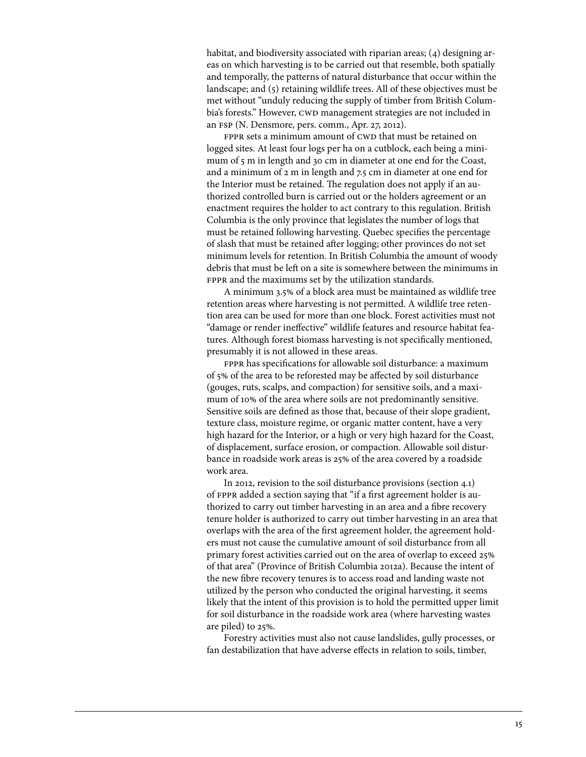habitat, and biodiversity associated with riparian areas; (4) designing areas on which harvesting is to be carried out that resemble, both spatially and temporally, the patterns of natural disturbance that occur within the landscape; and (5) retaining wildlife trees. All of these objectives must be met without "unduly reducing the supply of timber from British Columbia's forests." However, CWD management strategies are not included in an FSP (N. Densmore, pers. comm., Apr. 27, 2012).

FPPR sets a minimum amount of CWD that must be retained on logged sites. At least four logs per ha on a cutblock, each being a minimum of 5 m in length and 30 cm in diameter at one end for the Coast, and a minimum of 2 m in length and 7.5 cm in diameter at one end for the Interior must be retained. The regulation does not apply if an authorized controlled burn is carried out or the holders agreement or an enactment requires the holder to act contrary to this regulation. British Columbia is the only province that legislates the number of logs that must be retained following harvesting. Quebec specifies the percentage of slash that must be retained after logging; other provinces do not set minimum levels for retention. In British Columbia the amount of woody debris that must be left on a site is somewhere between the minimums in FPPR and the maximums set by the utilization standards.

A minimum 3.5% of a block area must be maintained as wildlife tree retention areas where harvesting is not permitted. A wildlife tree retention area can be used for more than one block. Forest activities must not "damage or render ineffective" wildlife features and resource habitat features. Although forest biomass harvesting is not specifically mentioned, presumably it is not allowed in these areas.

FPPR has specifications for allowable soil disturbance: a maximum of 5% of the area to be reforested may be affected by soil disturbance (gouges, ruts, scalps, and compaction) for sensitive soils, and a maximum of 10% of the area where soils are not predominantly sensitive. Sensitive soils are defined as those that, because of their slope gradient, texture class, moisture regime, or organic matter content, have a very high hazard for the Interior, or a high or very high hazard for the Coast, of displacement, surface erosion, or compaction. Allowable soil disturbance in roadside work areas is 25% of the area covered by a roadside work area.

In 2012, revision to the soil disturbance provisions (section 4.1) of FPPR added a section saying that "if a first agreement holder is authorized to carry out timber harvesting in an area and a fibre recovery tenure holder is authorized to carry out timber harvesting in an area that overlaps with the area of the first agreement holder, the agreement holders must not cause the cumulative amount of soil disturbance from all primary forest activities carried out on the area of overlap to exceed 25% of that area" (Province of British Columbia 2012a). Because the intent of the new fibre recovery tenures is to access road and landing waste not utilized by the person who conducted the original harvesting, it seems likely that the intent of this provision is to hold the permitted upper limit for soil disturbance in the roadside work area (where harvesting wastes are piled) to 25%.

Forestry activities must also not cause landslides, gully processes, or fan destabilization that have adverse effects in relation to soils, timber,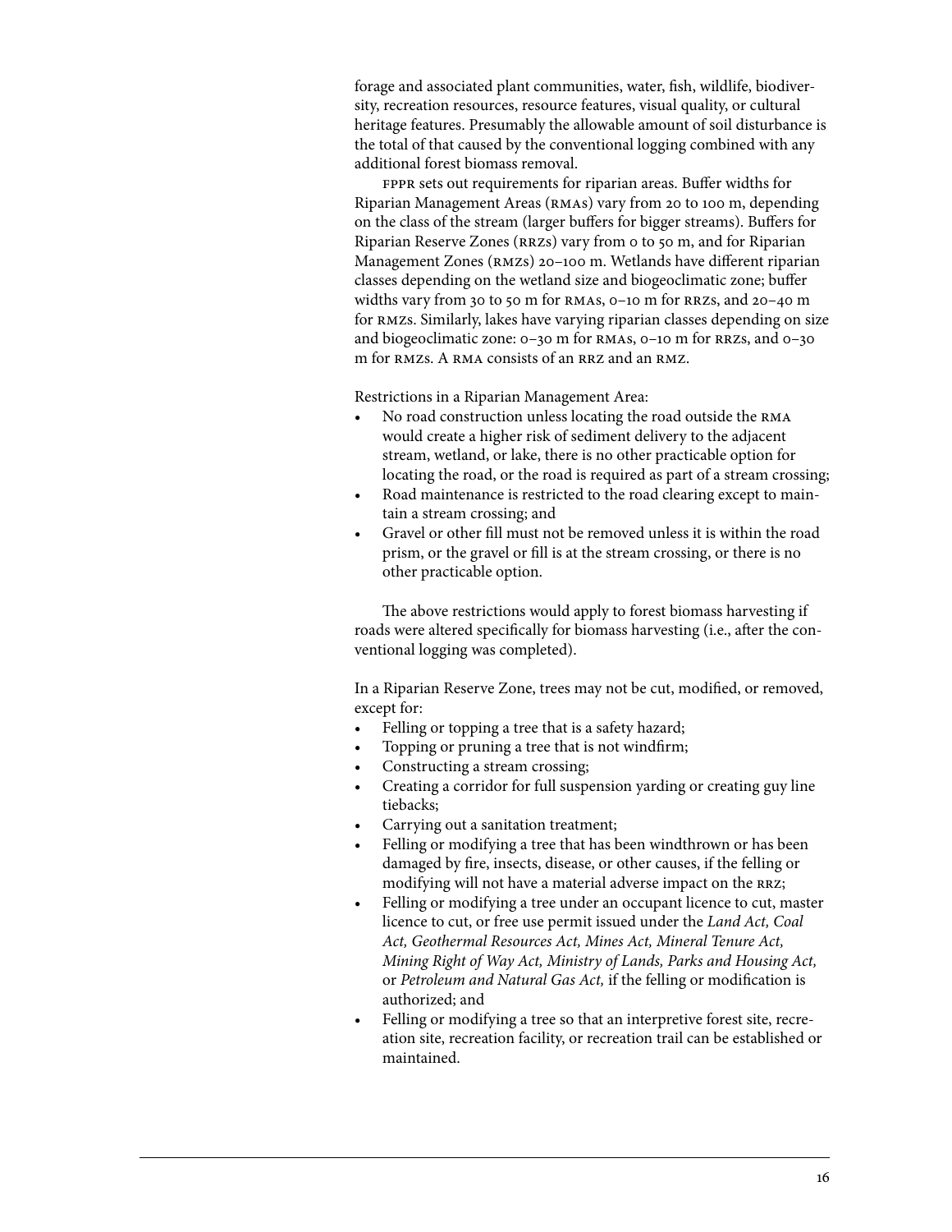forage and associated plant communities, water, fish, wildlife, biodiversity, recreation resources, resource features, visual quality, or cultural heritage features. Presumably the allowable amount of soil disturbance is the total of that caused by the conventional logging combined with any additional forest biomass removal.

FPPR sets out requirements for riparian areas. Buffer widths for Riparian Management Areas (RMAs) vary from 20 to 100 m, depending on the class of the stream (larger buffers for bigger streams). Buffers for Riparian Reserve Zones (RRZs) vary from 0 to 50 m, and for Riparian Management Zones (RMZs) 20–100 m. Wetlands have different riparian classes depending on the wetland size and biogeoclimatic zone; buffer widths vary from 30 to 50 m for RMAs, 0–10 m for RRZs, and 20–40 m for RMZs. Similarly, lakes have varying riparian classes depending on size and biogeoclimatic zone: 0–30 m for RMAs, 0–10 m for RRZs, and 0–30 m for RMZs. A RMA consists of an RRZ and an RMZ.

Restrictions in a Riparian Management Area:

- No road construction unless locating the road outside the RMA would create a higher risk of sediment delivery to the adjacent stream, wetland, or lake, there is no other practicable option for locating the road, or the road is required as part of a stream crossing;
- Road maintenance is restricted to the road clearing except to maintain a stream crossing; and
- Gravel or other fill must not be removed unless it is within the road prism, or the gravel or fill is at the stream crossing, or there is no other practicable option.

The above restrictions would apply to forest biomass harvesting if roads were altered specifically for biomass harvesting (i.e., after the conventional logging was completed).

In a Riparian Reserve Zone, trees may not be cut, modified, or removed, except for:

- Felling or topping a tree that is a safety hazard;
- Topping or pruning a tree that is not windfirm;
- Constructing a stream crossing;
- Creating a corridor for full suspension yarding or creating guy line tiebacks;
- Carrying out a sanitation treatment;
- Felling or modifying a tree that has been windthrown or has been damaged by fire, insects, disease, or other causes, if the felling or modifying will not have a material adverse impact on the RRZ;
- Felling or modifying a tree under an occupant licence to cut, master licence to cut, or free use permit issued under the *Land Act, Coal Act, Geothermal Resources Act, Mines Act, Mineral Tenure Act, Mining Right of Way Act, Ministry of Lands, Parks and Housing Act,* or *Petroleum and Natural Gas Act,* if the felling or modification is authorized; and
- Felling or modifying a tree so that an interpretive forest site, recreation site, recreation facility, or recreation trail can be established or maintained.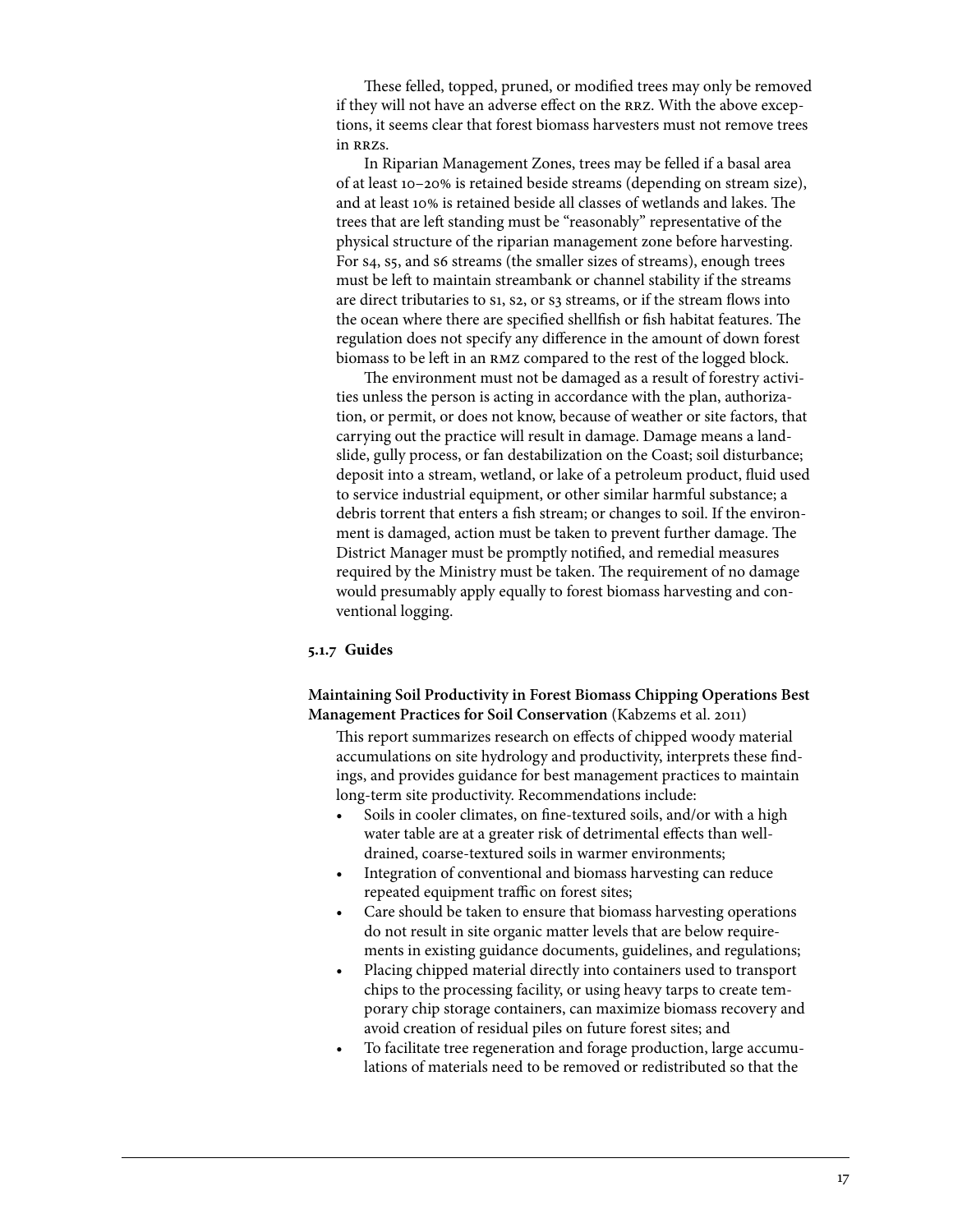These felled, topped, pruned, or modified trees may only be removed if they will not have an adverse effect on the RRZ. With the above exceptions, it seems clear that forest biomass harvesters must not remove trees in RRZs.

In Riparian Management Zones, trees may be felled if a basal area of at least 10–20% is retained beside streams (depending on stream size), and at least 10% is retained beside all classes of wetlands and lakes. The trees that are left standing must be "reasonably" representative of the physical structure of the riparian management zone before harvesting. For S4, S5, and S6 streams (the smaller sizes of streams), enough trees must be left to maintain streambank or channel stability if the streams are direct tributaries to S1, S2, or S3 streams, or if the stream flows into the ocean where there are specified shellfish or fish habitat features. The regulation does not specify any difference in the amount of down forest biomass to be left in an RMZ compared to the rest of the logged block.

The environment must not be damaged as a result of forestry activities unless the person is acting in accordance with the plan, authorization, or permit, or does not know, because of weather or site factors, that carrying out the practice will result in damage. Damage means a landslide, gully process, or fan destabilization on the Coast; soil disturbance; deposit into a stream, wetland, or lake of a petroleum product, fluid used to service industrial equipment, or other similar harmful substance; a debris torrent that enters a fish stream; or changes to soil. If the environment is damaged, action must be taken to prevent further damage. The District Manager must be promptly notified, and remedial measures required by the Ministry must be taken. The requirement of no damage would presumably apply equally to forest biomass harvesting and conventional logging.

#### 5.1.7 Guides

**Maintaining Soil Productivity in Forest Biomass Chipping Operations Best Management Practices for Soil Conservation** (Kabzems et al. 2011)

This report summarizes research on effects of chipped woody material accumulations on site hydrology and productivity, interprets these findings, and provides guidance for best management practices to maintain long-term site productivity. Recommendations include:

- Soils in cooler climates, on fine-textured soils, and/or with a high water table are at a greater risk of detrimental effects than well-drained, coarse-textured soils in warmer environments;
- Integration of conventional and biomass harvesting can reduce repeated equipment traffic on forest sites;
- Care should be taken to ensure that biomass harvesting operations do not result in site organic matter levels that are below requirements in existing guidance documents, guidelines, and regulations;
- Placing chipped material directly into containers used to transport chips to the processing facility, or using heavy tarps to create temporary chip storage containers, can maximize biomass recovery and avoid creation of residual piles on future forest sites; and
- To facilitate tree regeneration and forage production, large accumulations of materials need to be removed or redistributed so that the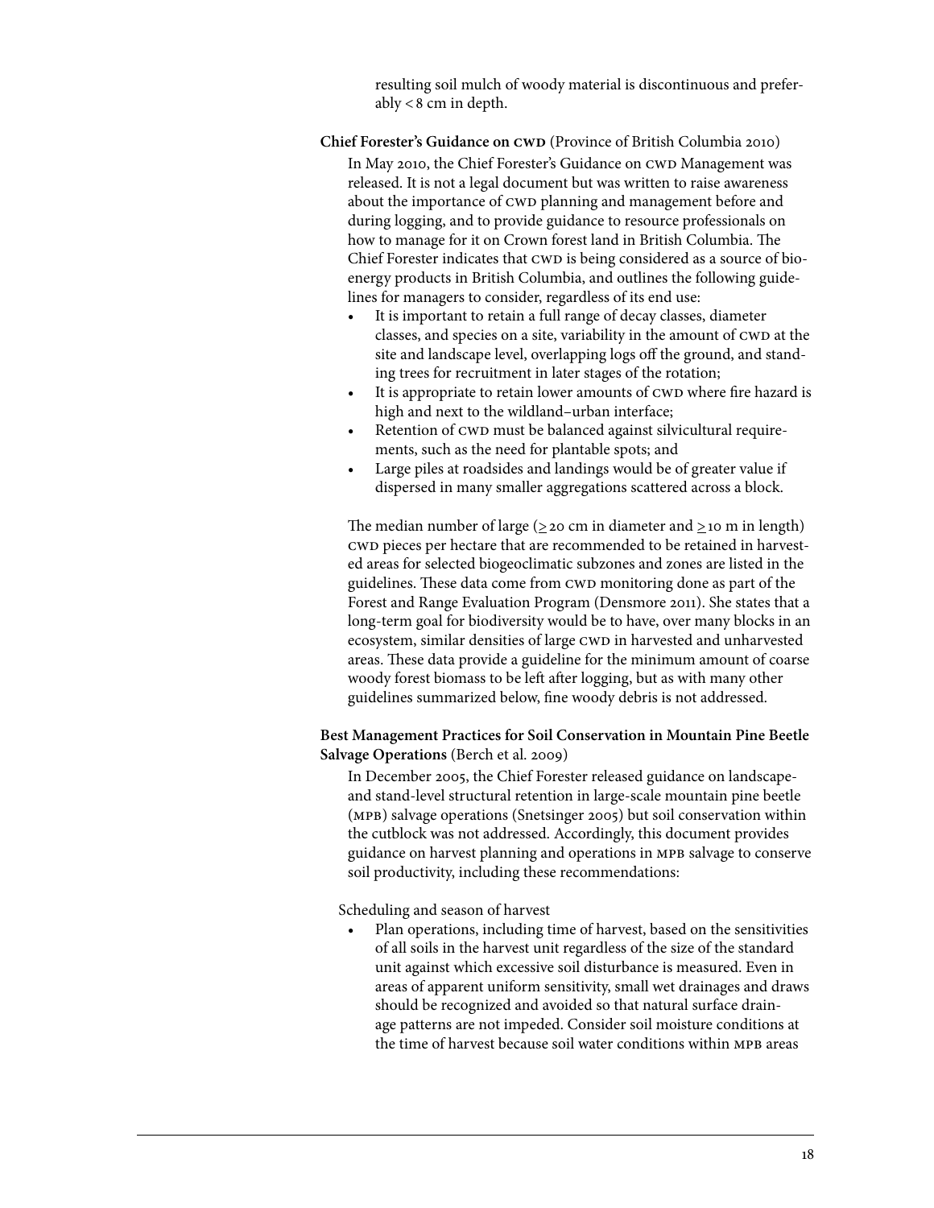resulting soil mulch of woody material is discontinuous and preferably < 8 cm in depth.

**Chief Forester's Guidance on CWD** (Province of British Columbia 2010)

In May 2010, the Chief Forester's Guidance on CWD Management was released. It is not a legal document but was written to raise awareness about the importance of CWD planning and management before and during logging, and to provide guidance to resource professionals on how to manage for it on Crown forest land in British Columbia. The Chief Forester indicates that CWD is being considered as a source of bioenergy products in British Columbia, and outlines the following guidelines for managers to consider, regardless of its end use:

- It is important to retain a full range of decay classes, diameter classes, and species on a site, variability in the amount of CWD at the site and landscape level, overlapping logs off the ground, and standing trees for recruitment in later stages of the rotation;
- It is appropriate to retain lower amounts of CWD where fire hazard is high and next to the wildland–urban interface;
- Retention of CWD must be balanced against silvicultural requirements, such as the need for plantable spots; and
- Large piles at roadsides and landings would be of greater value if dispersed in many smaller aggregations scattered across a block.

The median number of large (≥ 20 cm in diameter and ≥ 10 m in length) CWD pieces per hectare that are recommended to be retained in harvested areas for selected biogeoclimatic subzones and zones are listed in the guidelines. These data come from CWD monitoring done as part of the Forest and Range Evaluation Program (Densmore 2011). She states that a long-term goal for biodiversity would be to have, over many blocks in an ecosystem, similar densities of large CWD in harvested and unharvested areas. These data provide a guideline for the minimum amount of coarse woody forest biomass to be left after logging, but as with many other guidelines summarized below, fine woody debris is not addressed.

**Best Management Practices for Soil Conservation in Mountain Pine Beetle Salvage Operations** (Berch et al. 2009)

In December 2005, the Chief Forester released guidance on landscape- and stand-level structural retention in large-scale mountain pine beetle (MPB) salvage operations (Snetsinger 2005) but soil conservation within the cutblock was not addressed. Accordingly, this document provides guidance on harvest planning and operations in MPB salvage to conserve soil productivity, including these recommendations:

Scheduling and season of harvest

- Plan operations, including time of harvest, based on the sensitivities of all soils in the harvest unit regardless of the size of the standard unit against which excessive soil disturbance is measured. Even in areas of apparent uniform sensitivity, small wet drainages and draws should be recognized and avoided so that natural surface drainage patterns are not impeded. Consider soil moisture conditions at the time of harvest because soil water conditions within MPB areas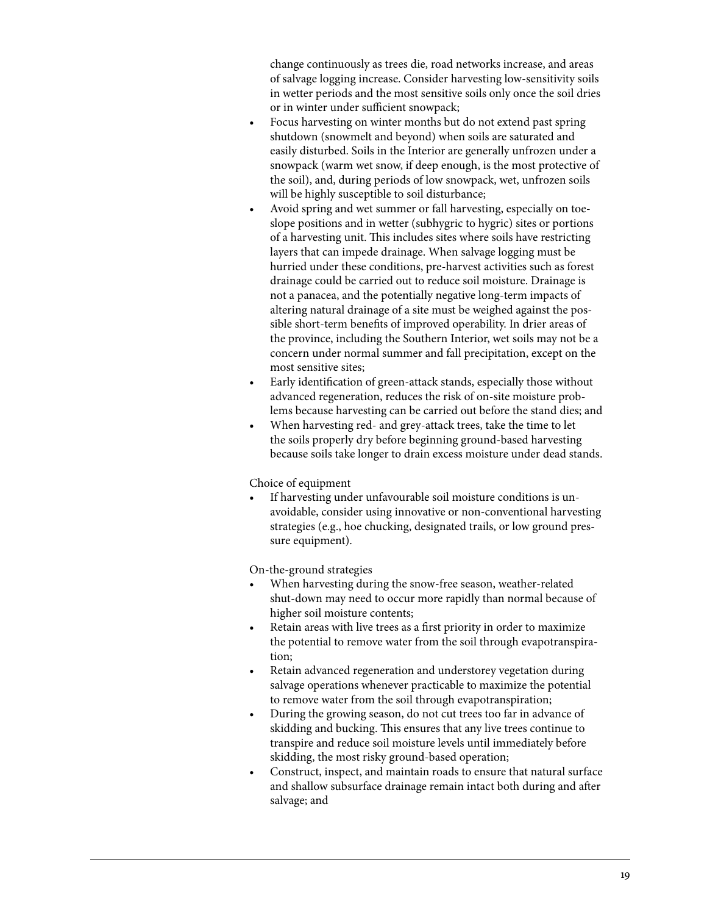change continuously as trees die, road networks increase, and areas of salvage logging increase. Consider harvesting low-sensitivity soils in wetter periods and the most sensitive soils only once the soil dries or in winter under sufficient snowpack;

- Focus harvesting on winter months but do not extend past spring shutdown (snowmelt and beyond) when soils are saturated and easily disturbed. Soils in the Interior are generally unfrozen under a snowpack (warm wet snow, if deep enough, is the most protective of the soil), and, during periods of low snowpack, wet, unfrozen soils will be highly susceptible to soil disturbance;
- Avoid spring and wet summer or fall harvesting, especially on toe-slope positions and in wetter (subhygric to hygric) sites or portions of a harvesting unit. This includes sites where soils have restricting layers that can impede drainage. When salvage logging must be hurried under these conditions, pre-harvest activities such as forest drainage could be carried out to reduce soil moisture. Drainage is not a panacea, and the potentially negative long-term impacts of altering natural drainage of a site must be weighed against the possible short-term benefits of improved operability. In drier areas of the province, including the Southern Interior, wet soils may not be a concern under normal summer and fall precipitation, except on the most sensitive sites;
- Early identification of green-attack stands, especially those without advanced regeneration, reduces the risk of on-site moisture problems because harvesting can be carried out before the stand dies; and
- When harvesting red- and grey-attack trees, take the time to let the soils properly dry before beginning ground-based harvesting because soils take longer to drain excess moisture under dead stands.

Choice of equipment

- If harvesting under unfavourable soil moisture conditions is unavoidable, consider using innovative or non-conventional harvesting strategies (e.g., hoe chucking, designated trails, or low ground pressure equipment).

On-the-ground strategies

- When harvesting during the snow-free season, weather-related shut-down may need to occur more rapidly than normal because of higher soil moisture contents;
- Retain areas with live trees as a first priority in order to maximize the potential to remove water from the soil through evapotranspiration;
- Retain advanced regeneration and understorey vegetation during salvage operations whenever practicable to maximize the potential to remove water from the soil through evapotranspiration;
- During the growing season, do not cut trees too far in advance of skidding and bucking. This ensures that any live trees continue to transpire and reduce soil moisture levels until immediately before skidding, the most risky ground-based operation;
- Construct, inspect, and maintain roads to ensure that natural surface and shallow subsurface drainage remain intact both during and after salvage; and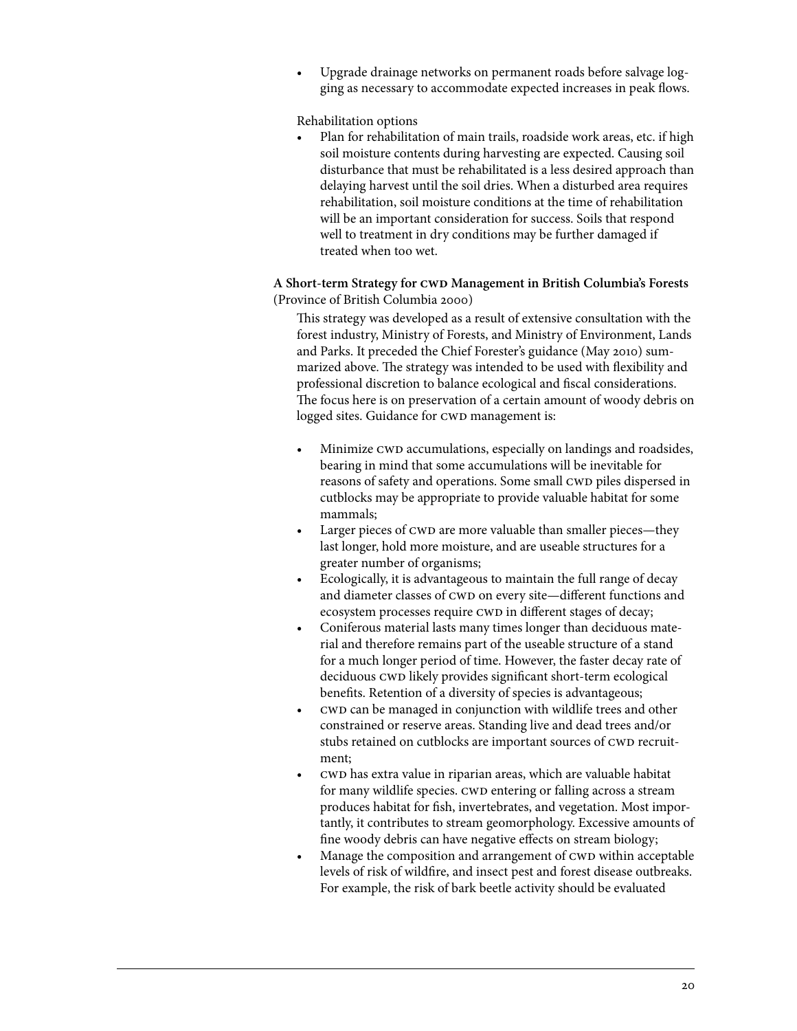- Upgrade drainage networks on permanent roads before salvage logging as necessary to accommodate expected increases in peak flows.

Rehabilitation options

- Plan for rehabilitation of main trails, roadside work areas, etc. if high soil moisture contents during harvesting are expected. Causing soil disturbance that must be rehabilitated is a less desired approach than delaying harvest until the soil dries. When a disturbed area requires rehabilitation, soil moisture conditions at the time of rehabilitation will be an important consideration for success. Soils that respond well to treatment in dry conditions may be further damaged if treated when too wet.

**A Short-term Strategy for CWD Management in British Columbia's Forests** (Province of British Columbia 2000)

This strategy was developed as a result of extensive consultation with the forest industry, Ministry of Forests, and Ministry of Environment, Lands and Parks. It preceded the Chief Forester's guidance (May 2010) summarized above. The strategy was intended to be used with flexibility and professional discretion to balance ecological and fiscal considerations. The focus here is on preservation of a certain amount of woody debris on logged sites. Guidance for CWD management is:

- Minimize CWD accumulations, especially on landings and roadsides, bearing in mind that some accumulations will be inevitable for reasons of safety and operations. Some small CWD piles dispersed in cutblocks may be appropriate to provide valuable habitat for some mammals;
- Larger pieces of CWD are more valuable than smaller pieces—they last longer, hold more moisture, and are useable structures for a greater number of organisms;
- Ecologically, it is advantageous to maintain the full range of decay and diameter classes of CWD on every site—different functions and ecosystem processes require CWD in different stages of decay;
- Coniferous material lasts many times longer than deciduous material and therefore remains part of the useable structure of a stand for a much longer period of time. However, the faster decay rate of deciduous CWD likely provides significant short-term ecological benefits. Retention of a diversity of species is advantageous;
- CWD can be managed in conjunction with wildlife trees and other constrained or reserve areas. Standing live and dead trees and/or stubs retained on cutblocks are important sources of CWD recruitment;
- CWD has extra value in riparian areas, which are valuable habitat for many wildlife species. CWD entering or falling across a stream produces habitat for fish, invertebrates, and vegetation. Most importantly, it contributes to stream geomorphology. Excessive amounts of fine woody debris can have negative effects on stream biology;
- Manage the composition and arrangement of CWD within acceptable levels of risk of wildfire, and insect pest and forest disease outbreaks. For example, the risk of bark beetle activity should be evaluated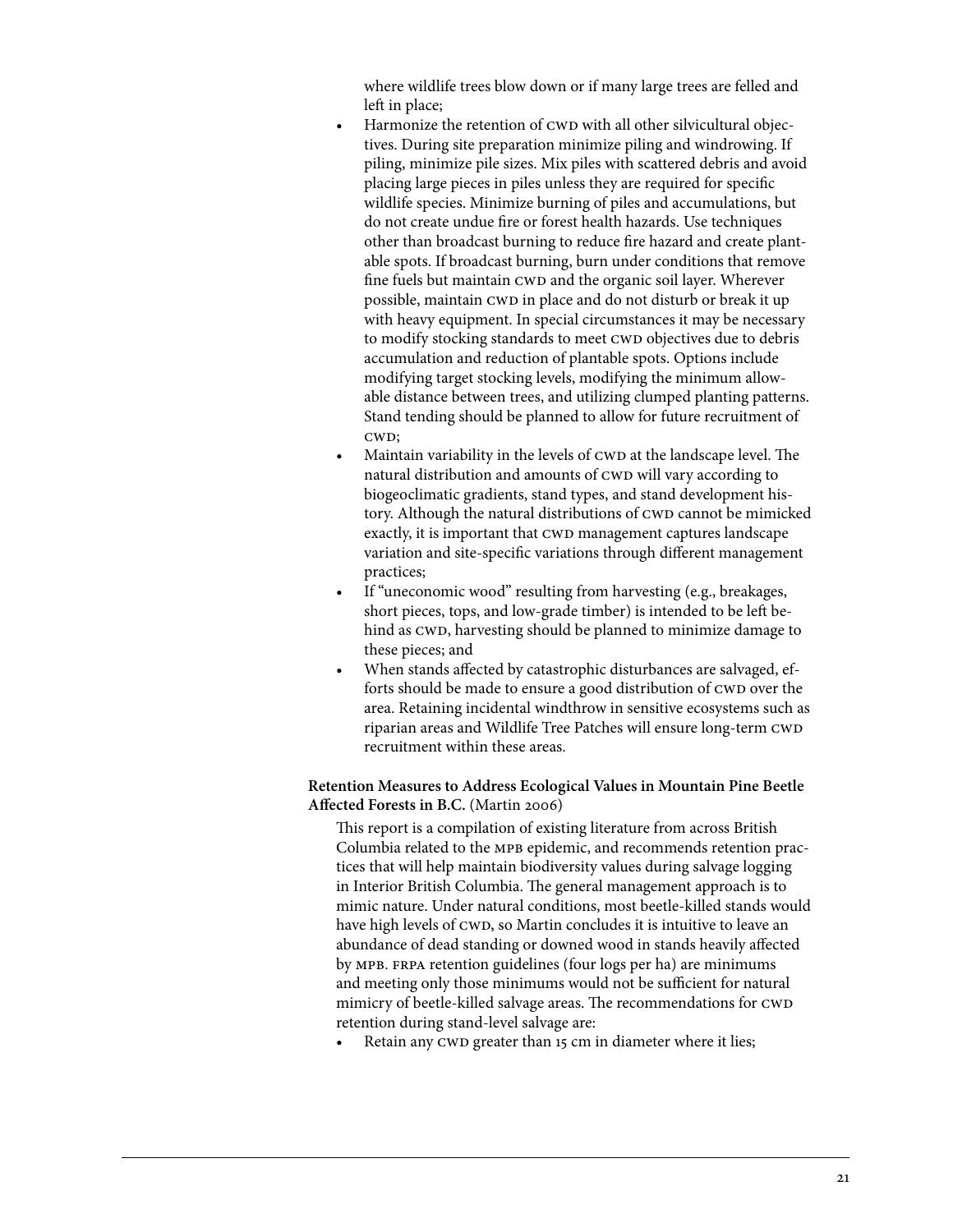where wildlife trees blow down or if many large trees are felled and left in place;

- Harmonize the retention of CWD with all other silvicultural objectives. During site preparation minimize piling and windrowing. If piling, minimize pile sizes. Mix piles with scattered debris and avoid placing large pieces in piles unless they are required for specific wildlife species. Minimize burning of piles and accumulations, but do not create undue fire or forest health hazards. Use techniques other than broadcast burning to reduce fire hazard and create plantable spots. If broadcast burning, burn under conditions that remove fine fuels but maintain CWD and the organic soil layer. Wherever possible, maintain CWD in place and do not disturb or break it up with heavy equipment. In special circumstances it may be necessary to modify stocking standards to meet CWD objectives due to debris accumulation and reduction of plantable spots. Options include modifying target stocking levels, modifying the minimum allowable distance between trees, and utilizing clumped planting patterns. Stand tending should be planned to allow for future recruitment of CWD;
- Maintain variability in the levels of CWD at the landscape level. The natural distribution and amounts of CWD will vary according to biogeoclimatic gradients, stand types, and stand development history. Although the natural distributions of CWD cannot be mimicked exactly, it is important that CWD management captures landscape variation and site-specific variations through different management practices;
- If "uneconomic wood" resulting from harvesting (e.g., breakages, short pieces, tops, and low-grade timber) is intended to be left behind as CWD, harvesting should be planned to minimize damage to these pieces; and
- When stands affected by catastrophic disturbances are salvaged, efforts should be made to ensure a good distribution of CWD over the area. Retaining incidental windthrow in sensitive ecosystems such as riparian areas and Wildlife Tree Patches will ensure long-term CWD recruitment within these areas.

**Retention Measures to Address Ecological Values in Mountain Pine Beetle Affected Forests in B.C.** (Martin 2006)

This report is a compilation of existing literature from across British Columbia related to the MPB epidemic, and recommends retention practices that will help maintain biodiversity values during salvage logging in Interior British Columbia. The general management approach is to mimic nature. Under natural conditions, most beetle-killed stands would have high levels of CWD, so Martin concludes it is intuitive to leave an abundance of dead standing or downed wood in stands heavily affected by MPB. FRPA retention guidelines (four logs per ha) are minimums and meeting only those minimums would not be sufficient for natural mimicry of beetle-killed salvage areas. The recommendations for CWD retention during stand-level salvage are:

- Retain any CWD greater than 15 cm in diameter where it lies;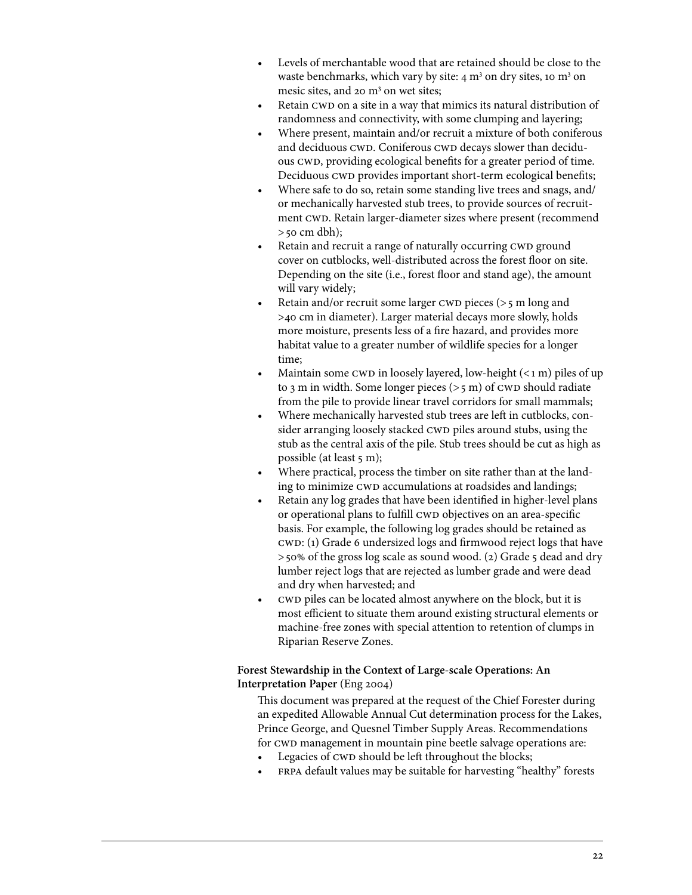- Levels of merchantable wood that are retained should be close to the waste benchmarks, which vary by site: 4 $m^3$ on dry sites, 10 $m^3$ on mesic sites, and 20 $m^3$ on wet sites;
- Retain CWD on a site in a way that mimics its natural distribution of randomness and connectivity, with some clumping and layering;
- Where present, maintain and/or recruit a mixture of both coniferous and deciduous CWD. Coniferous CWD decays slower than deciduous CWD, providing ecological benefits for a greater period of time. Deciduous CWD provides important short-term ecological benefits;
- Where safe to do so, retain some standing live trees and snags, and/or mechanically harvested stub trees, to provide sources of recruitment CWD. Retain larger-diameter sizes where present (recommend > 50 cm dbh);
- Retain and recruit a range of naturally occurring CWD ground cover on cutblocks, well-distributed across the forest floor on site. Depending on the site (i.e., forest floor and stand age), the amount will vary widely;
- Retain and/or recruit some larger CWD pieces (> 5 m long and >40 cm in diameter). Larger material decays more slowly, holds more moisture, presents less of a fire hazard, and provides more habitat value to a greater number of wildlife species for a longer time;
- Maintain some CWD in loosely layered, low-height (< 1 m) piles of up to 3 m in width. Some longer pieces (> 5 m) of CWD should radiate from the pile to provide linear travel corridors for small mammals;
- Where mechanically harvested stub trees are left in cutblocks, consider arranging loosely stacked CWD piles around stubs, using the stub as the central axis of the pile. Stub trees should be cut as high as possible (at least 5 m);
- Where practical, process the timber on site rather than at the landing to minimize CWD accumulations at roadsides and landings;
- Retain any log grades that have been identified in higher-level plans or operational plans to fulfill CWD objectives on an area-specific basis. For example, the following log grades should be retained as CWD: (1) Grade 6 undersized logs and firmwood reject logs that have > 50% of the gross log scale as sound wood. (2) Grade 5 dead and dry lumber reject logs that are rejected as lumber grade and were dead and dry when harvested; and
- CWD piles can be located almost anywhere on the block, but it is most efficient to situate them around existing structural elements or machine-free zones with special attention to retention of clumps in Riparian Reserve Zones.

**Forest Stewardship in the Context of Large-scale Operations: An Interpretation Paper** (Eng 2004)

This document was prepared at the request of the Chief Forester during an expedited Allowable Annual Cut determination process for the Lakes, Prince George, and Quesnel Timber Supply Areas. Recommendations for CWD management in mountain pine beetle salvage operations are:

- Legacies of CWD should be left throughout the blocks;
- FRPA default values may be suitable for harvesting "healthy" forests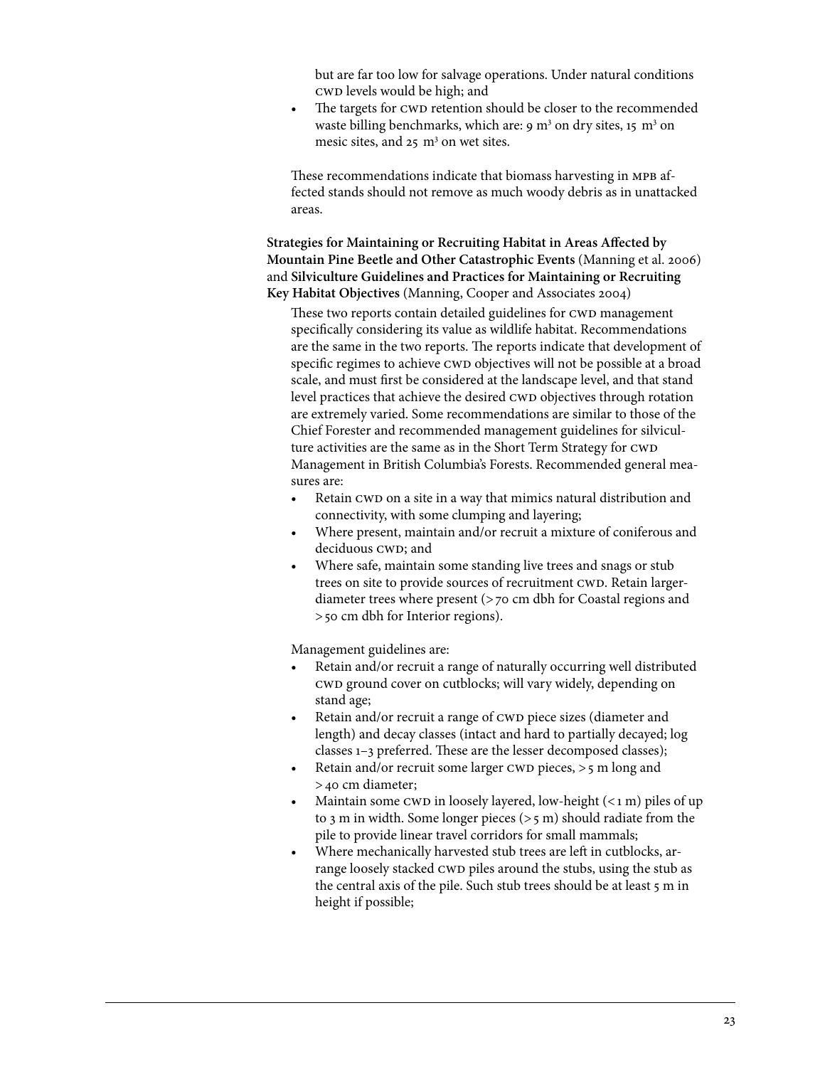but are far too low for salvage operations. Under natural conditions CWD levels would be high; and

- The targets for CWD retention should be closer to the recommended waste billing benchmarks, which are: 9 $m^3$ on dry sites, 15 $m^3$ on mesic sites, and 25 $m^3$ on wet sites.

These recommendations indicate that biomass harvesting in MPB affected stands should not remove as much woody debris as in unattacked areas.

**Strategies for Maintaining or Recruiting Habitat in Areas Affected by Mountain Pine Beetle and Other Catastrophic Events** (Manning et al. 2006) and **Silviculture Guidelines and Practices for Maintaining or Recruiting Key Habitat Objectives** (Manning, Cooper and Associates 2004)

These two reports contain detailed guidelines for CWD management specifically considering its value as wildlife habitat. Recommendations are the same in the two reports. The reports indicate that development of specific regimes to achieve CWD objectives will not be possible at a broad scale, and must first be considered at the landscape level, and that stand level practices that achieve the desired CWD objectives through rotation are extremely varied. Some recommendations are similar to those of the Chief Forester and recommended management guidelines for silviculture activities are the same as in the Short Term Strategy for CWD Management in British Columbia's Forests. Recommended general measures are:

- Retain CWD on a site in a way that mimics natural distribution and connectivity, with some clumping and layering;
- Where present, maintain and/or recruit a mixture of coniferous and deciduous CWD; and
- Where safe, maintain some standing live trees and snags or stub trees on site to provide sources of recruitment CWD. Retain larger-diameter trees where present (>70 cm dbh for Coastal regions and >50 cm dbh for Interior regions).

Management guidelines are:

- Retain and/or recruit a range of naturally occurring well distributed CWD ground cover on cutblocks; will vary widely, depending on stand age;
- Retain and/or recruit a range of CWD piece sizes (diameter and length) and decay classes (intact and hard to partially decayed; log classes 1–3 preferred. These are the lesser decomposed classes);
- Retain and/or recruit some larger CWD pieces, >5 m long and >40 cm diameter;
- Maintain some CWD in loosely layered, low-height (<1 m) piles of up to 3 m in width. Some longer pieces (>5 m) should radiate from the pile to provide linear travel corridors for small mammals;
- Where mechanically harvested stub trees are left in cutblocks, arrange loosely stacked CWD piles around the stubs, using the stub as the central axis of the pile. Such stub trees should be at least 5 m in height if possible;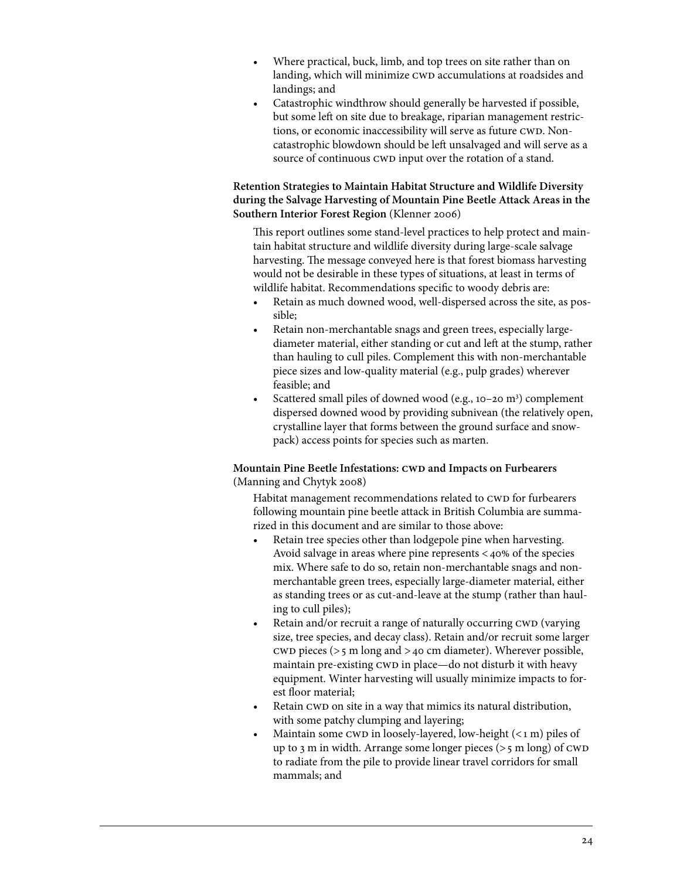- Where practical, buck, limb, and top trees on site rather than on landing, which will minimize CWD accumulations at roadsides and landings; and
- Catastrophic windthrow should generally be harvested if possible, but some left on site due to breakage, riparian management restrictions, or economic inaccessibility will serve as future CWD. Non-catastrophic blowdown should be left unsalvaged and will serve as a source of continuous CWD input over the rotation of a stand.

**Retention Strategies to Maintain Habitat Structure and Wildlife Diversity during the Salvage Harvesting of Mountain Pine Beetle Attack Areas in the Southern Interior Forest Region** (Klenner 2006)

This report outlines some stand-level practices to help protect and maintain habitat structure and wildlife diversity during large-scale salvage harvesting. The message conveyed here is that forest biomass harvesting would not be desirable in these types of situations, at least in terms of wildlife habitat. Recommendations specific to woody debris are:

- Retain as much downed wood, well-dispersed across the site, as possible;
- Retain non-merchantable snags and green trees, especially large-diameter material, either standing or cut and left at the stump, rather than hauling to cull piles. Complement this with non-merchantable piece sizes and low-quality material (e.g., pulp grades) wherever feasible; and
- Scattered small piles of downed wood (e.g., 10–20 $m^3$) complement dispersed downed wood by providing subnivean (the relatively open, crystalline layer that forms between the ground surface and snowpack) access points for species such as marten.

**Mountain Pine Beetle Infestations: CWD and Impacts on Furbearers** (Manning and Chytyk 2008)

Habitat management recommendations related to CWD for furbearers following mountain pine beetle attack in British Columbia are summarized in this document and are similar to those above:

- Retain tree species other than lodgepole pine when harvesting. Avoid salvage in areas where pine represents < 40% of the species mix. Where safe to do so, retain non-merchantable snags and non-merchantable green trees, especially large-diameter material, either as standing trees or as cut-and-leave at the stump (rather than hauling to cull piles);
- Retain and/or recruit a range of naturally occurring CWD (varying size, tree species, and decay class). Retain and/or recruit some larger CWD pieces (> 5 m long and > 40 cm diameter). Wherever possible, maintain pre-existing CWD in place—do not disturb it with heavy equipment. Winter harvesting will usually minimize impacts to forest floor material;
- Retain CWD on site in a way that mimics its natural distribution, with some patchy clumping and layering;
- Maintain some CWD in loosely-layered, low-height (< 1 m) piles of up to 3 m in width. Arrange some longer pieces (> 5 m long) of CWD to radiate from the pile to provide linear travel corridors for small mammals; and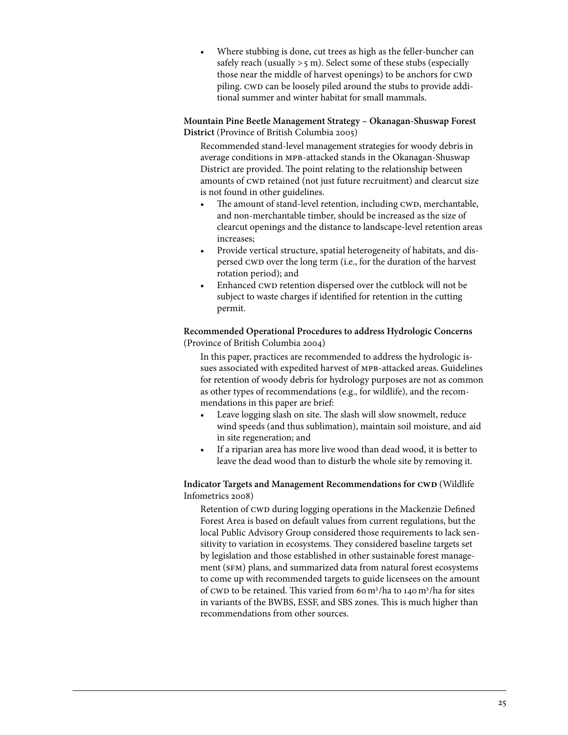- Where stubbing is done, cut trees as high as the feller-buncher can safely reach (usually > 5 m). Select some of these stubs (especially those near the middle of harvest openings) to be anchors for CWD piling. CWD can be loosely piled around the stubs to provide additional summer and winter habitat for small mammals.

**Mountain Pine Beetle Management Strategy – Okanagan-Shuswap Forest District** (Province of British Columbia 2005)

Recommended stand-level management strategies for woody debris in average conditions in MPB-attacked stands in the Okanagan-Shuswap District are provided. The point relating to the relationship between amounts of CWD retained (not just future recruitment) and clearcut size is not found in other guidelines.

- The amount of stand-level retention, including CWD, merchantable, and non-merchantable timber, should be increased as the size of clearcut openings and the distance to landscape-level retention areas increases;
- Provide vertical structure, spatial heterogeneity of habitats, and dispersed CWD over the long term (i.e., for the duration of the harvest rotation period); and
- Enhanced CWD retention dispersed over the cutblock will not be subject to waste charges if identified for retention in the cutting permit.

**Recommended Operational Procedures to address Hydrologic Concerns** (Province of British Columbia 2004)

In this paper, practices are recommended to address the hydrologic issues associated with expedited harvest of MPB-attacked areas. Guidelines for retention of woody debris for hydrology purposes are not as common as other types of recommendations (e.g., for wildlife), and the recommendations in this paper are brief:

- Leave logging slash on site. The slash will slow snowmelt, reduce wind speeds (and thus sublimation), maintain soil moisture, and aid in site regeneration; and
- If a riparian area has more live wood than dead wood, it is better to leave the dead wood than to disturb the whole site by removing it.

**Indicator Targets and Management Recommendations for CWD** (Wildlife Infometrics 2008)

Retention of CWD during logging operations in the Mackenzie Defined Forest Area is based on default values from current regulations, but the local Public Advisory Group considered those requirements to lack sensitivity to variation in ecosystems. They considered baseline targets set by legislation and those established in other sustainable forest management (SFM) plans, and summarized data from natural forest ecosystems to come up with recommended targets to guide licensees on the amount of CWD to be retained. This varied from 60 $m^3$/ha to 140 $m^3$/ha for sites in variants of the BWBS, ESSF, and SBS zones. This is much higher than recommendations from other sources.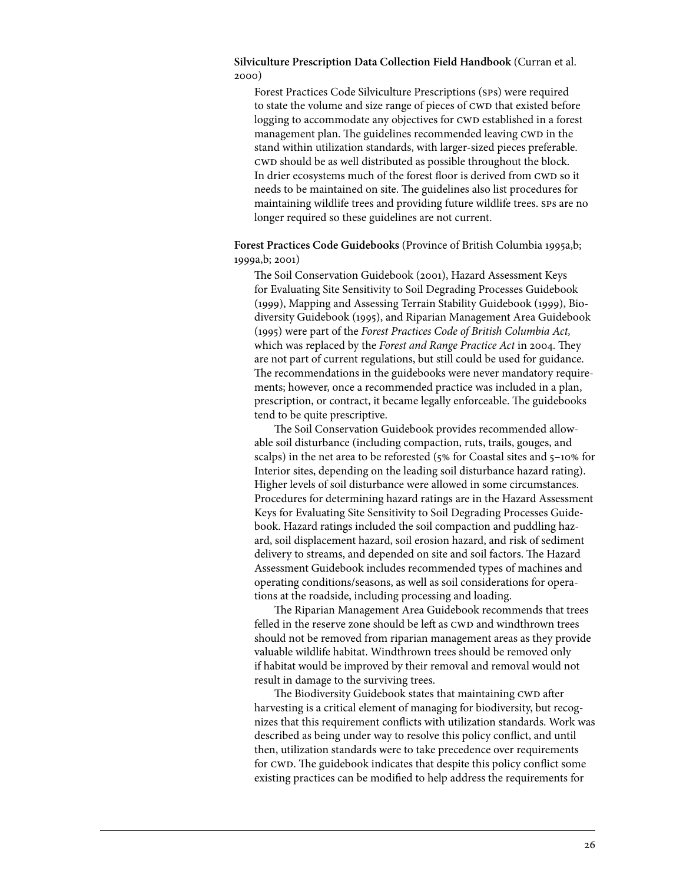**Silviculture Prescription Data Collection Field Handbook** (Curran et al. 2000)

Forest Practices Code Silviculture Prescriptions (SPs) were required to state the volume and size range of pieces of CWD that existed before logging to accommodate any objectives for CWD established in a forest management plan. The guidelines recommended leaving CWD in the stand within utilization standards, with larger-sized pieces preferable. CWD should be as well distributed as possible throughout the block. In drier ecosystems much of the forest floor is derived from CWD so it needs to be maintained on site. The guidelines also list procedures for maintaining wildlife trees and providing future wildlife trees. SPs are no longer required so these guidelines are not current.

**Forest Practices Code Guidebooks** (Province of British Columbia 1995a,b; 1999a,b; 2001)

The Soil Conservation Guidebook (2001), Hazard Assessment Keys for Evaluating Site Sensitivity to Soil Degrading Processes Guidebook (1999), Mapping and Assessing Terrain Stability Guidebook (1999), Biodiversity Guidebook (1995), and Riparian Management Area Guidebook (1995) were part of the *Forest Practices Code of British Columbia Act,* which was replaced by the *Forest and Range Practice Act* in 2004. They are not part of current regulations, but still could be used for guidance. The recommendations in the guidebooks were never mandatory requirements; however, once a recommended practice was included in a plan, prescription, or contract, it became legally enforceable. The guidebooks tend to be quite prescriptive.

The Soil Conservation Guidebook provides recommended allowable soil disturbance (including compaction, ruts, trails, gouges, and scalps) in the net area to be reforested (5% for Coastal sites and 5–10% for Interior sites, depending on the leading soil disturbance hazard rating). Higher levels of soil disturbance were allowed in some circumstances. Procedures for determining hazard ratings are in the Hazard Assessment Keys for Evaluating Site Sensitivity to Soil Degrading Processes Guidebook. Hazard ratings included the soil compaction and puddling hazard, soil displacement hazard, soil erosion hazard, and risk of sediment delivery to streams, and depended on site and soil factors. The Hazard Assessment Guidebook includes recommended types of machines and operating conditions/seasons, as well as soil considerations for operations at the roadside, including processing and loading.

The Riparian Management Area Guidebook recommends that trees felled in the reserve zone should be left as CWD and windthrown trees should not be removed from riparian management areas as they provide valuable wildlife habitat. Windthrown trees should be removed only if habitat would be improved by their removal and removal would not result in damage to the surviving trees.

The Biodiversity Guidebook states that maintaining CWD after harvesting is a critical element of managing for biodiversity, but recognizes that this requirement conflicts with utilization standards. Work was described as being under way to resolve this policy conflict, and until then, utilization standards were to take precedence over requirements for CWD. The guidebook indicates that despite this policy conflict some existing practices can be modified to help address the requirements for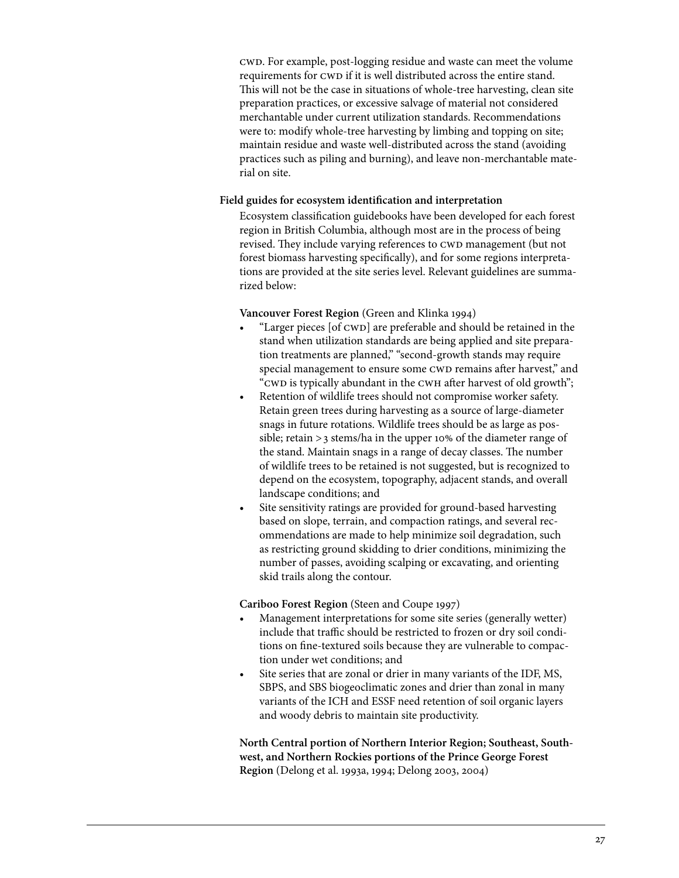CWD. For example, post-logging residue and waste can meet the volume requirements for CWD if it is well distributed across the entire stand. This will not be the case in situations of whole-tree harvesting, clean site preparation practices, or excessive salvage of material not considered merchantable under current utilization standards. Recommendations were to: modify whole-tree harvesting by limbing and topping on site; maintain residue and waste well-distributed across the stand (avoiding practices such as piling and burning), and leave non-merchantable material on site.

**Field guides for ecosystem identification and interpretation**

Ecosystem classification guidebooks have been developed for each forest region in British Columbia, although most are in the process of being revised. They include varying references to CWD management (but not forest biomass harvesting specifically), and for some regions interpretations are provided at the site series level. Relevant guidelines are summarized below:

**Vancouver Forest Region** (Green and Klinka 1994)

- "Larger pieces [of CWD] are preferable and should be retained in the stand when utilization standards are being applied and site preparation treatments are planned," "second-growth stands may require special management to ensure some CWD remains after harvest," and "CWD is typically abundant in the CWH after harvest of old growth";
- Retention of wildlife trees should not compromise worker safety. Retain green trees during harvesting as a source of large-diameter snags in future rotations. Wildlife trees should be as large as possible; retain >3 stems/ha in the upper 10% of the diameter range of the stand. Maintain snags in a range of decay classes. The number of wildlife trees to be retained is not suggested, but is recognized to depend on the ecosystem, topography, adjacent stands, and overall landscape conditions; and
- Site sensitivity ratings are provided for ground-based harvesting based on slope, terrain, and compaction ratings, and several recommendations are made to help minimize soil degradation, such as restricting ground skidding to drier conditions, minimizing the number of passes, avoiding scalping or excavating, and orienting skid trails along the contour.

**Cariboo Forest Region** (Steen and Coupe 1997)

- Management interpretations for some site series (generally wetter) include that traffic should be restricted to frozen or dry soil conditions on fine-textured soils because they are vulnerable to compaction under wet conditions; and
- Site series that are zonal or drier in many variants of the IDF, MS, SBPS, and SBS biogeoclimatic zones and drier than zonal in many variants of the ICH and ESSF need retention of soil organic layers and woody debris to maintain site productivity.

**North Central portion of Northern Interior Region; Southeast, Southwest, and Northern Rockies portions of the Prince George Forest Region** (Delong et al. 1993a, 1994; Delong 2003, 2004)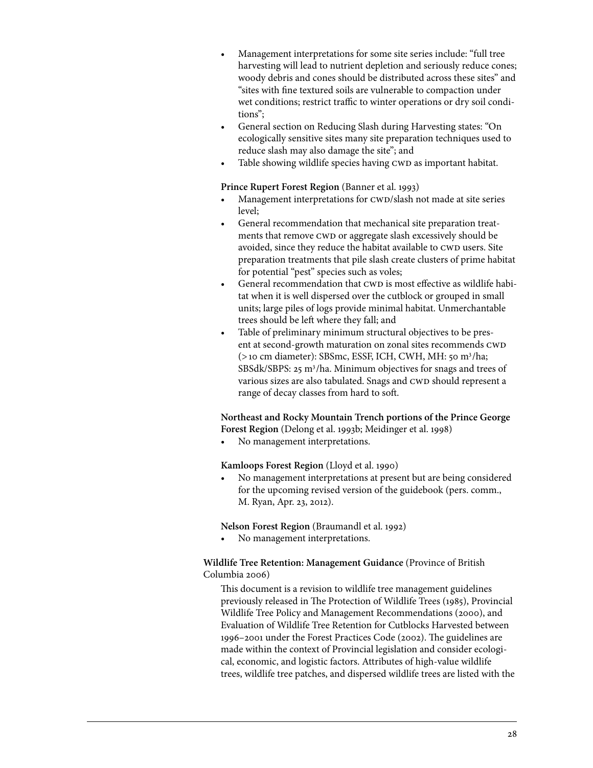- Management interpretations for some site series include: "full tree harvesting will lead to nutrient depletion and seriously reduce cones; woody debris and cones should be distributed across these sites" and "sites with fine textured soils are vulnerable to compaction under wet conditions; restrict traffic to winter operations or dry soil conditions";
- General section on Reducing Slash during Harvesting states: "On ecologically sensitive sites many site preparation techniques used to reduce slash may also damage the site"; and
- Table showing wildlife species having CWD as important habitat.

**Prince Rupert Forest Region** (Banner et al. 1993)

- Management interpretations for CWD/slash not made at site series level;
- General recommendation that mechanical site preparation treatments that remove CWD or aggregate slash excessively should be avoided, since they reduce the habitat available to CWD users. Site preparation treatments that pile slash create clusters of prime habitat for potential "pest" species such as voles;
- General recommendation that CWD is most effective as wildlife habitat when it is well dispersed over the cutblock or grouped in small units; large piles of logs provide minimal habitat. Unmerchantable trees should be left where they fall; and
- Table of preliminary minimum structural objectives to be present at second-growth maturation on zonal sites recommends CWD (>10 cm diameter): SBSmc, ESSF, ICH, CWH, MH: 50 $m^3$/ha; SBSdk/SBPS: 25 $m^3$/ha. Minimum objectives for snags and trees of various sizes are also tabulated. Snags and CWD should represent a range of decay classes from hard to soft.

**Northeast and Rocky Mountain Trench portions of the Prince George Forest Region** (Delong et al. 1993b; Meidinger et al. 1998)

- No management interpretations.

**Kamloops Forest Region** (Lloyd et al. 1990)

- No management interpretations at present but are being considered for the upcoming revised version of the guidebook (pers. comm., M. Ryan, Apr. 23, 2012).

**Nelson Forest Region** (Braumandl et al. 1992)

- No management interpretations.

**Wildlife Tree Retention: Management Guidance** (Province of British Columbia 2006)

This document is a revision to wildlife tree management guidelines previously released in The Protection of Wildlife Trees (1985), Provincial Wildlife Tree Policy and Management Recommendations (2000), and Evaluation of Wildlife Tree Retention for Cutblocks Harvested between 1996–2001 under the Forest Practices Code (2002). The guidelines are made within the context of Provincial legislation and consider ecological, economic, and logistic factors. Attributes of high-value wildlife trees, wildlife tree patches, and dispersed wildlife trees are listed with the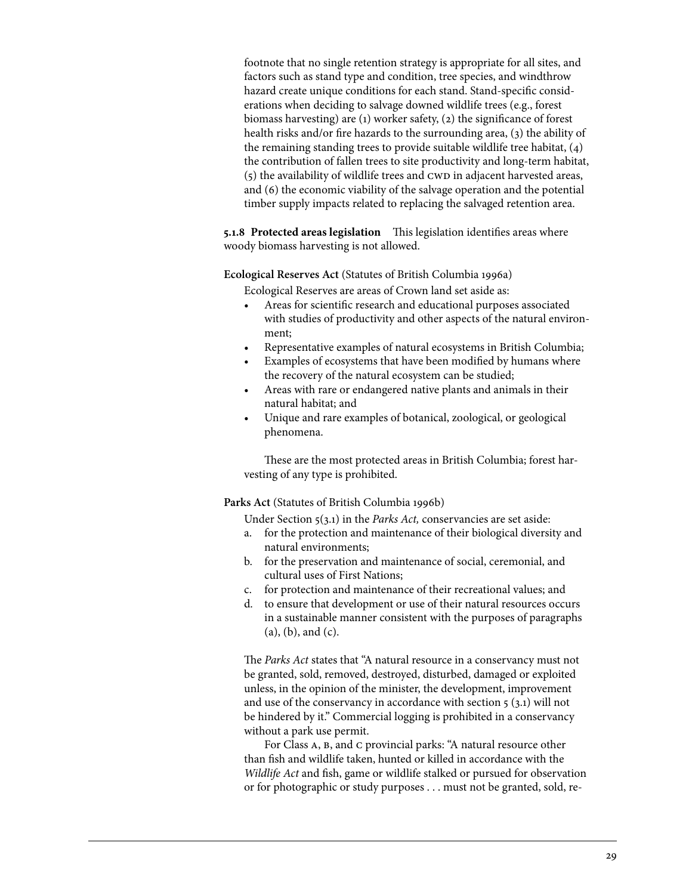footnote that no single retention strategy is appropriate for all sites, and factors such as stand type and condition, tree species, and windthrow hazard create unique conditions for each stand. Stand-specific considerations when deciding to salvage downed wildlife trees (e.g., forest biomass harvesting) are (1) worker safety, (2) the significance of forest health risks and/or fire hazards to the surrounding area, (3) the ability of the remaining standing trees to provide suitable wildlife tree habitat, (4) the contribution of fallen trees to site productivity and long-term habitat, (5) the availability of wildlife trees and CWD in adjacent harvested areas, and (6) the economic viability of the salvage operation and the potential timber supply impacts related to replacing the salvaged retention area.

**5.1.8 Protected areas legislation** This legislation identifies areas where woody biomass harvesting is not allowed.

**Ecological Reserves Act** (Statutes of British Columbia 1996a)

Ecological Reserves are areas of Crown land set aside as:

- Areas for scientific research and educational purposes associated with studies of productivity and other aspects of the natural environment;
- Representative examples of natural ecosystems in British Columbia;
- Examples of ecosystems that have been modified by humans where the recovery of the natural ecosystem can be studied;
- Areas with rare or endangered native plants and animals in their natural habitat; and
- Unique and rare examples of botanical, zoological, or geological phenomena.

These are the most protected areas in British Columbia; forest harvesting of any type is prohibited.

**Parks Act** (Statutes of British Columbia 1996b)

Under Section 5(3.1) in the *Parks Act,* conservancies are set aside:

a. for the protection and maintenance of their biological diversity and natural environments;
b. for the preservation and maintenance of social, ceremonial, and cultural uses of First Nations;
c. for protection and maintenance of their recreational values; and
d. to ensure that development or use of their natural resources occurs in a sustainable manner consistent with the purposes of paragraphs (a), (b), and (c).

The *Parks Act* states that "A natural resource in a conservancy must not be granted, sold, removed, destroyed, disturbed, damaged or exploited unless, in the opinion of the minister, the development, improvement and use of the conservancy in accordance with section 5 (3.1) will not be hindered by it." Commercial logging is prohibited in a conservancy without a park use permit.

For Class A, B, and C provincial parks: "A natural resource other than fish and wildlife taken, hunted or killed in accordance with the *Wildlife Act* and fish, game or wildlife stalked or pursued for observation or for photographic or study purposes . . . must not be granted, sold, re-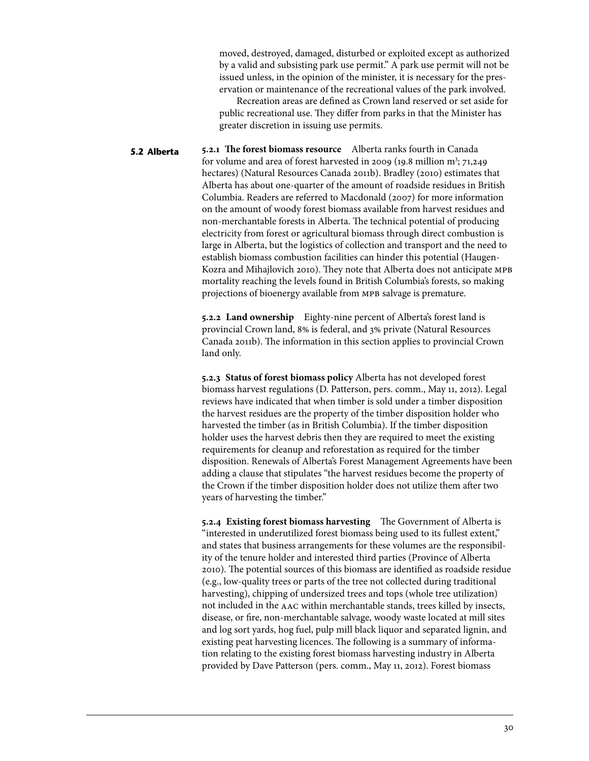moved, destroyed, damaged, disturbed or exploited except as authorized by a valid and subsisting park use permit." A park use permit will not be issued unless, in the opinion of the minister, it is necessary for the preservation or maintenance of the recreational values of the park involved.

Recreation areas are defined as Crown land reserved or set aside for public recreational use. They differ from parks in that the Minister has greater discretion in issuing use permits.

## 5.2 Alberta

**5.2.1 The forest biomass resource** Alberta ranks fourth in Canada for volume and area of forest harvested in 2009 (19.8 million $m^3$; 71,249 hectares) (Natural Resources Canada 2011b). Bradley (2010) estimates that Alberta has about one-quarter of the amount of roadside residues in British Columbia. Readers are referred to Macdonald (2007) for more information on the amount of woody forest biomass available from harvest residues and non-merchantable forests in Alberta. The technical potential of producing electricity from forest or agricultural biomass through direct combustion is large in Alberta, but the logistics of collection and transport and the need to establish biomass combustion facilities can hinder this potential (Haugen-Kozra and Mihajlovich 2010). They note that Alberta does not anticipate MPB mortality reaching the levels found in British Columbia's forests, so making projections of bioenergy available from MPB salvage is premature.

**5.2.2 Land ownership** Eighty-nine percent of Alberta's forest land is provincial Crown land, 8% is federal, and 3% private (Natural Resources Canada 2011b). The information in this section applies to provincial Crown land only.

**5.2.3 Status of forest biomass policy** Alberta has not developed forest biomass harvest regulations (D. Patterson, pers. comm., May 11, 2012). Legal reviews have indicated that when timber is sold under a timber disposition the harvest residues are the property of the timber disposition holder who harvested the timber (as in British Columbia). If the timber disposition holder uses the harvest debris then they are required to meet the existing requirements for cleanup and reforestation as required for the timber disposition. Renewals of Alberta's Forest Management Agreements have been adding a clause that stipulates "the harvest residues become the property of the Crown if the timber disposition holder does not utilize them after two years of harvesting the timber."

**5.2.4 Existing forest biomass harvesting** The Government of Alberta is "interested in underutilized forest biomass being used to its fullest extent," and states that business arrangements for these volumes are the responsibility of the tenure holder and interested third parties (Province of Alberta 2010). The potential sources of this biomass are identified as roadside residue (e.g., low-quality trees or parts of the tree not collected during traditional harvesting), chipping of undersized trees and tops (whole tree utilization) not included in the AAC within merchantable stands, trees killed by insects, disease, or fire, non-merchantable salvage, woody waste located at mill sites and log sort yards, hog fuel, pulp mill black liquor and separated lignin, and existing peat harvesting licences. The following is a summary of information relating to the existing forest biomass harvesting industry in Alberta provided by Dave Patterson (pers. comm., May 11, 2012). Forest biomass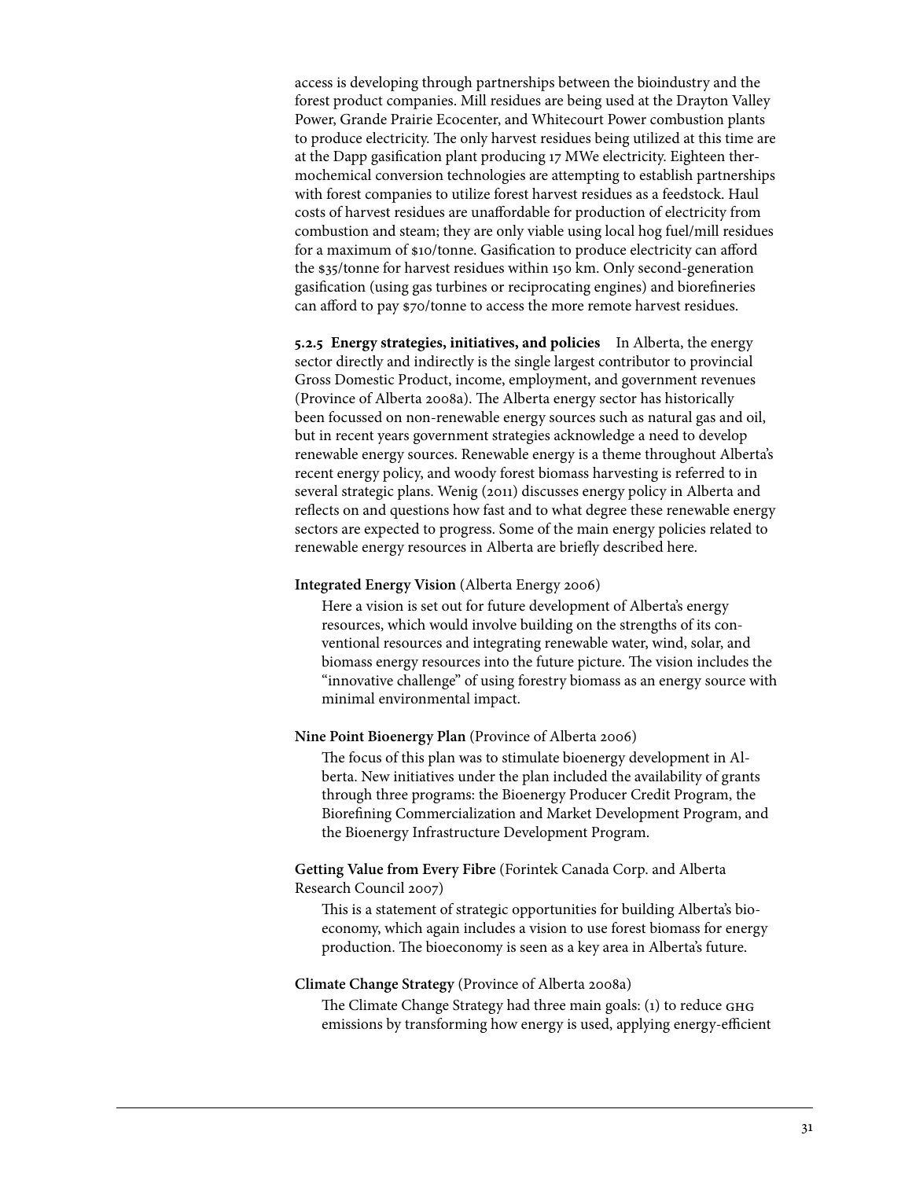access is developing through partnerships between the bioindustry and the forest product companies. Mill residues are being used at the Drayton Valley Power, Grande Prairie Ecocenter, and Whitecourt Power combustion plants to produce electricity. The only harvest residues being utilized at this time are at the Dapp gasification plant producing 17 MWe electricity. Eighteen thermochemical conversion technologies are attempting to establish partnerships with forest companies to utilize forest harvest residues as a feedstock. Haul costs of harvest residues are unaffordable for production of electricity from combustion and steam; they are only viable using local hog fuel/mill residues for a maximum of $10/tonne. Gasification to produce electricity can afford the $35/tonne for harvest residues within 150 km. Only second-generation gasification (using gas turbines or reciprocating engines) and biorefineries can afford to pay $70/tonne to access the more remote harvest residues.

**5.2.5 Energy strategies, initiatives, and policies** In Alberta, the energy sector directly and indirectly is the single largest contributor to provincial Gross Domestic Product, income, employment, and government revenues (Province of Alberta 2008a). The Alberta energy sector has historically been focussed on non-renewable energy sources such as natural gas and oil, but in recent years government strategies acknowledge a need to develop renewable energy sources. Renewable energy is a theme throughout Alberta's recent energy policy, and woody forest biomass harvesting is referred to in several strategic plans. Wenig (2011) discusses energy policy in Alberta and reflects on and questions how fast and to what degree these renewable energy sectors are expected to progress. Some of the main energy policies related to renewable energy resources in Alberta are briefly described here.

**Integrated Energy Vision** (Alberta Energy 2006)

Here a vision is set out for future development of Alberta's energy resources, which would involve building on the strengths of its conventional resources and integrating renewable water, wind, solar, and biomass energy resources into the future picture. The vision includes the "innovative challenge" of using forestry biomass as an energy source with minimal environmental impact.

**Nine Point Bioenergy Plan** (Province of Alberta 2006)

The focus of this plan was to stimulate bioenergy development in Alberta. New initiatives under the plan included the availability of grants through three programs: the Bioenergy Producer Credit Program, the Biorefining Commercialization and Market Development Program, and the Bioenergy Infrastructure Development Program.

**Getting Value from Every Fibre** (Forintek Canada Corp. and Alberta Research Council 2007)

This is a statement of strategic opportunities for building Alberta's bioeconomy, which again includes a vision to use forest biomass for energy production. The bioeconomy is seen as a key area in Alberta's future.

**Climate Change Strategy** (Province of Alberta 2008a)

The Climate Change Strategy had three main goals: (1) to reduce GHG emissions by transforming how energy is used, applying energy-efficient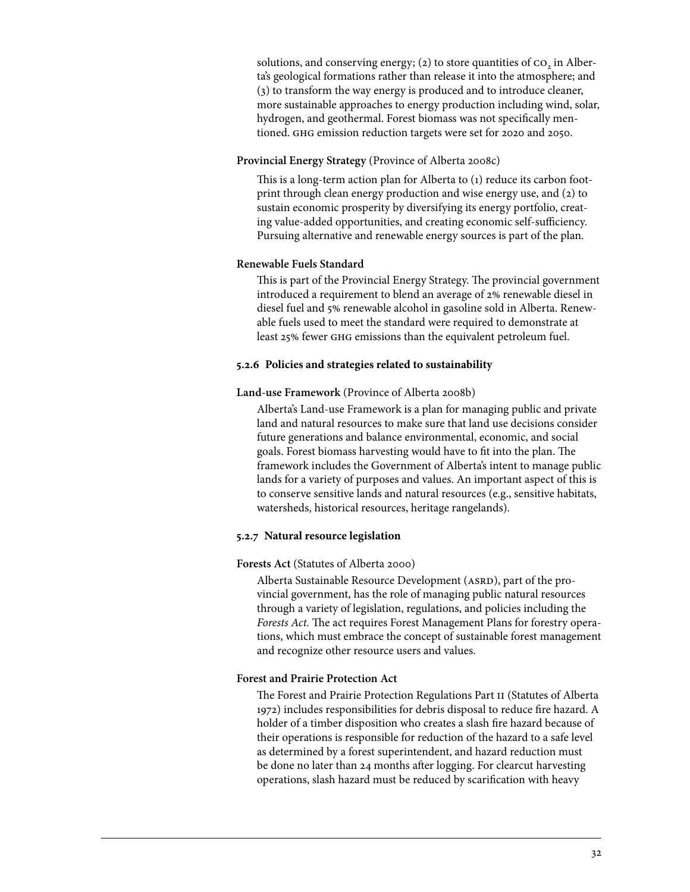solutions, and conserving energy; (2) to store quantities of $CO_2$ in Alberta's geological formations rather than release it into the atmosphere; and (3) to transform the way energy is produced and to introduce cleaner, more sustainable approaches to energy production including wind, solar, hydrogen, and geothermal. Forest biomass was not specifically mentioned. GHG emission reduction targets were set for 2020 and 2050.

**Provincial Energy Strategy** (Province of Alberta 2008c)

This is a long-term action plan for Alberta to (1) reduce its carbon footprint through clean energy production and wise energy use, and (2) to sustain economic prosperity by diversifying its energy portfolio, creating value-added opportunities, and creating economic self-sufficiency. Pursuing alternative and renewable energy sources is part of the plan.

**Renewable Fuels Standard**

This is part of the Provincial Energy Strategy. The provincial government introduced a requirement to blend an average of 2% renewable diesel in diesel fuel and 5% renewable alcohol in gasoline sold in Alberta. Renewable fuels used to meet the standard were required to demonstrate at least 25% fewer GHG emissions than the equivalent petroleum fuel.

### 5.2.6 Policies and strategies related to sustainability

**Land-use Framework** (Province of Alberta 2008b)

Alberta's Land-use Framework is a plan for managing public and private land and natural resources to make sure that land use decisions consider future generations and balance environmental, economic, and social goals. Forest biomass harvesting would have to fit into the plan. The framework includes the Government of Alberta's intent to manage public lands for a variety of purposes and values. An important aspect of this is to conserve sensitive lands and natural resources (e.g., sensitive habitats, watersheds, historical resources, heritage rangelands).

### 5.2.7 Natural resource legislation

**Forests Act** (Statutes of Alberta 2000)

Alberta Sustainable Resource Development (ASRD), part of the provincial government, has the role of managing public natural resources through a variety of legislation, regulations, and policies including the *Forests Act.* The act requires Forest Management Plans for forestry operations, which must embrace the concept of sustainable forest management and recognize other resource users and values.

**Forest and Prairie Protection Act**

The Forest and Prairie Protection Regulations Part II (Statutes of Alberta 1972) includes responsibilities for debris disposal to reduce fire hazard. A holder of a timber disposition who creates a slash fire hazard because of their operations is responsible for reduction of the hazard to a safe level as determined by a forest superintendent, and hazard reduction must be done no later than 24 months after logging. For clearcut harvesting operations, slash hazard must be reduced by scarification with heavy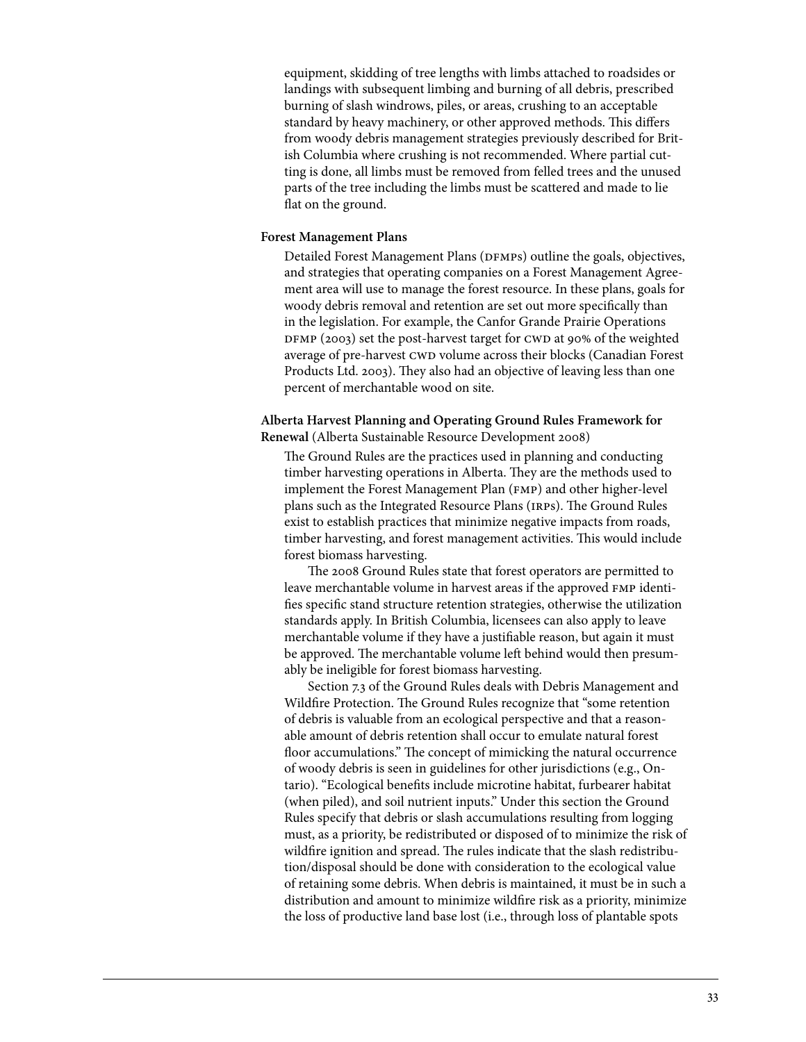equipment, skidding of tree lengths with limbs attached to roadsides or landings with subsequent limbing and burning of all debris, prescribed burning of slash windrows, piles, or areas, crushing to an acceptable standard by heavy machinery, or other approved methods. This differs from woody debris management strategies previously described for British Columbia where crushing is not recommended. Where partial cutting is done, all limbs must be removed from felled trees and the unused parts of the tree including the limbs must be scattered and made to lie flat on the ground.

**Forest Management Plans**

Detailed Forest Management Plans (DFMPs) outline the goals, objectives, and strategies that operating companies on a Forest Management Agreement area will use to manage the forest resource. In these plans, goals for woody debris removal and retention are set out more specifically than in the legislation. For example, the Canfor Grande Prairie Operations DFMP (2003) set the post-harvest target for CWD at 90% of the weighted average of pre-harvest CWD volume across their blocks (Canadian Forest Products Ltd. 2003). They also had an objective of leaving less than one percent of merchantable wood on site.

**Alberta Harvest Planning and Operating Ground Rules Framework for Renewal** (Alberta Sustainable Resource Development 2008)

The Ground Rules are the practices used in planning and conducting timber harvesting operations in Alberta. They are the methods used to implement the Forest Management Plan (FMP) and other higher-level plans such as the Integrated Resource Plans (IRPs). The Ground Rules exist to establish practices that minimize negative impacts from roads, timber harvesting, and forest management activities. This would include forest biomass harvesting.

The 2008 Ground Rules state that forest operators are permitted to leave merchantable volume in harvest areas if the approved FMP identifies specific stand structure retention strategies, otherwise the utilization standards apply. In British Columbia, licensees can also apply to leave merchantable volume if they have a justifiable reason, but again it must be approved. The merchantable volume left behind would then presumably be ineligible for forest biomass harvesting.

Section 7.3 of the Ground Rules deals with Debris Management and Wildfire Protection. The Ground Rules recognize that "some retention of debris is valuable from an ecological perspective and that a reasonable amount of debris retention shall occur to emulate natural forest floor accumulations." The concept of mimicking the natural occurrence of woody debris is seen in guidelines for other jurisdictions (e.g., Ontario). "Ecological benefits include microtine habitat, furbearer habitat (when piled), and soil nutrient inputs." Under this section the Ground Rules specify that debris or slash accumulations resulting from logging must, as a priority, be redistributed or disposed of to minimize the risk of wildfire ignition and spread. The rules indicate that the slash redistribution/disposal should be done with consideration to the ecological value of retaining some debris. When debris is maintained, it must be in such a distribution and amount to minimize wildfire risk as a priority, minimize the loss of productive land base lost (i.e., through loss of plantable spots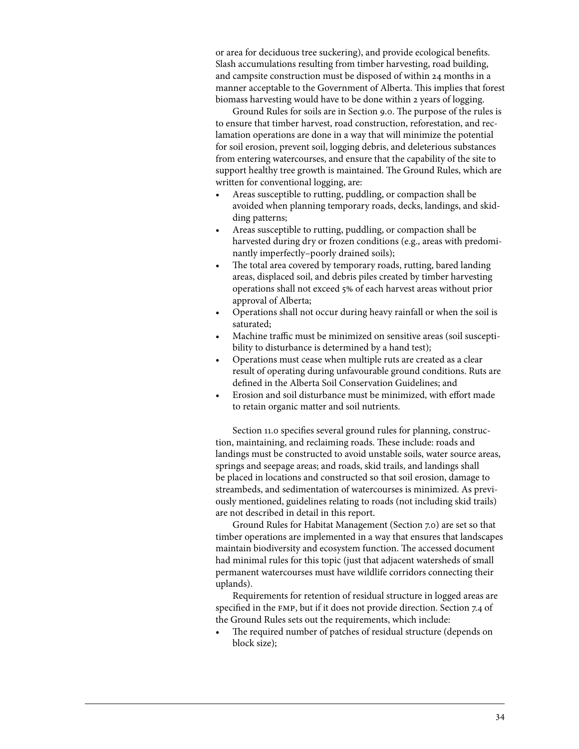or area for deciduous tree suckering), and provide ecological benefits. Slash accumulations resulting from timber harvesting, road building, and campsite construction must be disposed of within 24 months in a manner acceptable to the Government of Alberta. This implies that forest biomass harvesting would have to be done within 2 years of logging.

Ground Rules for soils are in Section 9.0. The purpose of the rules is to ensure that timber harvest, road construction, reforestation, and reclamation operations are done in a way that will minimize the potential for soil erosion, prevent soil, logging debris, and deleterious substances from entering watercourses, and ensure that the capability of the site to support healthy tree growth is maintained. The Ground Rules, which are written for conventional logging, are:

- Areas susceptible to rutting, puddling, or compaction shall be avoided when planning temporary roads, decks, landings, and skidding patterns;
- Areas susceptible to rutting, puddling, or compaction shall be harvested during dry or frozen conditions (e.g., areas with predominantly imperfectly–poorly drained soils);
- The total area covered by temporary roads, rutting, bared landing areas, displaced soil, and debris piles created by timber harvesting operations shall not exceed 5% of each harvest areas without prior approval of Alberta;
- Operations shall not occur during heavy rainfall or when the soil is saturated;
- Machine traffic must be minimized on sensitive areas (soil susceptibility to disturbance is determined by a hand test);
- Operations must cease when multiple ruts are created as a clear result of operating during unfavourable ground conditions. Ruts are defined in the Alberta Soil Conservation Guidelines; and
- Erosion and soil disturbance must be minimized, with effort made to retain organic matter and soil nutrients.

Section 11.0 specifies several ground rules for planning, construction, maintaining, and reclaiming roads. These include: roads and landings must be constructed to avoid unstable soils, water source areas, springs and seepage areas; and roads, skid trails, and landings shall be placed in locations and constructed so that soil erosion, damage to streambeds, and sedimentation of watercourses is minimized. As previously mentioned, guidelines relating to roads (not including skid trails) are not described in detail in this report.

Ground Rules for Habitat Management (Section 7.0) are set so that timber operations are implemented in a way that ensures that landscapes maintain biodiversity and ecosystem function. The accessed document had minimal rules for this topic (just that adjacent watersheds of small permanent watercourses must have wildlife corridors connecting their uplands).

Requirements for retention of residual structure in logged areas are specified in the FMP, but if it does not provide direction. Section 7.4 of the Ground Rules sets out the requirements, which include:

- The required number of patches of residual structure (depends on block size);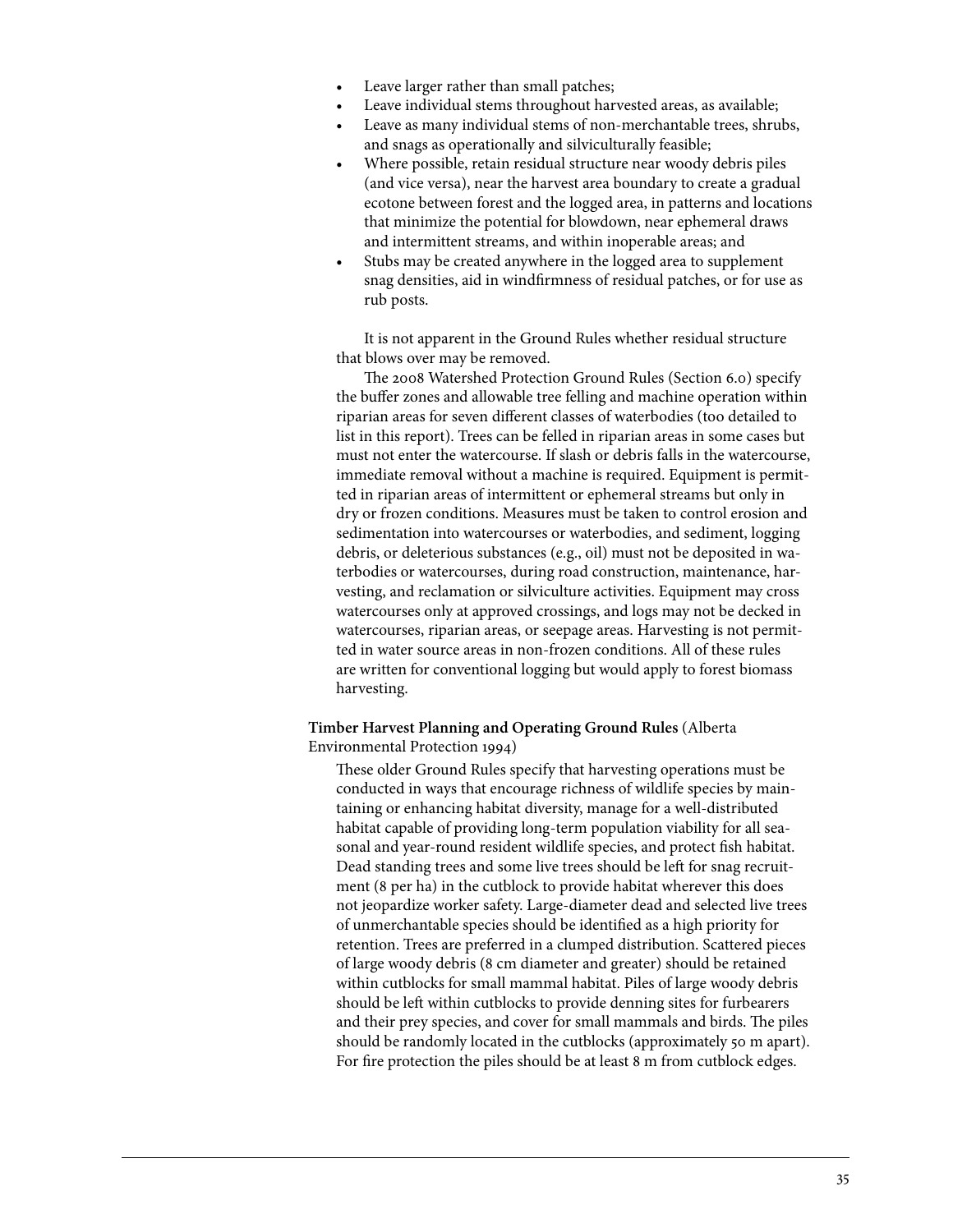- Leave larger rather than small patches;
- Leave individual stems throughout harvested areas, as available;
- Leave as many individual stems of non-merchantable trees, shrubs, and snags as operationally and silviculturally feasible;
- Where possible, retain residual structure near woody debris piles (and vice versa), near the harvest area boundary to create a gradual ecotone between forest and the logged area, in patterns and locations that minimize the potential for blowdown, near ephemeral draws and intermittent streams, and within inoperable areas; and
- Stubs may be created anywhere in the logged area to supplement snag densities, aid in windfirmness of residual patches, or for use as rub posts.

It is not apparent in the Ground Rules whether residual structure that blows over may be removed.

The 2008 Watershed Protection Ground Rules (Section 6.0) specify the buffer zones and allowable tree felling and machine operation within riparian areas for seven different classes of waterbodies (too detailed to list in this report). Trees can be felled in riparian areas in some cases but must not enter the watercourse. If slash or debris falls in the watercourse, immediate removal without a machine is required. Equipment is permitted in riparian areas of intermittent or ephemeral streams but only in dry or frozen conditions. Measures must be taken to control erosion and sedimentation into watercourses or waterbodies, and sediment, logging debris, or deleterious substances (e.g., oil) must not be deposited in waterbodies or watercourses, during road construction, maintenance, harvesting, and reclamation or silviculture activities. Equipment may cross watercourses only at approved crossings, and logs may not be decked in watercourses, riparian areas, or seepage areas. Harvesting is not permitted in water source areas in non-frozen conditions. All of these rules are written for conventional logging but would apply to forest biomass harvesting.

**Timber Harvest Planning and Operating Ground Rules** (Alberta Environmental Protection 1994)

These older Ground Rules specify that harvesting operations must be conducted in ways that encourage richness of wildlife species by maintaining or enhancing habitat diversity, manage for a well-distributed habitat capable of providing long-term population viability for all seasonal and year-round resident wildlife species, and protect fish habitat. Dead standing trees and some live trees should be left for snag recruitment (8 per ha) in the cutblock to provide habitat wherever this does not jeopardize worker safety. Large-diameter dead and selected live trees of unmerchantable species should be identified as a high priority for retention. Trees are preferred in a clumped distribution. Scattered pieces of large woody debris (8 cm diameter and greater) should be retained within cutblocks for small mammal habitat. Piles of large woody debris should be left within cutblocks to provide denning sites for furbearers and their prey species, and cover for small mammals and birds. The piles should be randomly located in the cutblocks (approximately 50 m apart). For fire protection the piles should be at least 8 m from cutblock edges.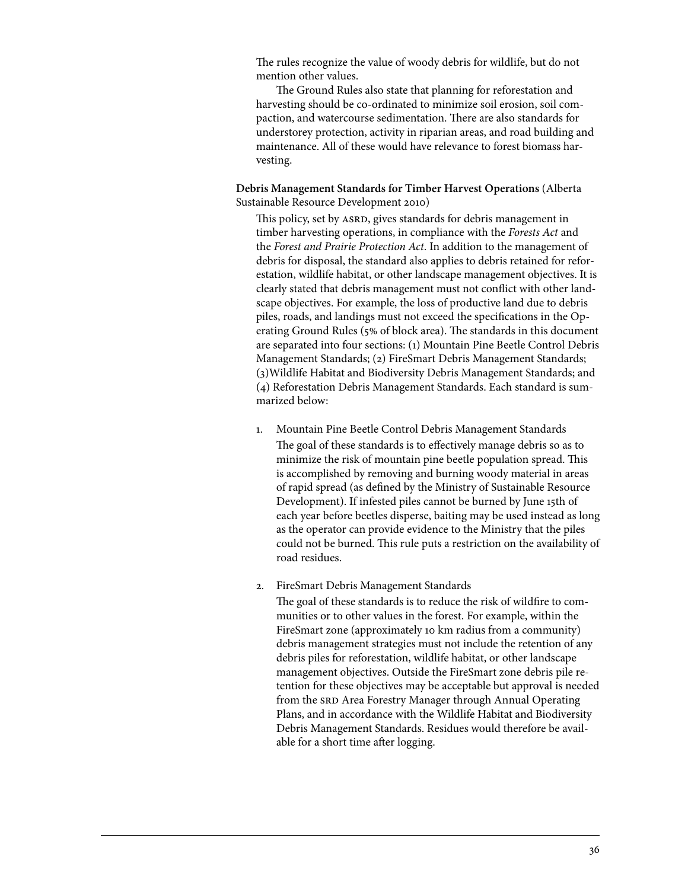The rules recognize the value of woody debris for wildlife, but do not mention other values.

The Ground Rules also state that planning for reforestation and harvesting should be co-ordinated to minimize soil erosion, soil compaction, and watercourse sedimentation. There are also standards for understorey protection, activity in riparian areas, and road building and maintenance. All of these would have relevance to forest biomass harvesting.

**Debris Management Standards for Timber Harvest Operations** (Alberta Sustainable Resource Development 2010)

This policy, set by ASRD, gives standards for debris management in timber harvesting operations, in compliance with the *Forests Act* and the *Forest and Prairie Protection Act*. In addition to the management of debris for disposal, the standard also applies to debris retained for reforestation, wildlife habitat, or other landscape management objectives. It is clearly stated that debris management must not conflict with other landscape objectives. For example, the loss of productive land due to debris piles, roads, and landings must not exceed the specifications in the Operating Ground Rules (5% of block area). The standards in this document are separated into four sections: (1) Mountain Pine Beetle Control Debris Management Standards; (2) FireSmart Debris Management Standards; (3)Wildlife Habitat and Biodiversity Debris Management Standards; and (4) Reforestation Debris Management Standards. Each standard is summarized below:

1. Mountain Pine Beetle Control Debris Management Standards

   The goal of these standards is to effectively manage debris so as to minimize the risk of mountain pine beetle population spread. This is accomplished by removing and burning woody material in areas of rapid spread (as defined by the Ministry of Sustainable Resource Development). If infested piles cannot be burned by June 15th of each year before beetles disperse, baiting may be used instead as long as the operator can provide evidence to the Ministry that the piles could not be burned. This rule puts a restriction on the availability of road residues.

2. FireSmart Debris Management Standards

   The goal of these standards is to reduce the risk of wildfire to communities or to other values in the forest. For example, within the FireSmart zone (approximately 10 km radius from a community) debris management strategies must not include the retention of any debris piles for reforestation, wildlife habitat, or other landscape management objectives. Outside the FireSmart zone debris pile retention for these objectives may be acceptable but approval is needed from the SRD Area Forestry Manager through Annual Operating Plans, and in accordance with the Wildlife Habitat and Biodiversity Debris Management Standards. Residues would therefore be available for a short time after logging.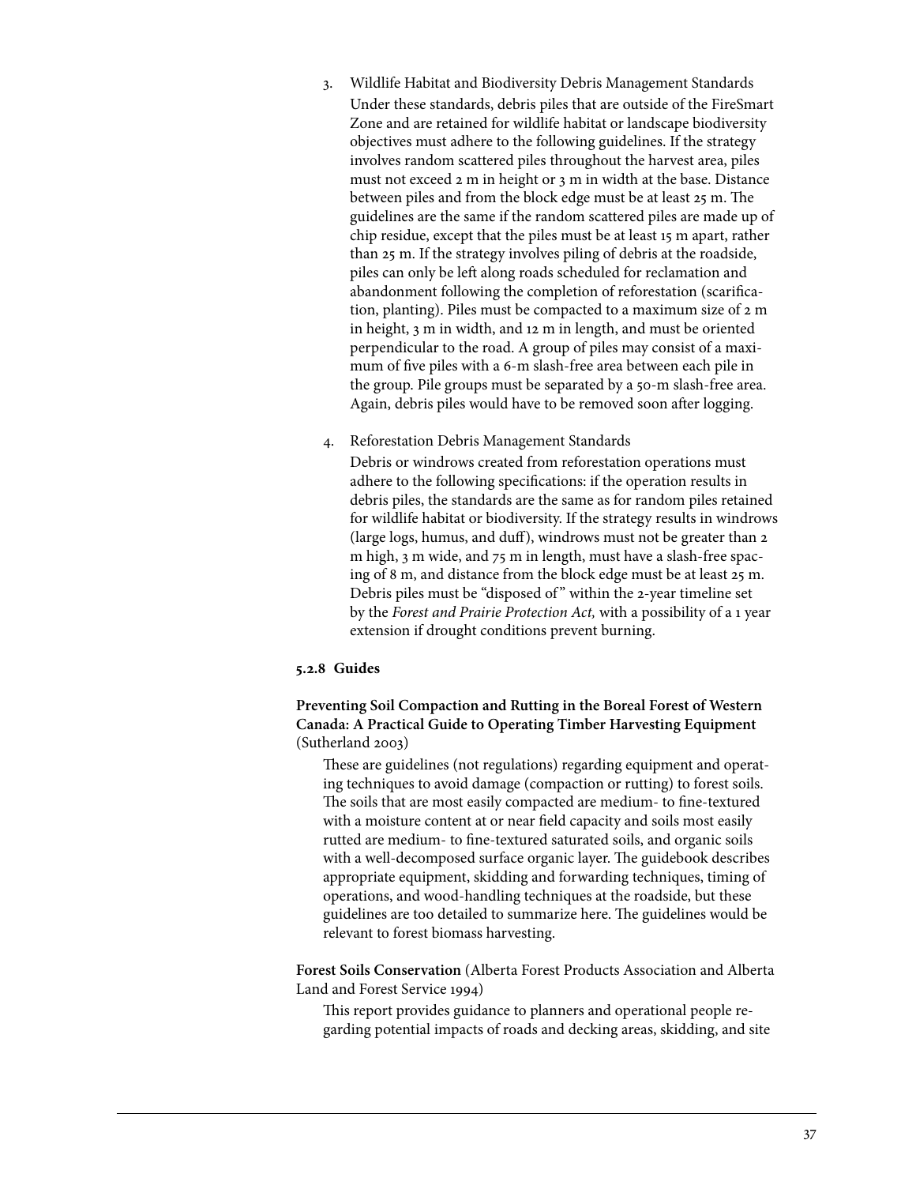3. Wildlife Habitat and Biodiversity Debris Management Standards

   Under these standards, debris piles that are outside of the FireSmart Zone and are retained for wildlife habitat or landscape biodiversity objectives must adhere to the following guidelines. If the strategy involves random scattered piles throughout the harvest area, piles must not exceed 2 m in height or 3 m in width at the base. Distance between piles and from the block edge must be at least 25 m. The guidelines are the same if the random scattered piles are made up of chip residue, except that the piles must be at least 15 m apart, rather than 25 m. If the strategy involves piling of debris at the roadside, piles can only be left along roads scheduled for reclamation and abandonment following the completion of reforestation (scarification, planting). Piles must be compacted to a maximum size of 2 m in height, 3 m in width, and 12 m in length, and must be oriented perpendicular to the road. A group of piles may consist of a maximum of five piles with a 6-m slash-free area between each pile in the group. Pile groups must be separated by a 50-m slash-free area. Again, debris piles would have to be removed soon after logging.

4. Reforestation Debris Management Standards

   Debris or windrows created from reforestation operations must adhere to the following specifications: if the operation results in debris piles, the standards are the same as for random piles retained for wildlife habitat or biodiversity. If the strategy results in windrows (large logs, humus, and duff), windrows must not be greater than 2 m high, 3 m wide, and 75 m in length, must have a slash-free spacing of 8 m, and distance from the block edge must be at least 25 m. Debris piles must be "disposed of" within the 2-year timeline set by the *Forest and Prairie Protection Act,* with a possibility of a 1 year extension if drought conditions prevent burning.

#### 5.2.8 Guides

**Preventing Soil Compaction and Rutting in the Boreal Forest of Western Canada: A Practical Guide to Operating Timber Harvesting Equipment** (Sutherland 2003)

These are guidelines (not regulations) regarding equipment and operating techniques to avoid damage (compaction or rutting) to forest soils. The soils that are most easily compacted are medium- to fine-textured with a moisture content at or near field capacity and soils most easily rutted are medium- to fine-textured saturated soils, and organic soils with a well-decomposed surface organic layer. The guidebook describes appropriate equipment, skidding and forwarding techniques, timing of operations, and wood-handling techniques at the roadside, but these guidelines are too detailed to summarize here. The guidelines would be relevant to forest biomass harvesting.

**Forest Soils Conservation** (Alberta Forest Products Association and Alberta Land and Forest Service 1994)

This report provides guidance to planners and operational people regarding potential impacts of roads and decking areas, skidding, and site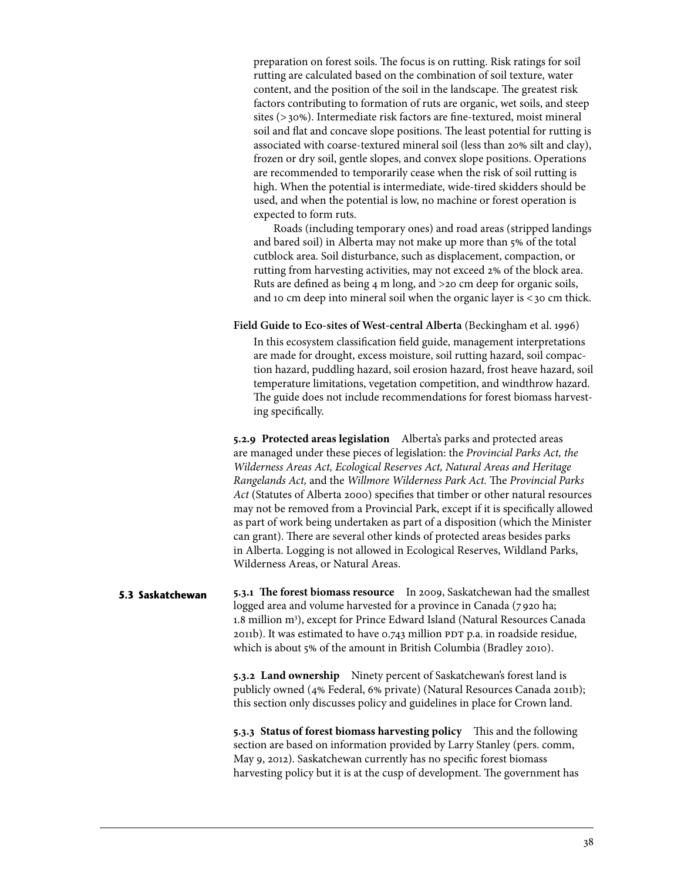preparation on forest soils. The focus is on rutting. Risk ratings for soil rutting are calculated based on the combination of soil texture, water content, and the position of the soil in the landscape. The greatest risk factors contributing to formation of ruts are organic, wet soils, and steep sites (>30%). Intermediate risk factors are fine-textured, moist mineral soil and flat and concave slope positions. The least potential for rutting is associated with coarse-textured mineral soil (less than 20% silt and clay), frozen or dry soil, gentle slopes, and convex slope positions. Operations are recommended to temporarily cease when the risk of soil rutting is high. When the potential is intermediate, wide-tired skidders should be used, and when the potential is low, no machine or forest operation is expected to form ruts.

Roads (including temporary ones) and road areas (stripped landings and bared soil) in Alberta may not make up more than 5% of the total cutblock area. Soil disturbance, such as displacement, compaction, or rutting from harvesting activities, may not exceed 2% of the block area. Ruts are defined as being 4 m long, and >20 cm deep for organic soils, and 10 cm deep into mineral soil when the organic layer is <30 cm thick.

**Field Guide to Eco-sites of West-central Alberta** (Beckingham et al. 1996)

In this ecosystem classification field guide, management interpretations are made for drought, excess moisture, soil rutting hazard, soil compaction hazard, puddling hazard, soil erosion hazard, frost heave hazard, soil temperature limitations, vegetation competition, and windthrow hazard. The guide does not include recommendations for forest biomass harvesting specifically.

**5.2.9 Protected areas legislation** Alberta's parks and protected areas are managed under these pieces of legislation: the *Provincial Parks Act, the Wilderness Areas Act, Ecological Reserves Act, Natural Areas and Heritage Rangelands Act,* and the *Willmore Wilderness Park Act.* The *Provincial Parks Act* (Statutes of Alberta 2000) specifies that timber or other natural resources may not be removed from a Provincial Park, except if it is specifically allowed as part of work being undertaken as part of a disposition (which the Minister can grant). There are several other kinds of protected areas besides parks in Alberta. Logging is not allowed in Ecological Reserves, Wildland Parks, Wilderness Areas, or Natural Areas.

## 5.3 Saskatchewan

**5.3.1 The forest biomass resource** In 2009, Saskatchewan had the smallest logged area and volume harvested for a province in Canada (7 920 ha; 1.8 million m$^3$), except for Prince Edward Island (Natural Resources Canada 2011b). It was estimated to have 0.743 million PDT p.a. in roadside residue, which is about 5% of the amount in British Columbia (Bradley 2010).

**5.3.2 Land ownership** Ninety percent of Saskatchewan's forest land is publicly owned (4% Federal, 6% private) (Natural Resources Canada 2011b); this section only discusses policy and guidelines in place for Crown land.

**5.3.3 Status of forest biomass harvesting policy** This and the following section are based on information provided by Larry Stanley (pers. comm, May 9, 2012). Saskatchewan currently has no specific forest biomass harvesting policy but it is at the cusp of development. The government has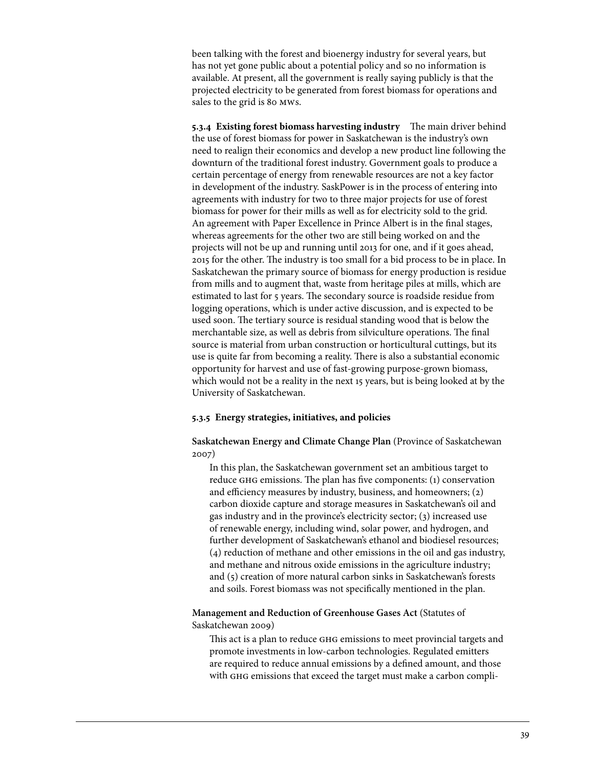been talking with the forest and bioenergy industry for several years, but has not yet gone public about a potential policy and so no information is available. At present, all the government is really saying publicly is that the projected electricity to be generated from forest biomass for operations and sales to the grid is 80 MWs.

**5.3.4 Existing forest biomass harvesting industry** The main driver behind the use of forest biomass for power in Saskatchewan is the industry's own need to realign their economics and develop a new product line following the downturn of the traditional forest industry. Government goals to produce a certain percentage of energy from renewable resources are not a key factor in development of the industry. SaskPower is in the process of entering into agreements with industry for two to three major projects for use of forest biomass for power for their mills as well as for electricity sold to the grid. An agreement with Paper Excellence in Prince Albert is in the final stages, whereas agreements for the other two are still being worked on and the projects will not be up and running until 2013 for one, and if it goes ahead, 2015 for the other. The industry is too small for a bid process to be in place. In Saskatchewan the primary source of biomass for energy production is residue from mills and to augment that, waste from heritage piles at mills, which are estimated to last for 5 years. The secondary source is roadside residue from logging operations, which is under active discussion, and is expected to be used soon. The tertiary source is residual standing wood that is below the merchantable size, as well as debris from silviculture operations. The final source is material from urban construction or horticultural cuttings, but its use is quite far from becoming a reality. There is also a substantial economic opportunity for harvest and use of fast-growing purpose-grown biomass, which would not be a reality in the next 15 years, but is being looked at by the University of Saskatchewan.

**5.3.5 Energy strategies, initiatives, and policies**

**Saskatchewan Energy and Climate Change Plan** (Province of Saskatchewan 2007)

In this plan, the Saskatchewan government set an ambitious target to reduce GHG emissions. The plan has five components: (1) conservation and efficiency measures by industry, business, and homeowners; (2) carbon dioxide capture and storage measures in Saskatchewan's oil and gas industry and in the province's electricity sector; (3) increased use of renewable energy, including wind, solar power, and hydrogen, and further development of Saskatchewan's ethanol and biodiesel resources; (4) reduction of methane and other emissions in the oil and gas industry, and methane and nitrous oxide emissions in the agriculture industry; and (5) creation of more natural carbon sinks in Saskatchewan's forests and soils. Forest biomass was not specifically mentioned in the plan.

**Management and Reduction of Greenhouse Gases Act** (Statutes of Saskatchewan 2009)

This act is a plan to reduce GHG emissions to meet provincial targets and promote investments in low-carbon technologies. Regulated emitters are required to reduce annual emissions by a defined amount, and those with GHG emissions that exceed the target must make a carbon compli-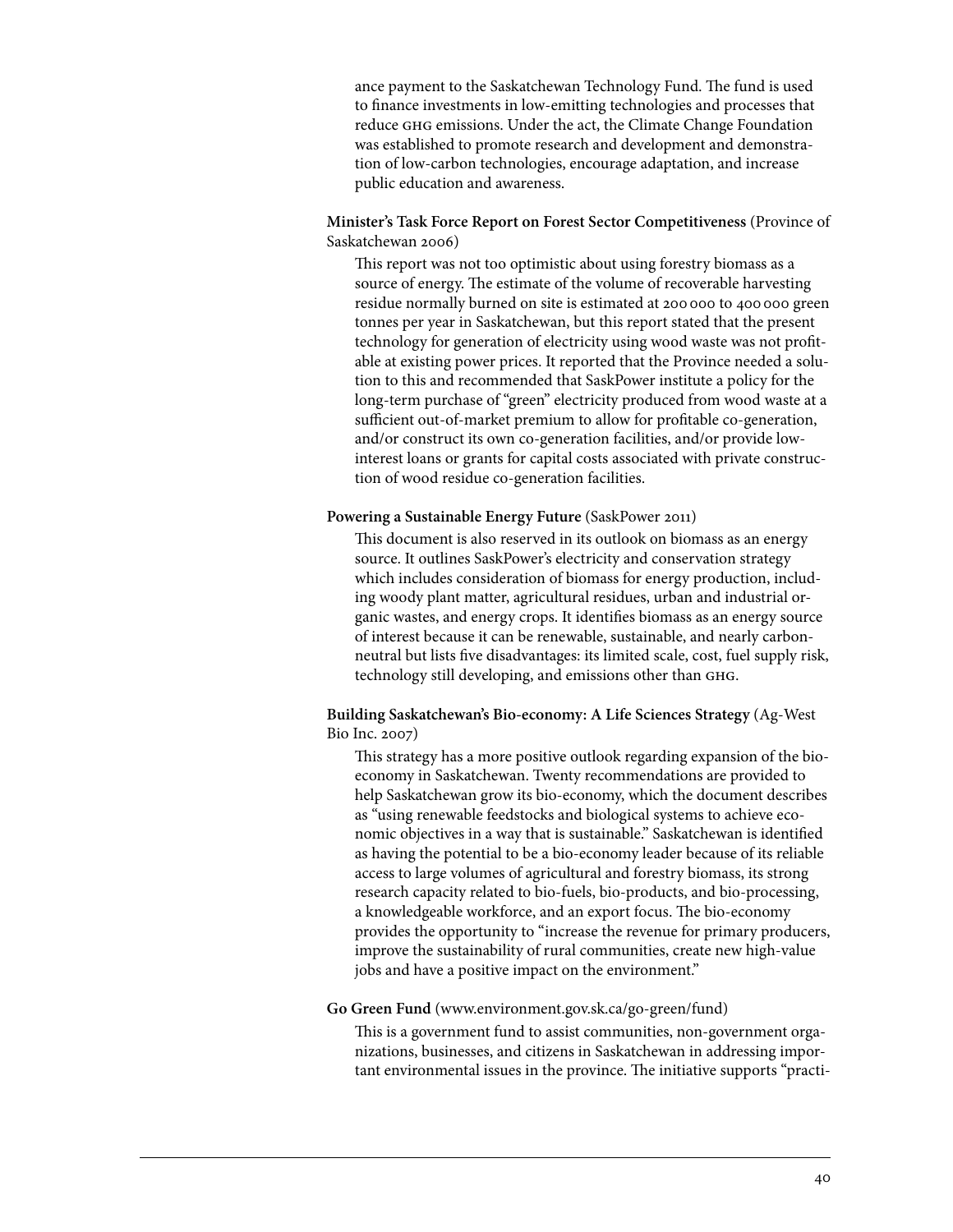ance payment to the Saskatchewan Technology Fund. The fund is used to finance investments in low-emitting technologies and processes that reduce GHG emissions. Under the act, the Climate Change Foundation was established to promote research and development and demonstration of low-carbon technologies, encourage adaptation, and increase public education and awareness.

**Minister's Task Force Report on Forest Sector Competitiveness** (Province of Saskatchewan 2006)

This report was not too optimistic about using forestry biomass as a source of energy. The estimate of the volume of recoverable harvesting residue normally burned on site is estimated at 200 000 to 400 000 green tonnes per year in Saskatchewan, but this report stated that the present technology for generation of electricity using wood waste was not profitable at existing power prices. It reported that the Province needed a solution to this and recommended that SaskPower institute a policy for the long-term purchase of "green" electricity produced from wood waste at a sufficient out-of-market premium to allow for profitable co-generation, and/or construct its own co-generation facilities, and/or provide low-interest loans or grants for capital costs associated with private construction of wood residue co-generation facilities.

**Powering a Sustainable Energy Future** (SaskPower 2011)

This document is also reserved in its outlook on biomass as an energy source. It outlines SaskPower's electricity and conservation strategy which includes consideration of biomass for energy production, including woody plant matter, agricultural residues, urban and industrial organic wastes, and energy crops. It identifies biomass as an energy source of interest because it can be renewable, sustainable, and nearly carbon-neutral but lists five disadvantages: its limited scale, cost, fuel supply risk, technology still developing, and emissions other than GHG.

**Building Saskatchewan's Bio-economy: A Life Sciences Strategy** (Ag-West Bio Inc. 2007)

This strategy has a more positive outlook regarding expansion of the bio-economy in Saskatchewan. Twenty recommendations are provided to help Saskatchewan grow its bio-economy, which the document describes as "using renewable feedstocks and biological systems to achieve economic objectives in a way that is sustainable." Saskatchewan is identified as having the potential to be a bio-economy leader because of its reliable access to large volumes of agricultural and forestry biomass, its strong research capacity related to bio-fuels, bio-products, and bio-processing, a knowledgeable workforce, and an export focus. The bio-economy provides the opportunity to "increase the revenue for primary producers, improve the sustainability of rural communities, create new high-value jobs and have a positive impact on the environment."

**Go Green Fund** (www.environment.gov.sk.ca/go-green/fund)

This is a government fund to assist communities, non-government organizations, businesses, and citizens in Saskatchewan in addressing important environmental issues in the province. The initiative supports "practi-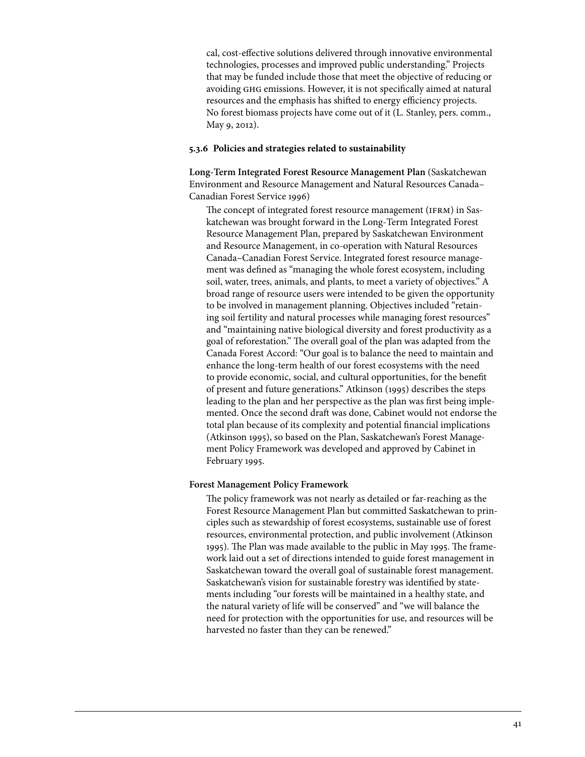cal, cost-effective solutions delivered through innovative environmental technologies, processes and improved public understanding." Projects that may be funded include those that meet the objective of reducing or avoiding GHG emissions. However, it is not specifically aimed at natural resources and the emphasis has shifted to energy efficiency projects. No forest biomass projects have come out of it (L. Stanley, pers. comm., May 9, 2012).

### 5.3.6 Policies and strategies related to sustainability

**Long-Term Integrated Forest Resource Management Plan** (Saskatchewan Environment and Resource Management and Natural Resources Canada–Canadian Forest Service 1996)

The concept of integrated forest resource management (IFRM) in Saskatchewan was brought forward in the Long-Term Integrated Forest Resource Management Plan, prepared by Saskatchewan Environment and Resource Management, in co-operation with Natural Resources Canada–Canadian Forest Service. Integrated forest resource management was defined as "managing the whole forest ecosystem, including soil, water, trees, animals, and plants, to meet a variety of objectives." A broad range of resource users were intended to be given the opportunity to be involved in management planning. Objectives included "retaining soil fertility and natural processes while managing forest resources" and "maintaining native biological diversity and forest productivity as a goal of reforestation." The overall goal of the plan was adapted from the Canada Forest Accord: "Our goal is to balance the need to maintain and enhance the long-term health of our forest ecosystems with the need to provide economic, social, and cultural opportunities, for the benefit of present and future generations." Atkinson (1995) describes the steps leading to the plan and her perspective as the plan was first being implemented. Once the second draft was done, Cabinet would not endorse the total plan because of its complexity and potential financial implications (Atkinson 1995), so based on the Plan, Saskatchewan's Forest Management Policy Framework was developed and approved by Cabinet in February 1995.

**Forest Management Policy Framework**

The policy framework was not nearly as detailed or far-reaching as the Forest Resource Management Plan but committed Saskatchewan to principles such as stewardship of forest ecosystems, sustainable use of forest resources, environmental protection, and public involvement (Atkinson 1995). The Plan was made available to the public in May 1995. The framework laid out a set of directions intended to guide forest management in Saskatchewan toward the overall goal of sustainable forest management. Saskatchewan's vision for sustainable forestry was identified by statements including "our forests will be maintained in a healthy state, and the natural variety of life will be conserved" and "we will balance the need for protection with the opportunities for use, and resources will be harvested no faster than they can be renewed."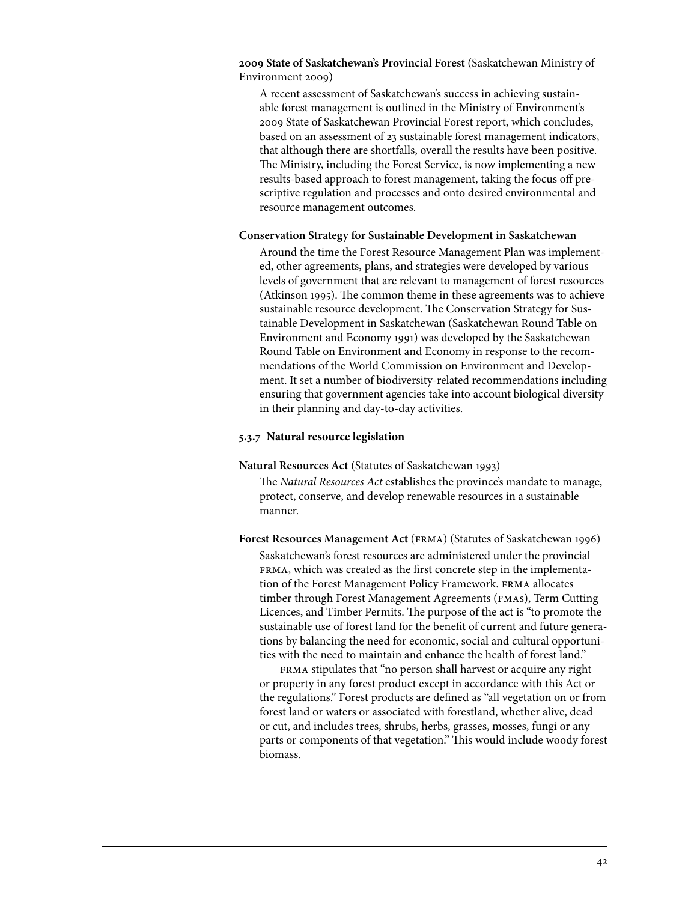**2009 State of Saskatchewan's Provincial Forest** (Saskatchewan Ministry of Environment 2009)

A recent assessment of Saskatchewan's success in achieving sustainable forest management is outlined in the Ministry of Environment's 2009 State of Saskatchewan Provincial Forest report, which concludes, based on an assessment of 23 sustainable forest management indicators, that although there are shortfalls, overall the results have been positive. The Ministry, including the Forest Service, is now implementing a new results-based approach to forest management, taking the focus off prescriptive regulation and processes and onto desired environmental and resource management outcomes.

**Conservation Strategy for Sustainable Development in Saskatchewan**

Around the time the Forest Resource Management Plan was implemented, other agreements, plans, and strategies were developed by various levels of government that are relevant to management of forest resources (Atkinson 1995). The common theme in these agreements was to achieve sustainable resource development. The Conservation Strategy for Sustainable Development in Saskatchewan (Saskatchewan Round Table on Environment and Economy 1991) was developed by the Saskatchewan Round Table on Environment and Economy in response to the recommendations of the World Commission on Environment and Development. It set a number of biodiversity-related recommendations including ensuring that government agencies take into account biological diversity in their planning and day-to-day activities.

### 5.3.7 Natural resource legislation

**Natural Resources Act** (Statutes of Saskatchewan 1993)

The *Natural Resources Act* establishes the province's mandate to manage, protect, conserve, and develop renewable resources in a sustainable manner.

**Forest Resources Management Act** (FRMA) (Statutes of Saskatchewan 1996)

Saskatchewan's forest resources are administered under the provincial FRMA, which was created as the first concrete step in the implementation of the Forest Management Policy Framework. FRMA allocates timber through Forest Management Agreements (FMAs), Term Cutting Licences, and Timber Permits. The purpose of the act is "to promote the sustainable use of forest land for the benefit of current and future generations by balancing the need for economic, social and cultural opportunities with the need to maintain and enhance the health of forest land."

FRMA stipulates that "no person shall harvest or acquire any right or property in any forest product except in accordance with this Act or the regulations." Forest products are defined as "all vegetation on or from forest land or waters or associated with forestland, whether alive, dead or cut, and includes trees, shrubs, herbs, grasses, mosses, fungi or any parts or components of that vegetation." This would include woody forest biomass.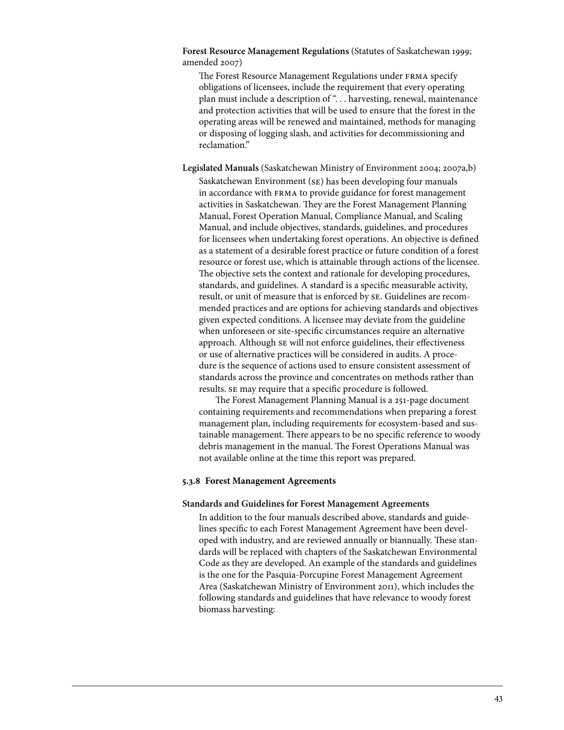**Forest Resource Management Regulations** (Statutes of Saskatchewan 1999; amended 2007)

The Forest Resource Management Regulations under FRMA specify obligations of licensees, include the requirement that every operating plan must include a description of ". . . harvesting, renewal, maintenance and protection activities that will be used to ensure that the forest in the operating areas will be renewed and maintained, methods for managing or disposing of logging slash, and activities for decommissioning and reclamation."

**Legislated Manuals** (Saskatchewan Ministry of Environment 2004; 2007a,b)

Saskatchewan Environment (SE) has been developing four manuals in accordance with FRMA to provide guidance for forest management activities in Saskatchewan. They are the Forest Management Planning Manual, Forest Operation Manual, Compliance Manual, and Scaling Manual, and include objectives, standards, guidelines, and procedures for licensees when undertaking forest operations. An objective is defined as a statement of a desirable forest practice or future condition of a forest resource or forest use, which is attainable through actions of the licensee. The objective sets the context and rationale for developing procedures, standards, and guidelines. A standard is a specific measurable activity, result, or unit of measure that is enforced by SE. Guidelines are recommended practices and are options for achieving standards and objectives given expected conditions. A licensee may deviate from the guideline when unforeseen or site-specific circumstances require an alternative approach. Although SE will not enforce guidelines, their effectiveness or use of alternative practices will be considered in audits. A procedure is the sequence of actions used to ensure consistent assessment of standards across the province and concentrates on methods rather than results. SE may require that a specific procedure is followed.

The Forest Management Planning Manual is a 251-page document containing requirements and recommendations when preparing a forest management plan, including requirements for ecosystem-based and sustainable management. There appears to be no specific reference to woody debris management in the manual. The Forest Operations Manual was not available online at the time this report was prepared.

### 5.3.8 Forest Management Agreements

**Standards and Guidelines for Forest Management Agreements**

In addition to the four manuals described above, standards and guidelines specific to each Forest Management Agreement have been developed with industry, and are reviewed annually or biannually. These standards will be replaced with chapters of the Saskatchewan Environmental Code as they are developed. An example of the standards and guidelines is the one for the Pasquia-Porcupine Forest Management Agreement Area (Saskatchewan Ministry of Environment 2011), which includes the following standards and guidelines that have relevance to woody forest biomass harvesting: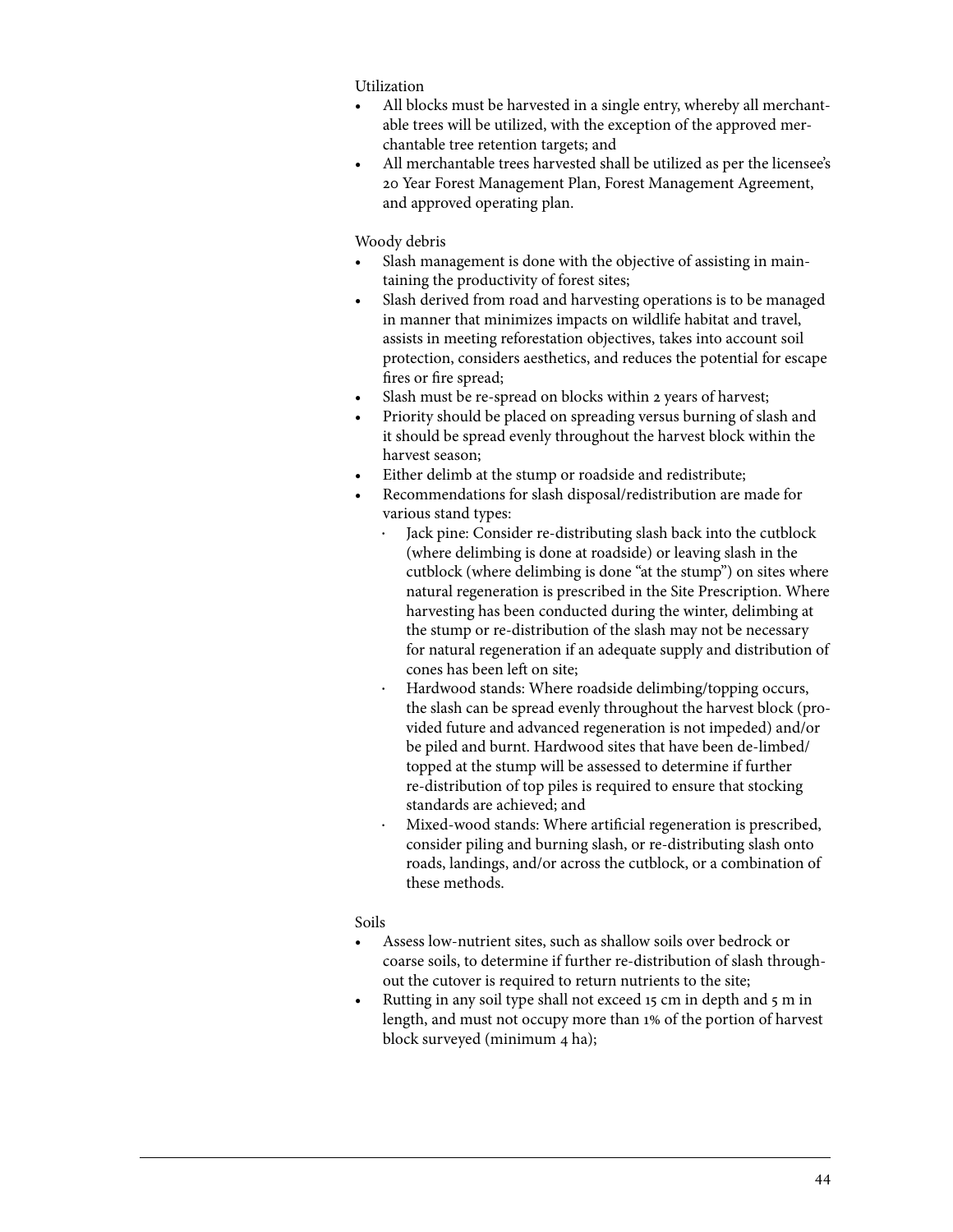Utilization

- All blocks must be harvested in a single entry, whereby all merchantable trees will be utilized, with the exception of the approved merchantable tree retention targets; and
- All merchantable trees harvested shall be utilized as per the licensee's 20 Year Forest Management Plan, Forest Management Agreement, and approved operating plan.

Woody debris

- Slash management is done with the objective of assisting in maintaining the productivity of forest sites;
- Slash derived from road and harvesting operations is to be managed in manner that minimizes impacts on wildlife habitat and travel, assists in meeting reforestation objectives, takes into account soil protection, considers aesthetics, and reduces the potential for escape fires or fire spread;
- Slash must be re-spread on blocks within 2 years of harvest;
- Priority should be placed on spreading versus burning of slash and it should be spread evenly throughout the harvest block within the harvest season;
- Either delimb at the stump or roadside and redistribute;
- Recommendations for slash disposal/redistribution are made for various stand types:
    - Jack pine: Consider re-distributing slash back into the cutblock (where delimbing is done at roadside) or leaving slash in the cutblock (where delimbing is done "at the stump") on sites where natural regeneration is prescribed in the Site Prescription. Where harvesting has been conducted during the winter, delimbing at the stump or re-distribution of the slash may not be necessary for natural regeneration if an adequate supply and distribution of cones has been left on site;
    - Hardwood stands: Where roadside delimbing/topping occurs, the slash can be spread evenly throughout the harvest block (provided future and advanced regeneration is not impeded) and/or be piled and burnt. Hardwood sites that have been de-limbed/topped at the stump will be assessed to determine if further re-distribution of top piles is required to ensure that stocking standards are achieved; and
    - Mixed-wood stands: Where artificial regeneration is prescribed, consider piling and burning slash, or re-distributing slash onto roads, landings, and/or across the cutblock, or a combination of these methods.

Soils

- Assess low-nutrient sites, such as shallow soils over bedrock or coarse soils, to determine if further re-distribution of slash throughout the cutover is required to return nutrients to the site;
- Rutting in any soil type shall not exceed 15 cm in depth and 5 m in length, and must not occupy more than 1% of the portion of harvest block surveyed (minimum 4 ha);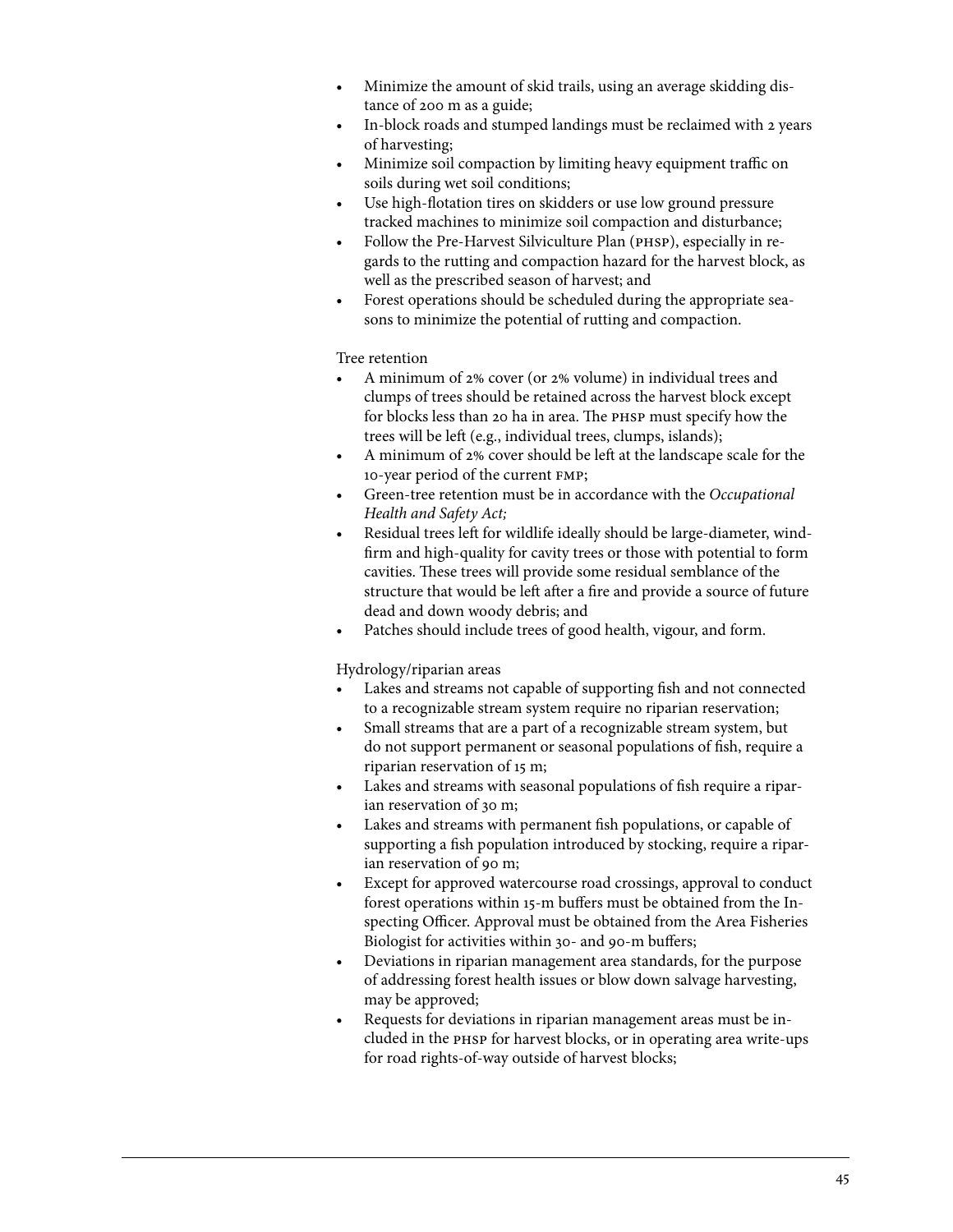- Minimize the amount of skid trails, using an average skidding distance of 200 m as a guide;
- In-block roads and stumped landings must be reclaimed with 2 years of harvesting;
- Minimize soil compaction by limiting heavy equipment traffic on soils during wet soil conditions;
- Use high-flotation tires on skidders or use low ground pressure tracked machines to minimize soil compaction and disturbance;
- Follow the Pre-Harvest Silviculture Plan (PHSP), especially in regards to the rutting and compaction hazard for the harvest block, as well as the prescribed season of harvest; and
- Forest operations should be scheduled during the appropriate seasons to minimize the potential of rutting and compaction.

Tree retention

- A minimum of 2% cover (or 2% volume) in individual trees and clumps of trees should be retained across the harvest block except for blocks less than 20 ha in area. The PHSP must specify how the trees will be left (e.g., individual trees, clumps, islands);
- A minimum of 2% cover should be left at the landscape scale for the 10-year period of the current FMP;
- Green-tree retention must be in accordance with the *Occupational Health and Safety Act;*
- Residual trees left for wildlife ideally should be large-diameter, windfirm and high-quality for cavity trees or those with potential to form cavities. These trees will provide some residual semblance of the structure that would be left after a fire and provide a source of future dead and down woody debris; and
- Patches should include trees of good health, vigour, and form.

Hydrology/riparian areas

- Lakes and streams not capable of supporting fish and not connected to a recognizable stream system require no riparian reservation;
- Small streams that are a part of a recognizable stream system, but do not support permanent or seasonal populations of fish, require a riparian reservation of 15 m;
- Lakes and streams with seasonal populations of fish require a riparian reservation of 30 m;
- Lakes and streams with permanent fish populations, or capable of supporting a fish population introduced by stocking, require a riparian reservation of 90 m;
- Except for approved watercourse road crossings, approval to conduct forest operations within 15-m buffers must be obtained from the Inspecting Officer. Approval must be obtained from the Area Fisheries Biologist for activities within 30- and 90-m buffers;
- Deviations in riparian management area standards, for the purpose of addressing forest health issues or blow down salvage harvesting, may be approved;
- Requests for deviations in riparian management areas must be included in the PHSP for harvest blocks, or in operating area write-ups for road rights-of-way outside of harvest blocks;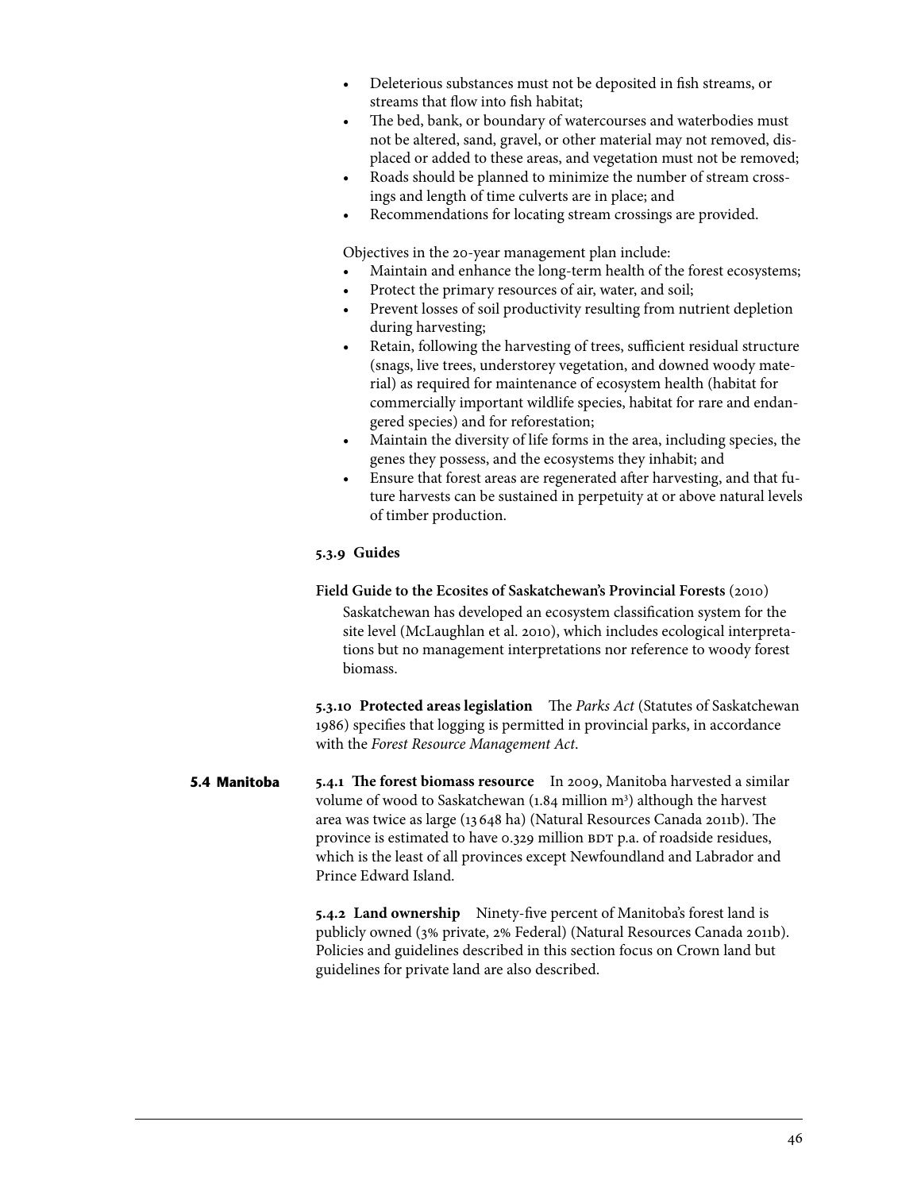- Deleterious substances must not be deposited in fish streams, or streams that flow into fish habitat;
- The bed, bank, or boundary of watercourses and waterbodies must not be altered, sand, gravel, or other material may not removed, displaced or added to these areas, and vegetation must not be removed;
- Roads should be planned to minimize the number of stream crossings and length of time culverts are in place; and
- Recommendations for locating stream crossings are provided.

Objectives in the 20-year management plan include:

- Maintain and enhance the long-term health of the forest ecosystems;
- Protect the primary resources of air, water, and soil;
- Prevent losses of soil productivity resulting from nutrient depletion during harvesting;
- Retain, following the harvesting of trees, sufficient residual structure (snags, live trees, understorey vegetation, and downed woody material) as required for maintenance of ecosystem health (habitat for commercially important wildlife species, habitat for rare and endangered species) and for reforestation;
- Maintain the diversity of life forms in the area, including species, the genes they possess, and the ecosystems they inhabit; and
- Ensure that forest areas are regenerated after harvesting, and that future harvests can be sustained in perpetuity at or above natural levels of timber production.

#### 5.3.9 Guides

**Field Guide to the Ecosites of Saskatchewan's Provincial Forests** (2010)

Saskatchewan has developed an ecosystem classification system for the site level (McLaughlan et al. 2010), which includes ecological interpretations but no management interpretations nor reference to woody forest biomass.

**5.3.10 Protected areas legislation** The *Parks Act* (Statutes of Saskatchewan 1986) specifies that logging is permitted in provincial parks, in accordance with the *Forest Resource Management Act*.

### 5.4 Manitoba

**5.4.1 The forest biomass resource** In 2009, Manitoba harvested a similar volume of wood to Saskatchewan (1.84 million m³) although the harvest area was twice as large (13 648 ha) (Natural Resources Canada 2011b). The province is estimated to have 0.329 million BDT p.a. of roadside residues, which is the least of all provinces except Newfoundland and Labrador and Prince Edward Island.

**5.4.2 Land ownership** Ninety-five percent of Manitoba's forest land is publicly owned (3% private, 2% Federal) (Natural Resources Canada 2011b). Policies and guidelines described in this section focus on Crown land but guidelines for private land are also described.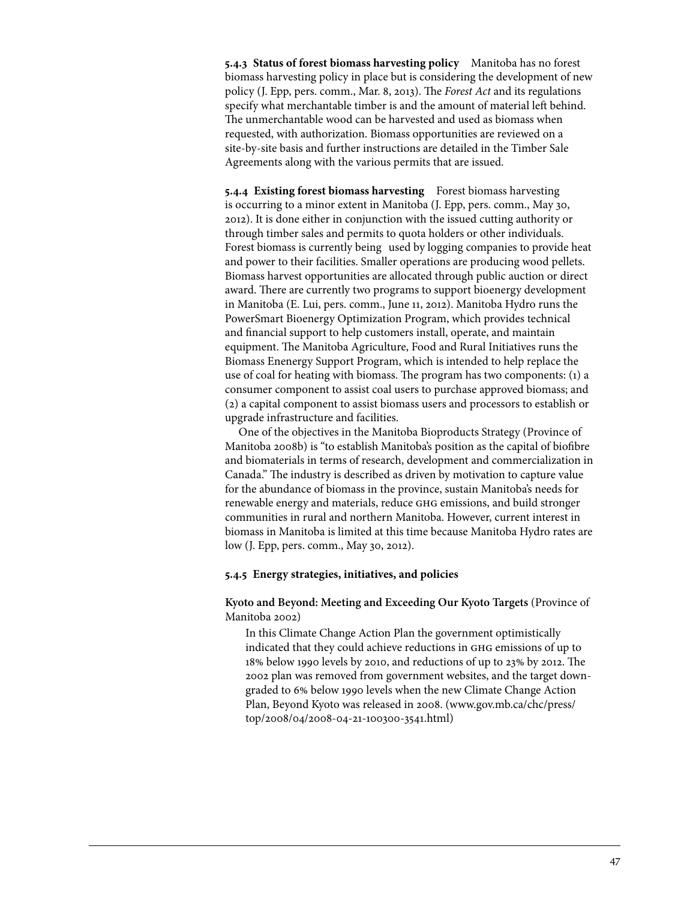**5.4.3 Status of forest biomass harvesting policy** Manitoba has no forest biomass harvesting policy in place but is considering the development of new policy (J. Epp, pers. comm., Mar. 8, 2013). The *Forest Act* and its regulations specify what merchantable timber is and the amount of material left behind. The unmerchantable wood can be harvested and used as biomass when requested, with authorization. Biomass opportunities are reviewed on a site-by-site basis and further instructions are detailed in the Timber Sale Agreements along with the various permits that are issued.

**5.4.4 Existing forest biomass harvesting** Forest biomass harvesting is occurring to a minor extent in Manitoba (J. Epp, pers. comm., May 30, 2012). It is done either in conjunction with the issued cutting authority or through timber sales and permits to quota holders or other individuals. Forest biomass is currently being used by logging companies to provide heat and power to their facilities. Smaller operations are producing wood pellets. Biomass harvest opportunities are allocated through public auction or direct award. There are currently two programs to support bioenergy development in Manitoba (E. Lui, pers. comm., June 11, 2012). Manitoba Hydro runs the PowerSmart Bioenergy Optimization Program, which provides technical and financial support to help customers install, operate, and maintain equipment. The Manitoba Agriculture, Food and Rural Initiatives runs the Biomass Enenergy Support Program, which is intended to help replace the use of coal for heating with biomass. The program has two components: (1) a consumer component to assist coal users to purchase approved biomass; and (2) a capital component to assist biomass users and processors to establish or upgrade infrastructure and facilities.

One of the objectives in the Manitoba Bioproducts Strategy (Province of Manitoba 2008b) is "to establish Manitoba's position as the capital of biofibre and biomaterials in terms of research, development and commercialization in Canada." The industry is described as driven by motivation to capture value for the abundance of biomass in the province, sustain Manitoba's needs for renewable energy and materials, reduce GHG emissions, and build stronger communities in rural and northern Manitoba. However, current interest in biomass in Manitoba is limited at this time because Manitoba Hydro rates are low (J. Epp, pers. comm., May 30, 2012).

**5.4.5 Energy strategies, initiatives, and policies**

**Kyoto and Beyond: Meeting and Exceeding Our Kyoto Targets** (Province of Manitoba 2002)

In this Climate Change Action Plan the government optimistically indicated that they could achieve reductions in GHG emissions of up to 18% below 1990 levels by 2010, and reductions of up to 23% by 2012. The 2002 plan was removed from government websites, and the target downgraded to 6% below 1990 levels when the new Climate Change Action Plan, Beyond Kyoto was released in 2008. (www.gov.mb.ca/chc/press/top/2008/04/2008-04-21-100300-3541.html)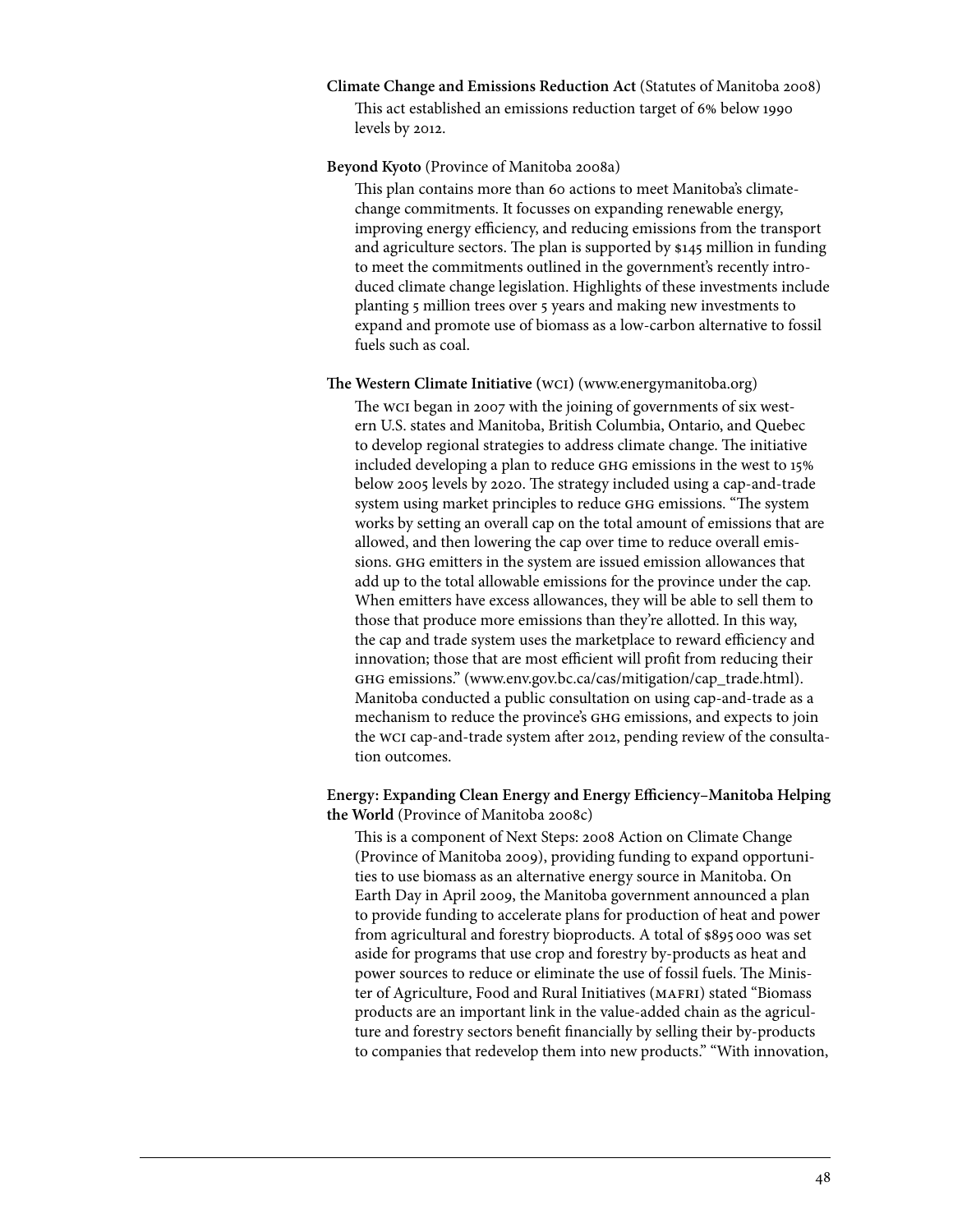**Climate Change and Emissions Reduction Act** (Statutes of Manitoba 2008)

This act established an emissions reduction target of 6% below 1990 levels by 2012.

**Beyond Kyoto** (Province of Manitoba 2008a)

This plan contains more than 60 actions to meet Manitoba's climate-change commitments. It focusses on expanding renewable energy, improving energy efficiency, and reducing emissions from the transport and agriculture sectors. The plan is supported by $145 million in funding to meet the commitments outlined in the government's recently introduced climate change legislation. Highlights of these investments include planting 5 million trees over 5 years and making new investments to expand and promote use of biomass as a low-carbon alternative to fossil fuels such as coal.

**The Western Climate Initiative (WCI)** (www.energymanitoba.org)

The WCI began in 2007 with the joining of governments of six western U.S. states and Manitoba, British Columbia, Ontario, and Quebec to develop regional strategies to address climate change. The initiative included developing a plan to reduce GHG emissions in the west to 15% below 2005 levels by 2020. The strategy included using a cap-and-trade system using market principles to reduce GHG emissions. "The system works by setting an overall cap on the total amount of emissions that are allowed, and then lowering the cap over time to reduce overall emissions. GHG emitters in the system are issued emission allowances that add up to the total allowable emissions for the province under the cap. When emitters have excess allowances, they will be able to sell them to those that produce more emissions than they're allotted. In this way, the cap and trade system uses the marketplace to reward efficiency and innovation; those that are most efficient will profit from reducing their GHG emissions." (www.env.gov.bc.ca/cas/mitigation/cap_trade.html). Manitoba conducted a public consultation on using cap-and-trade as a mechanism to reduce the province's GHG emissions, and expects to join the WCI cap-and-trade system after 2012, pending review of the consultation outcomes.

**Energy: Expanding Clean Energy and Energy Efficiency–Manitoba Helping the World** (Province of Manitoba 2008c)

This is a component of Next Steps: 2008 Action on Climate Change (Province of Manitoba 2009), providing funding to expand opportunities to use biomass as an alternative energy source in Manitoba. On Earth Day in April 2009, the Manitoba government announced a plan to provide funding to accelerate plans for production of heat and power from agricultural and forestry bioproducts. A total of $895 000 was set aside for programs that use crop and forestry by-products as heat and power sources to reduce or eliminate the use of fossil fuels. The Minister of Agriculture, Food and Rural Initiatives (MAFRI) stated "Biomass products are an important link in the value-added chain as the agriculture and forestry sectors benefit financially by selling their by-products to companies that redevelop them into new products." "With innovation,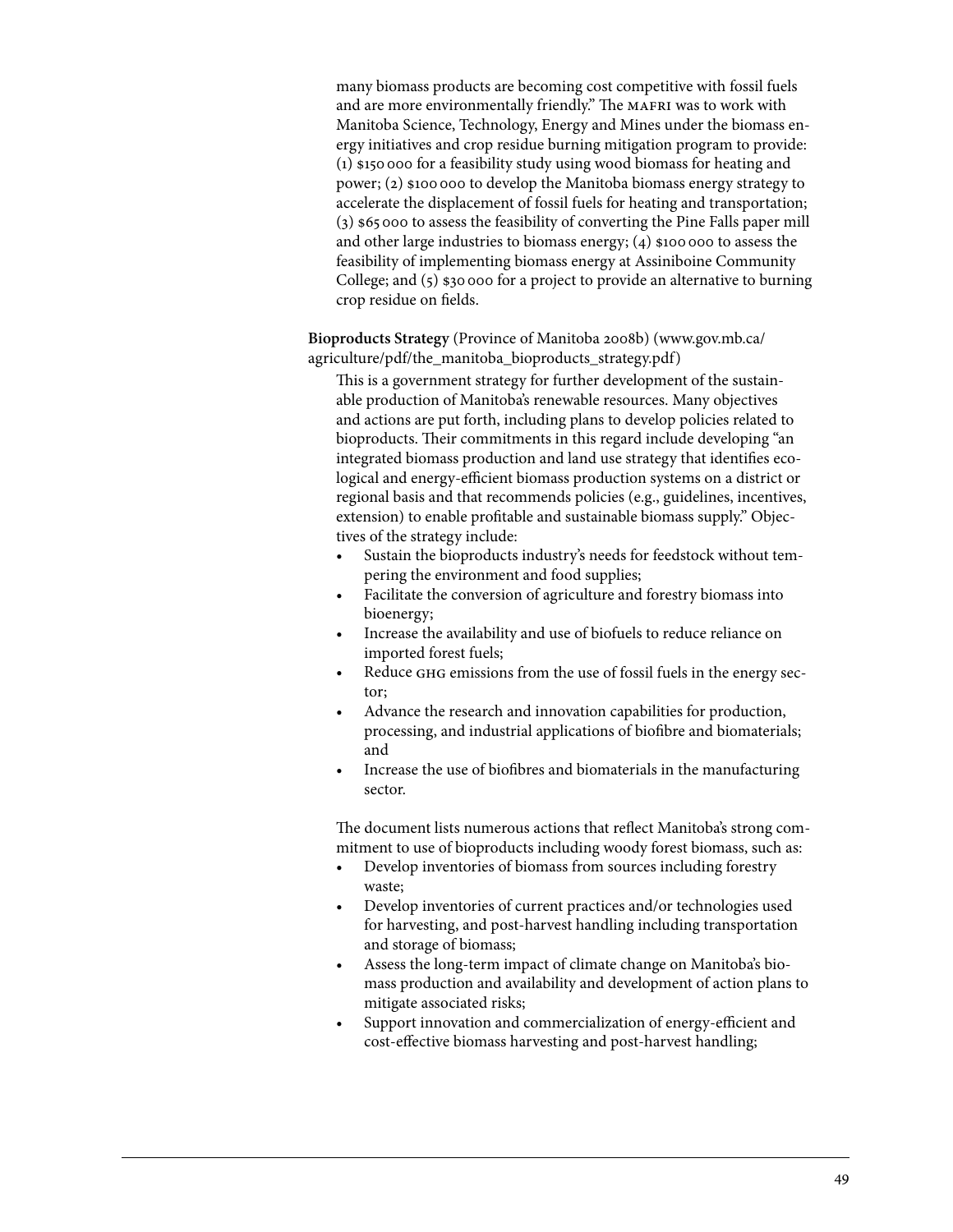many biomass products are becoming cost competitive with fossil fuels and are more environmentally friendly." The MAFRI was to work with Manitoba Science, Technology, Energy and Mines under the biomass energy initiatives and crop residue burning mitigation program to provide: (1) $150 000 for a feasibility study using wood biomass for heating and power; (2) $100 000 to develop the Manitoba biomass energy strategy to accelerate the displacement of fossil fuels for heating and transportation; (3) $65 000 to assess the feasibility of converting the Pine Falls paper mill and other large industries to biomass energy; (4) $100 000 to assess the feasibility of implementing biomass energy at Assiniboine Community College; and (5) $30 000 for a project to provide an alternative to burning crop residue on fields.

**Bioproducts Strategy** (Province of Manitoba 2008b) (www.gov.mb.ca/agriculture/pdf/the_manitoba_bioproducts_strategy.pdf)

This is a government strategy for further development of the sustainable production of Manitoba's renewable resources. Many objectives and actions are put forth, including plans to develop policies related to bioproducts. Their commitments in this regard include developing "an integrated biomass production and land use strategy that identifies ecological and energy-efficient biomass production systems on a district or regional basis and that recommends policies (e.g., guidelines, incentives, extension) to enable profitable and sustainable biomass supply." Objectives of the strategy include:

- Sustain the bioproducts industry's needs for feedstock without tempering the environment and food supplies;
- Facilitate the conversion of agriculture and forestry biomass into bioenergy;
- Increase the availability and use of biofuels to reduce reliance on imported forest fuels;
- Reduce GHG emissions from the use of fossil fuels in the energy sector;
- Advance the research and innovation capabilities for production, processing, and industrial applications of biofibre and biomaterials; and
- Increase the use of biofibres and biomaterials in the manufacturing sector.

The document lists numerous actions that reflect Manitoba's strong commitment to use of bioproducts including woody forest biomass, such as:

- Develop inventories of biomass from sources including forestry waste;
- Develop inventories of current practices and/or technologies used for harvesting, and post-harvest handling including transportation and storage of biomass;
- Assess the long-term impact of climate change on Manitoba's biomass production and availability and development of action plans to mitigate associated risks;
- Support innovation and commercialization of energy-efficient and cost-effective biomass harvesting and post-harvest handling;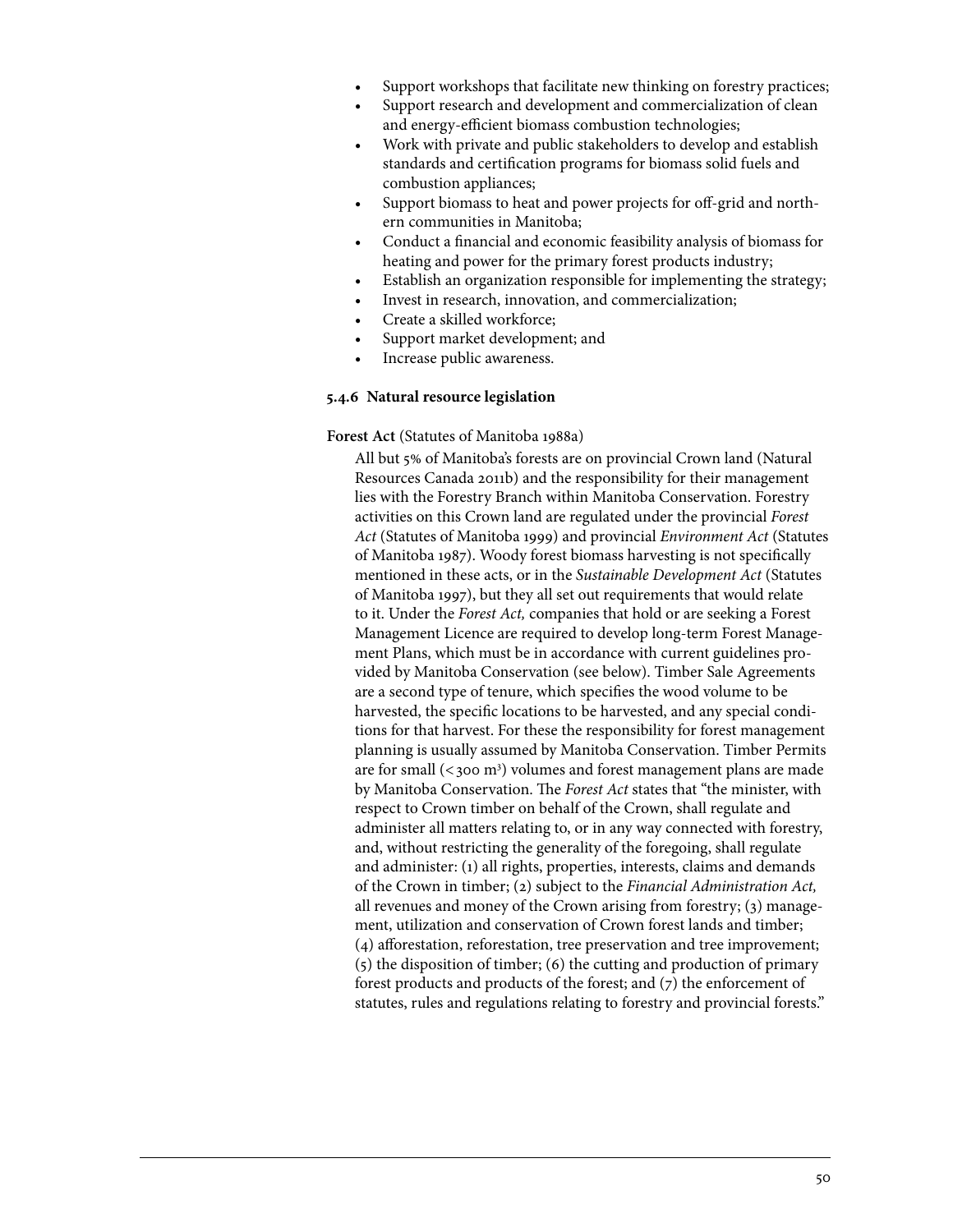- Support workshops that facilitate new thinking on forestry practices;
- Support research and development and commercialization of clean and energy-efficient biomass combustion technologies;
- Work with private and public stakeholders to develop and establish standards and certification programs for biomass solid fuels and combustion appliances;
- Support biomass to heat and power projects for off-grid and northern communities in Manitoba;
- Conduct a financial and economic feasibility analysis of biomass for heating and power for the primary forest products industry;
- Establish an organization responsible for implementing the strategy;
- Invest in research, innovation, and commercialization;
- Create a skilled workforce;
- Support market development; and
- Increase public awareness.

#### 5.4.6 Natural resource legislation

**Forest Act** (Statutes of Manitoba 1988a)

All but 5% of Manitoba's forests are on provincial Crown land (Natural Resources Canada 2011b) and the responsibility for their management lies with the Forestry Branch within Manitoba Conservation. Forestry activities on this Crown land are regulated under the provincial *Forest Act* (Statutes of Manitoba 1999) and provincial *Environment Act* (Statutes of Manitoba 1987). Woody forest biomass harvesting is not specifically mentioned in these acts, or in the *Sustainable Development Act* (Statutes of Manitoba 1997), but they all set out requirements that would relate to it. Under the *Forest Act,* companies that hold or are seeking a Forest Management Licence are required to develop long-term Forest Management Plans, which must be in accordance with current guidelines provided by Manitoba Conservation (see below). Timber Sale Agreements are a second type of tenure, which specifies the wood volume to be harvested, the specific locations to be harvested, and any special conditions for that harvest. For these the responsibility for forest management planning is usually assumed by Manitoba Conservation. Timber Permits are for small (< 300 m$^3$) volumes and forest management plans are made by Manitoba Conservation. The *Forest Act* states that "the minister, with respect to Crown timber on behalf of the Crown, shall regulate and administer all matters relating to, or in any way connected with forestry, and, without restricting the generality of the foregoing, shall regulate and administer: (1) all rights, properties, interests, claims and demands of the Crown in timber; (2) subject to the *Financial Administration Act,* all revenues and money of the Crown arising from forestry; (3) management, utilization and conservation of Crown forest lands and timber; (4) afforestation, reforestation, tree preservation and tree improvement; (5) the disposition of timber; (6) the cutting and production of primary forest products and products of the forest; and (7) the enforcement of statutes, rules and regulations relating to forestry and provincial forests."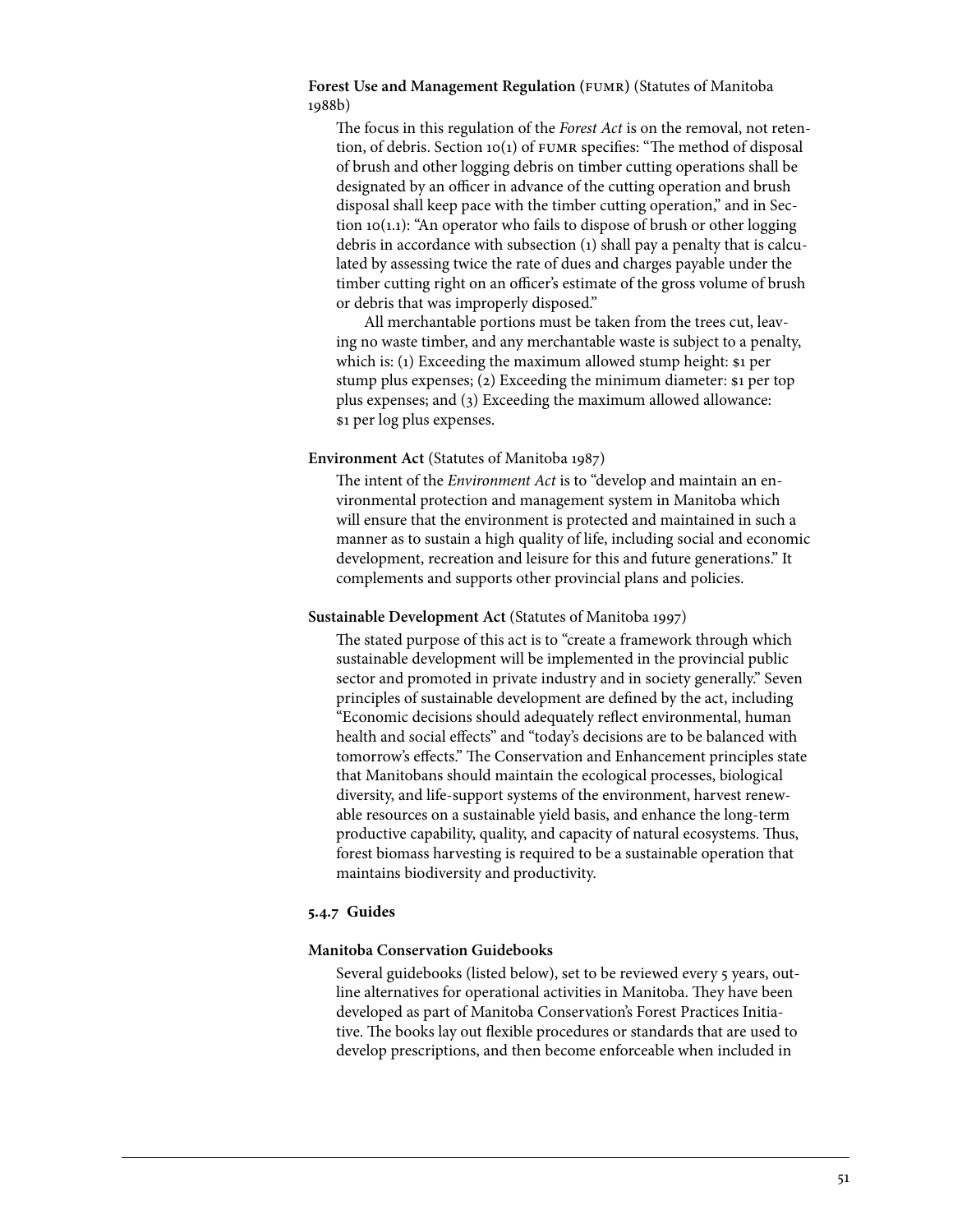**Forest Use and Management Regulation (FUMR)** (Statutes of Manitoba 1988b)

The focus in this regulation of the *Forest Act* is on the removal, not retention, of debris. Section 10(1) of FUMR specifies: "The method of disposal of brush and other logging debris on timber cutting operations shall be designated by an officer in advance of the cutting operation and brush disposal shall keep pace with the timber cutting operation," and in Section 10(1.1): "An operator who fails to dispose of brush or other logging debris in accordance with subsection (1) shall pay a penalty that is calculated by assessing twice the rate of dues and charges payable under the timber cutting right on an officer's estimate of the gross volume of brush or debris that was improperly disposed."

All merchantable portions must be taken from the trees cut, leaving no waste timber, and any merchantable waste is subject to a penalty, which is: (1) Exceeding the maximum allowed stump height: $1 per stump plus expenses; (2) Exceeding the minimum diameter: $1 per top plus expenses; and (3) Exceeding the maximum allowed allowance: $1 per log plus expenses.

**Environment Act** (Statutes of Manitoba 1987)

The intent of the *Environment Act* is to "develop and maintain an environmental protection and management system in Manitoba which will ensure that the environment is protected and maintained in such a manner as to sustain a high quality of life, including social and economic development, recreation and leisure for this and future generations." It complements and supports other provincial plans and policies.

**Sustainable Development Act** (Statutes of Manitoba 1997)

The stated purpose of this act is to "create a framework through which sustainable development will be implemented in the provincial public sector and promoted in private industry and in society generally." Seven principles of sustainable development are defined by the act, including "Economic decisions should adequately reflect environmental, human health and social effects" and "today's decisions are to be balanced with tomorrow's effects." The Conservation and Enhancement principles state that Manitobans should maintain the ecological processes, biological diversity, and life-support systems of the environment, harvest renewable resources on a sustainable yield basis, and enhance the long-term productive capability, quality, and capacity of natural ecosystems. Thus, forest biomass harvesting is required to be a sustainable operation that maintains biodiversity and productivity.

### 5.4.7 Guides

**Manitoba Conservation Guidebooks**

Several guidebooks (listed below), set to be reviewed every 5 years, outline alternatives for operational activities in Manitoba. They have been developed as part of Manitoba Conservation's Forest Practices Initiative. The books lay out flexible procedures or standards that are used to develop prescriptions, and then become enforceable when included in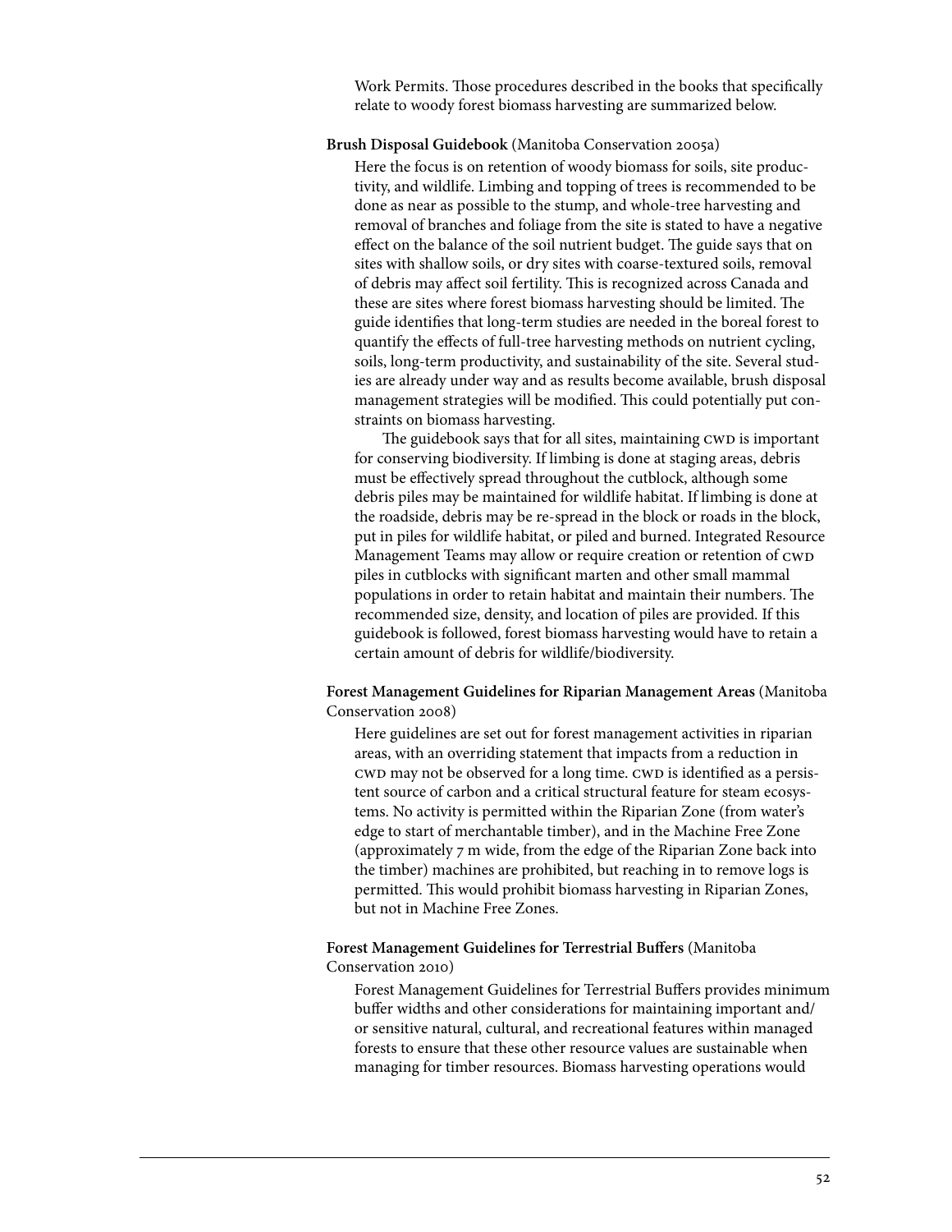Work Permits. Those procedures described in the books that specifically relate to woody forest biomass harvesting are summarized below.

**Brush Disposal Guidebook** (Manitoba Conservation 2005a)

Here the focus is on retention of woody biomass for soils, site productivity, and wildlife. Limbing and topping of trees is recommended to be done as near as possible to the stump, and whole-tree harvesting and removal of branches and foliage from the site is stated to have a negative effect on the balance of the soil nutrient budget. The guide says that on sites with shallow soils, or dry sites with coarse-textured soils, removal of debris may affect soil fertility. This is recognized across Canada and these are sites where forest biomass harvesting should be limited. The guide identifies that long-term studies are needed in the boreal forest to quantify the effects of full-tree harvesting methods on nutrient cycling, soils, long-term productivity, and sustainability of the site. Several studies are already under way and as results become available, brush disposal management strategies will be modified. This could potentially put constraints on biomass harvesting.

The guidebook says that for all sites, maintaining CWD is important for conserving biodiversity. If limbing is done at staging areas, debris must be effectively spread throughout the cutblock, although some debris piles may be maintained for wildlife habitat. If limbing is done at the roadside, debris may be re-spread in the block or roads in the block, put in piles for wildlife habitat, or piled and burned. Integrated Resource Management Teams may allow or require creation or retention of CWD piles in cutblocks with significant marten and other small mammal populations in order to retain habitat and maintain their numbers. The recommended size, density, and location of piles are provided. If this guidebook is followed, forest biomass harvesting would have to retain a certain amount of debris for wildlife/biodiversity.

**Forest Management Guidelines for Riparian Management Areas** (Manitoba Conservation 2008)

Here guidelines are set out for forest management activities in riparian areas, with an overriding statement that impacts from a reduction in CWD may not be observed for a long time. CWD is identified as a persistent source of carbon and a critical structural feature for steam ecosystems. No activity is permitted within the Riparian Zone (from water's edge to start of merchantable timber), and in the Machine Free Zone (approximately 7 m wide, from the edge of the Riparian Zone back into the timber) machines are prohibited, but reaching in to remove logs is permitted. This would prohibit biomass harvesting in Riparian Zones, but not in Machine Free Zones.

**Forest Management Guidelines for Terrestrial Buffers** (Manitoba Conservation 2010)

Forest Management Guidelines for Terrestrial Buffers provides minimum buffer widths and other considerations for maintaining important and/or sensitive natural, cultural, and recreational features within managed forests to ensure that these other resource values are sustainable when managing for timber resources. Biomass harvesting operations would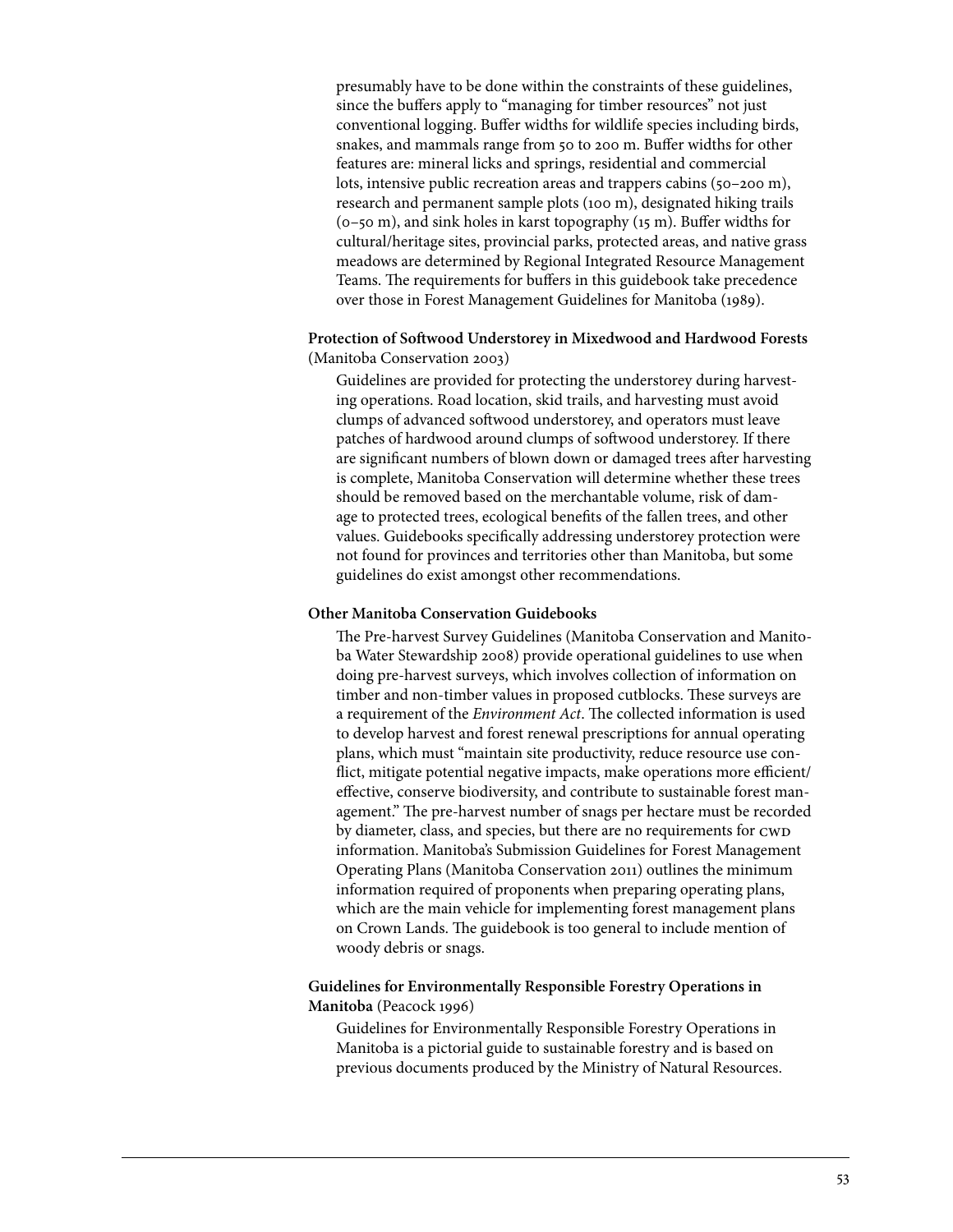presumably have to be done within the constraints of these guidelines, since the buffers apply to "managing for timber resources" not just conventional logging. Buffer widths for wildlife species including birds, snakes, and mammals range from 50 to 200 m. Buffer widths for other features are: mineral licks and springs, residential and commercial lots, intensive public recreation areas and trappers cabins (50–200 m), research and permanent sample plots (100 m), designated hiking trails (0–50 m), and sink holes in karst topography (15 m). Buffer widths for cultural/heritage sites, provincial parks, protected areas, and native grass meadows are determined by Regional Integrated Resource Management Teams. The requirements for buffers in this guidebook take precedence over those in Forest Management Guidelines for Manitoba (1989).

**Protection of Softwood Understorey in Mixedwood and Hardwood Forests** (Manitoba Conservation 2003)

Guidelines are provided for protecting the understorey during harvesting operations. Road location, skid trails, and harvesting must avoid clumps of advanced softwood understorey, and operators must leave patches of hardwood around clumps of softwood understorey. If there are significant numbers of blown down or damaged trees after harvesting is complete, Manitoba Conservation will determine whether these trees should be removed based on the merchantable volume, risk of damage to protected trees, ecological benefits of the fallen trees, and other values. Guidebooks specifically addressing understorey protection were not found for provinces and territories other than Manitoba, but some guidelines do exist amongst other recommendations.

**Other Manitoba Conservation Guidebooks**

The Pre-harvest Survey Guidelines (Manitoba Conservation and Manitoba Water Stewardship 2008) provide operational guidelines to use when doing pre-harvest surveys, which involves collection of information on timber and non-timber values in proposed cutblocks. These surveys are a requirement of the *Environment Act*. The collected information is used to develop harvest and forest renewal prescriptions for annual operating plans, which must "maintain site productivity, reduce resource use conflict, mitigate potential negative impacts, make operations more efficient/effective, conserve biodiversity, and contribute to sustainable forest management." The pre-harvest number of snags per hectare must be recorded by diameter, class, and species, but there are no requirements for CWD information. Manitoba's Submission Guidelines for Forest Management Operating Plans (Manitoba Conservation 2011) outlines the minimum information required of proponents when preparing operating plans, which are the main vehicle for implementing forest management plans on Crown Lands. The guidebook is too general to include mention of woody debris or snags.

**Guidelines for Environmentally Responsible Forestry Operations in Manitoba** (Peacock 1996)

Guidelines for Environmentally Responsible Forestry Operations in Manitoba is a pictorial guide to sustainable forestry and is based on previous documents produced by the Ministry of Natural Resources.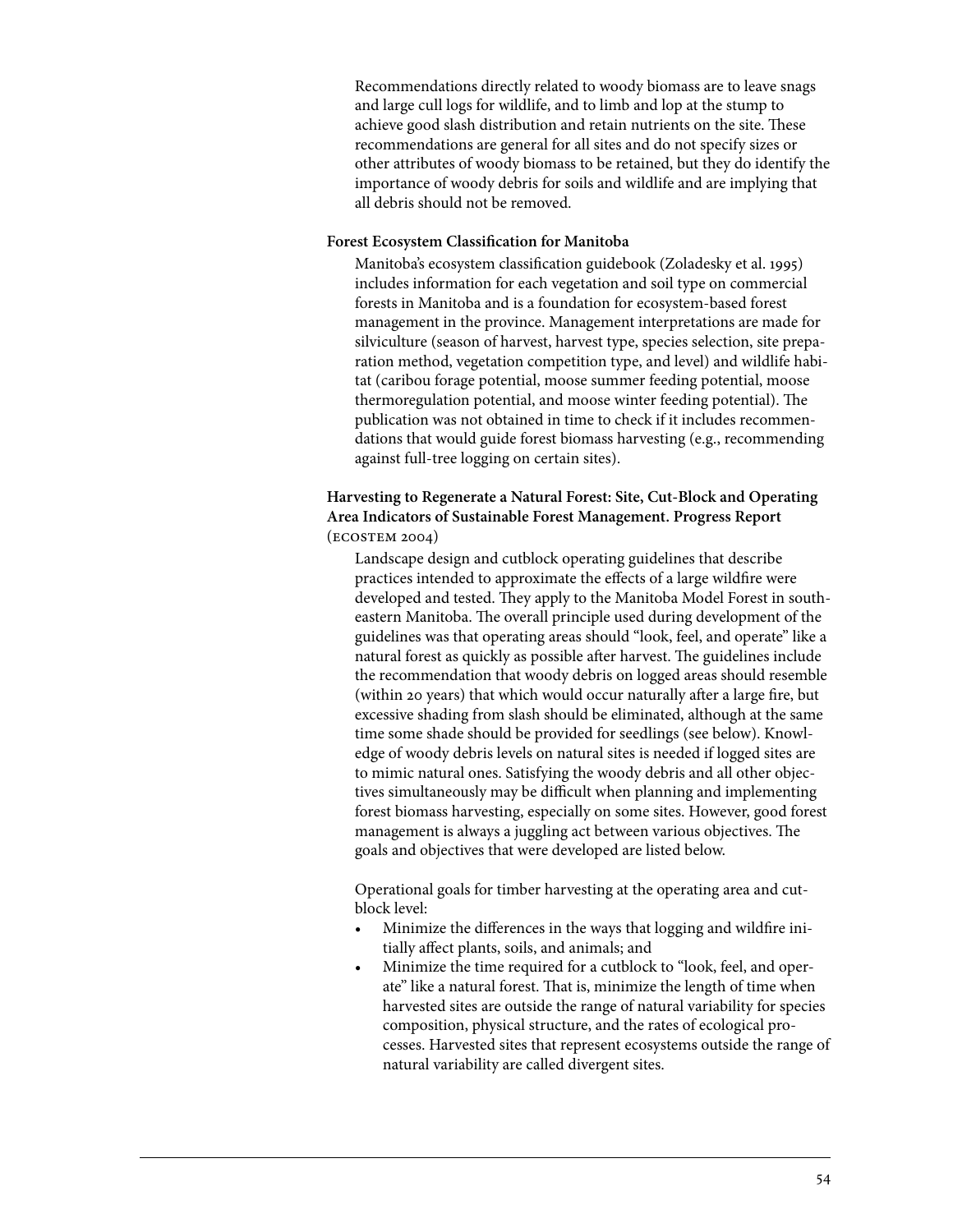Recommendations directly related to woody biomass are to leave snags and large cull logs for wildlife, and to limb and lop at the stump to achieve good slash distribution and retain nutrients on the site. These recommendations are general for all sites and do not specify sizes or other attributes of woody biomass to be retained, but they do identify the importance of woody debris for soils and wildlife and are implying that all debris should not be removed.

**Forest Ecosystem Classification for Manitoba**

Manitoba's ecosystem classification guidebook (Zoladesky et al. 1995) includes information for each vegetation and soil type on commercial forests in Manitoba and is a foundation for ecosystem-based forest management in the province. Management interpretations are made for silviculture (season of harvest, harvest type, species selection, site preparation method, vegetation competition type, and level) and wildlife habitat (caribou forage potential, moose summer feeding potential, moose thermoregulation potential, and moose winter feeding potential). The publication was not obtained in time to check if it includes recommendations that would guide forest biomass harvesting (e.g., recommending against full-tree logging on certain sites).

**Harvesting to Regenerate a Natural Forest: Site, Cut-Block and Operating Area Indicators of Sustainable Forest Management. Progress Report** (ECOSTEM 2004)

Landscape design and cutblock operating guidelines that describe practices intended to approximate the effects of a large wildfire were developed and tested. They apply to the Manitoba Model Forest in southeastern Manitoba. The overall principle used during development of the guidelines was that operating areas should "look, feel, and operate" like a natural forest as quickly as possible after harvest. The guidelines include the recommendation that woody debris on logged areas should resemble (within 20 years) that which would occur naturally after a large fire, but excessive shading from slash should be eliminated, although at the same time some shade should be provided for seedlings (see below). Knowledge of woody debris levels on natural sites is needed if logged sites are to mimic natural ones. Satisfying the woody debris and all other objectives simultaneously may be difficult when planning and implementing forest biomass harvesting, especially on some sites. However, good forest management is always a juggling act between various objectives. The goals and objectives that were developed are listed below.

Operational goals for timber harvesting at the operating area and cutblock level:

- Minimize the differences in the ways that logging and wildfire initially affect plants, soils, and animals; and
- Minimize the time required for a cutblock to "look, feel, and operate" like a natural forest. That is, minimize the length of time when harvested sites are outside the range of natural variability for species composition, physical structure, and the rates of ecological processes. Harvested sites that represent ecosystems outside the range of natural variability are called divergent sites.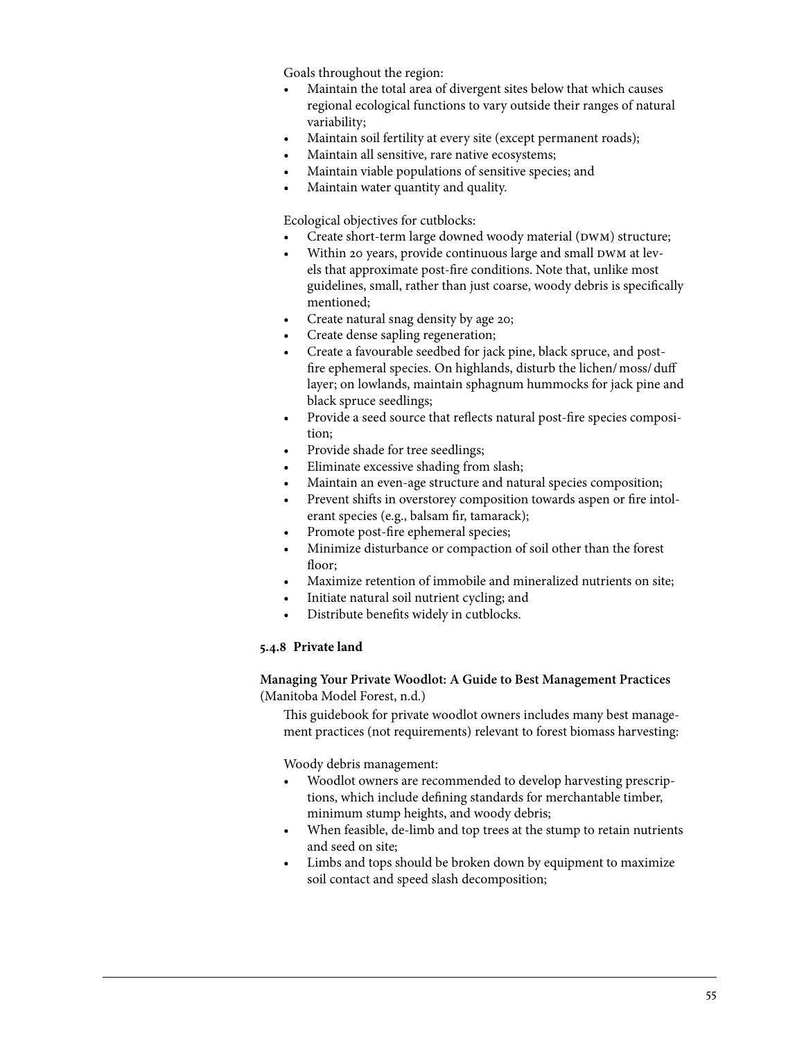Goals throughout the region:

- Maintain the total area of divergent sites below that which causes regional ecological functions to vary outside their ranges of natural variability;
- Maintain soil fertility at every site (except permanent roads);
- Maintain all sensitive, rare native ecosystems;
- Maintain viable populations of sensitive species; and
- Maintain water quantity and quality.

Ecological objectives for cutblocks:

- Create short-term large downed woody material (DWM) structure;
- Within 20 years, provide continuous large and small DWM at levels that approximate post-fire conditions. Note that, unlike most guidelines, small, rather than just coarse, woody debris is specifically mentioned;
- Create natural snag density by age 20;
- Create dense sapling regeneration;
- Create a favourable seedbed for jack pine, black spruce, and post-fire ephemeral species. On highlands, disturb the lichen/moss/duff layer; on lowlands, maintain sphagnum hummocks for jack pine and black spruce seedlings;
- Provide a seed source that reflects natural post-fire species composition;
- Provide shade for tree seedlings;
- Eliminate excessive shading from slash;
- Maintain an even-age structure and natural species composition;
- Prevent shifts in overstorey composition towards aspen or fire intolerant species (e.g., balsam fir, tamarack);
- Promote post-fire ephemeral species;
- Minimize disturbance or compaction of soil other than the forest floor;
- Maximize retention of immobile and mineralized nutrients on site;
- Initiate natural soil nutrient cycling; and
- Distribute benefits widely in cutblocks.

#### 5.4.8 Private land

**Managing Your Private Woodlot: A Guide to Best Management Practices** (Manitoba Model Forest, n.d.)

This guidebook for private woodlot owners includes many best management practices (not requirements) relevant to forest biomass harvesting:

Woody debris management:

- Woodlot owners are recommended to develop harvesting prescriptions, which include defining standards for merchantable timber, minimum stump heights, and woody debris;
- When feasible, de-limb and top trees at the stump to retain nutrients and seed on site;
- Limbs and tops should be broken down by equipment to maximize soil contact and speed slash decomposition;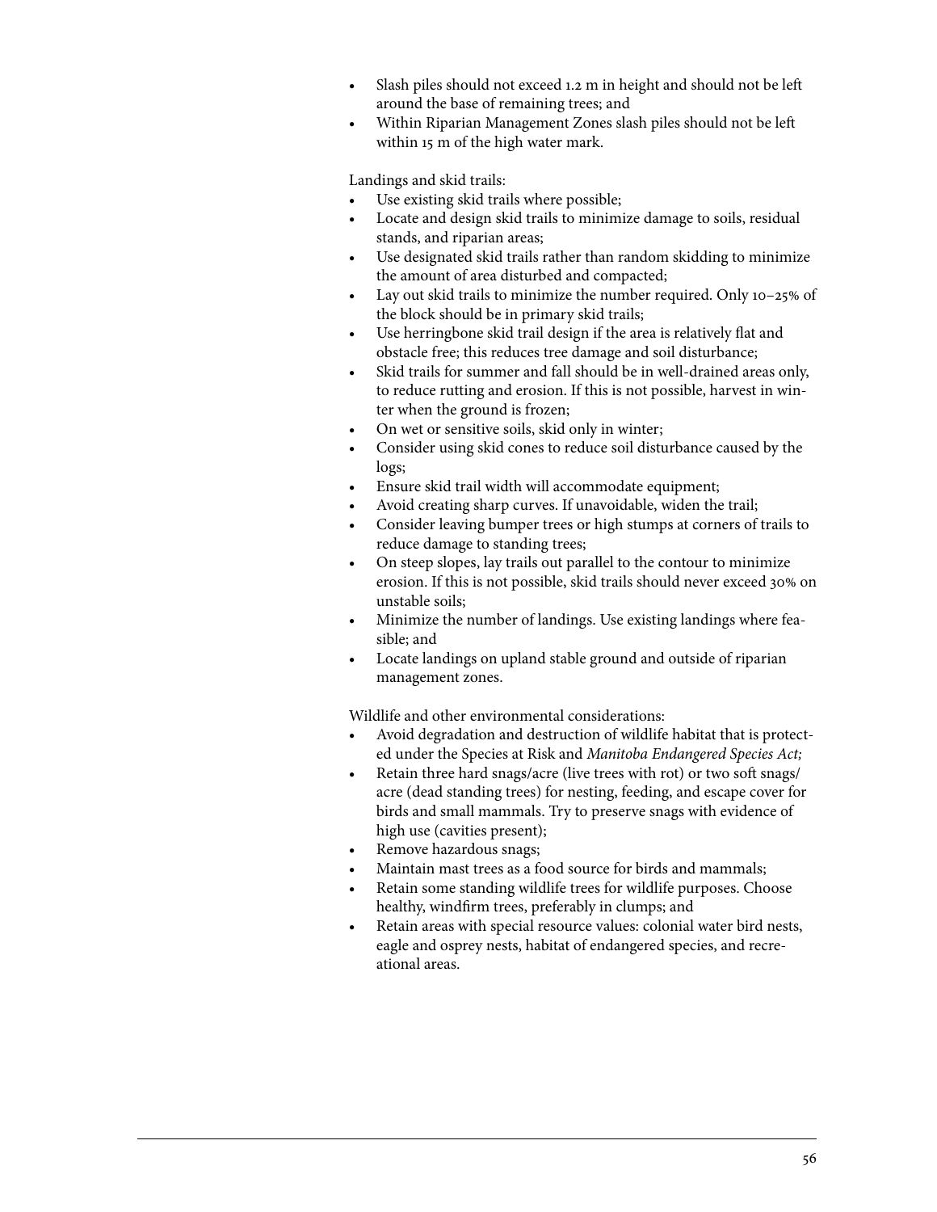- Slash piles should not exceed 1.2 m in height and should not be left around the base of remaining trees; and
- Within Riparian Management Zones slash piles should not be left within 15 m of the high water mark.

Landings and skid trails:

- Use existing skid trails where possible;
- Locate and design skid trails to minimize damage to soils, residual stands, and riparian areas;
- Use designated skid trails rather than random skidding to minimize the amount of area disturbed and compacted;
- Lay out skid trails to minimize the number required. Only 10–25% of the block should be in primary skid trails;
- Use herringbone skid trail design if the area is relatively flat and obstacle free; this reduces tree damage and soil disturbance;
- Skid trails for summer and fall should be in well-drained areas only, to reduce rutting and erosion. If this is not possible, harvest in winter when the ground is frozen;
- On wet or sensitive soils, skid only in winter;
- Consider using skid cones to reduce soil disturbance caused by the logs;
- Ensure skid trail width will accommodate equipment;
- Avoid creating sharp curves. If unavoidable, widen the trail;
- Consider leaving bumper trees or high stumps at corners of trails to reduce damage to standing trees;
- On steep slopes, lay trails out parallel to the contour to minimize erosion. If this is not possible, skid trails should never exceed 30% on unstable soils;
- Minimize the number of landings. Use existing landings where feasible; and
- Locate landings on upland stable ground and outside of riparian management zones.

Wildlife and other environmental considerations:

- Avoid degradation and destruction of wildlife habitat that is protected under the Species at Risk and *Manitoba Endangered Species Act;*
- Retain three hard snags/acre (live trees with rot) or two soft snags/acre (dead standing trees) for nesting, feeding, and escape cover for birds and small mammals. Try to preserve snags with evidence of high use (cavities present);
- Remove hazardous snags;
- Maintain mast trees as a food source for birds and mammals;
- Retain some standing wildlife trees for wildlife purposes. Choose healthy, windfirm trees, preferably in clumps; and
- Retain areas with special resource values: colonial water bird nests, eagle and osprey nests, habitat of endangered species, and recreational areas.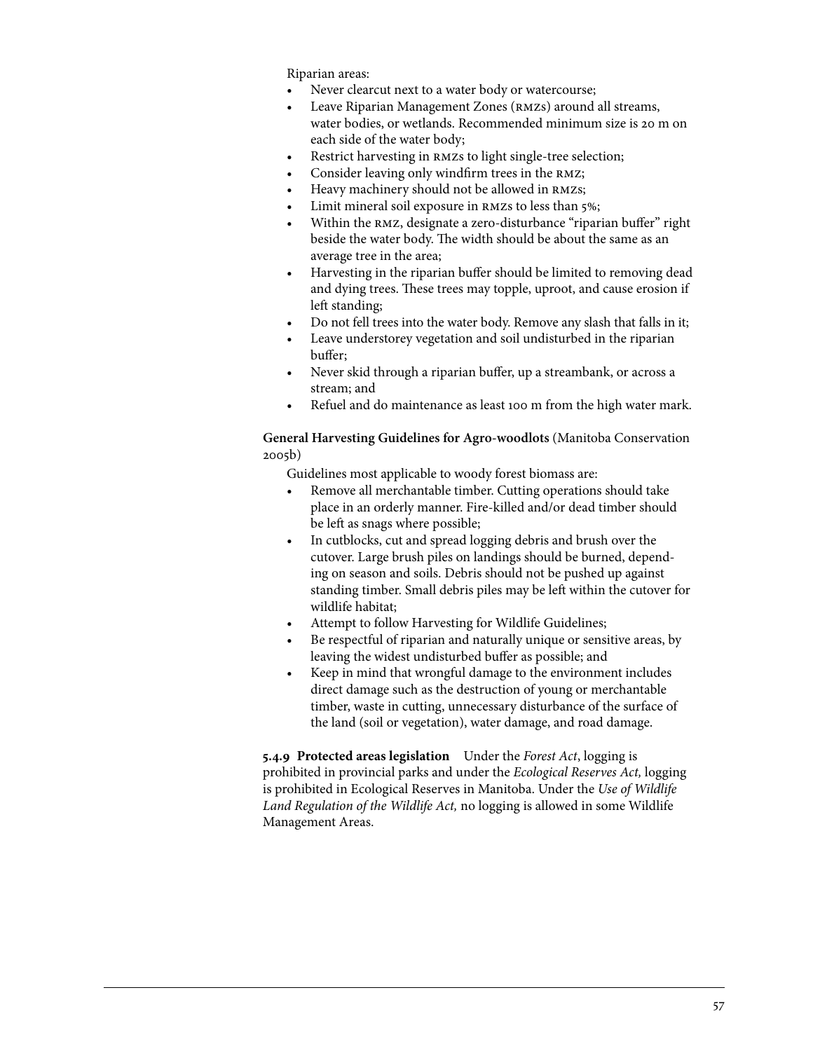Riparian areas:

- Never clearcut next to a water body or watercourse;
- Leave Riparian Management Zones (RMZs) around all streams, water bodies, or wetlands. Recommended minimum size is 20 m on each side of the water body;
- Restrict harvesting in RMZs to light single-tree selection;
- Consider leaving only windfirm trees in the RMZ;
- Heavy machinery should not be allowed in RMZs;
- Limit mineral soil exposure in RMZs to less than 5%;
- Within the RMZ, designate a zero-disturbance "riparian buffer" right beside the water body. The width should be about the same as an average tree in the area;
- Harvesting in the riparian buffer should be limited to removing dead and dying trees. These trees may topple, uproot, and cause erosion if left standing;
- Do not fell trees into the water body. Remove any slash that falls in it;
- Leave understorey vegetation and soil undisturbed in the riparian buffer;
- Never skid through a riparian buffer, up a streambank, or across a stream; and
- Refuel and do maintenance as least 100 m from the high water mark.

**General Harvesting Guidelines for Agro-woodlots** (Manitoba Conservation 2005b)

Guidelines most applicable to woody forest biomass are:

- Remove all merchantable timber. Cutting operations should take place in an orderly manner. Fire-killed and/or dead timber should be left as snags where possible;
- In cutblocks, cut and spread logging debris and brush over the cutover. Large brush piles on landings should be burned, depending on season and soils. Debris should not be pushed up against standing timber. Small debris piles may be left within the cutover for wildlife habitat;
- Attempt to follow Harvesting for Wildlife Guidelines;
- Be respectful of riparian and naturally unique or sensitive areas, by leaving the widest undisturbed buffer as possible; and
- Keep in mind that wrongful damage to the environment includes direct damage such as the destruction of young or merchantable timber, waste in cutting, unnecessary disturbance of the surface of the land (soil or vegetation), water damage, and road damage.

**5.4.9 Protected areas legislation** Under the *Forest Act*, logging is prohibited in provincial parks and under the *Ecological Reserves Act,* logging is prohibited in Ecological Reserves in Manitoba. Under the *Use of Wildlife Land Regulation of the Wildlife Act,* no logging is allowed in some Wildlife Management Areas.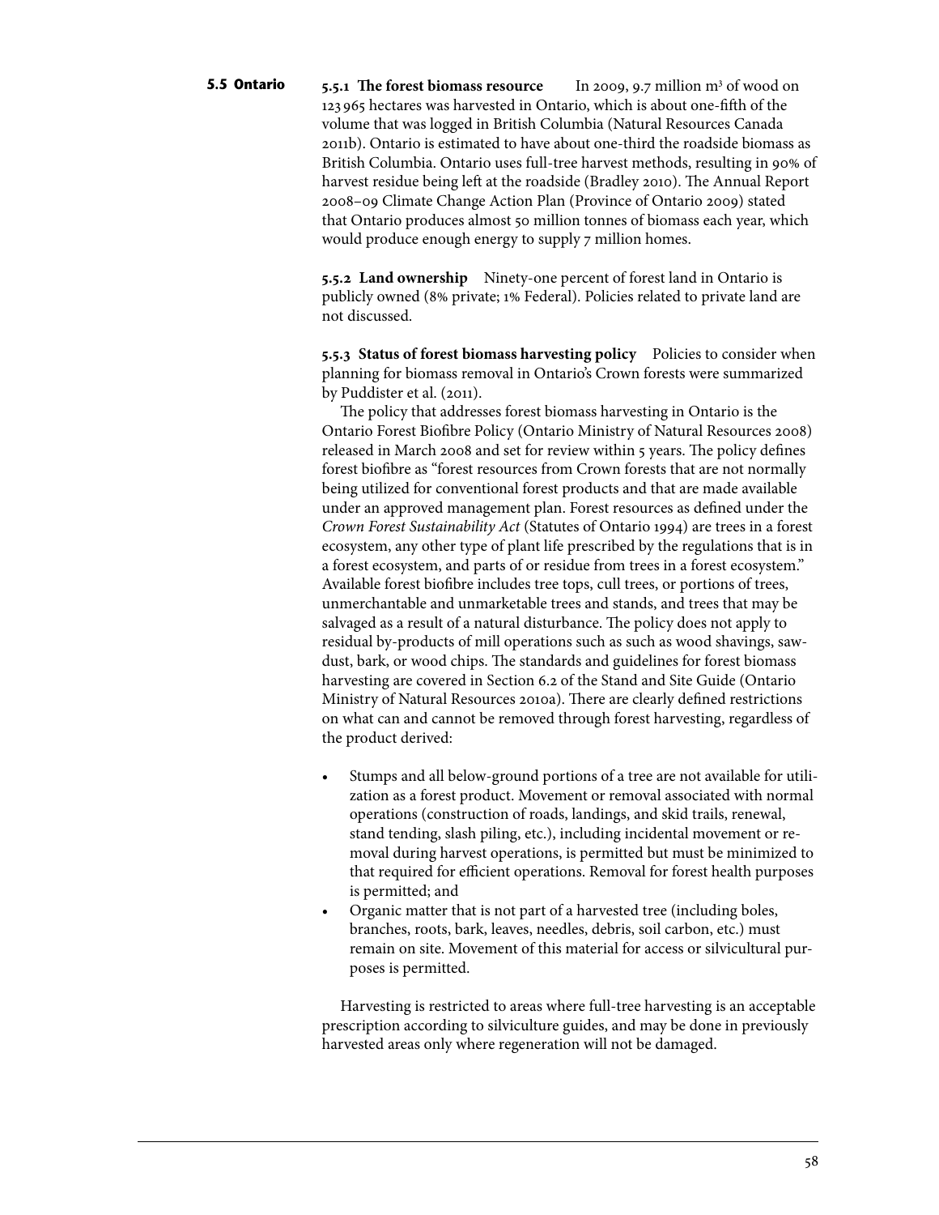## 5.5 Ontario

**5.5.1 The forest biomass resource** In 2009, 9.7 million $m^3$ of wood on 123 965 hectares was harvested in Ontario, which is about one-fifth of the volume that was logged in British Columbia (Natural Resources Canada 2011b). Ontario is estimated to have about one-third the roadside biomass as British Columbia. Ontario uses full-tree harvest methods, resulting in 90% of harvest residue being left at the roadside (Bradley 2010). The Annual Report 2008–09 Climate Change Action Plan (Province of Ontario 2009) stated that Ontario produces almost 50 million tonnes of biomass each year, which would produce enough energy to supply 7 million homes.

**5.5.2 Land ownership** Ninety-one percent of forest land in Ontario is publicly owned (8% private; 1% Federal). Policies related to private land are not discussed.

**5.5.3 Status of forest biomass harvesting policy** Policies to consider when planning for biomass removal in Ontario's Crown forests were summarized by Puddister et al. (2011).

The policy that addresses forest biomass harvesting in Ontario is the Ontario Forest Biofibre Policy (Ontario Ministry of Natural Resources 2008) released in March 2008 and set for review within 5 years. The policy defines forest biofibre as "forest resources from Crown forests that are not normally being utilized for conventional forest products and that are made available under an approved management plan. Forest resources as defined under the *Crown Forest Sustainability Act* (Statutes of Ontario 1994) are trees in a forest ecosystem, any other type of plant life prescribed by the regulations that is in a forest ecosystem, and parts of or residue from trees in a forest ecosystem." Available forest biofibre includes tree tops, cull trees, or portions of trees, unmerchantable and unmarketable trees and stands, and trees that may be salvaged as a result of a natural disturbance. The policy does not apply to residual by-products of mill operations such as such as wood shavings, sawdust, bark, or wood chips. The standards and guidelines for forest biomass harvesting are covered in Section 6.2 of the Stand and Site Guide (Ontario Ministry of Natural Resources 2010a). There are clearly defined restrictions on what can and cannot be removed through forest harvesting, regardless of the product derived:

- Stumps and all below-ground portions of a tree are not available for utilization as a forest product. Movement or removal associated with normal operations (construction of roads, landings, and skid trails, renewal, stand tending, slash piling, etc.), including incidental movement or removal during harvest operations, is permitted but must be minimized to that required for efficient operations. Removal for forest health purposes is permitted; and
- Organic matter that is not part of a harvested tree (including boles, branches, roots, bark, leaves, needles, debris, soil carbon, etc.) must remain on site. Movement of this material for access or silvicultural purposes is permitted.

Harvesting is restricted to areas where full-tree harvesting is an acceptable prescription according to silviculture guides, and may be done in previously harvested areas only where regeneration will not be damaged.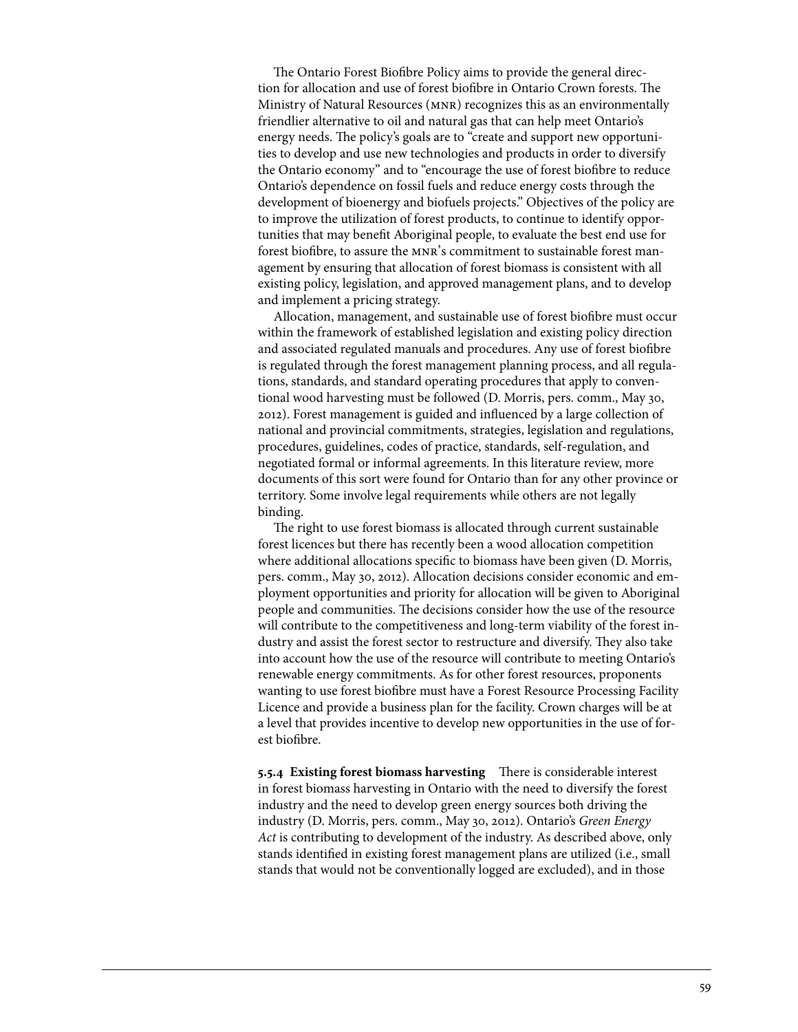The Ontario Forest Biofibre Policy aims to provide the general direction for allocation and use of forest biofibre in Ontario Crown forests. The Ministry of Natural Resources (MNR) recognizes this as an environmentally friendlier alternative to oil and natural gas that can help meet Ontario's energy needs. The policy's goals are to "create and support new opportunities to develop and use new technologies and products in order to diversify the Ontario economy" and to "encourage the use of forest biofibre to reduce Ontario's dependence on fossil fuels and reduce energy costs through the development of bioenergy and biofuels projects." Objectives of the policy are to improve the utilization of forest products, to continue to identify opportunities that may benefit Aboriginal people, to evaluate the best end use for forest biofibre, to assure the MNR's commitment to sustainable forest management by ensuring that allocation of forest biomass is consistent with all existing policy, legislation, and approved management plans, and to develop and implement a pricing strategy.

Allocation, management, and sustainable use of forest biofibre must occur within the framework of established legislation and existing policy direction and associated regulated manuals and procedures. Any use of forest biofibre is regulated through the forest management planning process, and all regulations, standards, and standard operating procedures that apply to conventional wood harvesting must be followed (D. Morris, pers. comm., May 30, 2012). Forest management is guided and influenced by a large collection of national and provincial commitments, strategies, legislation and regulations, procedures, guidelines, codes of practice, standards, self-regulation, and negotiated formal or informal agreements. In this literature review, more documents of this sort were found for Ontario than for any other province or territory. Some involve legal requirements while others are not legally binding.

The right to use forest biomass is allocated through current sustainable forest licences but there has recently been a wood allocation competition where additional allocations specific to biomass have been given (D. Morris, pers. comm., May 30, 2012). Allocation decisions consider economic and employment opportunities and priority for allocation will be given to Aboriginal people and communities. The decisions consider how the use of the resource will contribute to the competitiveness and long-term viability of the forest industry and assist the forest sector to restructure and diversify. They also take into account how the use of the resource will contribute to meeting Ontario's renewable energy commitments. As for other forest resources, proponents wanting to use forest biofibre must have a Forest Resource Processing Facility Licence and provide a business plan for the facility. Crown charges will be at a level that provides incentive to develop new opportunities in the use of forest biofibre.

**5.5.4 Existing forest biomass harvesting** There is considerable interest in forest biomass harvesting in Ontario with the need to diversify the forest industry and the need to develop green energy sources both driving the industry (D. Morris, pers. comm., May 30, 2012). Ontario's *Green Energy Act* is contributing to development of the industry. As described above, only stands identified in existing forest management plans are utilized (i.e., small stands that would not be conventionally logged are excluded), and in those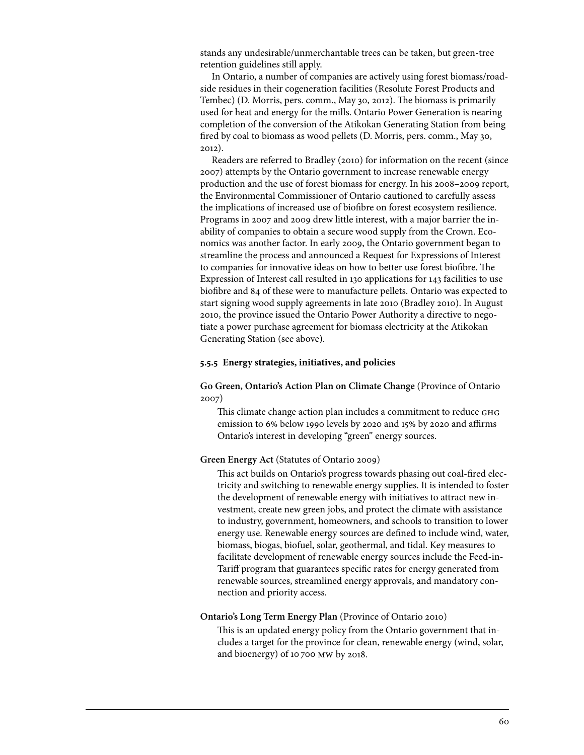stands any undesirable/unmerchantable trees can be taken, but green-tree retention guidelines still apply.

In Ontario, a number of companies are actively using forest biomass/roadside residues in their cogeneration facilities (Resolute Forest Products and Tembec) (D. Morris, pers. comm., May 30, 2012). The biomass is primarily used for heat and energy for the mills. Ontario Power Generation is nearing completion of the conversion of the Atikokan Generating Station from being fired by coal to biomass as wood pellets (D. Morris, pers. comm., May 30, 2012).

Readers are referred to Bradley (2010) for information on the recent (since 2007) attempts by the Ontario government to increase renewable energy production and the use of forest biomass for energy. In his 2008–2009 report, the Environmental Commissioner of Ontario cautioned to carefully assess the implications of increased use of biofibre on forest ecosystem resilience. Programs in 2007 and 2009 drew little interest, with a major barrier the inability of companies to obtain a secure wood supply from the Crown. Economics was another factor. In early 2009, the Ontario government began to streamline the process and announced a Request for Expressions of Interest to companies for innovative ideas on how to better use forest biofibre. The Expression of Interest call resulted in 130 applications for 143 facilities to use biofibre and 84 of these were to manufacture pellets. Ontario was expected to start signing wood supply agreements in late 2010 (Bradley 2010). In August 2010, the province issued the Ontario Power Authority a directive to negotiate a power purchase agreement for biomass electricity at the Atikokan Generating Station (see above).

#### 5.5.5 Energy strategies, initiatives, and policies

**Go Green, Ontario's Action Plan on Climate Change** (Province of Ontario 2007)

This climate change action plan includes a commitment to reduce GHG emission to 6% below 1990 levels by 2020 and 15% by 2020 and affirms Ontario's interest in developing "green" energy sources.

**Green Energy Act** (Statutes of Ontario 2009)

This act builds on Ontario's progress towards phasing out coal-fired electricity and switching to renewable energy supplies. It is intended to foster the development of renewable energy with initiatives to attract new investment, create new green jobs, and protect the climate with assistance to industry, government, homeowners, and schools to transition to lower energy use. Renewable energy sources are defined to include wind, water, biomass, biogas, biofuel, solar, geothermal, and tidal. Key measures to facilitate development of renewable energy sources include the Feed-in-Tariff program that guarantees specific rates for energy generated from renewable sources, streamlined energy approvals, and mandatory connection and priority access.

**Ontario's Long Term Energy Plan** (Province of Ontario 2010)

This is an updated energy policy from the Ontario government that includes a target for the province for clean, renewable energy (wind, solar, and bioenergy) of 10 700 MW by 2018.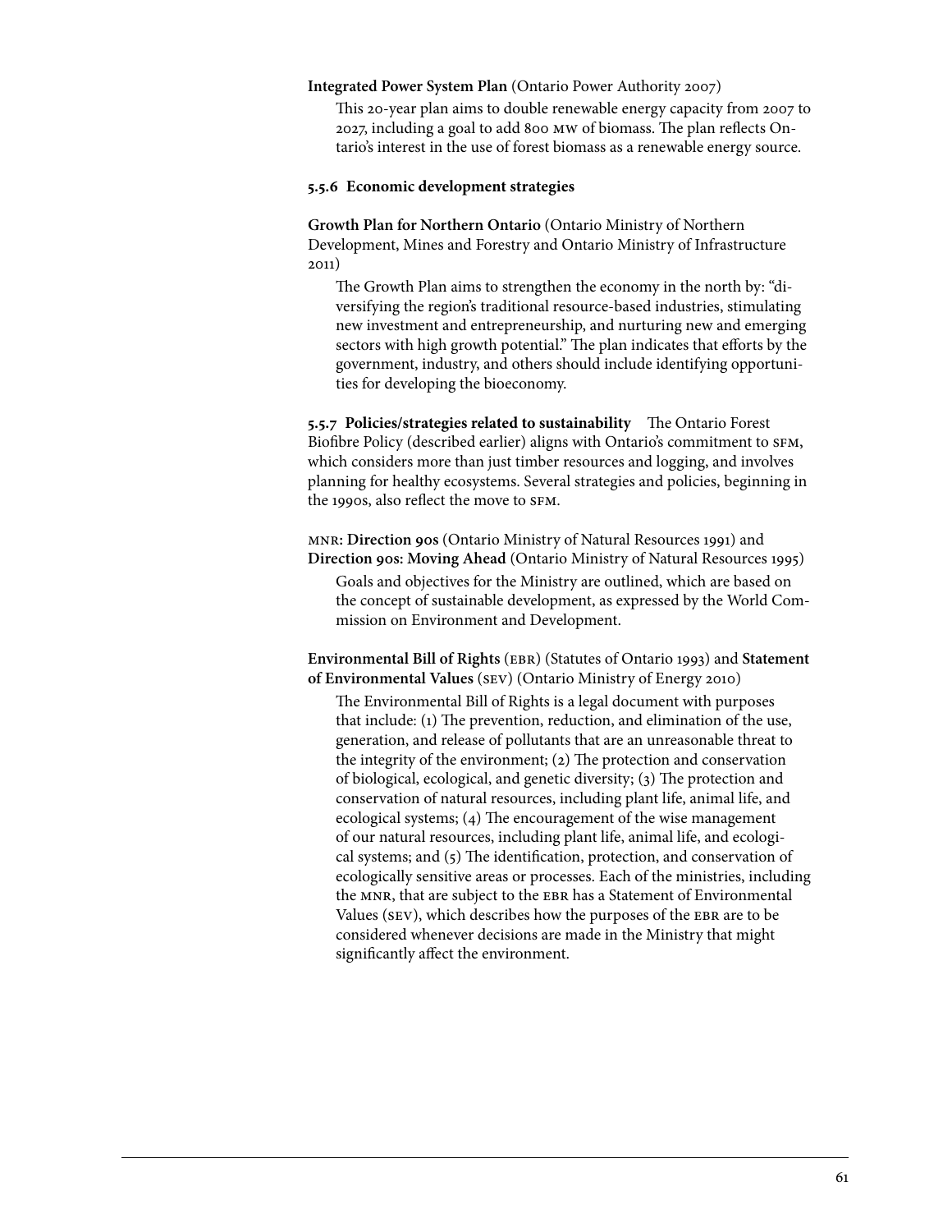**Integrated Power System Plan** (Ontario Power Authority 2007)

This 20-year plan aims to double renewable energy capacity from 2007 to 2027, including a goal to add 800 MW of biomass. The plan reflects Ontario's interest in the use of forest biomass as a renewable energy source.

#### 5.5.6 Economic development strategies

**Growth Plan for Northern Ontario** (Ontario Ministry of Northern Development, Mines and Forestry and Ontario Ministry of Infrastructure 2011)

The Growth Plan aims to strengthen the economy in the north by: "diversifying the region's traditional resource-based industries, stimulating new investment and entrepreneurship, and nurturing new and emerging sectors with high growth potential." The plan indicates that efforts by the government, industry, and others should include identifying opportunities for developing the bioeconomy.

**5.5.7 Policies/strategies related to sustainability** The Ontario Forest Biofibre Policy (described earlier) aligns with Ontario's commitment to SFM, which considers more than just timber resources and logging, and involves planning for healthy ecosystems. Several strategies and policies, beginning in the 1990s, also reflect the move to SFM.

**MNR: Direction 90s** (Ontario Ministry of Natural Resources 1991) and **Direction 90s: Moving Ahead** (Ontario Ministry of Natural Resources 1995)

Goals and objectives for the Ministry are outlined, which are based on the concept of sustainable development, as expressed by the World Commission on Environment and Development.

**Environmental Bill of Rights** (EBR) (Statutes of Ontario 1993) and **Statement of Environmental Values** (SEV) (Ontario Ministry of Energy 2010)

The Environmental Bill of Rights is a legal document with purposes that include: (1) The prevention, reduction, and elimination of the use, generation, and release of pollutants that are an unreasonable threat to the integrity of the environment; (2) The protection and conservation of biological, ecological, and genetic diversity; (3) The protection and conservation of natural resources, including plant life, animal life, and ecological systems; (4) The encouragement of the wise management of our natural resources, including plant life, animal life, and ecological systems; and (5) The identification, protection, and conservation of ecologically sensitive areas or processes. Each of the ministries, including the MNR, that are subject to the EBR has a Statement of Environmental Values (SEV), which describes how the purposes of the EBR are to be considered whenever decisions are made in the Ministry that might significantly affect the environment.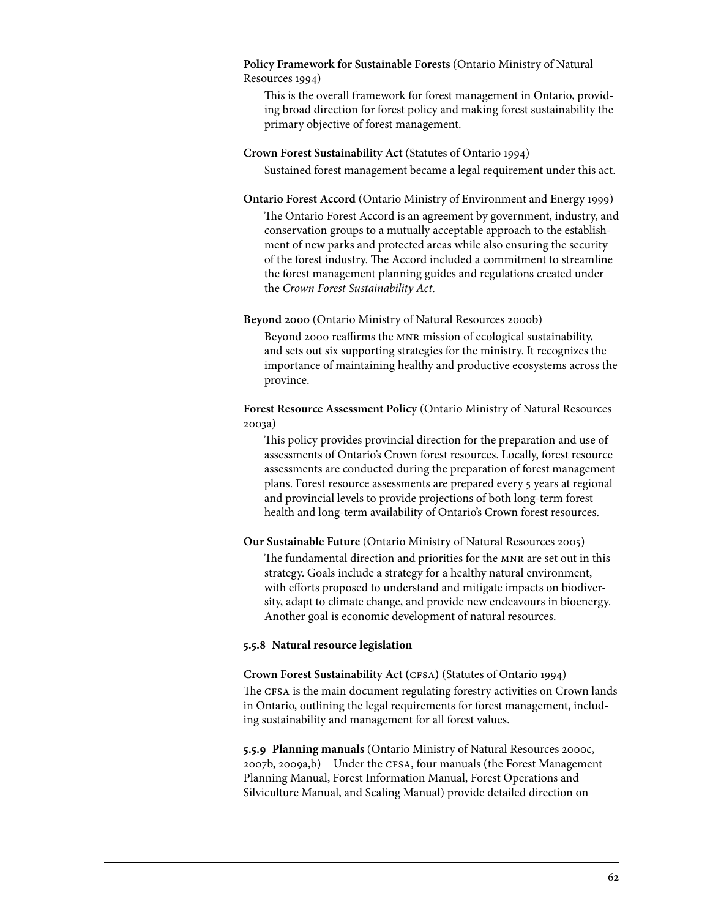**Policy Framework for Sustainable Forests** (Ontario Ministry of Natural Resources 1994)

This is the overall framework for forest management in Ontario, providing broad direction for forest policy and making forest sustainability the primary objective of forest management.

**Crown Forest Sustainability Act** (Statutes of Ontario 1994)

Sustained forest management became a legal requirement under this act.

**Ontario Forest Accord** (Ontario Ministry of Environment and Energy 1999)

The Ontario Forest Accord is an agreement by government, industry, and conservation groups to a mutually acceptable approach to the establishment of new parks and protected areas while also ensuring the security of the forest industry. The Accord included a commitment to streamline the forest management planning guides and regulations created under the *Crown Forest Sustainability Act*.

**Beyond 2000** (Ontario Ministry of Natural Resources 2000b)

Beyond 2000 reaffirms the MNR mission of ecological sustainability, and sets out six supporting strategies for the ministry. It recognizes the importance of maintaining healthy and productive ecosystems across the province.

**Forest Resource Assessment Policy** (Ontario Ministry of Natural Resources 2003a)

This policy provides provincial direction for the preparation and use of assessments of Ontario's Crown forest resources. Locally, forest resource assessments are conducted during the preparation of forest management plans. Forest resource assessments are prepared every 5 years at regional and provincial levels to provide projections of both long-term forest health and long-term availability of Ontario's Crown forest resources.

**Our Sustainable Future** (Ontario Ministry of Natural Resources 2005)

The fundamental direction and priorities for the MNR are set out in this strategy. Goals include a strategy for a healthy natural environment, with efforts proposed to understand and mitigate impacts on biodiversity, adapt to climate change, and provide new endeavours in bioenergy. Another goal is economic development of natural resources.

#### 5.5.8 Natural resource legislation

**Crown Forest Sustainability Act (CFSA)** (Statutes of Ontario 1994)

The CFSA is the main document regulating forestry activities on Crown lands in Ontario, outlining the legal requirements for forest management, including sustainability and management for all forest values.

**5.5.9 Planning manuals** (Ontario Ministry of Natural Resources 2000c, 2007b, 2009a,b) Under the CFSA, four manuals (the Forest Management Planning Manual, Forest Information Manual, Forest Operations and Silviculture Manual, and Scaling Manual) provide detailed direction on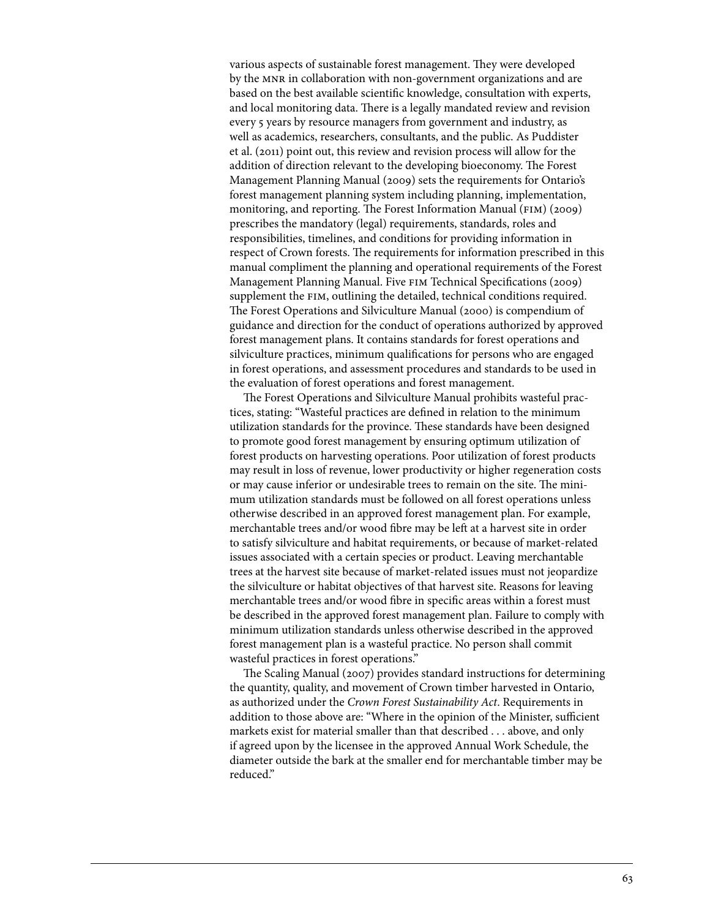various aspects of sustainable forest management. They were developed by the MNR in collaboration with non-government organizations and are based on the best available scientific knowledge, consultation with experts, and local monitoring data. There is a legally mandated review and revision every 5 years by resource managers from government and industry, as well as academics, researchers, consultants, and the public. As Puddister et al. (2011) point out, this review and revision process will allow for the addition of direction relevant to the developing bioeconomy. The Forest Management Planning Manual (2009) sets the requirements for Ontario's forest management planning system including planning, implementation, monitoring, and reporting. The Forest Information Manual (FIM) (2009) prescribes the mandatory (legal) requirements, standards, roles and responsibilities, timelines, and conditions for providing information in respect of Crown forests. The requirements for information prescribed in this manual compliment the planning and operational requirements of the Forest Management Planning Manual. Five FIM Technical Specifications (2009) supplement the FIM, outlining the detailed, technical conditions required. The Forest Operations and Silviculture Manual (2000) is compendium of guidance and direction for the conduct of operations authorized by approved forest management plans. It contains standards for forest operations and silviculture practices, minimum qualifications for persons who are engaged in forest operations, and assessment procedures and standards to be used in the evaluation of forest operations and forest management.

The Forest Operations and Silviculture Manual prohibits wasteful practices, stating: "Wasteful practices are defined in relation to the minimum utilization standards for the province. These standards have been designed to promote good forest management by ensuring optimum utilization of forest products on harvesting operations. Poor utilization of forest products may result in loss of revenue, lower productivity or higher regeneration costs or may cause inferior or undesirable trees to remain on the site. The minimum utilization standards must be followed on all forest operations unless otherwise described in an approved forest management plan. For example, merchantable trees and/or wood fibre may be left at a harvest site in order to satisfy silviculture and habitat requirements, or because of market-related issues associated with a certain species or product. Leaving merchantable trees at the harvest site because of market-related issues must not jeopardize the silviculture or habitat objectives of that harvest site. Reasons for leaving merchantable trees and/or wood fibre in specific areas within a forest must be described in the approved forest management plan. Failure to comply with minimum utilization standards unless otherwise described in the approved forest management plan is a wasteful practice. No person shall commit wasteful practices in forest operations."

The Scaling Manual (2007) provides standard instructions for determining the quantity, quality, and movement of Crown timber harvested in Ontario, as authorized under the *Crown Forest Sustainability Act*. Requirements in addition to those above are: "Where in the opinion of the Minister, sufficient markets exist for material smaller than that described . . . above, and only if agreed upon by the licensee in the approved Annual Work Schedule, the diameter outside the bark at the smaller end for merchantable timber may be reduced."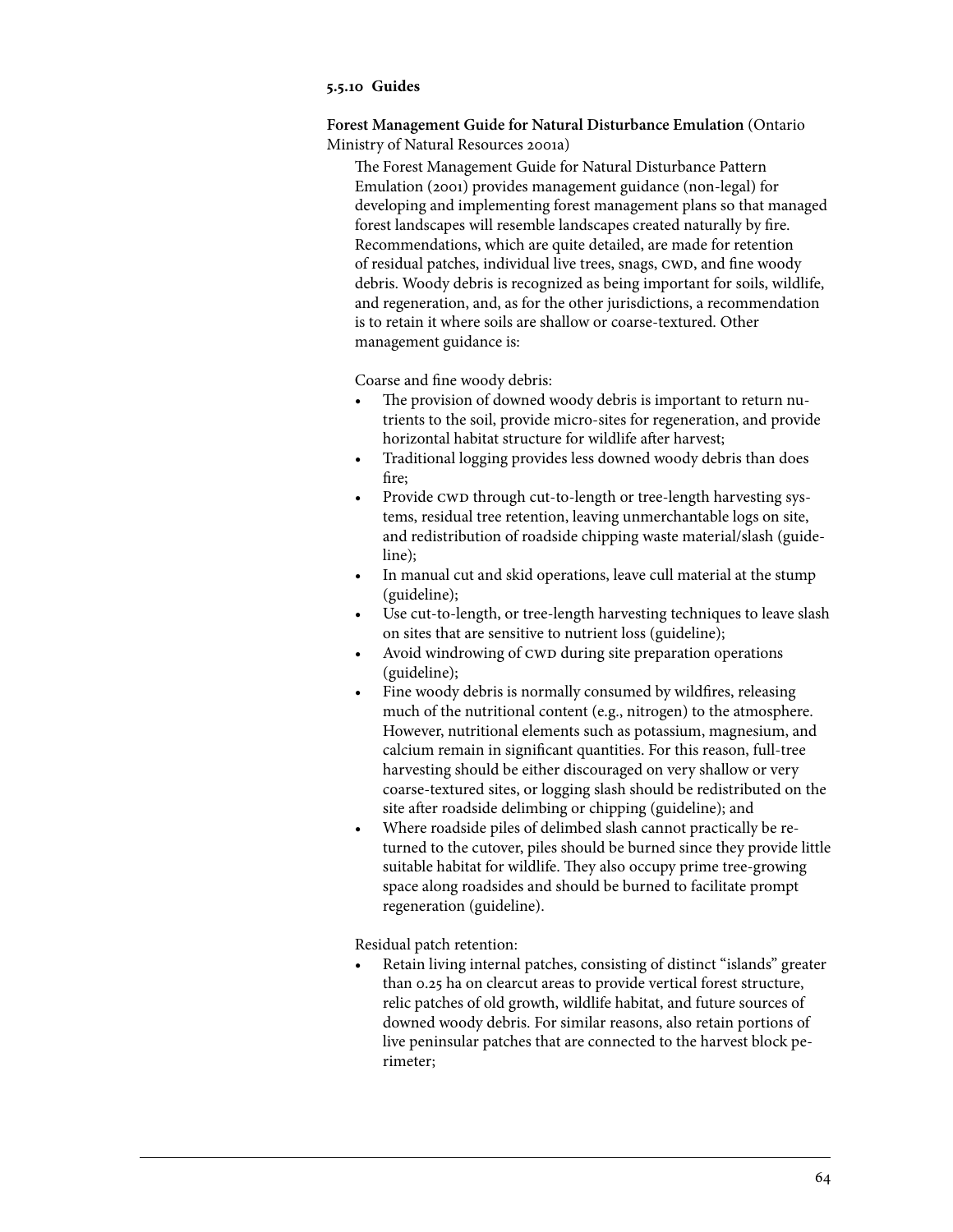### 5.5.10 Guides

**Forest Management Guide for Natural Disturbance Emulation** (Ontario Ministry of Natural Resources 2001a)

The Forest Management Guide for Natural Disturbance Pattern Emulation (2001) provides management guidance (non-legal) for developing and implementing forest management plans so that managed forest landscapes will resemble landscapes created naturally by fire. Recommendations, which are quite detailed, are made for retention of residual patches, individual live trees, snags, CWD, and fine woody debris. Woody debris is recognized as being important for soils, wildlife, and regeneration, and, as for the other jurisdictions, a recommendation is to retain it where soils are shallow or coarse-textured. Other management guidance is:

Coarse and fine woody debris:

- The provision of downed woody debris is important to return nutrients to the soil, provide micro-sites for regeneration, and provide horizontal habitat structure for wildlife after harvest;
- Traditional logging provides less downed woody debris than does fire;
- Provide CWD through cut-to-length or tree-length harvesting systems, residual tree retention, leaving unmerchantable logs on site, and redistribution of roadside chipping waste material/slash (guideline);
- In manual cut and skid operations, leave cull material at the stump (guideline);
- Use cut-to-length, or tree-length harvesting techniques to leave slash on sites that are sensitive to nutrient loss (guideline);
- Avoid windrowing of CWD during site preparation operations (guideline);
- Fine woody debris is normally consumed by wildfires, releasing much of the nutritional content (e.g., nitrogen) to the atmosphere. However, nutritional elements such as potassium, magnesium, and calcium remain in significant quantities. For this reason, full-tree harvesting should be either discouraged on very shallow or very coarse-textured sites, or logging slash should be redistributed on the site after roadside delimbing or chipping (guideline); and
- Where roadside piles of delimbed slash cannot practically be returned to the cutover, piles should be burned since they provide little suitable habitat for wildlife. They also occupy prime tree-growing space along roadsides and should be burned to facilitate prompt regeneration (guideline).

Residual patch retention:

- Retain living internal patches, consisting of distinct "islands" greater than 0.25 ha on clearcut areas to provide vertical forest structure, relic patches of old growth, wildlife habitat, and future sources of downed woody debris. For similar reasons, also retain portions of live peninsular patches that are connected to the harvest block perimeter;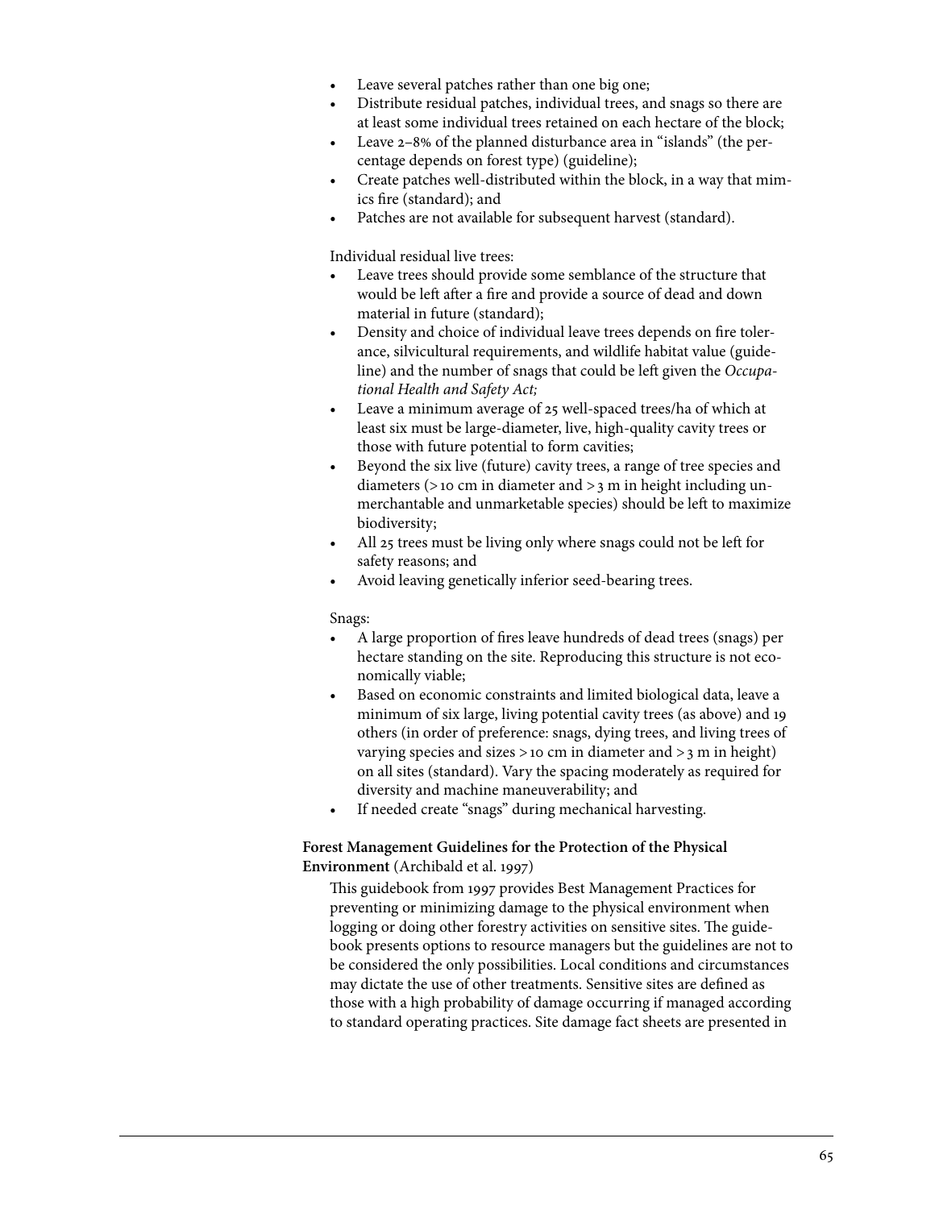- Leave several patches rather than one big one;
- Distribute residual patches, individual trees, and snags so there are at least some individual trees retained on each hectare of the block;
- Leave 2–8% of the planned disturbance area in "islands" (the percentage depends on forest type) (guideline);
- Create patches well-distributed within the block, in a way that mimics fire (standard); and
- Patches are not available for subsequent harvest (standard).

Individual residual live trees:

- Leave trees should provide some semblance of the structure that would be left after a fire and provide a source of dead and down material in future (standard);
- Density and choice of individual leave trees depends on fire tolerance, silvicultural requirements, and wildlife habitat value (guideline) and the number of snags that could be left given the *Occupational Health and Safety Act;*
- Leave a minimum average of 25 well-spaced trees/ha of which at least six must be large-diameter, live, high-quality cavity trees or those with future potential to form cavities;
- Beyond the six live (future) cavity trees, a range of tree species and diameters (> 10 cm in diameter and > 3 m in height including unmerchantable and unmarketable species) should be left to maximize biodiversity;
- All 25 trees must be living only where snags could not be left for safety reasons; and
- Avoid leaving genetically inferior seed-bearing trees.

Snags:

- A large proportion of fires leave hundreds of dead trees (snags) per hectare standing on the site. Reproducing this structure is not economically viable;
- Based on economic constraints and limited biological data, leave a minimum of six large, living potential cavity trees (as above) and 19 others (in order of preference: snags, dying trees, and living trees of varying species and sizes > 10 cm in diameter and > 3 m in height) on all sites (standard). Vary the spacing moderately as required for diversity and machine maneuverability; and
- If needed create "snags" during mechanical harvesting.

**Forest Management Guidelines for the Protection of the Physical Environment** (Archibald et al. 1997)

This guidebook from 1997 provides Best Management Practices for preventing or minimizing damage to the physical environment when logging or doing other forestry activities on sensitive sites. The guidebook presents options to resource managers but the guidelines are not to be considered the only possibilities. Local conditions and circumstances may dictate the use of other treatments. Sensitive sites are defined as those with a high probability of damage occurring if managed according to standard operating practices. Site damage fact sheets are presented in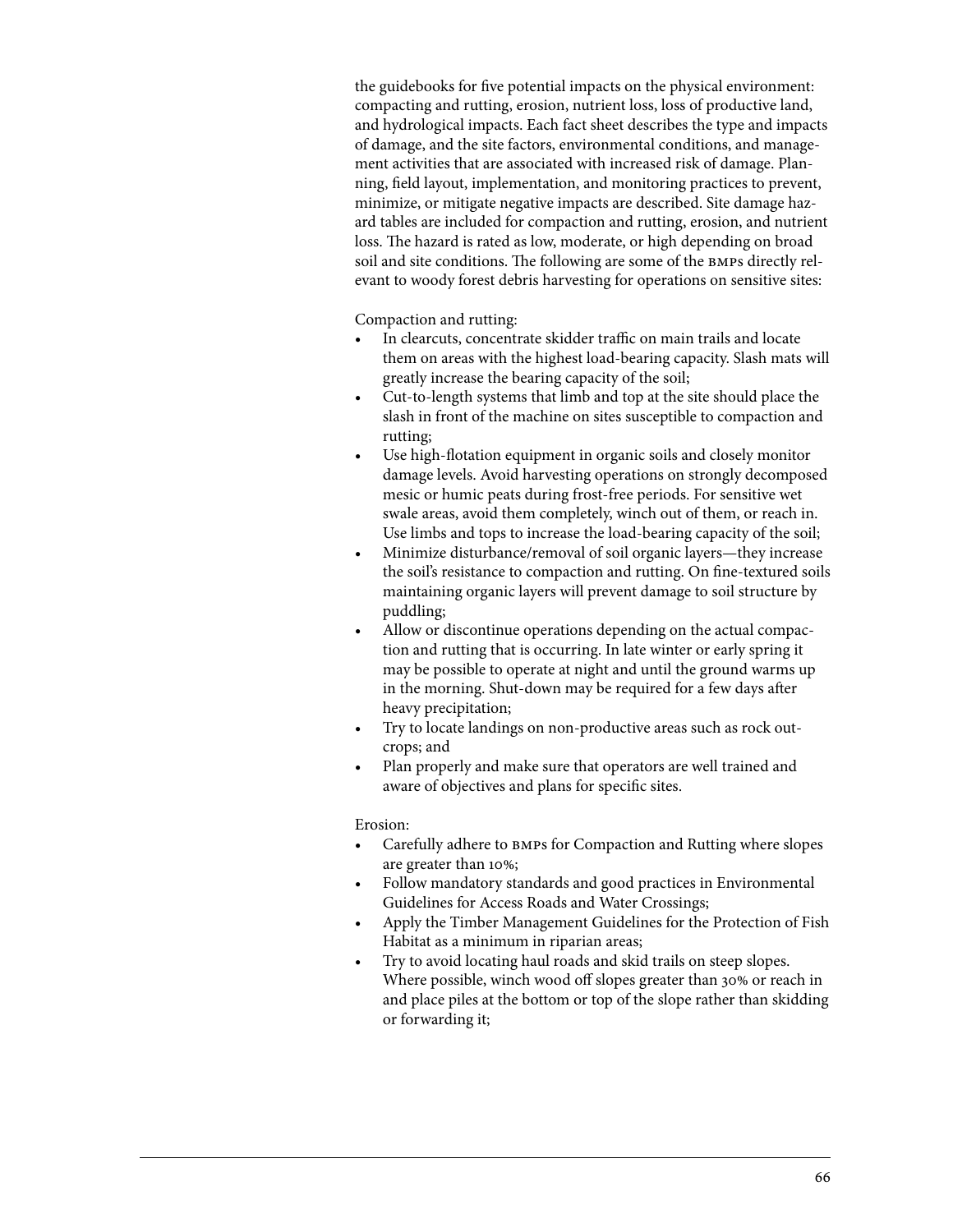the guidebooks for five potential impacts on the physical environment: compacting and rutting, erosion, nutrient loss, loss of productive land, and hydrological impacts. Each fact sheet describes the type and impacts of damage, and the site factors, environmental conditions, and management activities that are associated with increased risk of damage. Planning, field layout, implementation, and monitoring practices to prevent, minimize, or mitigate negative impacts are described. Site damage hazard tables are included for compaction and rutting, erosion, and nutrient loss. The hazard is rated as low, moderate, or high depending on broad soil and site conditions. The following are some of the BMPs directly relevant to woody forest debris harvesting for operations on sensitive sites:

Compaction and rutting:

- In clearcuts, concentrate skidder traffic on main trails and locate them on areas with the highest load-bearing capacity. Slash mats will greatly increase the bearing capacity of the soil;
- Cut-to-length systems that limb and top at the site should place the slash in front of the machine on sites susceptible to compaction and rutting;
- Use high-flotation equipment in organic soils and closely monitor damage levels. Avoid harvesting operations on strongly decomposed mesic or humic peats during frost-free periods. For sensitive wet swale areas, avoid them completely, winch out of them, or reach in. Use limbs and tops to increase the load-bearing capacity of the soil;
- Minimize disturbance/removal of soil organic layers—they increase the soil's resistance to compaction and rutting. On fine-textured soils maintaining organic layers will prevent damage to soil structure by puddling;
- Allow or discontinue operations depending on the actual compaction and rutting that is occurring. In late winter or early spring it may be possible to operate at night and until the ground warms up in the morning. Shut-down may be required for a few days after heavy precipitation;
- Try to locate landings on non-productive areas such as rock outcrops; and
- Plan properly and make sure that operators are well trained and aware of objectives and plans for specific sites.

Erosion:

- Carefully adhere to BMPs for Compaction and Rutting where slopes are greater than 10%;
- Follow mandatory standards and good practices in Environmental Guidelines for Access Roads and Water Crossings;
- Apply the Timber Management Guidelines for the Protection of Fish Habitat as a minimum in riparian areas;
- Try to avoid locating haul roads and skid trails on steep slopes. Where possible, winch wood off slopes greater than 30% or reach in and place piles at the bottom or top of the slope rather than skidding or forwarding it;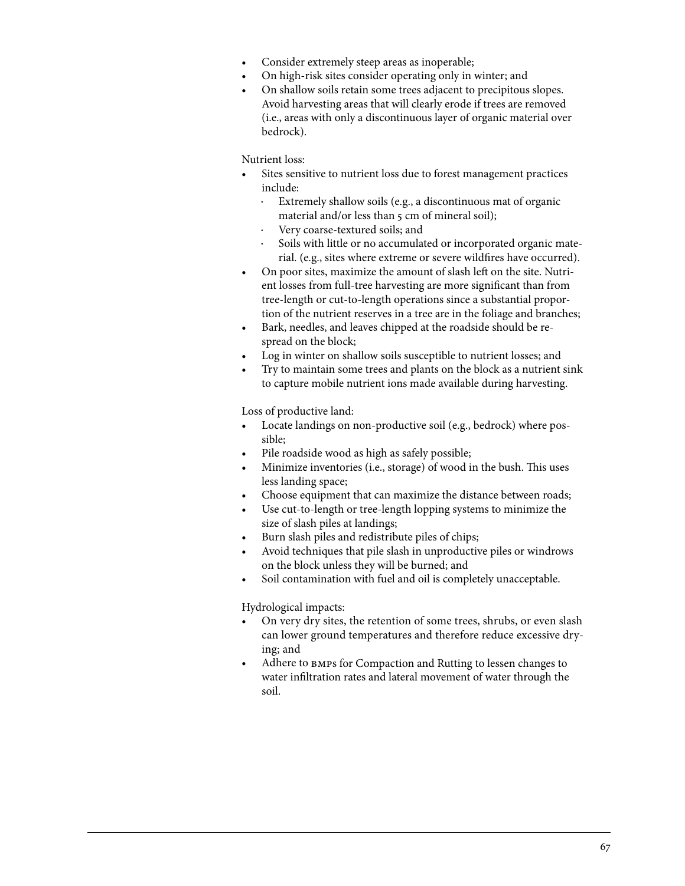- Consider extremely steep areas as inoperable;
- On high-risk sites consider operating only in winter; and
- On shallow soils retain some trees adjacent to precipitous slopes. Avoid harvesting areas that will clearly erode if trees are removed (i.e., areas with only a discontinuous layer of organic material over bedrock).

Nutrient loss:

- Sites sensitive to nutrient loss due to forest management practices include:
  - Extremely shallow soils (e.g., a discontinuous mat of organic material and/or less than 5 cm of mineral soil);
  - Very coarse-textured soils; and
  - Soils with little or no accumulated or incorporated organic material. (e.g., sites where extreme or severe wildfires have occurred).
- On poor sites, maximize the amount of slash left on the site. Nutrient losses from full-tree harvesting are more significant than from tree-length or cut-to-length operations since a substantial proportion of the nutrient reserves in a tree are in the foliage and branches;
- Bark, needles, and leaves chipped at the roadside should be re-spread on the block;
- Log in winter on shallow soils susceptible to nutrient losses; and
- Try to maintain some trees and plants on the block as a nutrient sink to capture mobile nutrient ions made available during harvesting.

Loss of productive land:

- Locate landings on non-productive soil (e.g., bedrock) where possible;
- Pile roadside wood as high as safely possible;
- Minimize inventories (i.e., storage) of wood in the bush. This uses less landing space;
- Choose equipment that can maximize the distance between roads;
- Use cut-to-length or tree-length lopping systems to minimize the size of slash piles at landings;
- Burn slash piles and redistribute piles of chips;
- Avoid techniques that pile slash in unproductive piles or windrows on the block unless they will be burned; and
- Soil contamination with fuel and oil is completely unacceptable.

Hydrological impacts:

- On very dry sites, the retention of some trees, shrubs, or even slash can lower ground temperatures and therefore reduce excessive drying; and
- Adhere to BMPs for Compaction and Rutting to lessen changes to water infiltration rates and lateral movement of water through the soil.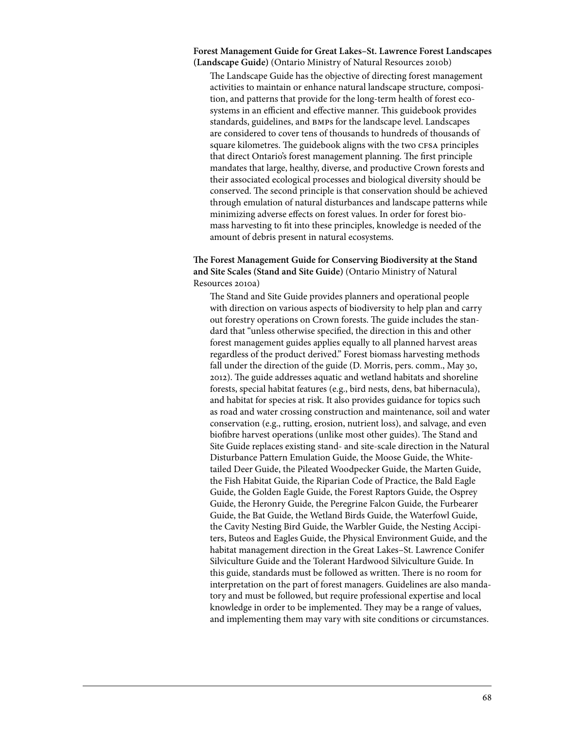**Forest Management Guide for Great Lakes–St. Lawrence Forest Landscapes (Landscape Guide)** (Ontario Ministry of Natural Resources 2010b)

The Landscape Guide has the objective of directing forest management activities to maintain or enhance natural landscape structure, composition, and patterns that provide for the long-term health of forest ecosystems in an efficient and effective manner. This guidebook provides standards, guidelines, and BMPs for the landscape level. Landscapes are considered to cover tens of thousands to hundreds of thousands of square kilometres. The guidebook aligns with the two CFSA principles that direct Ontario's forest management planning. The first principle mandates that large, healthy, diverse, and productive Crown forests and their associated ecological processes and biological diversity should be conserved. The second principle is that conservation should be achieved through emulation of natural disturbances and landscape patterns while minimizing adverse effects on forest values. In order for forest biomass harvesting to fit into these principles, knowledge is needed of the amount of debris present in natural ecosystems.

**The Forest Management Guide for Conserving Biodiversity at the Stand and Site Scales (Stand and Site Guide)** (Ontario Ministry of Natural Resources 2010a)

The Stand and Site Guide provides planners and operational people with direction on various aspects of biodiversity to help plan and carry out forestry operations on Crown forests. The guide includes the standard that "unless otherwise specified, the direction in this and other forest management guides applies equally to all planned harvest areas regardless of the product derived." Forest biomass harvesting methods fall under the direction of the guide (D. Morris, pers. comm., May 30, 2012). The guide addresses aquatic and wetland habitats and shoreline forests, special habitat features (e.g., bird nests, dens, bat hibernacula), and habitat for species at risk. It also provides guidance for topics such as road and water crossing construction and maintenance, soil and water conservation (e.g., rutting, erosion, nutrient loss), and salvage, and even biofibre harvest operations (unlike most other guides). The Stand and Site Guide replaces existing stand- and site-scale direction in the Natural Disturbance Pattern Emulation Guide, the Moose Guide, the White-tailed Deer Guide, the Pileated Woodpecker Guide, the Marten Guide, the Fish Habitat Guide, the Riparian Code of Practice, the Bald Eagle Guide, the Golden Eagle Guide, the Forest Raptors Guide, the Osprey Guide, the Heronry Guide, the Peregrine Falcon Guide, the Furbearer Guide, the Bat Guide, the Wetland Birds Guide, the Waterfowl Guide, the Cavity Nesting Bird Guide, the Warbler Guide, the Nesting Accipiters, Buteos and Eagles Guide, the Physical Environment Guide, and the habitat management direction in the Great Lakes–St. Lawrence Conifer Silviculture Guide and the Tolerant Hardwood Silviculture Guide. In this guide, standards must be followed as written. There is no room for interpretation on the part of forest managers. Guidelines are also mandatory and must be followed, but require professional expertise and local knowledge in order to be implemented. They may be a range of values, and implementing them may vary with site conditions or circumstances.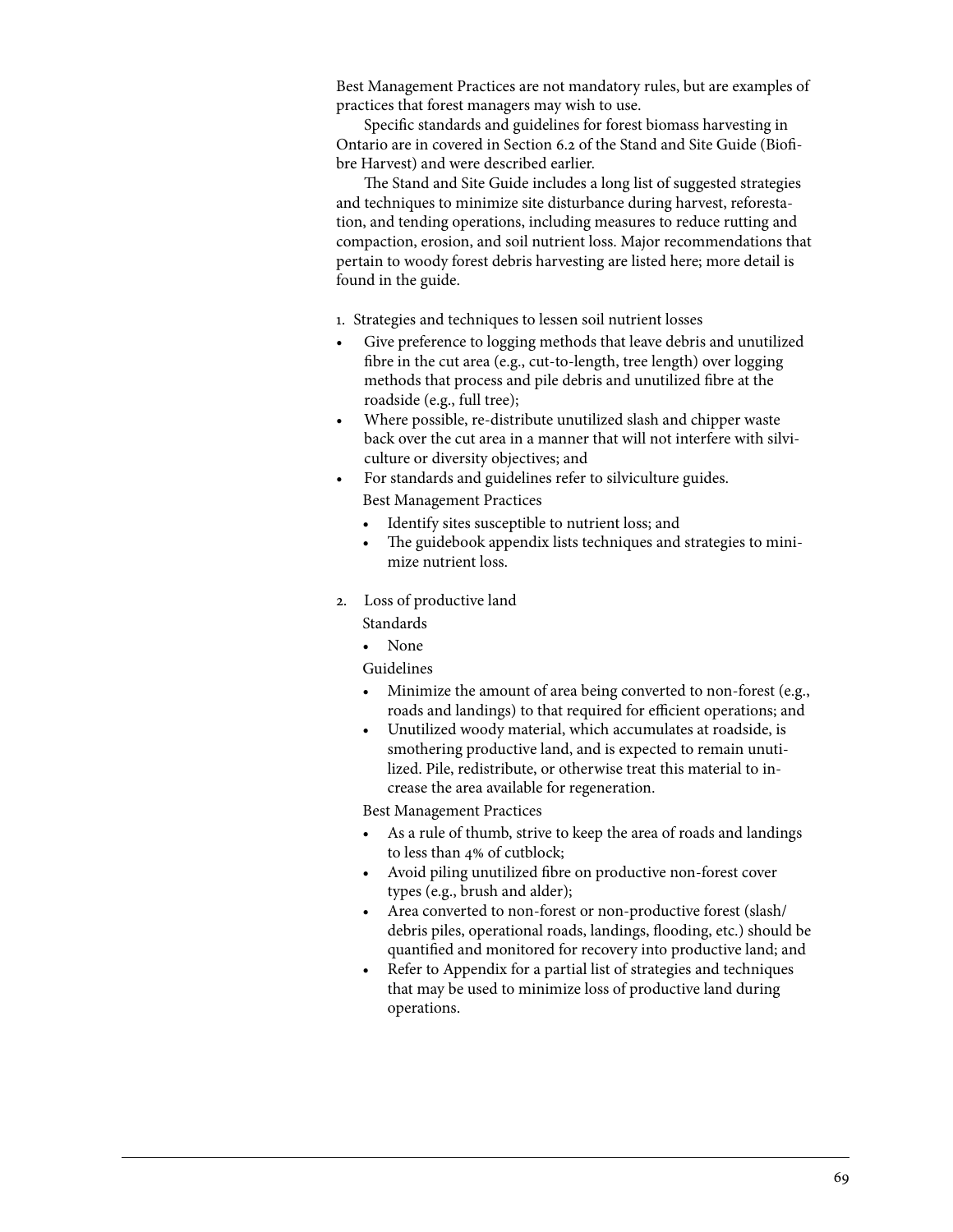Best Management Practices are not mandatory rules, but are examples of practices that forest managers may wish to use.

Specific standards and guidelines for forest biomass harvesting in Ontario are in covered in Section 6.2 of the Stand and Site Guide (Biofibre Harvest) and were described earlier.

The Stand and Site Guide includes a long list of suggested strategies and techniques to minimize site disturbance during harvest, reforestation, and tending operations, including measures to reduce rutting and compaction, erosion, and soil nutrient loss. Major recommendations that pertain to woody forest debris harvesting are listed here; more detail is found in the guide.

1. Strategies and techniques to lessen soil nutrient losses

- Give preference to logging methods that leave debris and unutilized fibre in the cut area (e.g., cut-to-length, tree length) over logging methods that process and pile debris and unutilized fibre at the roadside (e.g., full tree);
- Where possible, re-distribute unutilized slash and chipper waste back over the cut area in a manner that will not interfere with silviculture or diversity objectives; and
- For standards and guidelines refer to silviculture guides.

   Best Management Practices

   - Identify sites susceptible to nutrient loss; and
   - The guidebook appendix lists techniques and strategies to minimize nutrient loss.

2. Loss of productive land

   Standards

   - None

   Guidelines

   - Minimize the amount of area being converted to non-forest (e.g., roads and landings) to that required for efficient operations; and
   - Unutilized woody material, which accumulates at roadside, is smothering productive land, and is expected to remain unutilized. Pile, redistribute, or otherwise treat this material to increase the area available for regeneration.

   Best Management Practices

   - As a rule of thumb, strive to keep the area of roads and landings to less than 4% of cutblock;
   - Avoid piling unutilized fibre on productive non-forest cover types (e.g., brush and alder);
   - Area converted to non-forest or non-productive forest (slash/debris piles, operational roads, landings, flooding, etc.) should be quantified and monitored for recovery into productive land; and
   - Refer to Appendix for a partial list of strategies and techniques that may be used to minimize loss of productive land during operations.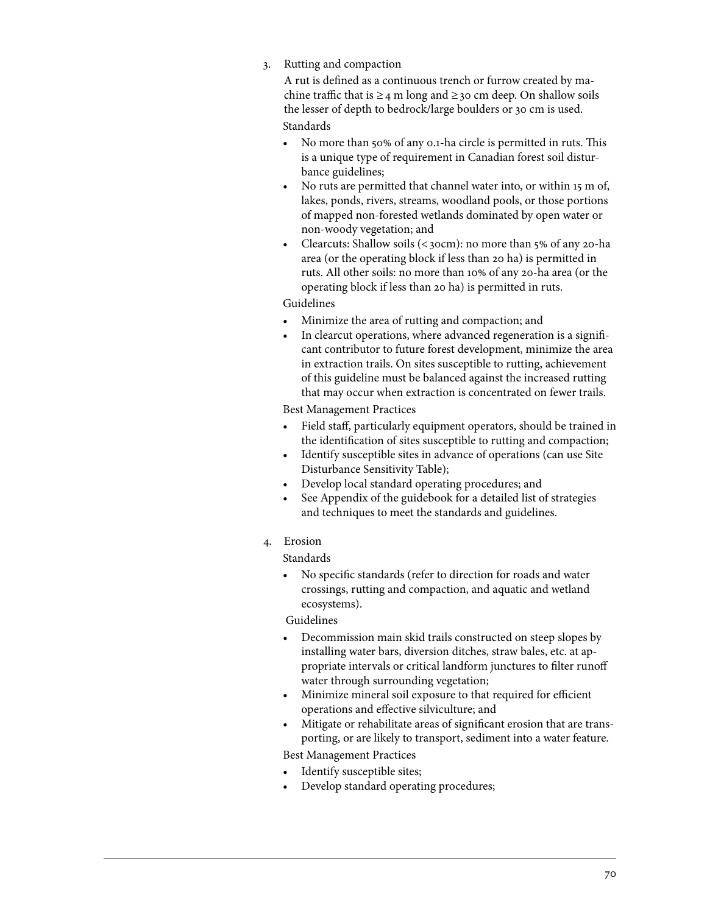3. Rutting and compaction

   A rut is defined as a continuous trench or furrow created by machine traffic that is ≥ 4 m long and ≥ 30 cm deep. On shallow soils the lesser of depth to bedrock/large boulders or 30 cm is used.

   Standards

   - No more than 50% of any 0.1-ha circle is permitted in ruts. This is a unique type of requirement in Canadian forest soil disturbance guidelines;
   - No ruts are permitted that channel water into, or within 15 m of, lakes, ponds, rivers, streams, woodland pools, or those portions of mapped non-forested wetlands dominated by open water or non-woody vegetation; and
   - Clearcuts: Shallow soils (< 30cm): no more than 5% of any 20-ha area (or the operating block if less than 20 ha) is permitted in ruts. All other soils: no more than 10% of any 20-ha area (or the operating block if less than 20 ha) is permitted in ruts.

   Guidelines

   - Minimize the area of rutting and compaction; and
   - In clearcut operations, where advanced regeneration is a significant contributor to future forest development, minimize the area in extraction trails. On sites susceptible to rutting, achievement of this guideline must be balanced against the increased rutting that may occur when extraction is concentrated on fewer trails.

   Best Management Practices

   - Field staff, particularly equipment operators, should be trained in the identification of sites susceptible to rutting and compaction;
   - Identify susceptible sites in advance of operations (can use Site Disturbance Sensitivity Table);
   - Develop local standard operating procedures; and
   - See Appendix of the guidebook for a detailed list of strategies and techniques to meet the standards and guidelines.

4. Erosion

   Standards

   - No specific standards (refer to direction for roads and water crossings, rutting and compaction, and aquatic and wetland ecosystems).

   Guidelines

   - Decommission main skid trails constructed on steep slopes by installing water bars, diversion ditches, straw bales, etc. at appropriate intervals or critical landform junctures to filter runoff water through surrounding vegetation;
   - Minimize mineral soil exposure to that required for efficient operations and effective silviculture; and
   - Mitigate or rehabilitate areas of significant erosion that are transporting, or are likely to transport, sediment into a water feature.

   Best Management Practices

   - Identify susceptible sites;
   - Develop standard operating procedures;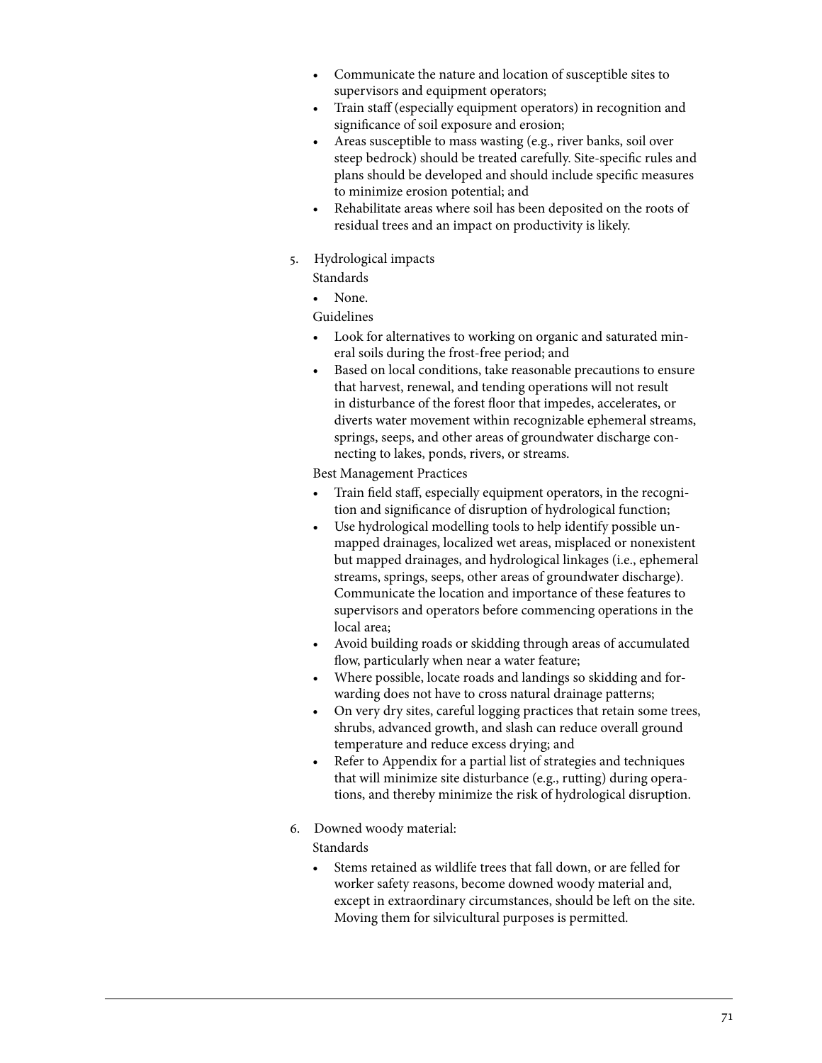- Communicate the nature and location of susceptible sites to supervisors and equipment operators;
- Train staff (especially equipment operators) in recognition and significance of soil exposure and erosion;
- Areas susceptible to mass wasting (e.g., river banks, soil over steep bedrock) should be treated carefully. Site-specific rules and plans should be developed and should include specific measures to minimize erosion potential; and
- Rehabilitate areas where soil has been deposited on the roots of residual trees and an impact on productivity is likely.

5. Hydrological impacts

   Standards

   - None.

   Guidelines

   - Look for alternatives to working on organic and saturated mineral soils during the frost-free period; and
   - Based on local conditions, take reasonable precautions to ensure that harvest, renewal, and tending operations will not result in disturbance of the forest floor that impedes, accelerates, or diverts water movement within recognizable ephemeral streams, springs, seeps, and other areas of groundwater discharge connecting to lakes, ponds, rivers, or streams.

   Best Management Practices

   - Train field staff, especially equipment operators, in the recognition and significance of disruption of hydrological function;
   - Use hydrological modelling tools to help identify possible unmapped drainages, localized wet areas, misplaced or nonexistent but mapped drainages, and hydrological linkages (i.e., ephemeral streams, springs, seeps, other areas of groundwater discharge). Communicate the location and importance of these features to supervisors and operators before commencing operations in the local area;
   - Avoid building roads or skidding through areas of accumulated flow, particularly when near a water feature;
   - Where possible, locate roads and landings so skidding and forwarding does not have to cross natural drainage patterns;
   - On very dry sites, careful logging practices that retain some trees, shrubs, advanced growth, and slash can reduce overall ground temperature and reduce excess drying; and
   - Refer to Appendix for a partial list of strategies and techniques that will minimize site disturbance (e.g., rutting) during operations, and thereby minimize the risk of hydrological disruption.

6. Downed woody material:

   Standards

   - Stems retained as wildlife trees that fall down, or are felled for worker safety reasons, become downed woody material and, except in extraordinary circumstances, should be left on the site. Moving them for silvicultural purposes is permitted.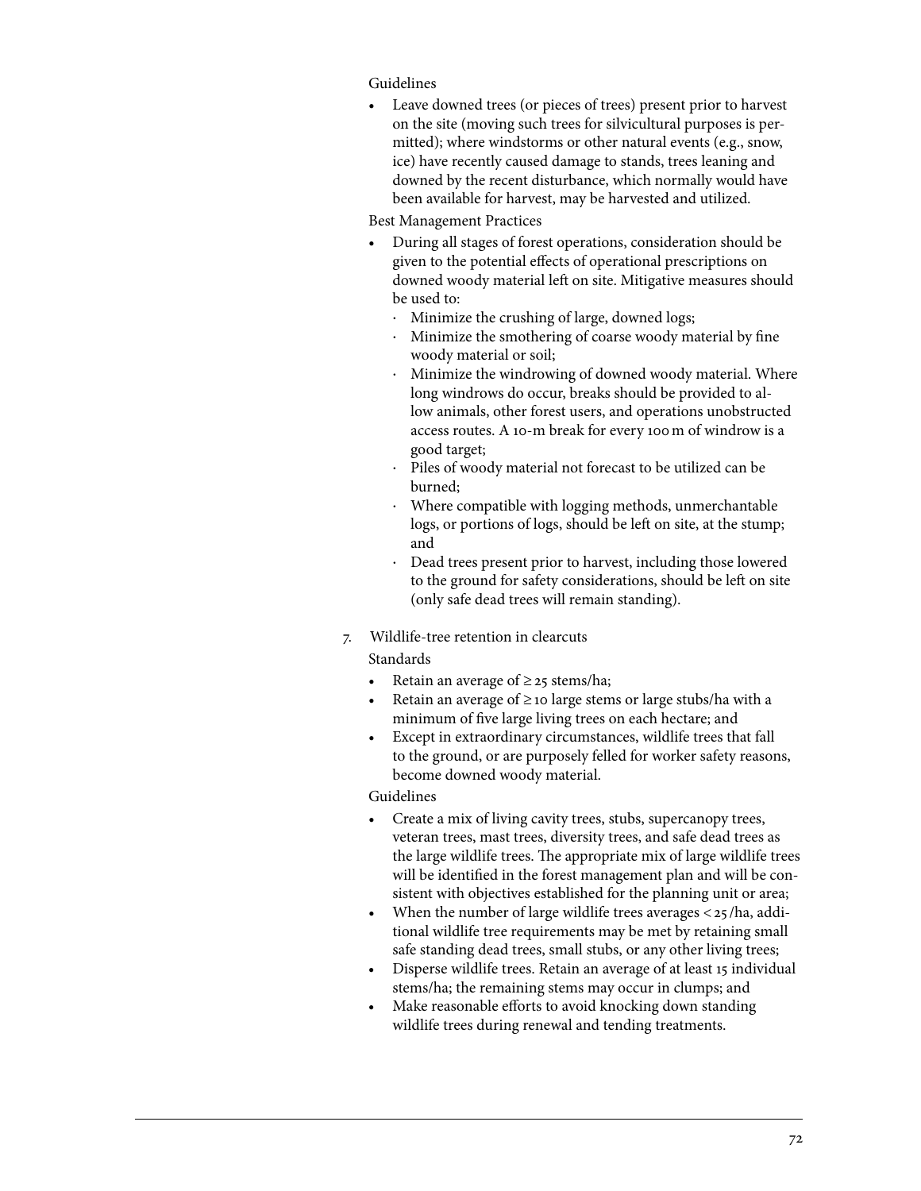Guidelines

- Leave downed trees (or pieces of trees) present prior to harvest on the site (moving such trees for silvicultural purposes is permitted); where windstorms or other natural events (e.g., snow, ice) have recently caused damage to stands, trees leaning and downed by the recent disturbance, which normally would have been available for harvest, may be harvested and utilized.

Best Management Practices

- During all stages of forest operations, consideration should be given to the potential effects of operational prescriptions on downed woody material left on site. Mitigative measures should be used to:
  - Minimize the crushing of large, downed logs;
  - Minimize the smothering of coarse woody material by fine woody material or soil;
  - Minimize the windrowing of downed woody material. Where long windrows do occur, breaks should be provided to allow animals, other forest users, and operations unobstructed access routes. A 10-m break for every 100 m of windrow is a good target;
  - Piles of woody material not forecast to be utilized can be burned;
  - Where compatible with logging methods, unmerchantable logs, or portions of logs, should be left on site, at the stump; and
  - Dead trees present prior to harvest, including those lowered to the ground for safety considerations, should be left on site (only safe dead trees will remain standing).

7. Wildlife-tree retention in clearcuts

Standards

- Retain an average of ≥ 25 stems/ha;
- Retain an average of ≥ 10 large stems or large stubs/ha with a minimum of five large living trees on each hectare; and
- Except in extraordinary circumstances, wildlife trees that fall to the ground, or are purposely felled for worker safety reasons, become downed woody material.

Guidelines

- Create a mix of living cavity trees, stubs, supercanopy trees, veteran trees, mast trees, diversity trees, and safe dead trees as the large wildlife trees. The appropriate mix of large wildlife trees will be identified in the forest management plan and will be consistent with objectives established for the planning unit or area;
- When the number of large wildlife trees averages < 25 /ha, additional wildlife tree requirements may be met by retaining small safe standing dead trees, small stubs, or any other living trees;
- Disperse wildlife trees. Retain an average of at least 15 individual stems/ha; the remaining stems may occur in clumps; and
- Make reasonable efforts to avoid knocking down standing wildlife trees during renewal and tending treatments.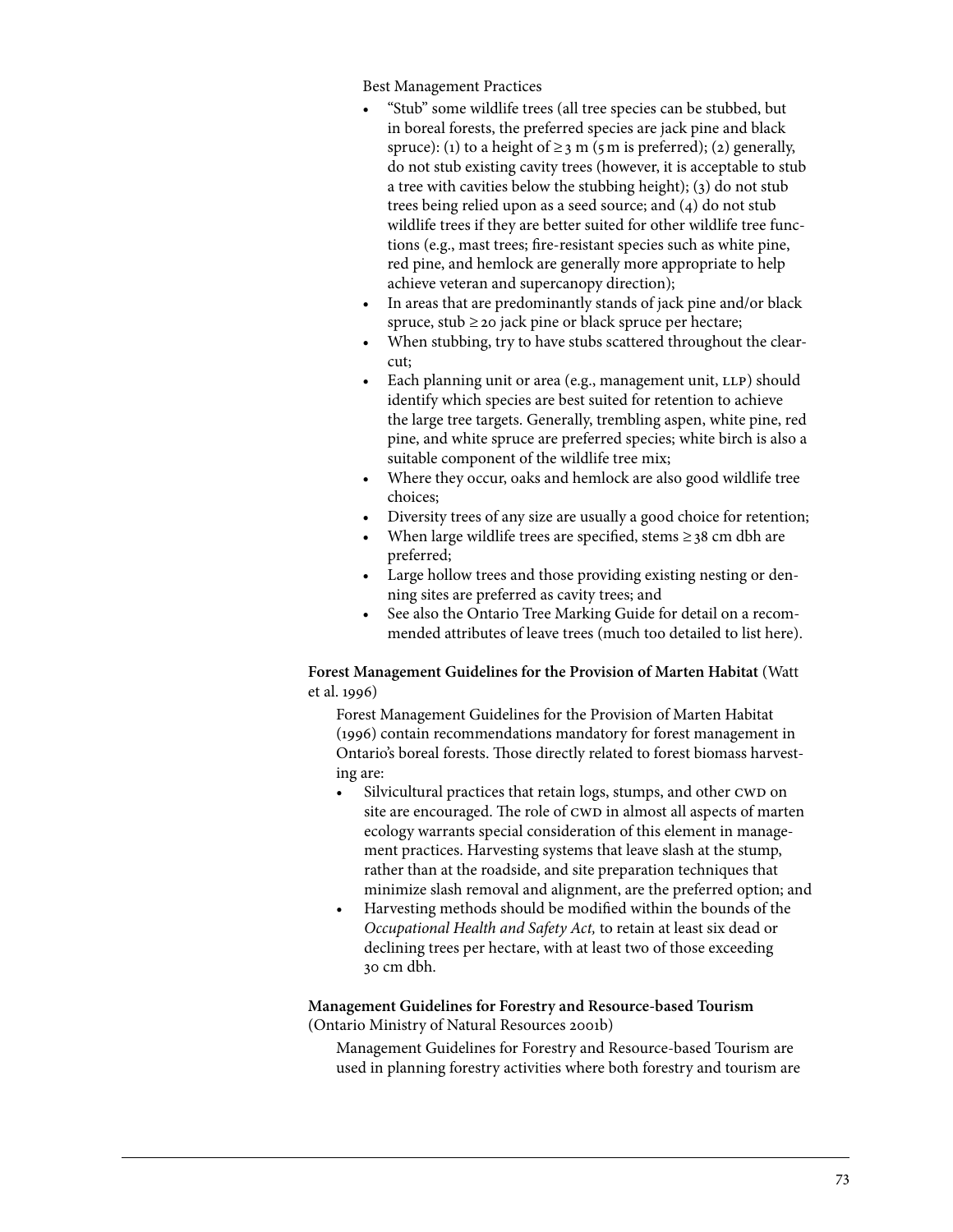Best Management Practices

- "Stub" some wildlife trees (all tree species can be stubbed, but in boreal forests, the preferred species are jack pine and black spruce): (1) to a height of ≥ 3 m (5 m is preferred); (2) generally, do not stub existing cavity trees (however, it is acceptable to stub a tree with cavities below the stubbing height); (3) do not stub trees being relied upon as a seed source; and (4) do not stub wildlife trees if they are better suited for other wildlife tree functions (e.g., mast trees; fire-resistant species such as white pine, red pine, and hemlock are generally more appropriate to help achieve veteran and supercanopy direction);
- In areas that are predominantly stands of jack pine and/or black spruce, stub ≥ 20 jack pine or black spruce per hectare;
- When stubbing, try to have stubs scattered throughout the clearcut;
- Each planning unit or area (e.g., management unit, LLP) should identify which species are best suited for retention to achieve the large tree targets. Generally, trembling aspen, white pine, red pine, and white spruce are preferred species; white birch is also a suitable component of the wildlife tree mix;
- Where they occur, oaks and hemlock are also good wildlife tree choices;
- Diversity trees of any size are usually a good choice for retention;
- When large wildlife trees are specified, stems ≥ 38 cm dbh are preferred;
- Large hollow trees and those providing existing nesting or denning sites are preferred as cavity trees; and
- See also the Ontario Tree Marking Guide for detail on a recommended attributes of leave trees (much too detailed to list here).

**Forest Management Guidelines for the Provision of Marten Habitat** (Watt et al. 1996)

Forest Management Guidelines for the Provision of Marten Habitat (1996) contain recommendations mandatory for forest management in Ontario's boreal forests. Those directly related to forest biomass harvesting are:

- Silvicultural practices that retain logs, stumps, and other CWD on site are encouraged. The role of CWD in almost all aspects of marten ecology warrants special consideration of this element in management practices. Harvesting systems that leave slash at the stump, rather than at the roadside, and site preparation techniques that minimize slash removal and alignment, are the preferred option; and
- Harvesting methods should be modified within the bounds of the *Occupational Health and Safety Act,* to retain at least six dead or declining trees per hectare, with at least two of those exceeding 30 cm dbh.

**Management Guidelines for Forestry and Resource-based Tourism** (Ontario Ministry of Natural Resources 2001b)

Management Guidelines for Forestry and Resource-based Tourism are used in planning forestry activities where both forestry and tourism are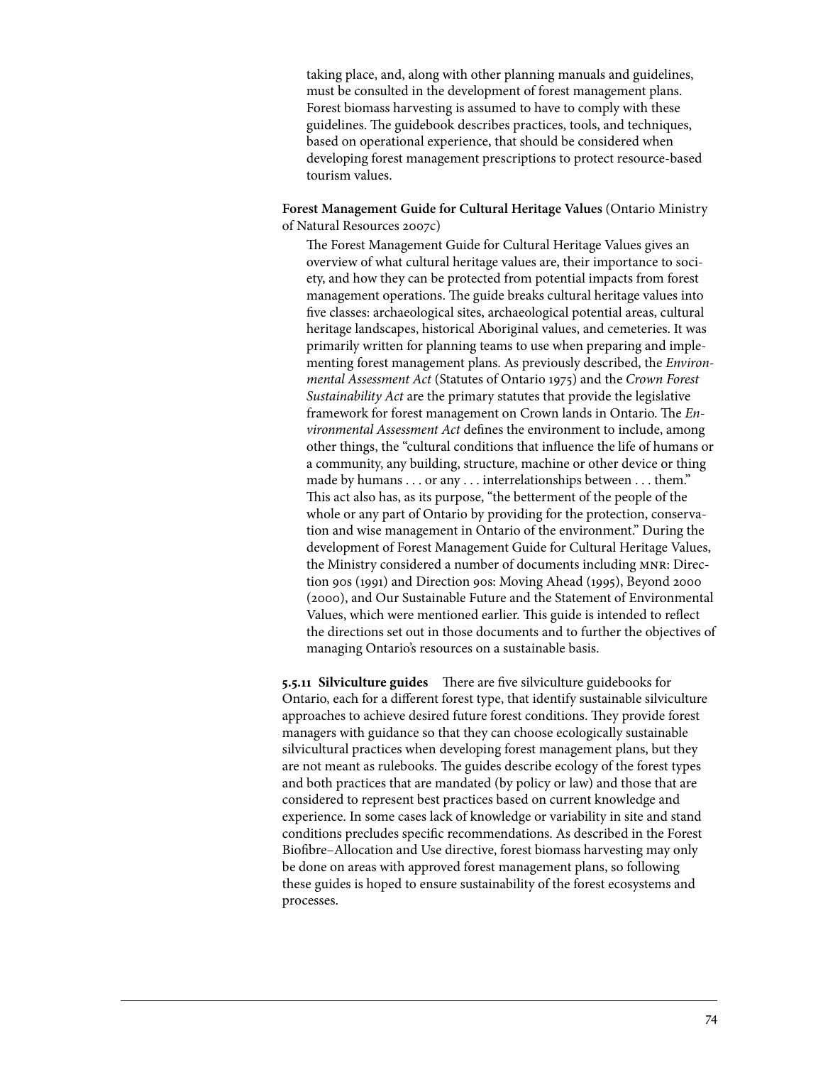taking place, and, along with other planning manuals and guidelines, must be consulted in the development of forest management plans. Forest biomass harvesting is assumed to have to comply with these guidelines. The guidebook describes practices, tools, and techniques, based on operational experience, that should be considered when developing forest management prescriptions to protect resource-based tourism values.

**Forest Management Guide for Cultural Heritage Values** (Ontario Ministry of Natural Resources 2007c)

> The Forest Management Guide for Cultural Heritage Values gives an overview of what cultural heritage values are, their importance to society, and how they can be protected from potential impacts from forest management operations. The guide breaks cultural heritage values into five classes: archaeological sites, archaeological potential areas, cultural heritage landscapes, historical Aboriginal values, and cemeteries. It was primarily written for planning teams to use when preparing and implementing forest management plans. As previously described, the *Environmental Assessment Act* (Statutes of Ontario 1975) and the *Crown Forest Sustainability Act* are the primary statutes that provide the legislative framework for forest management on Crown lands in Ontario. The *Environmental Assessment Act* defines the environment to include, among other things, the "cultural conditions that influence the life of humans or a community, any building, structure, machine or other device or thing made by humans . . . or any . . . interrelationships between . . . them." This act also has, as its purpose, "the betterment of the people of the whole or any part of Ontario by providing for the protection, conservation and wise management in Ontario of the environment." During the development of Forest Management Guide for Cultural Heritage Values, the Ministry considered a number of documents including MNR: Direction 90s (1991) and Direction 90s: Moving Ahead (1995), Beyond 2000 (2000), and Our Sustainable Future and the Statement of Environmental Values, which were mentioned earlier. This guide is intended to reflect the directions set out in those documents and to further the objectives of managing Ontario's resources on a sustainable basis.

**5.5.11 Silviculture guides** There are five silviculture guidebooks for Ontario, each for a different forest type, that identify sustainable silviculture approaches to achieve desired future forest conditions. They provide forest managers with guidance so that they can choose ecologically sustainable silvicultural practices when developing forest management plans, but they are not meant as rulebooks. The guides describe ecology of the forest types and both practices that are mandated (by policy or law) and those that are considered to represent best practices based on current knowledge and experience. In some cases lack of knowledge or variability in site and stand conditions precludes specific recommendations. As described in the Forest Biofibre–Allocation and Use directive, forest biomass harvesting may only be done on areas with approved forest management plans, so following these guides is hoped to ensure sustainability of the forest ecosystems and processes.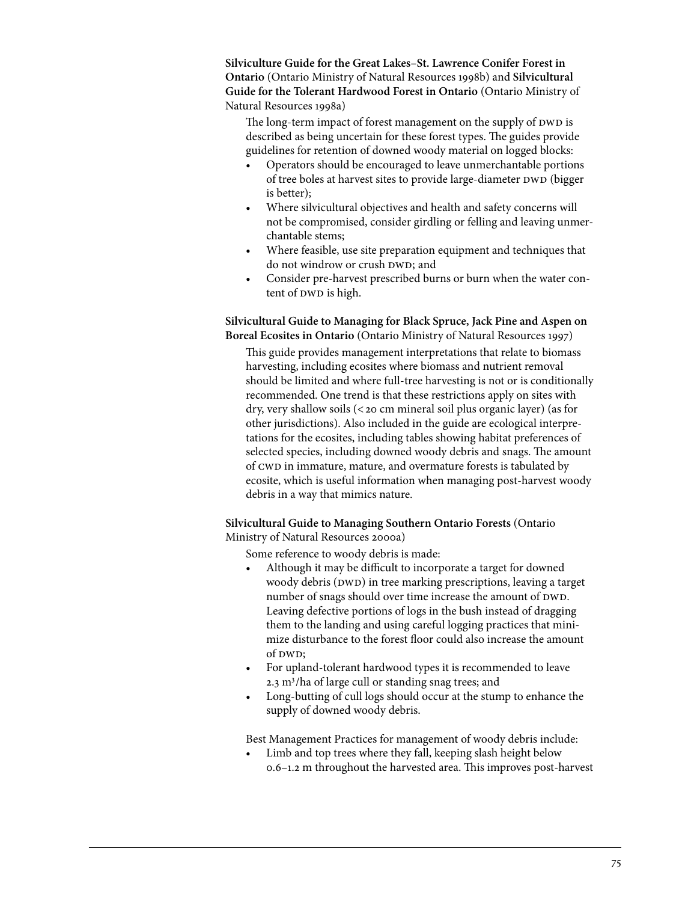**Silviculture Guide for the Great Lakes–St. Lawrence Conifer Forest in Ontario** (Ontario Ministry of Natural Resources 1998b) and **Silvicultural Guide for the Tolerant Hardwood Forest in Ontario** (Ontario Ministry of Natural Resources 1998a)

The long-term impact of forest management on the supply of DWD is described as being uncertain for these forest types. The guides provide guidelines for retention of downed woody material on logged blocks:

- Operators should be encouraged to leave unmerchantable portions of tree boles at harvest sites to provide large-diameter DWD (bigger is better);
- Where silvicultural objectives and health and safety concerns will not be compromised, consider girdling or felling and leaving unmerchantable stems;
- Where feasible, use site preparation equipment and techniques that do not windrow or crush DWD; and
- Consider pre-harvest prescribed burns or burn when the water content of DWD is high.

**Silvicultural Guide to Managing for Black Spruce, Jack Pine and Aspen on Boreal Ecosites in Ontario** (Ontario Ministry of Natural Resources 1997)

This guide provides management interpretations that relate to biomass harvesting, including ecosites where biomass and nutrient removal should be limited and where full-tree harvesting is not or is conditionally recommended. One trend is that these restrictions apply on sites with dry, very shallow soils (< 20 cm mineral soil plus organic layer) (as for other jurisdictions). Also included in the guide are ecological interpretations for the ecosites, including tables showing habitat preferences of selected species, including downed woody debris and snags. The amount of CWD in immature, mature, and overmature forests is tabulated by ecosite, which is useful information when managing post-harvest woody debris in a way that mimics nature.

**Silvicultural Guide to Managing Southern Ontario Forests** (Ontario Ministry of Natural Resources 2000a)

Some reference to woody debris is made:

- Although it may be difficult to incorporate a target for downed woody debris (DWD) in tree marking prescriptions, leaving a target number of snags should over time increase the amount of DWD. Leaving defective portions of logs in the bush instead of dragging them to the landing and using careful logging practices that minimize disturbance to the forest floor could also increase the amount of DWD;
- For upland-tolerant hardwood types it is recommended to leave 2.3 $m^3$/ha of large cull or standing snag trees; and
- Long-butting of cull logs should occur at the stump to enhance the supply of downed woody debris.

Best Management Practices for management of woody debris include:

- Limb and top trees where they fall, keeping slash height below 0.6–1.2 m throughout the harvested area. This improves post-harvest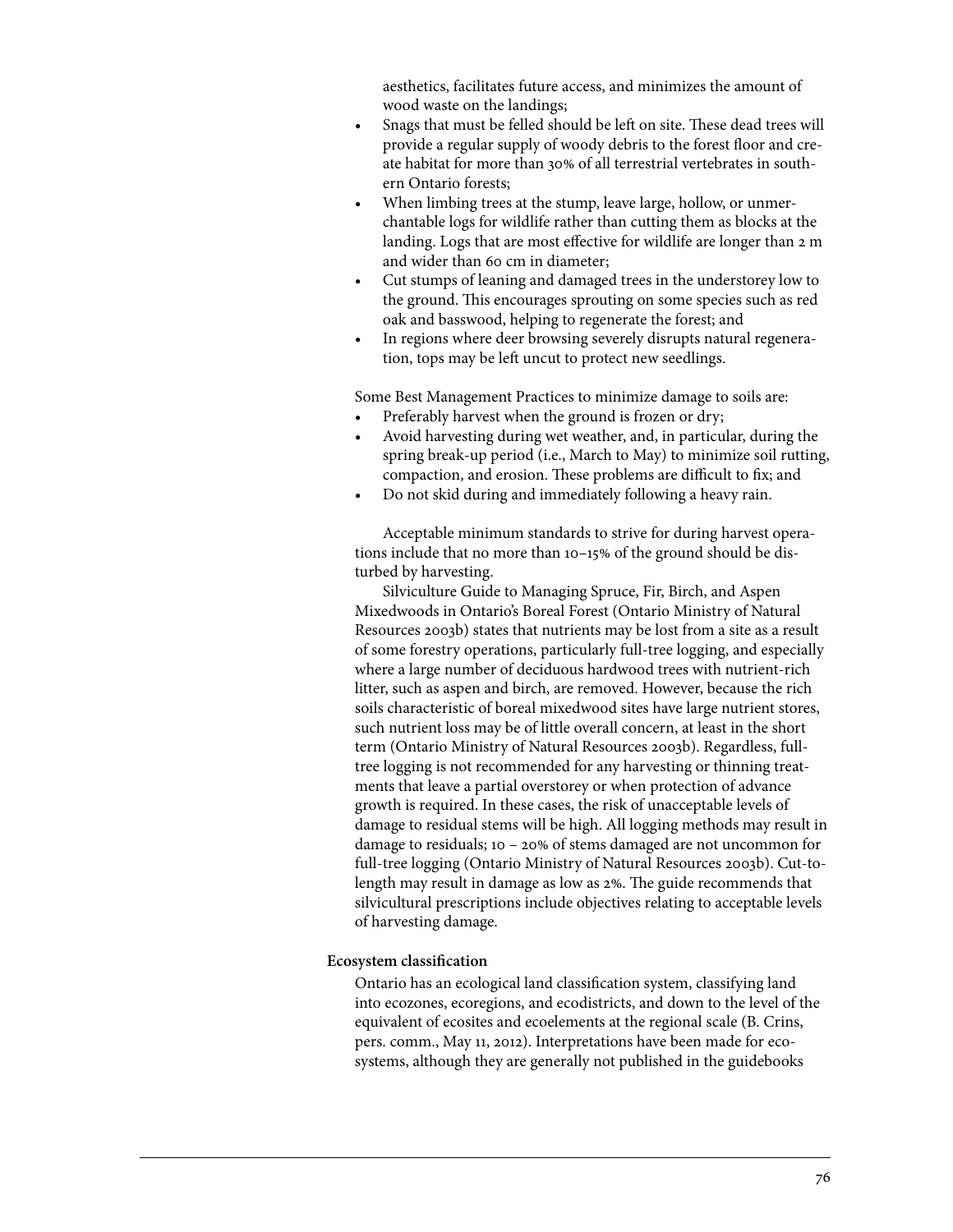aesthetics, facilitates future access, and minimizes the amount of wood waste on the landings;

- Snags that must be felled should be left on site. These dead trees will provide a regular supply of woody debris to the forest floor and create habitat for more than 30% of all terrestrial vertebrates in southern Ontario forests;
- When limbing trees at the stump, leave large, hollow, or unmerchantable logs for wildlife rather than cutting them as blocks at the landing. Logs that are most effective for wildlife are longer than 2 m and wider than 60 cm in diameter;
- Cut stumps of leaning and damaged trees in the understorey low to the ground. This encourages sprouting on some species such as red oak and basswood, helping to regenerate the forest; and
- In regions where deer browsing severely disrupts natural regeneration, tops may be left uncut to protect new seedlings.

Some Best Management Practices to minimize damage to soils are:

- Preferably harvest when the ground is frozen or dry;
- Avoid harvesting during wet weather, and, in particular, during the spring break-up period (i.e., March to May) to minimize soil rutting, compaction, and erosion. These problems are difficult to fix; and
- Do not skid during and immediately following a heavy rain.

Acceptable minimum standards to strive for during harvest operations include that no more than 10–15% of the ground should be disturbed by harvesting.

Silviculture Guide to Managing Spruce, Fir, Birch, and Aspen Mixedwoods in Ontario's Boreal Forest (Ontario Ministry of Natural Resources 2003b) states that nutrients may be lost from a site as a result of some forestry operations, particularly full-tree logging, and especially where a large number of deciduous hardwood trees with nutrient-rich litter, such as aspen and birch, are removed. However, because the rich soils characteristic of boreal mixedwood sites have large nutrient stores, such nutrient loss may be of little overall concern, at least in the short term (Ontario Ministry of Natural Resources 2003b). Regardless, full-tree logging is not recommended for any harvesting or thinning treatments that leave a partial overstorey or when protection of advance growth is required. In these cases, the risk of unacceptable levels of damage to residual stems will be high. All logging methods may result in damage to residuals; 10 – 20% of stems damaged are not uncommon for full-tree logging (Ontario Ministry of Natural Resources 2003b). Cut-to-length may result in damage as low as 2%. The guide recommends that silvicultural prescriptions include objectives relating to acceptable levels of harvesting damage.

**Ecosystem classification**

Ontario has an ecological land classification system, classifying land into ecozones, ecoregions, and ecodistricts, and down to the level of the equivalent of ecosites and ecoelements at the regional scale (B. Crins, pers. comm., May 11, 2012). Interpretations have been made for ecosystems, although they are generally not published in the guidebooks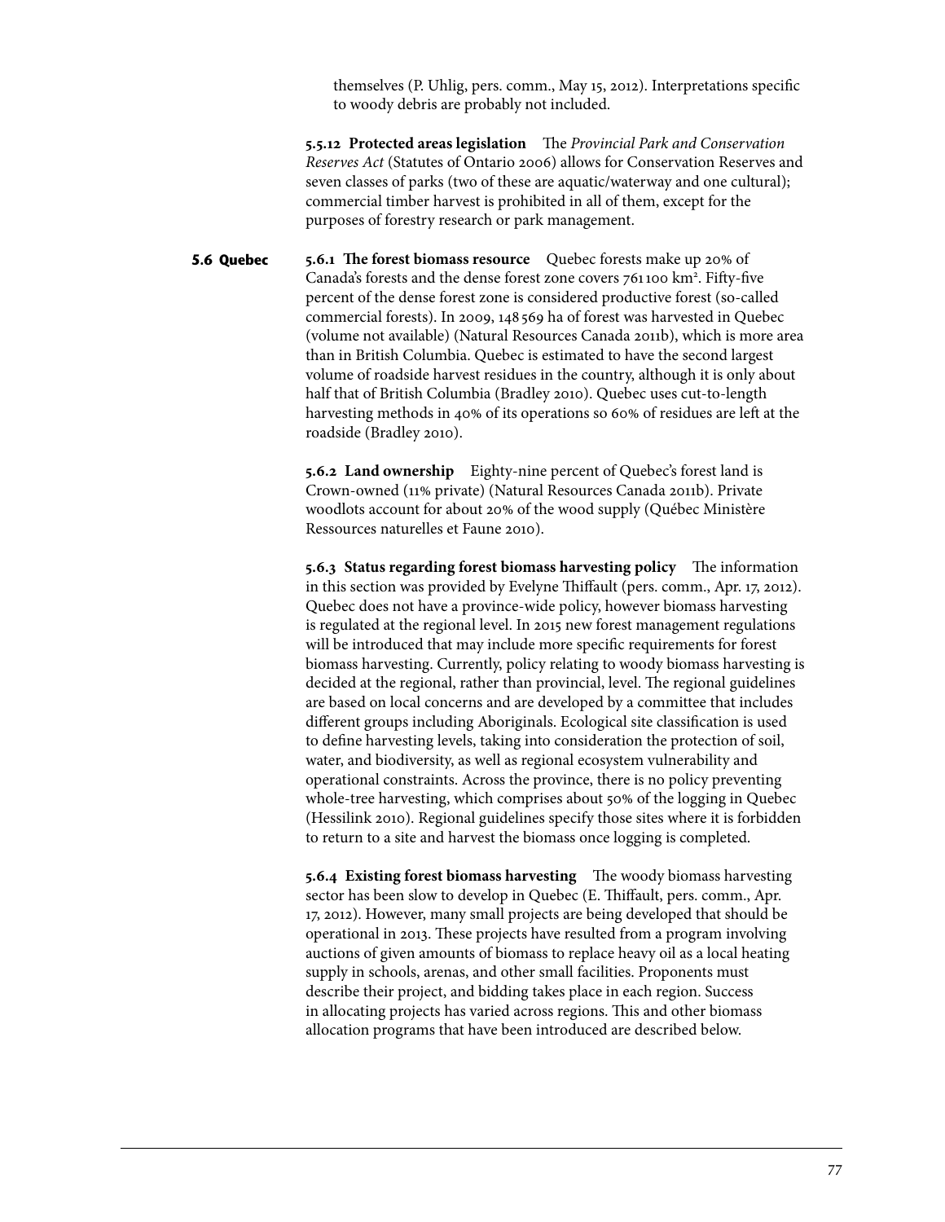themselves (P. Uhlig, pers. comm., May 15, 2012). Interpretations specific to woody debris are probably not included.

**5.5.12 Protected areas legislation** The *Provincial Park and Conservation Reserves Act* (Statutes of Ontario 2006) allows for Conservation Reserves and seven classes of parks (two of these are aquatic/waterway and one cultural); commercial timber harvest is prohibited in all of them, except for the purposes of forestry research or park management.

## 5.6 Quebec

**5.6.1 The forest biomass resource** Quebec forests make up 20% of Canada's forests and the dense forest zone covers 761 100 km². Fifty-five percent of the dense forest zone is considered productive forest (so-called commercial forests). In 2009, 148 569 ha of forest was harvested in Quebec (volume not available) (Natural Resources Canada 2011b), which is more area than in British Columbia. Quebec is estimated to have the second largest volume of roadside harvest residues in the country, although it is only about half that of British Columbia (Bradley 2010). Quebec uses cut-to-length harvesting methods in 40% of its operations so 60% of residues are left at the roadside (Bradley 2010).

**5.6.2 Land ownership** Eighty-nine percent of Quebec's forest land is Crown-owned (11% private) (Natural Resources Canada 2011b). Private woodlots account for about 20% of the wood supply (Québec Ministère Ressources naturelles et Faune 2010).

**5.6.3 Status regarding forest biomass harvesting policy** The information in this section was provided by Evelyne Thiffault (pers. comm., Apr. 17, 2012). Quebec does not have a province-wide policy, however biomass harvesting is regulated at the regional level. In 2015 new forest management regulations will be introduced that may include more specific requirements for forest biomass harvesting. Currently, policy relating to woody biomass harvesting is decided at the regional, rather than provincial, level. The regional guidelines are based on local concerns and are developed by a committee that includes different groups including Aboriginals. Ecological site classification is used to define harvesting levels, taking into consideration the protection of soil, water, and biodiversity, as well as regional ecosystem vulnerability and operational constraints. Across the province, there is no policy preventing whole-tree harvesting, which comprises about 50% of the logging in Quebec (Hessilink 2010). Regional guidelines specify those sites where it is forbidden to return to a site and harvest the biomass once logging is completed.

**5.6.4 Existing forest biomass harvesting** The woody biomass harvesting sector has been slow to develop in Quebec (E. Thiffault, pers. comm., Apr. 17, 2012). However, many small projects are being developed that should be operational in 2013. These projects have resulted from a program involving auctions of given amounts of biomass to replace heavy oil as a local heating supply in schools, arenas, and other small facilities. Proponents must describe their project, and bidding takes place in each region. Success in allocating projects has varied across regions. This and other biomass allocation programs that have been introduced are described below.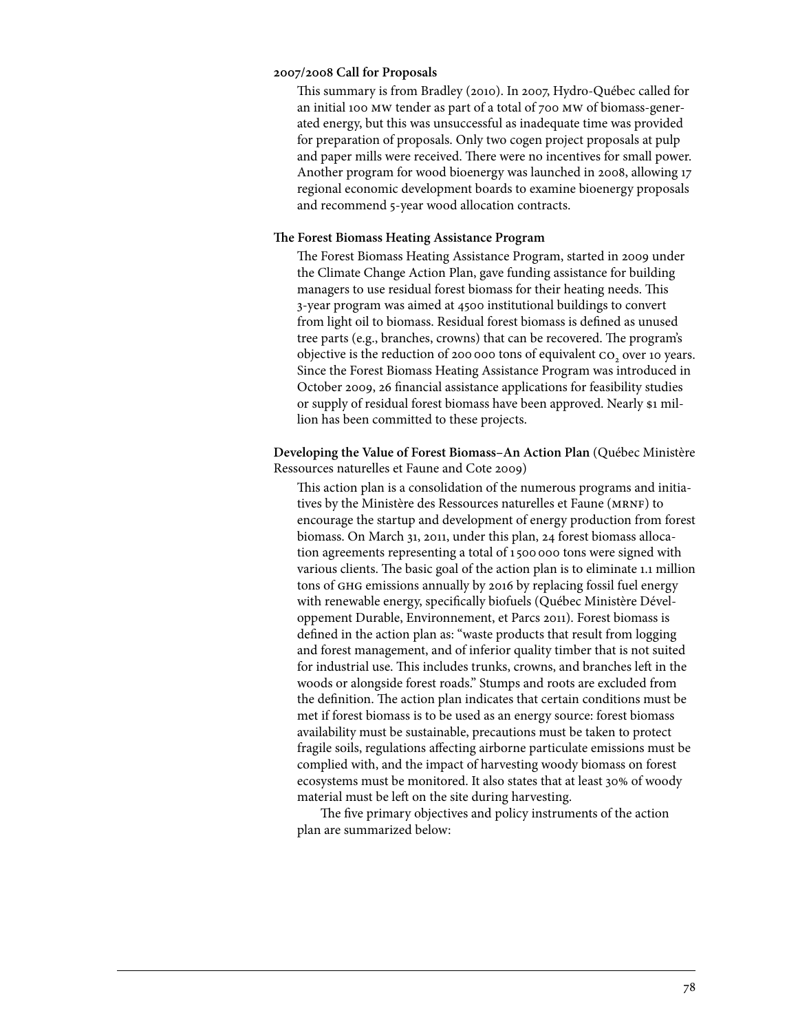**2007/2008 Call for Proposals**

This summary is from Bradley (2010). In 2007, Hydro-Québec called for an initial 100 MW tender as part of a total of 700 MW of biomass-generated energy, but this was unsuccessful as inadequate time was provided for preparation of proposals. Only two cogen project proposals at pulp and paper mills were received. There were no incentives for small power. Another program for wood bioenergy was launched in 2008, allowing 17 regional economic development boards to examine bioenergy proposals and recommend 5-year wood allocation contracts.

**The Forest Biomass Heating Assistance Program**

The Forest Biomass Heating Assistance Program, started in 2009 under the Climate Change Action Plan, gave funding assistance for building managers to use residual forest biomass for their heating needs. This 3-year program was aimed at 4500 institutional buildings to convert from light oil to biomass. Residual forest biomass is defined as unused tree parts (e.g., branches, crowns) that can be recovered. The program's objective is the reduction of 200 000 tons of equivalent $CO_2$ over 10 years. Since the Forest Biomass Heating Assistance Program was introduced in October 2009, 26 financial assistance applications for feasibility studies or supply of residual forest biomass have been approved. Nearly $1 million has been committed to these projects.

**Developing the Value of Forest Biomass–An Action Plan** (Québec Ministère Ressources naturelles et Faune and Cote 2009)

This action plan is a consolidation of the numerous programs and initiatives by the Ministère des Ressources naturelles et Faune (MRNF) to encourage the startup and development of energy production from forest biomass. On March 31, 2011, under this plan, 24 forest biomass allocation agreements representing a total of 1 500 000 tons were signed with various clients. The basic goal of the action plan is to eliminate 1.1 million tons of GHG emissions annually by 2016 by replacing fossil fuel energy with renewable energy, specifically biofuels (Québec Ministère Développement Durable, Environnement, et Parcs 2011). Forest biomass is defined in the action plan as: "waste products that result from logging and forest management, and of inferior quality timber that is not suited for industrial use. This includes trunks, crowns, and branches left in the woods or alongside forest roads." Stumps and roots are excluded from the definition. The action plan indicates that certain conditions must be met if forest biomass is to be used as an energy source: forest biomass availability must be sustainable, precautions must be taken to protect fragile soils, regulations affecting airborne particulate emissions must be complied with, and the impact of harvesting woody biomass on forest ecosystems must be monitored. It also states that at least 30% of woody material must be left on the site during harvesting.

The five primary objectives and policy instruments of the action plan are summarized below: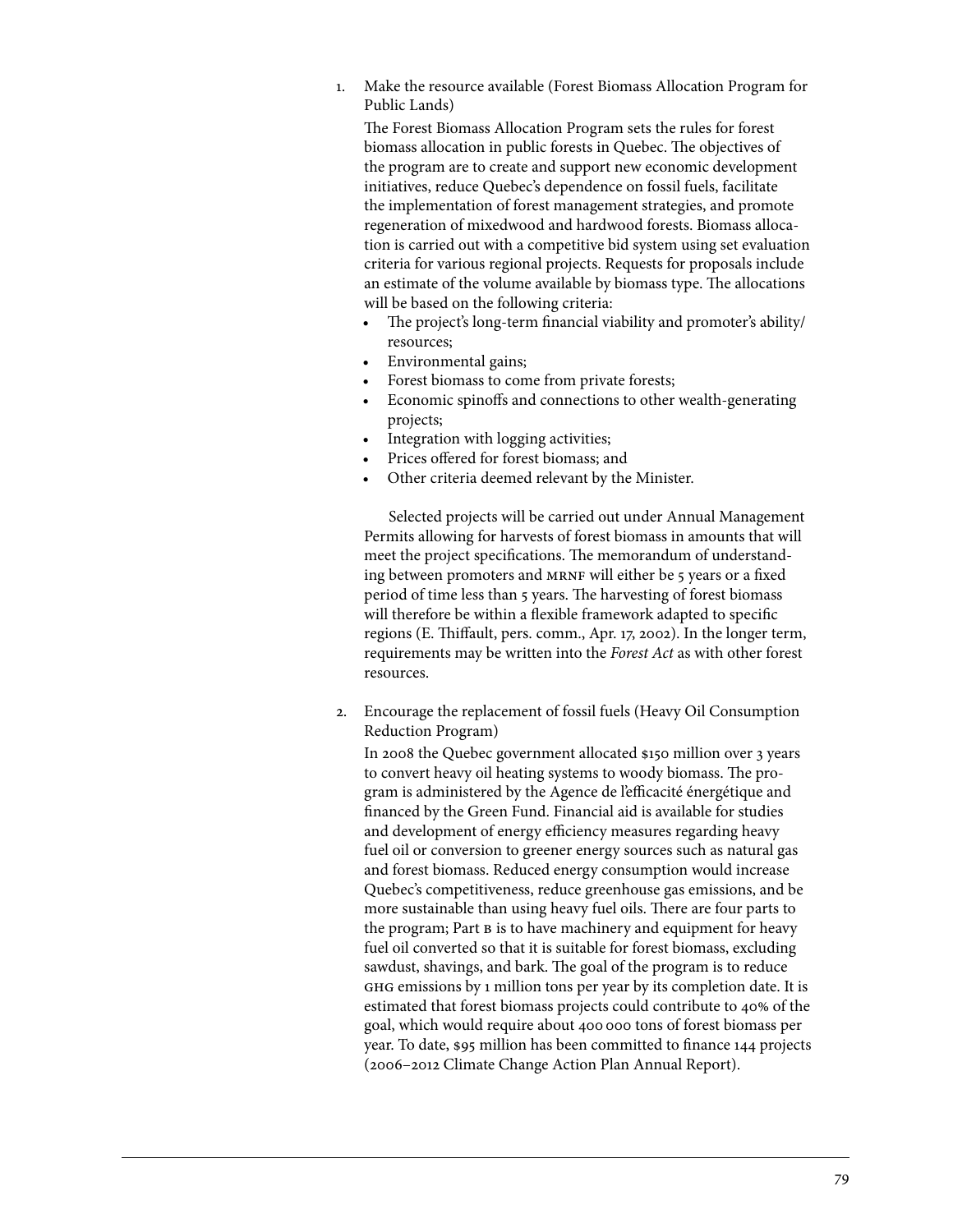1. Make the resource available (Forest Biomass Allocation Program for Public Lands)

   The Forest Biomass Allocation Program sets the rules for forest biomass allocation in public forests in Quebec. The objectives of the program are to create and support new economic development initiatives, reduce Quebec's dependence on fossil fuels, facilitate the implementation of forest management strategies, and promote regeneration of mixedwood and hardwood forests. Biomass allocation is carried out with a competitive bid system using set evaluation criteria for various regional projects. Requests for proposals include an estimate of the volume available by biomass type. The allocations will be based on the following criteria:

   - The project's long-term financial viability and promoter's ability/resources;
   - Environmental gains;
   - Forest biomass to come from private forests;
   - Economic spinoffs and connections to other wealth-generating projects;
   - Integration with logging activities;
   - Prices offered for forest biomass; and
   - Other criteria deemed relevant by the Minister.

   Selected projects will be carried out under Annual Management Permits allowing for harvests of forest biomass in amounts that will meet the project specifications. The memorandum of understanding between promoters and MRNF will either be 5 years or a fixed period of time less than 5 years. The harvesting of forest biomass will therefore be within a flexible framework adapted to specific regions (E. Thiffault, pers. comm., Apr. 17, 2002). In the longer term, requirements may be written into the *Forest Act* as with other forest resources.

2. Encourage the replacement of fossil fuels (Heavy Oil Consumption Reduction Program)

   In 2008 the Quebec government allocated $150 million over 3 years to convert heavy oil heating systems to woody biomass. The program is administered by the Agence de l'efficacité énergétique and financed by the Green Fund. Financial aid is available for studies and development of energy efficiency measures regarding heavy fuel oil or conversion to greener energy sources such as natural gas and forest biomass. Reduced energy consumption would increase Quebec's competitiveness, reduce greenhouse gas emissions, and be more sustainable than using heavy fuel oils. There are four parts to the program; Part B is to have machinery and equipment for heavy fuel oil converted so that it is suitable for forest biomass, excluding sawdust, shavings, and bark. The goal of the program is to reduce GHG emissions by 1 million tons per year by its completion date. It is estimated that forest biomass projects could contribute to 40% of the goal, which would require about 400 000 tons of forest biomass per year. To date, $95 million has been committed to finance 144 projects (2006–2012 Climate Change Action Plan Annual Report).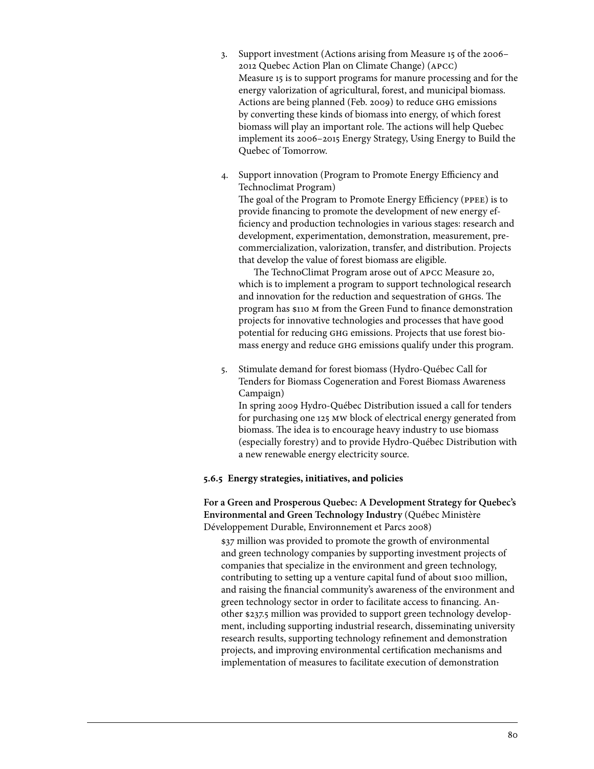3. Support investment (Actions arising from Measure 15 of the 2006–2012 Quebec Action Plan on Climate Change) (APCC)
   Measure 15 is to support programs for manure processing and for the energy valorization of agricultural, forest, and municipal biomass. Actions are being planned (Feb. 2009) to reduce GHG emissions by converting these kinds of biomass into energy, of which forest biomass will play an important role. The actions will help Quebec implement its 2006–2015 Energy Strategy, Using Energy to Build the Quebec of Tomorrow.

4. Support innovation (Program to Promote Energy Efficiency and Technoclimat Program)
   The goal of the Program to Promote Energy Efficiency (PPEE) is to provide financing to promote the development of new energy efficiency and production technologies in various stages: research and development, experimentation, demonstration, measurement, precommercialization, valorization, transfer, and distribution. Projects that develop the value of forest biomass are eligible.

   The TechnoClimat Program arose out of APCC Measure 20, which is to implement a program to support technological research and innovation for the reduction and sequestration of GHGs. The program has $110 M from the Green Fund to finance demonstration projects for innovative technologies and processes that have good potential for reducing GHG emissions. Projects that use forest biomass energy and reduce GHG emissions qualify under this program.

5. Stimulate demand for forest biomass (Hydro-Québec Call for Tenders for Biomass Cogeneration and Forest Biomass Awareness Campaign)
   In spring 2009 Hydro-Québec Distribution issued a call for tenders for purchasing one 125 MW block of electrical energy generated from biomass. The idea is to encourage heavy industry to use biomass (especially forestry) and to provide Hydro-Québec Distribution with a new renewable energy electricity source.

### 5.6.5 Energy strategies, initiatives, and policies

**For a Green and Prosperous Quebec: A Development Strategy for Quebec's Environmental and Green Technology Industry** (Québec Ministère Développement Durable, Environnement et Parcs 2008)

$37 million was provided to promote the growth of environmental and green technology companies by supporting investment projects of companies that specialize in the environment and green technology, contributing to setting up a venture capital fund of about $100 million, and raising the financial community's awareness of the environment and green technology sector in order to facilitate access to financing. Another $237.5 million was provided to support green technology development, including supporting industrial research, disseminating university research results, supporting technology refinement and demonstration projects, and improving environmental certification mechanisms and implementation of measures to facilitate execution of demonstration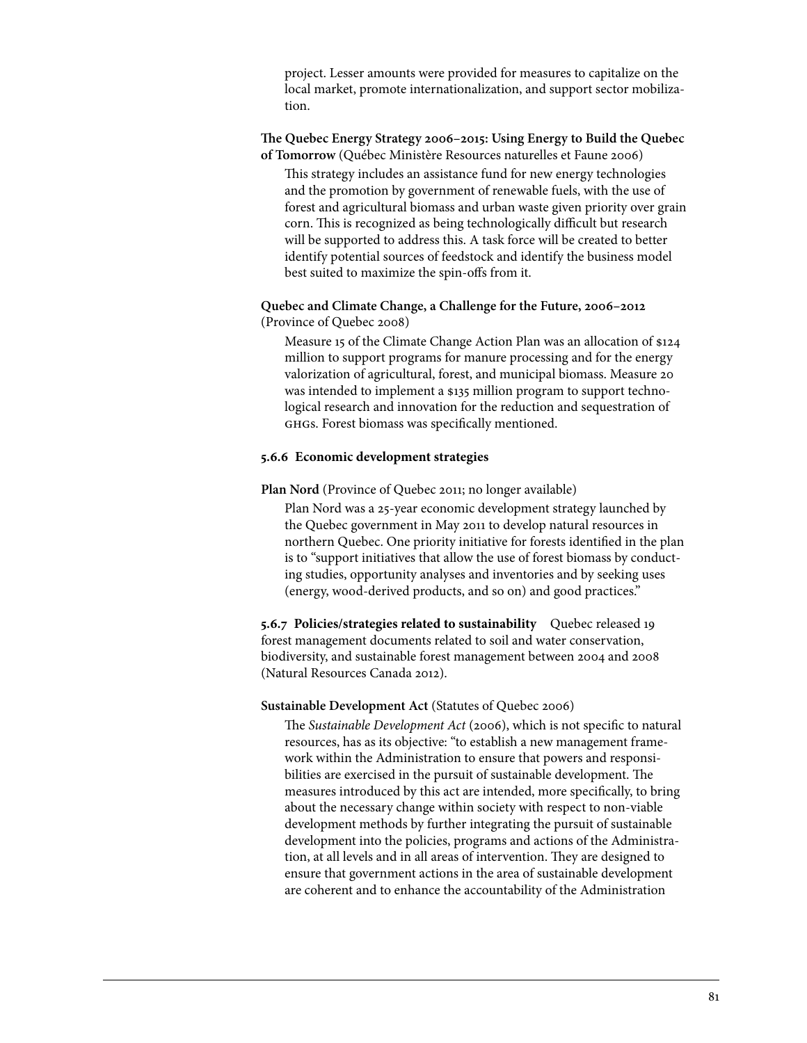project. Lesser amounts were provided for measures to capitalize on the local market, promote internationalization, and support sector mobilization.

**The Quebec Energy Strategy 2006–2015: Using Energy to Build the Quebec of Tomorrow** (Québec Ministère Resources naturelles et Faune 2006)

This strategy includes an assistance fund for new energy technologies and the promotion by government of renewable fuels, with the use of forest and agricultural biomass and urban waste given priority over grain corn. This is recognized as being technologically difficult but research will be supported to address this. A task force will be created to better identify potential sources of feedstock and identify the business model best suited to maximize the spin-offs from it.

**Quebec and Climate Change, a Challenge for the Future, 2006–2012** (Province of Quebec 2008)

Measure 15 of the Climate Change Action Plan was an allocation of $124 million to support programs for manure processing and for the energy valorization of agricultural, forest, and municipal biomass. Measure 20 was intended to implement a $135 million program to support technological research and innovation for the reduction and sequestration of GHGs. Forest biomass was specifically mentioned.

#### 5.6.6 Economic development strategies

**Plan Nord** (Province of Quebec 2011; no longer available)

Plan Nord was a 25-year economic development strategy launched by the Quebec government in May 2011 to develop natural resources in northern Quebec. One priority initiative for forests identified in the plan is to "support initiatives that allow the use of forest biomass by conducting studies, opportunity analyses and inventories and by seeking uses (energy, wood-derived products, and so on) and good practices."

**5.6.7 Policies/strategies related to sustainability** Quebec released 19 forest management documents related to soil and water conservation, biodiversity, and sustainable forest management between 2004 and 2008 (Natural Resources Canada 2012).

**Sustainable Development Act** (Statutes of Quebec 2006)

The *Sustainable Development Act* (2006), which is not specific to natural resources, has as its objective: "to establish a new management framework within the Administration to ensure that powers and responsibilities are exercised in the pursuit of sustainable development. The measures introduced by this act are intended, more specifically, to bring about the necessary change within society with respect to non-viable development methods by further integrating the pursuit of sustainable development into the policies, programs and actions of the Administration, at all levels and in all areas of intervention. They are designed to ensure that government actions in the area of sustainable development are coherent and to enhance the accountability of the Administration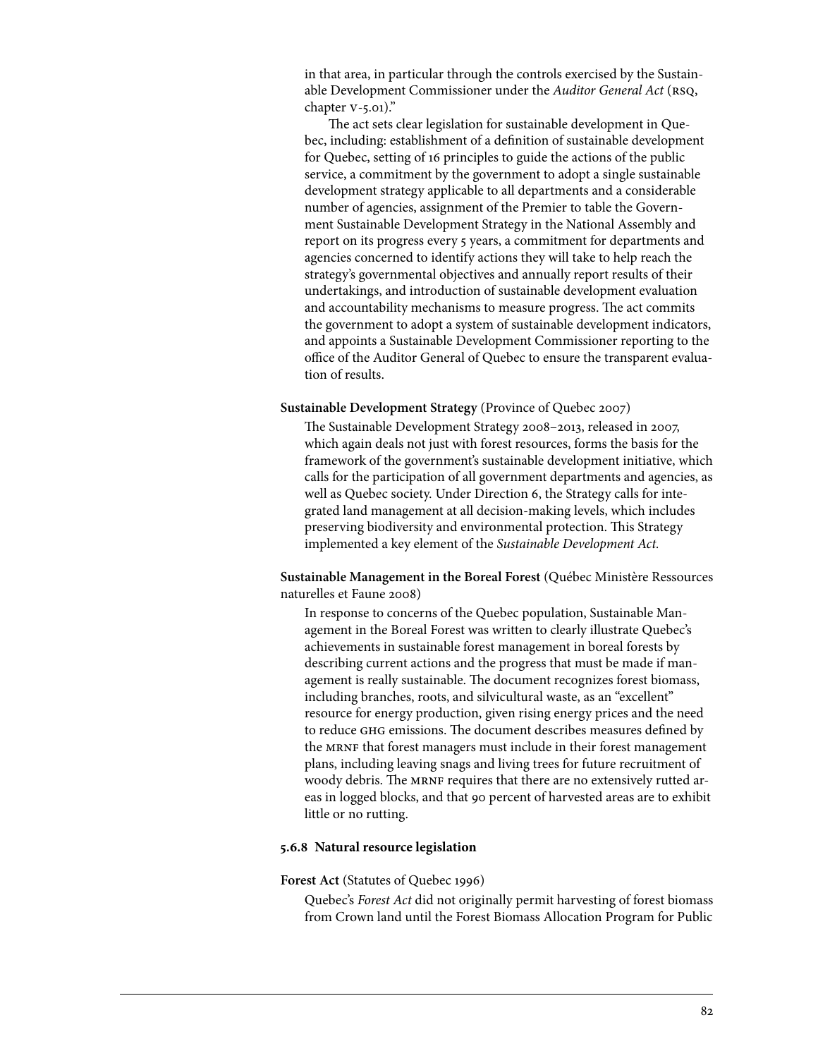in that area, in particular through the controls exercised by the Sustainable Development Commissioner under the *Auditor General Act* (RSQ, chapter V-5.01)."

The act sets clear legislation for sustainable development in Quebec, including: establishment of a definition of sustainable development for Quebec, setting of 16 principles to guide the actions of the public service, a commitment by the government to adopt a single sustainable development strategy applicable to all departments and a considerable number of agencies, assignment of the Premier to table the Government Sustainable Development Strategy in the National Assembly and report on its progress every 5 years, a commitment for departments and agencies concerned to identify actions they will take to help reach the strategy's governmental objectives and annually report results of their undertakings, and introduction of sustainable development evaluation and accountability mechanisms to measure progress. The act commits the government to adopt a system of sustainable development indicators, and appoints a Sustainable Development Commissioner reporting to the office of the Auditor General of Quebec to ensure the transparent evaluation of results.

**Sustainable Development Strategy** (Province of Quebec 2007)

The Sustainable Development Strategy 2008–2013, released in 2007, which again deals not just with forest resources, forms the basis for the framework of the government's sustainable development initiative, which calls for the participation of all government departments and agencies, as well as Quebec society. Under Direction 6, the Strategy calls for integrated land management at all decision-making levels, which includes preserving biodiversity and environmental protection. This Strategy implemented a key element of the *Sustainable Development Act*.

**Sustainable Management in the Boreal Forest** (Québec Ministère Ressources naturelles et Faune 2008)

In response to concerns of the Quebec population, Sustainable Management in the Boreal Forest was written to clearly illustrate Quebec's achievements in sustainable forest management in boreal forests by describing current actions and the progress that must be made if management is really sustainable. The document recognizes forest biomass, including branches, roots, and silvicultural waste, as an "excellent" resource for energy production, given rising energy prices and the need to reduce GHG emissions. The document describes measures defined by the MRNF that forest managers must include in their forest management plans, including leaving snags and living trees for future recruitment of woody debris. The MRNF requires that there are no extensively rutted areas in logged blocks, and that 90 percent of harvested areas are to exhibit little or no rutting.

### 5.6.8 Natural resource legislation

**Forest Act** (Statutes of Quebec 1996)

Quebec's *Forest Act* did not originally permit harvesting of forest biomass from Crown land until the Forest Biomass Allocation Program for Public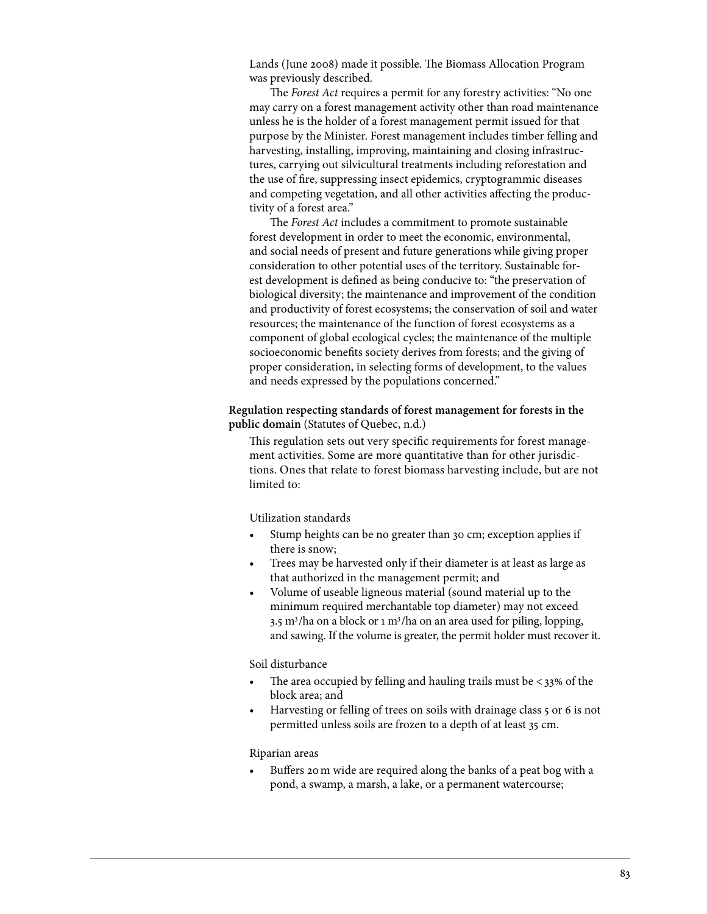Lands (June 2008) made it possible. The Biomass Allocation Program was previously described.

The *Forest Act* requires a permit for any forestry activities: "No one may carry on a forest management activity other than road maintenance unless he is the holder of a forest management permit issued for that purpose by the Minister. Forest management includes timber felling and harvesting, installing, improving, maintaining and closing infrastructures, carrying out silvicultural treatments including reforestation and the use of fire, suppressing insect epidemics, cryptogrammic diseases and competing vegetation, and all other activities affecting the productivity of a forest area."

The *Forest Act* includes a commitment to promote sustainable forest development in order to meet the economic, environmental, and social needs of present and future generations while giving proper consideration to other potential uses of the territory. Sustainable forest development is defined as being conducive to: "the preservation of biological diversity; the maintenance and improvement of the condition and productivity of forest ecosystems; the conservation of soil and water resources; the maintenance of the function of forest ecosystems as a component of global ecological cycles; the maintenance of the multiple socioeconomic benefits society derives from forests; and the giving of proper consideration, in selecting forms of development, to the values and needs expressed by the populations concerned."

**Regulation respecting standards of forest management for forests in the public domain** (Statutes of Quebec, n.d.)

This regulation sets out very specific requirements for forest management activities. Some are more quantitative than for other jurisdictions. Ones that relate to forest biomass harvesting include, but are not limited to:

Utilization standards

- Stump heights can be no greater than 30 cm; exception applies if there is snow;
- Trees may be harvested only if their diameter is at least as large as that authorized in the management permit; and
- Volume of useable ligneous material (sound material up to the minimum required merchantable top diameter) may not exceed 3.5 $m^3$/ha on a block or 1 $m^3$/ha on an area used for piling, lopping, and sawing. If the volume is greater, the permit holder must recover it.

Soil disturbance

- The area occupied by felling and hauling trails must be <33% of the block area; and
- Harvesting or felling of trees on soils with drainage class 5 or 6 is not permitted unless soils are frozen to a depth of at least 35 cm.

Riparian areas

- Buffers 20 m wide are required along the banks of a peat bog with a pond, a swamp, a marsh, a lake, or a permanent watercourse;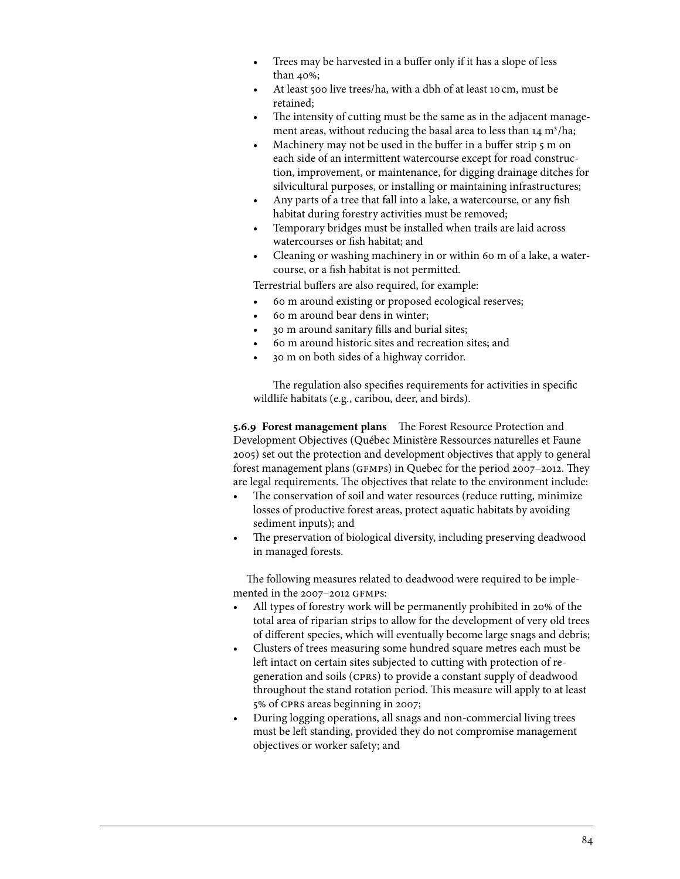- Trees may be harvested in a buffer only if it has a slope of less than 40%;
- At least 500 live trees/ha, with a dbh of at least 10 cm, must be retained;
- The intensity of cutting must be the same as in the adjacent management areas, without reducing the basal area to less than 14 $m^3$/ha;
- Machinery may not be used in the buffer in a buffer strip 5 m on each side of an intermittent watercourse except for road construction, improvement, or maintenance, for digging drainage ditches for silvicultural purposes, or installing or maintaining infrastructures;
- Any parts of a tree that fall into a lake, a watercourse, or any fish habitat during forestry activities must be removed;
- Temporary bridges must be installed when trails are laid across watercourses or fish habitat; and
- Cleaning or washing machinery in or within 60 m of a lake, a watercourse, or a fish habitat is not permitted.

Terrestrial buffers are also required, for example:

- 60 m around existing or proposed ecological reserves;
- 60 m around bear dens in winter;
- 30 m around sanitary fills and burial sites;
- 60 m around historic sites and recreation sites; and
- 30 m on both sides of a highway corridor.

The regulation also specifies requirements for activities in specific wildlife habitats (e.g., caribou, deer, and birds).

**5.6.9 Forest management plans** The Forest Resource Protection and Development Objectives (Québec Ministère Ressources naturelles et Faune 2005) set out the protection and development objectives that apply to general forest management plans (GFMPs) in Quebec for the period 2007–2012. They are legal requirements. The objectives that relate to the environment include:

- The conservation of soil and water resources (reduce rutting, minimize losses of productive forest areas, protect aquatic habitats by avoiding sediment inputs); and
- The preservation of biological diversity, including preserving deadwood in managed forests.

The following measures related to deadwood were required to be implemented in the 2007–2012 GFMPs:

- All types of forestry work will be permanently prohibited in 20% of the total area of riparian strips to allow for the development of very old trees of different species, which will eventually become large snags and debris;
- Clusters of trees measuring some hundred square metres each must be left intact on certain sites subjected to cutting with protection of regeneration and soils (CPRS) to provide a constant supply of deadwood throughout the stand rotation period. This measure will apply to at least 5% of CPRS areas beginning in 2007;
- During logging operations, all snags and non-commercial living trees must be left standing, provided they do not compromise management objectives or worker safety; and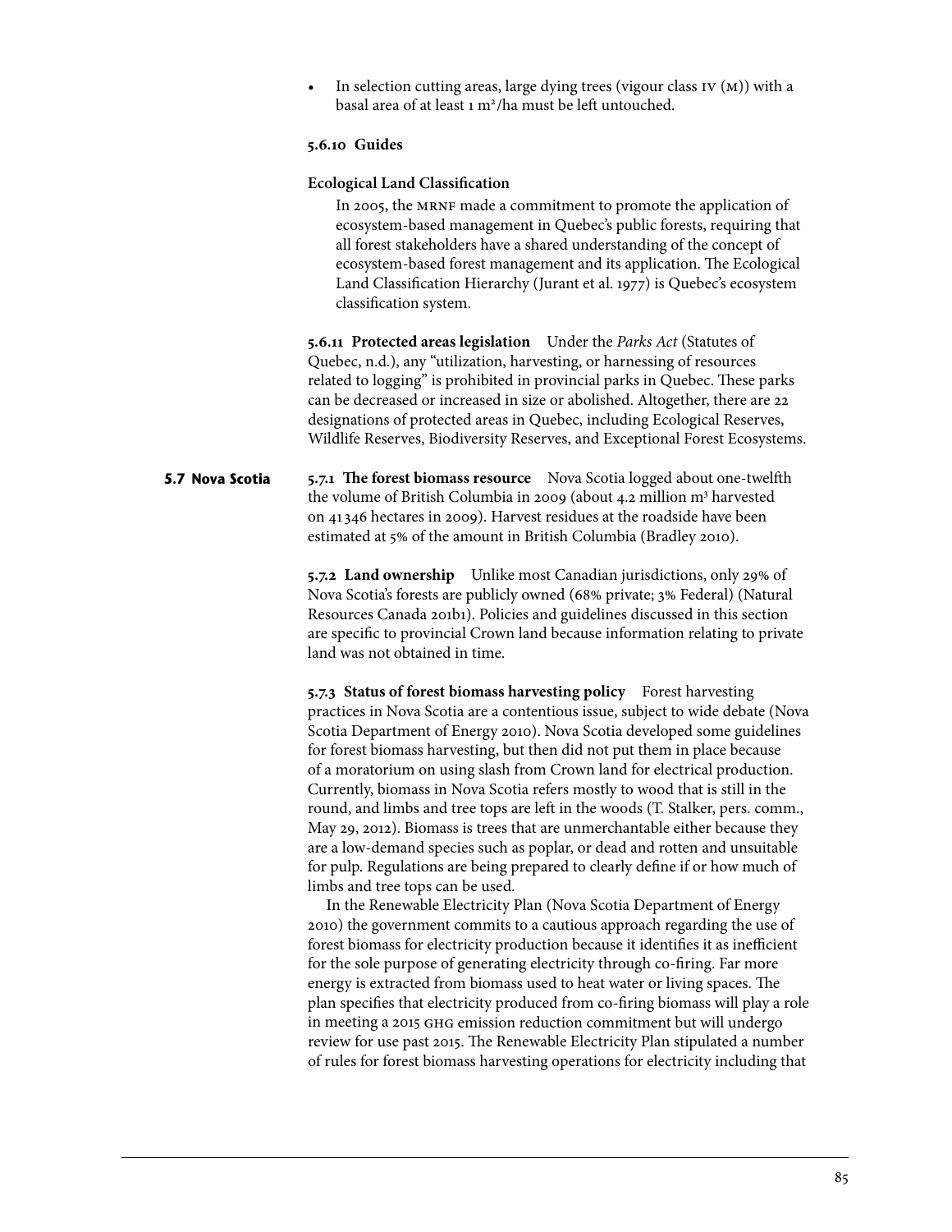- In selection cutting areas, large dying trees (vigour class IV (M)) with a basal area of at least 1 $m^2$/ha must be left untouched.

**5.6.10 Guides**

**Ecological Land Classification**

In 2005, the MRNF made a commitment to promote the application of ecosystem-based management in Quebec's public forests, requiring that all forest stakeholders have a shared understanding of the concept of ecosystem-based forest management and its application. The Ecological Land Classification Hierarchy (Jurant et al. 1977) is Quebec's ecosystem classification system.

**5.6.11 Protected areas legislation** Under the *Parks Act* (Statutes of Quebec, n.d.), any "utilization, harvesting, or harnessing of resources related to logging" is prohibited in provincial parks in Quebec. These parks can be decreased or increased in size or abolished. Altogether, there are 22 designations of protected areas in Quebec, including Ecological Reserves, Wildlife Reserves, Biodiversity Reserves, and Exceptional Forest Ecosystems.

## 5.7 Nova Scotia

**5.7.1 The forest biomass resource** Nova Scotia logged about one-twelfth the volume of British Columbia in 2009 (about 4.2 million $m^3$ harvested on 41346 hectares in 2009). Harvest residues at the roadside have been estimated at 5% of the amount in British Columbia (Bradley 2010).

**5.7.2 Land ownership** Unlike most Canadian jurisdictions, only 29% of Nova Scotia's forests are publicly owned (68% private; 3% Federal) (Natural Resources Canada 2011b1). Policies and guidelines discussed in this section are specific to provincial Crown land because information relating to private land was not obtained in time.

**5.7.3 Status of forest biomass harvesting policy** Forest harvesting practices in Nova Scotia are a contentious issue, subject to wide debate (Nova Scotia Department of Energy 2010). Nova Scotia developed some guidelines for forest biomass harvesting, but then did not put them in place because of a moratorium on using slash from Crown land for electrical production. Currently, biomass in Nova Scotia refers mostly to wood that is still in the round, and limbs and tree tops are left in the woods (T. Stalker, pers. comm., May 29, 2012). Biomass is trees that are unmerchantable either because they are a low-demand species such as poplar, or dead and rotten and unsuitable for pulp. Regulations are being prepared to clearly define if or how much of limbs and tree tops can be used.

In the Renewable Electricity Plan (Nova Scotia Department of Energy 2010) the government commits to a cautious approach regarding the use of forest biomass for electricity production because it identifies it as inefficient for the sole purpose of generating electricity through co-firing. Far more energy is extracted from biomass used to heat water or living spaces. The plan specifies that electricity produced from co-firing biomass will play a role in meeting a 2015 GHG emission reduction commitment but will undergo review for use past 2015. The Renewable Electricity Plan stipulated a number of rules for forest biomass harvesting operations for electricity including that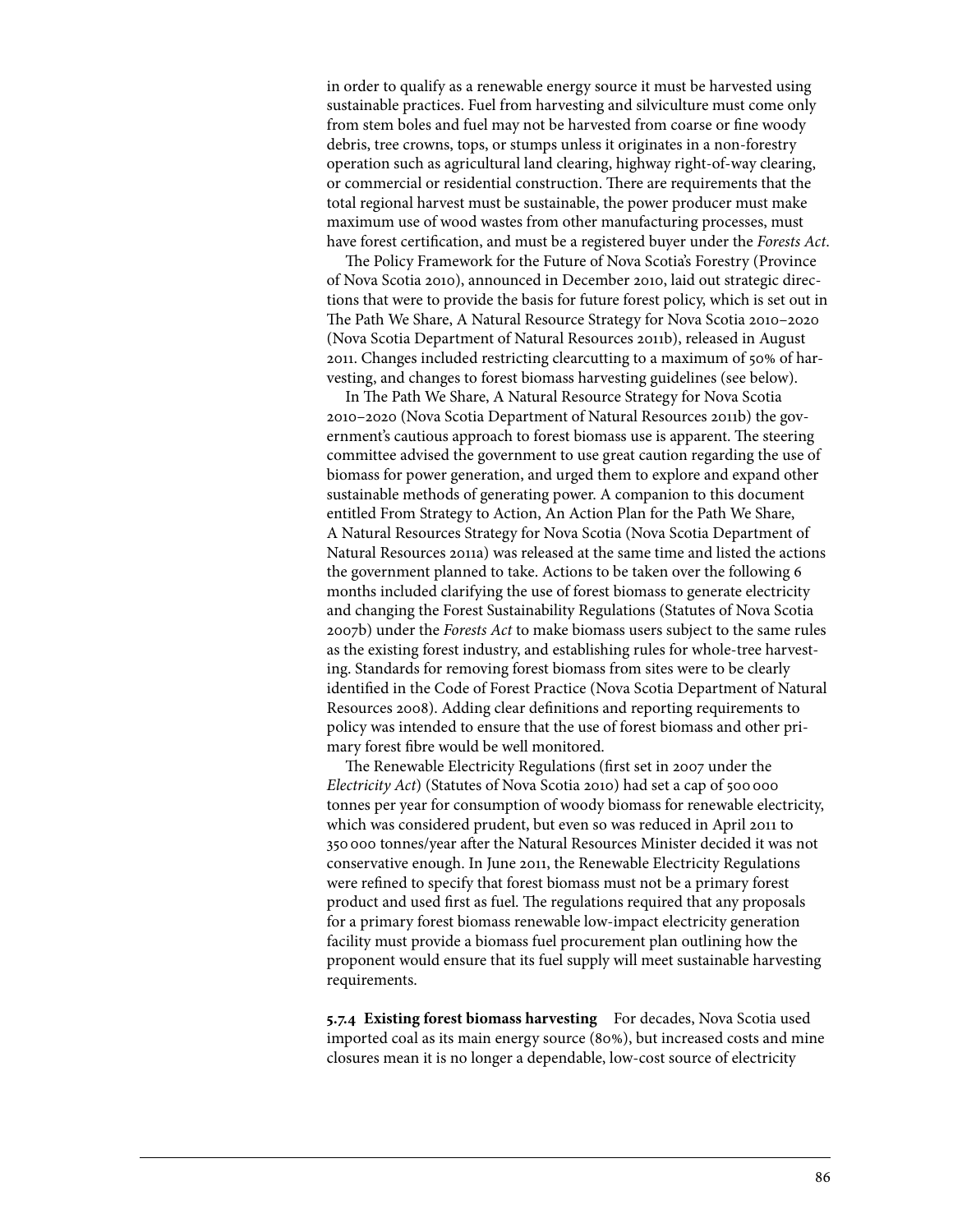in order to qualify as a renewable energy source it must be harvested using sustainable practices. Fuel from harvesting and silviculture must come only from stem boles and fuel may not be harvested from coarse or fine woody debris, tree crowns, tops, or stumps unless it originates in a non-forestry operation such as agricultural land clearing, highway right-of-way clearing, or commercial or residential construction. There are requirements that the total regional harvest must be sustainable, the power producer must make maximum use of wood wastes from other manufacturing processes, must have forest certification, and must be a registered buyer under the *Forests Act*.

The Policy Framework for the Future of Nova Scotia's Forestry (Province of Nova Scotia 2010), announced in December 2010, laid out strategic directions that were to provide the basis for future forest policy, which is set out in The Path We Share, A Natural Resource Strategy for Nova Scotia 2010–2020 (Nova Scotia Department of Natural Resources 2011b), released in August 2011. Changes included restricting clearcutting to a maximum of 50% of harvesting, and changes to forest biomass harvesting guidelines (see below).

In The Path We Share, A Natural Resource Strategy for Nova Scotia 2010–2020 (Nova Scotia Department of Natural Resources 2011b) the government's cautious approach to forest biomass use is apparent. The steering committee advised the government to use great caution regarding the use of biomass for power generation, and urged them to explore and expand other sustainable methods of generating power. A companion to this document entitled From Strategy to Action, An Action Plan for the Path We Share, A Natural Resources Strategy for Nova Scotia (Nova Scotia Department of Natural Resources 2011a) was released at the same time and listed the actions the government planned to take. Actions to be taken over the following 6 months included clarifying the use of forest biomass to generate electricity and changing the Forest Sustainability Regulations (Statutes of Nova Scotia 2007b) under the *Forests Act* to make biomass users subject to the same rules as the existing forest industry, and establishing rules for whole-tree harvesting. Standards for removing forest biomass from sites were to be clearly identified in the Code of Forest Practice (Nova Scotia Department of Natural Resources 2008). Adding clear definitions and reporting requirements to policy was intended to ensure that the use of forest biomass and other primary forest fibre would be well monitored.

The Renewable Electricity Regulations (first set in 2007 under the *Electricity Act*) (Statutes of Nova Scotia 2010) had set a cap of 500 000 tonnes per year for consumption of woody biomass for renewable electricity, which was considered prudent, but even so was reduced in April 2011 to 350 000 tonnes/year after the Natural Resources Minister decided it was not conservative enough. In June 2011, the Renewable Electricity Regulations were refined to specify that forest biomass must not be a primary forest product and used first as fuel. The regulations required that any proposals for a primary forest biomass renewable low-impact electricity generation facility must provide a biomass fuel procurement plan outlining how the proponent would ensure that its fuel supply will meet sustainable harvesting requirements.

**5.7.4 Existing forest biomass harvesting** For decades, Nova Scotia used imported coal as its main energy source (80%), but increased costs and mine closures mean it is no longer a dependable, low-cost source of electricity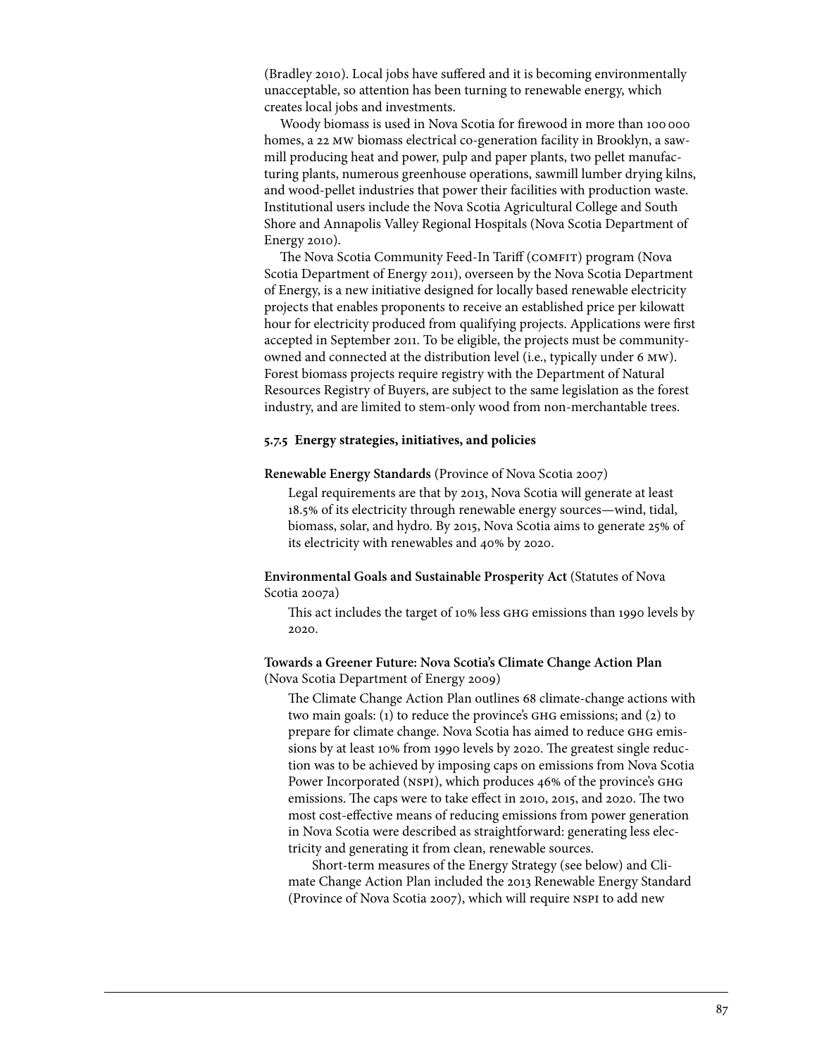(Bradley 2010). Local jobs have suffered and it is becoming environmentally unacceptable, so attention has been turning to renewable energy, which creates local jobs and investments.

Woody biomass is used in Nova Scotia for firewood in more than 100 000 homes, a 22 MW biomass electrical co-generation facility in Brooklyn, a sawmill producing heat and power, pulp and paper plants, two pellet manufacturing plants, numerous greenhouse operations, sawmill lumber drying kilns, and wood-pellet industries that power their facilities with production waste. Institutional users include the Nova Scotia Agricultural College and South Shore and Annapolis Valley Regional Hospitals (Nova Scotia Department of Energy 2010).

The Nova Scotia Community Feed-In Tariff (COMFIT) program (Nova Scotia Department of Energy 2011), overseen by the Nova Scotia Department of Energy, is a new initiative designed for locally based renewable electricity projects that enables proponents to receive an established price per kilowatt hour for electricity produced from qualifying projects. Applications were first accepted in September 2011. To be eligible, the projects must be community-owned and connected at the distribution level (i.e., typically under 6 MW). Forest biomass projects require registry with the Department of Natural Resources Registry of Buyers, are subject to the same legislation as the forest industry, and are limited to stem-only wood from non-merchantable trees.

#### 5.7.5 Energy strategies, initiatives, and policies

**Renewable Energy Standards** (Province of Nova Scotia 2007)

Legal requirements are that by 2013, Nova Scotia will generate at least 18.5% of its electricity through renewable energy sources—wind, tidal, biomass, solar, and hydro. By 2015, Nova Scotia aims to generate 25% of its electricity with renewables and 40% by 2020.

**Environmental Goals and Sustainable Prosperity Act** (Statutes of Nova Scotia 2007a)

This act includes the target of 10% less GHG emissions than 1990 levels by 2020.

**Towards a Greener Future: Nova Scotia's Climate Change Action Plan** (Nova Scotia Department of Energy 2009)

The Climate Change Action Plan outlines 68 climate-change actions with two main goals: (1) to reduce the province's GHG emissions; and (2) to prepare for climate change. Nova Scotia has aimed to reduce GHG emissions by at least 10% from 1990 levels by 2020. The greatest single reduction was to be achieved by imposing caps on emissions from Nova Scotia Power Incorporated (NSPI), which produces 46% of the province's GHG emissions. The caps were to take effect in 2010, 2015, and 2020. The two most cost-effective means of reducing emissions from power generation in Nova Scotia were described as straightforward: generating less electricity and generating it from clean, renewable sources.

Short-term measures of the Energy Strategy (see below) and Climate Change Action Plan included the 2013 Renewable Energy Standard (Province of Nova Scotia 2007), which will require NSPI to add new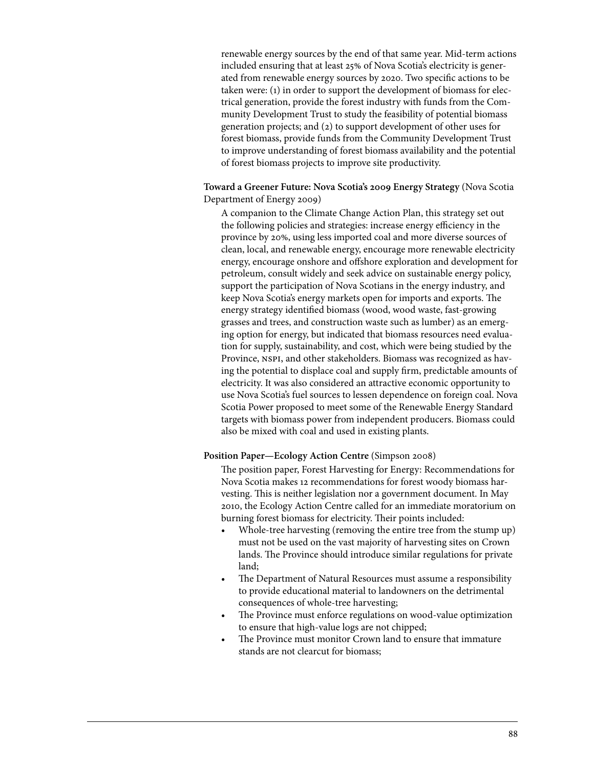renewable energy sources by the end of that same year. Mid-term actions included ensuring that at least 25% of Nova Scotia's electricity is generated from renewable energy sources by 2020. Two specific actions to be taken were: (1) in order to support the development of biomass for electrical generation, provide the forest industry with funds from the Community Development Trust to study the feasibility of potential biomass generation projects; and (2) to support development of other uses for forest biomass, provide funds from the Community Development Trust to improve understanding of forest biomass availability and the potential of forest biomass projects to improve site productivity.

**Toward a Greener Future: Nova Scotia's 2009 Energy Strategy** (Nova Scotia Department of Energy 2009)

A companion to the Climate Change Action Plan, this strategy set out the following policies and strategies: increase energy efficiency in the province by 20%, using less imported coal and more diverse sources of clean, local, and renewable energy, encourage more renewable electricity energy, encourage onshore and offshore exploration and development for petroleum, consult widely and seek advice on sustainable energy policy, support the participation of Nova Scotians in the energy industry, and keep Nova Scotia's energy markets open for imports and exports. The energy strategy identified biomass (wood, wood waste, fast-growing grasses and trees, and construction waste such as lumber) as an emerging option for energy, but indicated that biomass resources need evaluation for supply, sustainability, and cost, which were being studied by the Province, NSPI, and other stakeholders. Biomass was recognized as having the potential to displace coal and supply firm, predictable amounts of electricity. It was also considered an attractive economic opportunity to use Nova Scotia's fuel sources to lessen dependence on foreign coal. Nova Scotia Power proposed to meet some of the Renewable Energy Standard targets with biomass power from independent producers. Biomass could also be mixed with coal and used in existing plants.

**Position Paper—Ecology Action Centre** (Simpson 2008)

The position paper, Forest Harvesting for Energy: Recommendations for Nova Scotia makes 12 recommendations for forest woody biomass harvesting. This is neither legislation nor a government document. In May 2010, the Ecology Action Centre called for an immediate moratorium on burning forest biomass for electricity. Their points included:

- Whole-tree harvesting (removing the entire tree from the stump up) must not be used on the vast majority of harvesting sites on Crown lands. The Province should introduce similar regulations for private land;
- The Department of Natural Resources must assume a responsibility to provide educational material to landowners on the detrimental consequences of whole-tree harvesting;
- The Province must enforce regulations on wood-value optimization to ensure that high-value logs are not chipped;
- The Province must monitor Crown land to ensure that immature stands are not clearcut for biomass;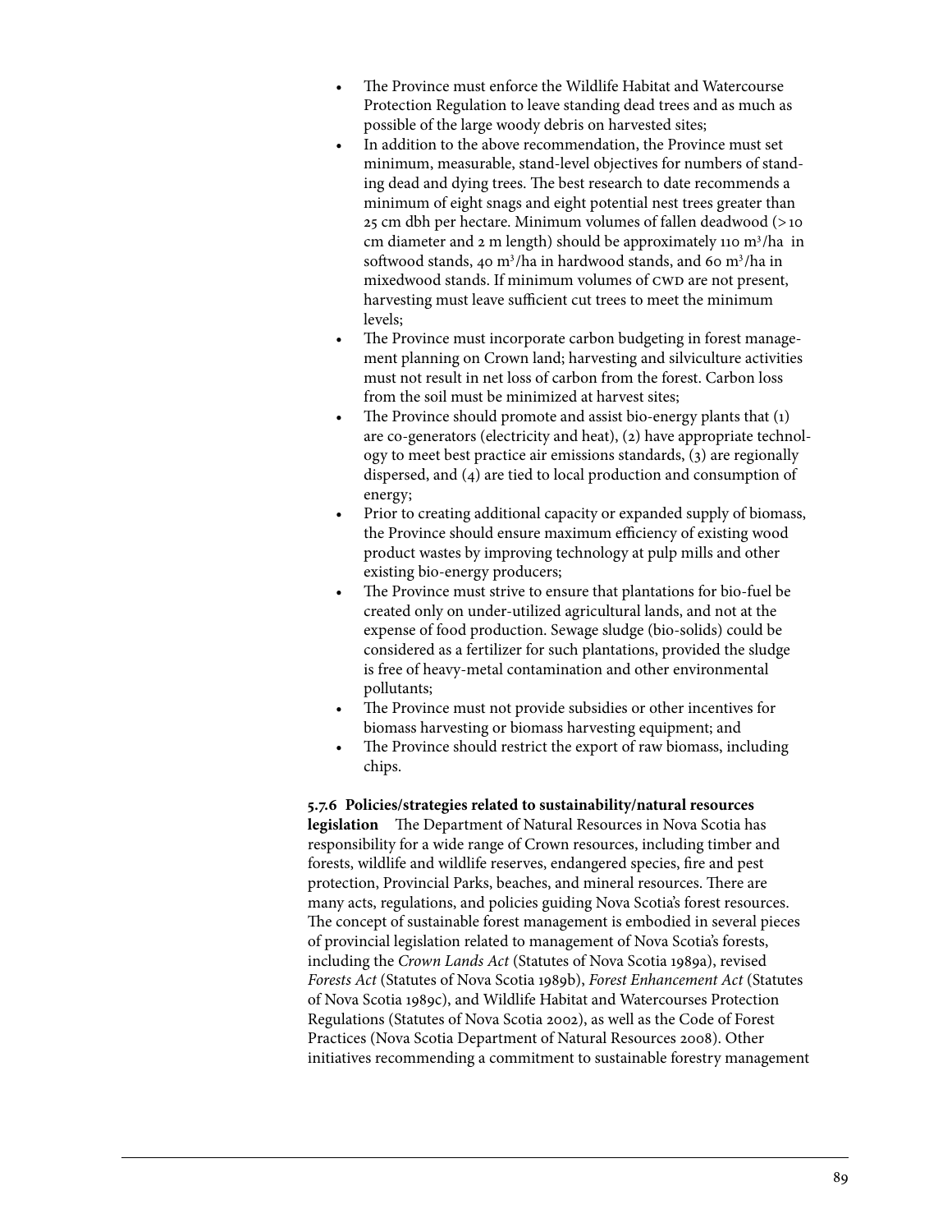- The Province must enforce the Wildlife Habitat and Watercourse Protection Regulation to leave standing dead trees and as much as possible of the large woody debris on harvested sites;
- In addition to the above recommendation, the Province must set minimum, measurable, stand-level objectives for numbers of standing dead and dying trees. The best research to date recommends a minimum of eight snags and eight potential nest trees greater than 25 cm dbh per hectare. Minimum volumes of fallen deadwood (>10 cm diameter and 2 m length) should be approximately 110 $m^3$/ha in softwood stands, 40 $m^3$/ha in hardwood stands, and 60 $m^3$/ha in mixedwood stands. If minimum volumes of CWD are not present, harvesting must leave sufficient cut trees to meet the minimum levels;
- The Province must incorporate carbon budgeting in forest management planning on Crown land; harvesting and silviculture activities must not result in net loss of carbon from the forest. Carbon loss from the soil must be minimized at harvest sites;
- The Province should promote and assist bio-energy plants that (1) are co-generators (electricity and heat), (2) have appropriate technology to meet best practice air emissions standards, (3) are regionally dispersed, and (4) are tied to local production and consumption of energy;
- Prior to creating additional capacity or expanded supply of biomass, the Province should ensure maximum efficiency of existing wood product wastes by improving technology at pulp mills and other existing bio-energy producers;
- The Province must strive to ensure that plantations for bio-fuel be created only on under-utilized agricultural lands, and not at the expense of food production. Sewage sludge (bio-solids) could be considered as a fertilizer for such plantations, provided the sludge is free of heavy-metal contamination and other environmental pollutants;
- The Province must not provide subsidies or other incentives for biomass harvesting or biomass harvesting equipment; and
- The Province should restrict the export of raw biomass, including chips.

**5.7.6 Policies/strategies related to sustainability/natural resources legislation** The Department of Natural Resources in Nova Scotia has responsibility for a wide range of Crown resources, including timber and forests, wildlife and wildlife reserves, endangered species, fire and pest protection, Provincial Parks, beaches, and mineral resources. There are many acts, regulations, and policies guiding Nova Scotia's forest resources. The concept of sustainable forest management is embodied in several pieces of provincial legislation related to management of Nova Scotia's forests, including the *Crown Lands Act* (Statutes of Nova Scotia 1989a), revised *Forests Act* (Statutes of Nova Scotia 1989b), *Forest Enhancement Act* (Statutes of Nova Scotia 1989c), and Wildlife Habitat and Watercourses Protection Regulations (Statutes of Nova Scotia 2002), as well as the Code of Forest Practices (Nova Scotia Department of Natural Resources 2008). Other initiatives recommending a commitment to sustainable forestry management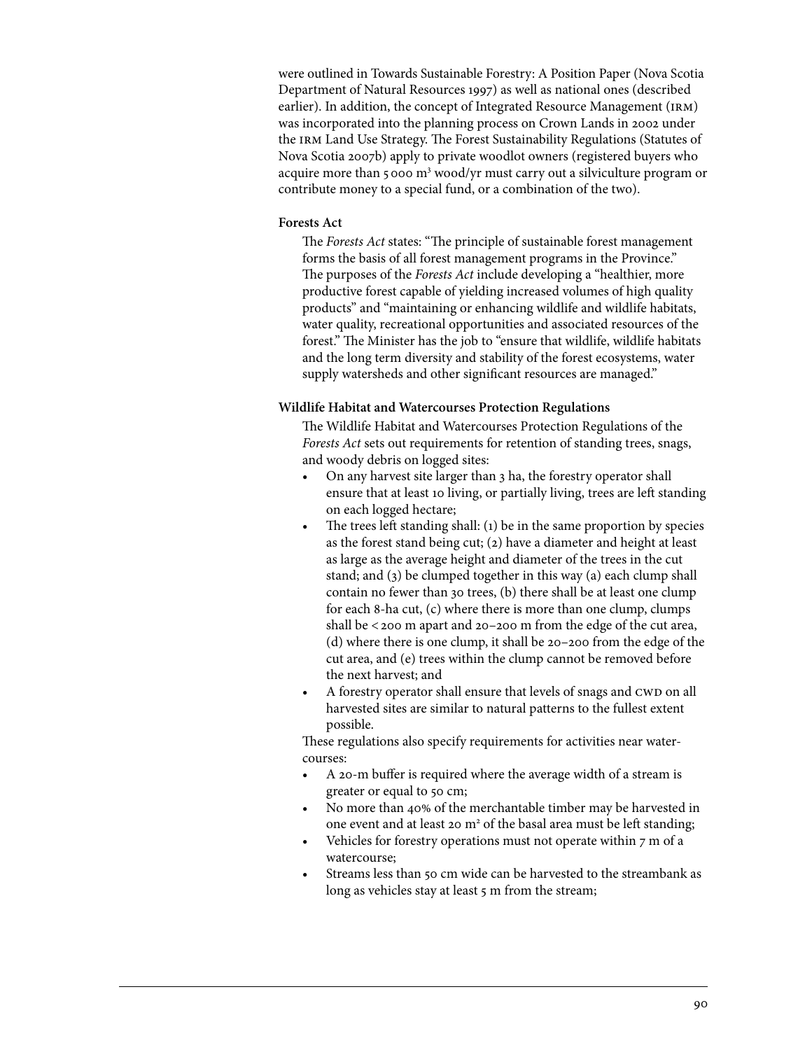were outlined in Towards Sustainable Forestry: A Position Paper (Nova Scotia Department of Natural Resources 1997) as well as national ones (described earlier). In addition, the concept of Integrated Resource Management (IRM) was incorporated into the planning process on Crown Lands in 2002 under the IRM Land Use Strategy. The Forest Sustainability Regulations (Statutes of Nova Scotia 2007b) apply to private woodlot owners (registered buyers who acquire more than 5 000 m$^3$ wood/yr must carry out a silviculture program or contribute money to a special fund, or a combination of the two).

### Forests Act

The *Forests Act* states: "The principle of sustainable forest management forms the basis of all forest management programs in the Province." The purposes of the *Forests Act* include developing a "healthier, more productive forest capable of yielding increased volumes of high quality products" and "maintaining or enhancing wildlife and wildlife habitats, water quality, recreational opportunities and associated resources of the forest." The Minister has the job to "ensure that wildlife, wildlife habitats and the long term diversity and stability of the forest ecosystems, water supply watersheds and other significant resources are managed."

### Wildlife Habitat and Watercourses Protection Regulations

The Wildlife Habitat and Watercourses Protection Regulations of the *Forests Act* sets out requirements for retention of standing trees, snags, and woody debris on logged sites:

- On any harvest site larger than 3 ha, the forestry operator shall ensure that at least 10 living, or partially living, trees are left standing on each logged hectare;
- The trees left standing shall: (1) be in the same proportion by species as the forest stand being cut; (2) have a diameter and height at least as large as the average height and diameter of the trees in the cut stand; and (3) be clumped together in this way (a) each clump shall contain no fewer than 30 trees, (b) there shall be at least one clump for each 8-ha cut, (c) where there is more than one clump, clumps shall be < 200 m apart and 20–200 m from the edge of the cut area, (d) where there is one clump, it shall be 20–200 from the edge of the cut area, and (e) trees within the clump cannot be removed before the next harvest; and
- A forestry operator shall ensure that levels of snags and CWD on all harvested sites are similar to natural patterns to the fullest extent possible.

These regulations also specify requirements for activities near watercourses:

- A 20-m buffer is required where the average width of a stream is greater or equal to 50 cm;
- No more than 40% of the merchantable timber may be harvested in one event and at least 20 m$^2$ of the basal area must be left standing;
- Vehicles for forestry operations must not operate within 7 m of a watercourse;
- Streams less than 50 cm wide can be harvested to the streambank as long as vehicles stay at least 5 m from the stream;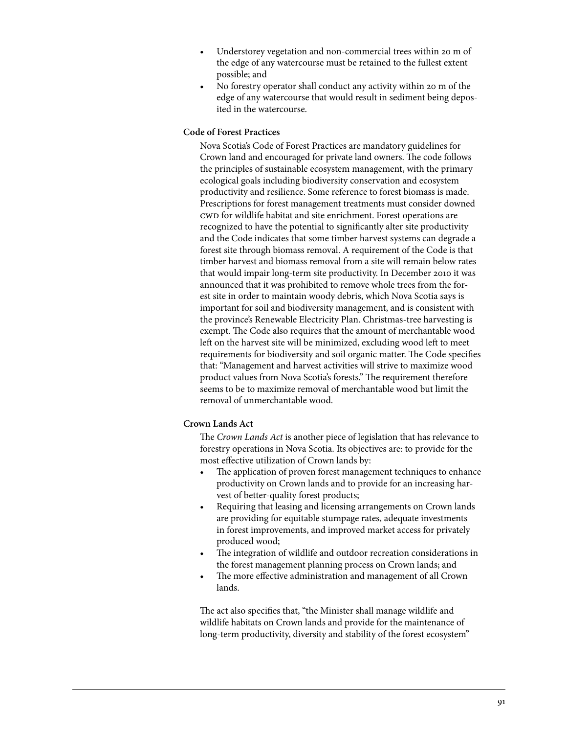- Understorey vegetation and non-commercial trees within 20 m of the edge of any watercourse must be retained to the fullest extent possible; and
- No forestry operator shall conduct any activity within 20 m of the edge of any watercourse that would result in sediment being deposited in the watercourse.

**Code of Forest Practices**

Nova Scotia's Code of Forest Practices are mandatory guidelines for Crown land and encouraged for private land owners. The code follows the principles of sustainable ecosystem management, with the primary ecological goals including biodiversity conservation and ecosystem productivity and resilience. Some reference to forest biomass is made. Prescriptions for forest management treatments must consider downed CWD for wildlife habitat and site enrichment. Forest operations are recognized to have the potential to significantly alter site productivity and the Code indicates that some timber harvest systems can degrade a forest site through biomass removal. A requirement of the Code is that timber harvest and biomass removal from a site will remain below rates that would impair long-term site productivity. In December 2010 it was announced that it was prohibited to remove whole trees from the forest site in order to maintain woody debris, which Nova Scotia says is important for soil and biodiversity management, and is consistent with the province's Renewable Electricity Plan. Christmas-tree harvesting is exempt. The Code also requires that the amount of merchantable wood left on the harvest site will be minimized, excluding wood left to meet requirements for biodiversity and soil organic matter. The Code specifies that: "Management and harvest activities will strive to maximize wood product values from Nova Scotia's forests." The requirement therefore seems to be to maximize removal of merchantable wood but limit the removal of unmerchantable wood.

**Crown Lands Act**

The *Crown Lands Act* is another piece of legislation that has relevance to forestry operations in Nova Scotia. Its objectives are: to provide for the most effective utilization of Crown lands by:

- The application of proven forest management techniques to enhance productivity on Crown lands and to provide for an increasing harvest of better-quality forest products;
- Requiring that leasing and licensing arrangements on Crown lands are providing for equitable stumpage rates, adequate investments in forest improvements, and improved market access for privately produced wood;
- The integration of wildlife and outdoor recreation considerations in the forest management planning process on Crown lands; and
- The more effective administration and management of all Crown lands.

The act also specifies that, "the Minister shall manage wildlife and wildlife habitats on Crown lands and provide for the maintenance of long-term productivity, diversity and stability of the forest ecosystem"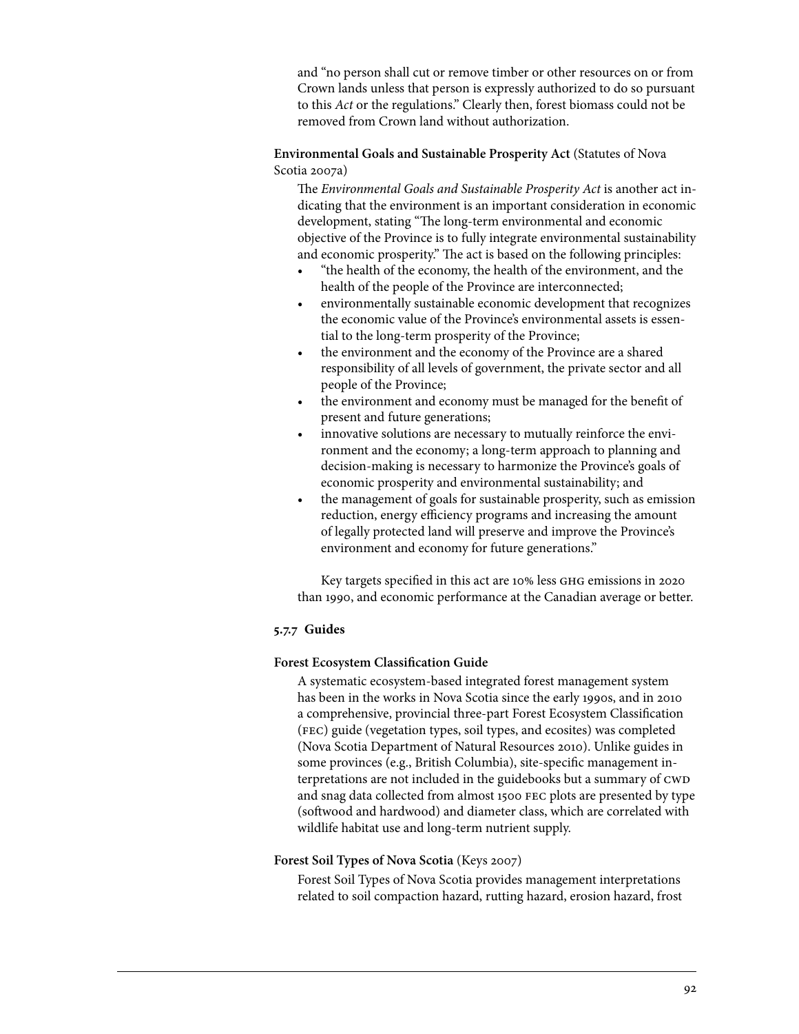and "no person shall cut or remove timber or other resources on or from Crown lands unless that person is expressly authorized to do so pursuant to this *Act* or the regulations." Clearly then, forest biomass could not be removed from Crown land without authorization.

**Environmental Goals and Sustainable Prosperity Act** (Statutes of Nova Scotia 2007a)

The *Environmental Goals and Sustainable Prosperity Act* is another act indicating that the environment is an important consideration in economic development, stating "The long-term environmental and economic objective of the Province is to fully integrate environmental sustainability and economic prosperity." The act is based on the following principles:

- "the health of the economy, the health of the environment, and the health of the people of the Province are interconnected;
- environmentally sustainable economic development that recognizes the economic value of the Province's environmental assets is essential to the long-term prosperity of the Province;
- the environment and the economy of the Province are a shared responsibility of all levels of government, the private sector and all people of the Province;
- the environment and economy must be managed for the benefit of present and future generations;
- innovative solutions are necessary to mutually reinforce the environment and the economy; a long-term approach to planning and decision-making is necessary to harmonize the Province's goals of economic prosperity and environmental sustainability; and
- the management of goals for sustainable prosperity, such as emission reduction, energy efficiency programs and increasing the amount of legally protected land will preserve and improve the Province's environment and economy for future generations."

Key targets specified in this act are 10% less GHG emissions in 2020 than 1990, and economic performance at the Canadian average or better.

### 5.7.7 Guides

**Forest Ecosystem Classification Guide**

A systematic ecosystem-based integrated forest management system has been in the works in Nova Scotia since the early 1990s, and in 2010 a comprehensive, provincial three-part Forest Ecosystem Classification (FEC) guide (vegetation types, soil types, and ecosites) was completed (Nova Scotia Department of Natural Resources 2010). Unlike guides in some provinces (e.g., British Columbia), site-specific management interpretations are not included in the guidebooks but a summary of CWD and snag data collected from almost 1500 FEC plots are presented by type (softwood and hardwood) and diameter class, which are correlated with wildlife habitat use and long-term nutrient supply.

**Forest Soil Types of Nova Scotia** (Keys 2007)

Forest Soil Types of Nova Scotia provides management interpretations related to soil compaction hazard, rutting hazard, erosion hazard, frost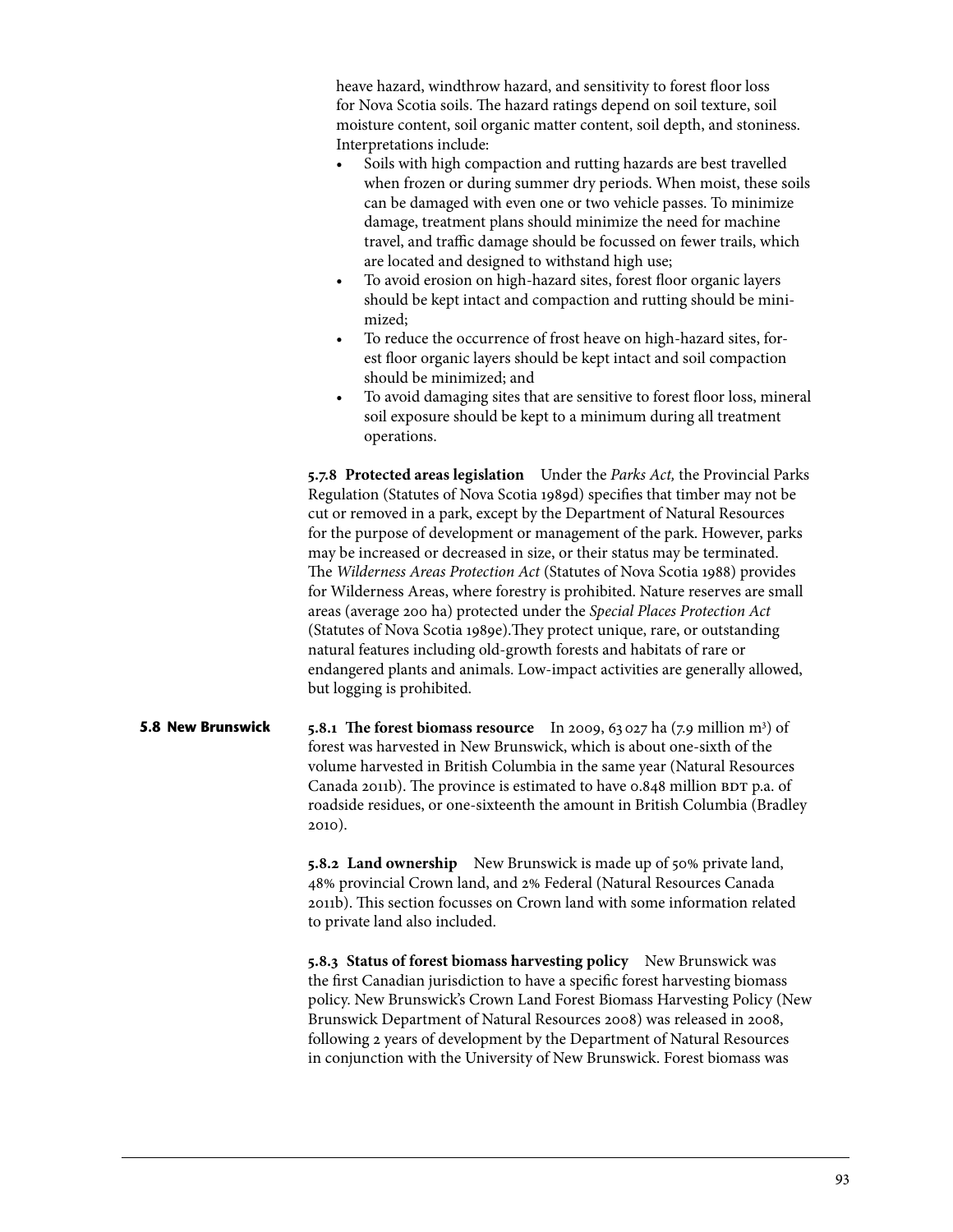heave hazard, windthrow hazard, and sensitivity to forest floor loss for Nova Scotia soils. The hazard ratings depend on soil texture, soil moisture content, soil organic matter content, soil depth, and stoniness. Interpretations include:

- Soils with high compaction and rutting hazards are best travelled when frozen or during summer dry periods. When moist, these soils can be damaged with even one or two vehicle passes. To minimize damage, treatment plans should minimize the need for machine travel, and traffic damage should be focussed on fewer trails, which are located and designed to withstand high use;
- To avoid erosion on high-hazard sites, forest floor organic layers should be kept intact and compaction and rutting should be minimized;
- To reduce the occurrence of frost heave on high-hazard sites, forest floor organic layers should be kept intact and soil compaction should be minimized; and
- To avoid damaging sites that are sensitive to forest floor loss, mineral soil exposure should be kept to a minimum during all treatment operations.

**5.7.8 Protected areas legislation** Under the *Parks Act,* the Provincial Parks Regulation (Statutes of Nova Scotia 1989d) specifies that timber may not be cut or removed in a park, except by the Department of Natural Resources for the purpose of development or management of the park. However, parks may be increased or decreased in size, or their status may be terminated. The *Wilderness Areas Protection Act* (Statutes of Nova Scotia 1988) provides for Wilderness Areas, where forestry is prohibited. Nature reserves are small areas (average 200 ha) protected under the *Special Places Protection Act* (Statutes of Nova Scotia 1989e).They protect unique, rare, or outstanding natural features including old-growth forests and habitats of rare or endangered plants and animals. Low-impact activities are generally allowed, but logging is prohibited.

## 5.8 New Brunswick

**5.8.1 The forest biomass resource** In 2009, 63 027 ha (7.9 million m³) of forest was harvested in New Brunswick, which is about one-sixth of the volume harvested in British Columbia in the same year (Natural Resources Canada 2011b). The province is estimated to have 0.848 million BDT p.a. of roadside residues, or one-sixteenth the amount in British Columbia (Bradley 2010).

**5.8.2 Land ownership** New Brunswick is made up of 50% private land, 48% provincial Crown land, and 2% Federal (Natural Resources Canada 2011b). This section focusses on Crown land with some information related to private land also included.

**5.8.3 Status of forest biomass harvesting policy** New Brunswick was the first Canadian jurisdiction to have a specific forest harvesting biomass policy. New Brunswick's Crown Land Forest Biomass Harvesting Policy (New Brunswick Department of Natural Resources 2008) was released in 2008, following 2 years of development by the Department of Natural Resources in conjunction with the University of New Brunswick. Forest biomass was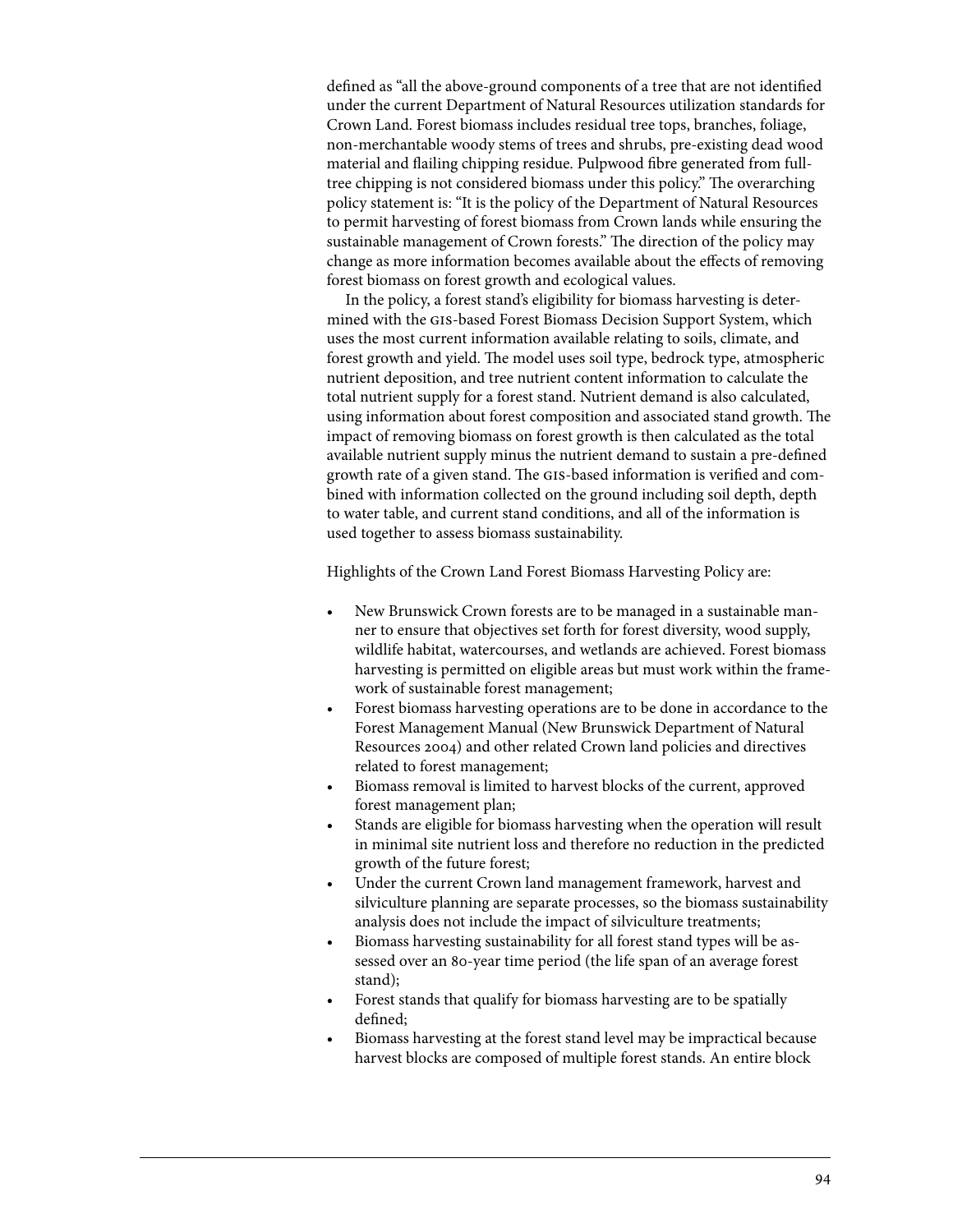defined as "all the above-ground components of a tree that are not identified under the current Department of Natural Resources utilization standards for Crown Land. Forest biomass includes residual tree tops, branches, foliage, non-merchantable woody stems of trees and shrubs, pre-existing dead wood material and flailing chipping residue. Pulpwood fibre generated from full-tree chipping is not considered biomass under this policy." The overarching policy statement is: "It is the policy of the Department of Natural Resources to permit harvesting of forest biomass from Crown lands while ensuring the sustainable management of Crown forests." The direction of the policy may change as more information becomes available about the effects of removing forest biomass on forest growth and ecological values.

In the policy, a forest stand's eligibility for biomass harvesting is determined with the GIS-based Forest Biomass Decision Support System, which uses the most current information available relating to soils, climate, and forest growth and yield. The model uses soil type, bedrock type, atmospheric nutrient deposition, and tree nutrient content information to calculate the total nutrient supply for a forest stand. Nutrient demand is also calculated, using information about forest composition and associated stand growth. The impact of removing biomass on forest growth is then calculated as the total available nutrient supply minus the nutrient demand to sustain a pre-defined growth rate of a given stand. The GIS-based information is verified and combined with information collected on the ground including soil depth, depth to water table, and current stand conditions, and all of the information is used together to assess biomass sustainability.

Highlights of the Crown Land Forest Biomass Harvesting Policy are:

- New Brunswick Crown forests are to be managed in a sustainable manner to ensure that objectives set forth for forest diversity, wood supply, wildlife habitat, watercourses, and wetlands are achieved. Forest biomass harvesting is permitted on eligible areas but must work within the framework of sustainable forest management;
- Forest biomass harvesting operations are to be done in accordance to the Forest Management Manual (New Brunswick Department of Natural Resources 2004) and other related Crown land policies and directives related to forest management;
- Biomass removal is limited to harvest blocks of the current, approved forest management plan;
- Stands are eligible for biomass harvesting when the operation will result in minimal site nutrient loss and therefore no reduction in the predicted growth of the future forest;
- Under the current Crown land management framework, harvest and silviculture planning are separate processes, so the biomass sustainability analysis does not include the impact of silviculture treatments;
- Biomass harvesting sustainability for all forest stand types will be assessed over an 80-year time period (the life span of an average forest stand);
- Forest stands that qualify for biomass harvesting are to be spatially defined;
- Biomass harvesting at the forest stand level may be impractical because harvest blocks are composed of multiple forest stands. An entire block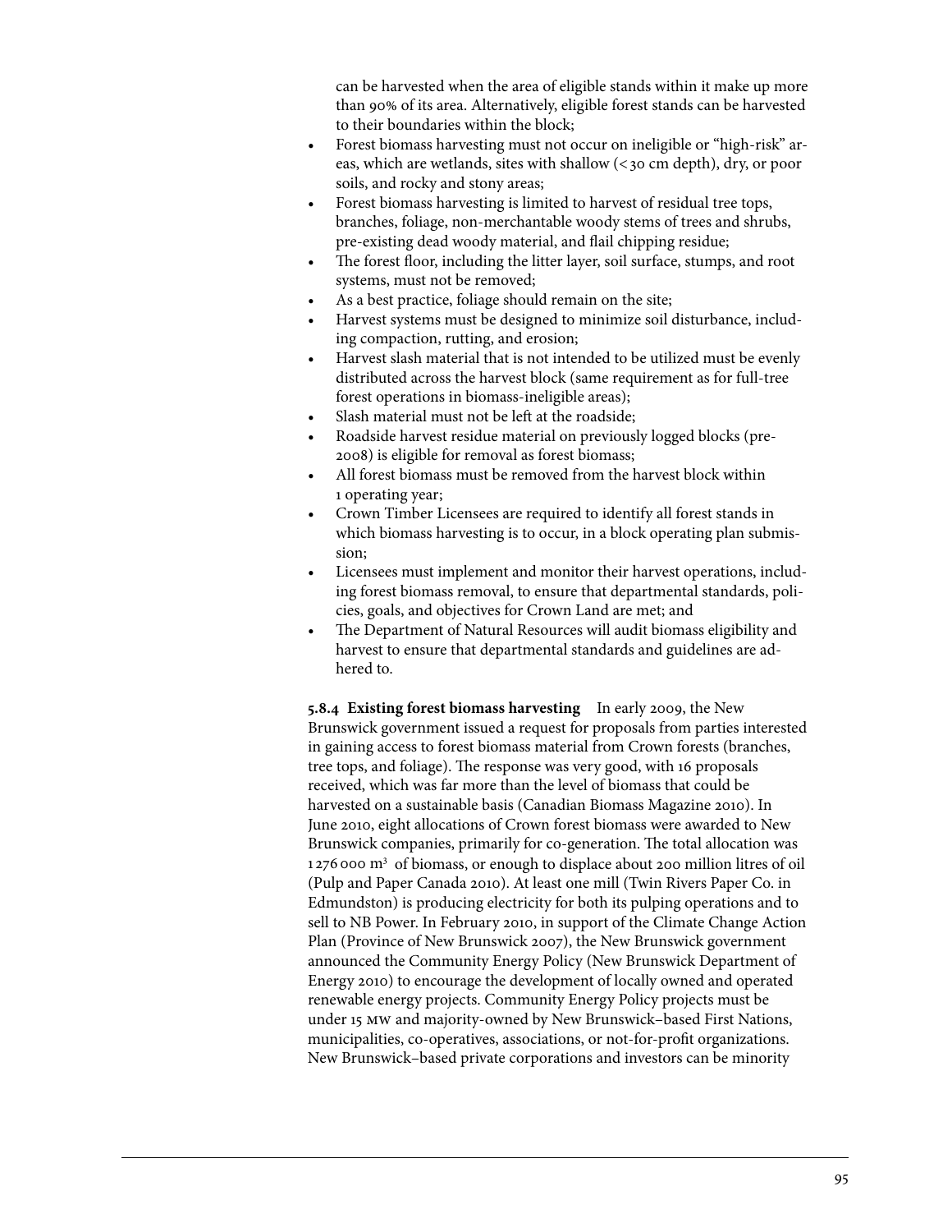can be harvested when the area of eligible stands within it make up more than 90% of its area. Alternatively, eligible forest stands can be harvested to their boundaries within the block;

- Forest biomass harvesting must not occur on ineligible or "high-risk" areas, which are wetlands, sites with shallow (<30 cm depth), dry, or poor soils, and rocky and stony areas;
- Forest biomass harvesting is limited to harvest of residual tree tops, branches, foliage, non-merchantable woody stems of trees and shrubs, pre-existing dead woody material, and flail chipping residue;
- The forest floor, including the litter layer, soil surface, stumps, and root systems, must not be removed;
- As a best practice, foliage should remain on the site;
- Harvest systems must be designed to minimize soil disturbance, including compaction, rutting, and erosion;
- Harvest slash material that is not intended to be utilized must be evenly distributed across the harvest block (same requirement as for full-tree forest operations in biomass-ineligible areas);
- Slash material must not be left at the roadside;
- Roadside harvest residue material on previously logged blocks (pre-2008) is eligible for removal as forest biomass;
- All forest biomass must be removed from the harvest block within 1 operating year;
- Crown Timber Licensees are required to identify all forest stands in which biomass harvesting is to occur, in a block operating plan submission;
- Licensees must implement and monitor their harvest operations, including forest biomass removal, to ensure that departmental standards, policies, goals, and objectives for Crown Land are met; and
- The Department of Natural Resources will audit biomass eligibility and harvest to ensure that departmental standards and guidelines are adhered to.

**5.8.4 Existing forest biomass harvesting** In early 2009, the New Brunswick government issued a request for proposals from parties interested in gaining access to forest biomass material from Crown forests (branches, tree tops, and foliage). The response was very good, with 16 proposals received, which was far more than the level of biomass that could be harvested on a sustainable basis (Canadian Biomass Magazine 2010). In June 2010, eight allocations of Crown forest biomass were awarded to New Brunswick companies, primarily for co-generation. The total allocation was 1 276 000 $m^3$ of biomass, or enough to displace about 200 million litres of oil (Pulp and Paper Canada 2010). At least one mill (Twin Rivers Paper Co. in Edmundston) is producing electricity for both its pulping operations and to sell to NB Power. In February 2010, in support of the Climate Change Action Plan (Province of New Brunswick 2007), the New Brunswick government announced the Community Energy Policy (New Brunswick Department of Energy 2010) to encourage the development of locally owned and operated renewable energy projects. Community Energy Policy projects must be under 15 MW and majority-owned by New Brunswick–based First Nations, municipalities, co-operatives, associations, or not-for-profit organizations. New Brunswick–based private corporations and investors can be minority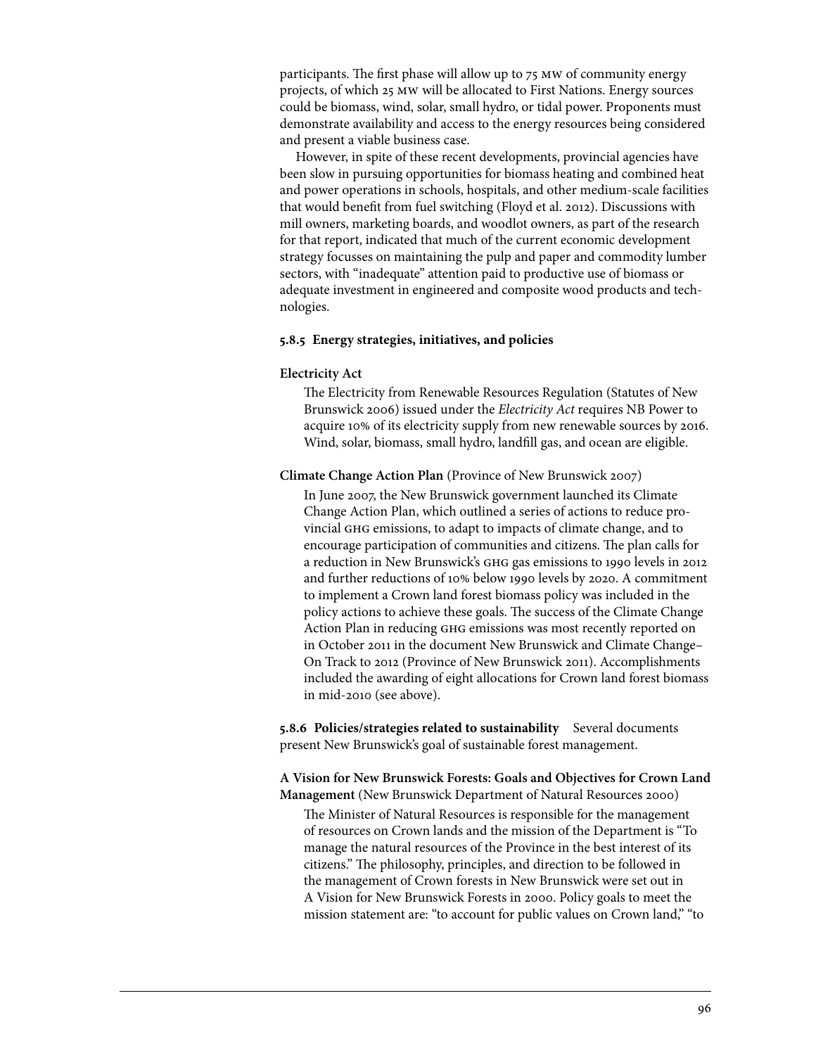participants. The first phase will allow up to 75 MW of community energy projects, of which 25 MW will be allocated to First Nations. Energy sources could be biomass, wind, solar, small hydro, or tidal power. Proponents must demonstrate availability and access to the energy resources being considered and present a viable business case.

However, in spite of these recent developments, provincial agencies have been slow in pursuing opportunities for biomass heating and combined heat and power operations in schools, hospitals, and other medium-scale facilities that would benefit from fuel switching (Floyd et al. 2012). Discussions with mill owners, marketing boards, and woodlot owners, as part of the research for that report, indicated that much of the current economic development strategy focusses on maintaining the pulp and paper and commodity lumber sectors, with "inadequate" attention paid to productive use of biomass or adequate investment in engineered and composite wood products and technologies.

#### 5.8.5 Energy strategies, initiatives, and policies

**Electricity Act**

The Electricity from Renewable Resources Regulation (Statutes of New Brunswick 2006) issued under the *Electricity Act* requires NB Power to acquire 10% of its electricity supply from new renewable sources by 2016. Wind, solar, biomass, small hydro, landfill gas, and ocean are eligible.

**Climate Change Action Plan** (Province of New Brunswick 2007)

In June 2007, the New Brunswick government launched its Climate Change Action Plan, which outlined a series of actions to reduce provincial GHG emissions, to adapt to impacts of climate change, and to encourage participation of communities and citizens. The plan calls for a reduction in New Brunswick's GHG gas emissions to 1990 levels in 2012 and further reductions of 10% below 1990 levels by 2020. A commitment to implement a Crown land forest biomass policy was included in the policy actions to achieve these goals. The success of the Climate Change Action Plan in reducing GHG emissions was most recently reported on in October 2011 in the document New Brunswick and Climate Change–On Track to 2012 (Province of New Brunswick 2011). Accomplishments included the awarding of eight allocations for Crown land forest biomass in mid-2010 (see above).

**5.8.6 Policies/strategies related to sustainability** Several documents present New Brunswick's goal of sustainable forest management.

**A Vision for New Brunswick Forests: Goals and Objectives for Crown Land Management** (New Brunswick Department of Natural Resources 2000)

The Minister of Natural Resources is responsible for the management of resources on Crown lands and the mission of the Department is "To manage the natural resources of the Province in the best interest of its citizens." The philosophy, principles, and direction to be followed in the management of Crown forests in New Brunswick were set out in A Vision for New Brunswick Forests in 2000. Policy goals to meet the mission statement are: "to account for public values on Crown land," "to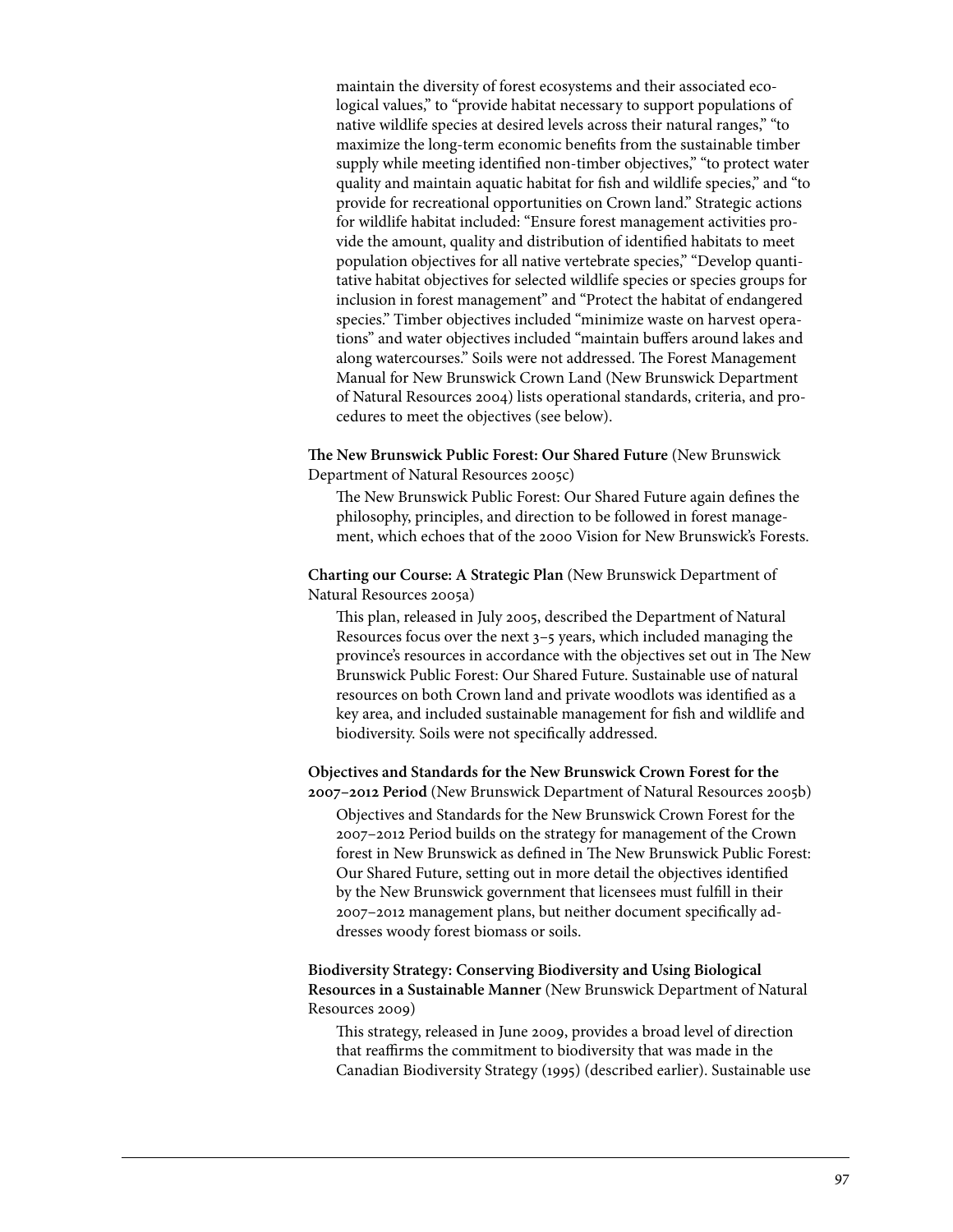maintain the diversity of forest ecosystems and their associated ecological values," to "provide habitat necessary to support populations of native wildlife species at desired levels across their natural ranges," "to maximize the long-term economic benefits from the sustainable timber supply while meeting identified non-timber objectives," "to protect water quality and maintain aquatic habitat for fish and wildlife species," and "to provide for recreational opportunities on Crown land." Strategic actions for wildlife habitat included: "Ensure forest management activities provide the amount, quality and distribution of identified habitats to meet population objectives for all native vertebrate species," "Develop quantitative habitat objectives for selected wildlife species or species groups for inclusion in forest management" and "Protect the habitat of endangered species." Timber objectives included "minimize waste on harvest operations" and water objectives included "maintain buffers around lakes and along watercourses." Soils were not addressed. The Forest Management Manual for New Brunswick Crown Land (New Brunswick Department of Natural Resources 2004) lists operational standards, criteria, and procedures to meet the objectives (see below).

**The New Brunswick Public Forest: Our Shared Future** (New Brunswick Department of Natural Resources 2005c)

The New Brunswick Public Forest: Our Shared Future again defines the philosophy, principles, and direction to be followed in forest management, which echoes that of the 2000 Vision for New Brunswick's Forests.

**Charting our Course: A Strategic Plan** (New Brunswick Department of Natural Resources 2005a)

This plan, released in July 2005, described the Department of Natural Resources focus over the next 3–5 years, which included managing the province's resources in accordance with the objectives set out in The New Brunswick Public Forest: Our Shared Future. Sustainable use of natural resources on both Crown land and private woodlots was identified as a key area, and included sustainable management for fish and wildlife and biodiversity. Soils were not specifically addressed.

**Objectives and Standards for the New Brunswick Crown Forest for the 2007–2012 Period** (New Brunswick Department of Natural Resources 2005b)

Objectives and Standards for the New Brunswick Crown Forest for the 2007–2012 Period builds on the strategy for management of the Crown forest in New Brunswick as defined in The New Brunswick Public Forest: Our Shared Future, setting out in more detail the objectives identified by the New Brunswick government that licensees must fulfill in their 2007–2012 management plans, but neither document specifically addresses woody forest biomass or soils.

**Biodiversity Strategy: Conserving Biodiversity and Using Biological Resources in a Sustainable Manner** (New Brunswick Department of Natural Resources 2009)

This strategy, released in June 2009, provides a broad level of direction that reaffirms the commitment to biodiversity that was made in the Canadian Biodiversity Strategy (1995) (described earlier). Sustainable use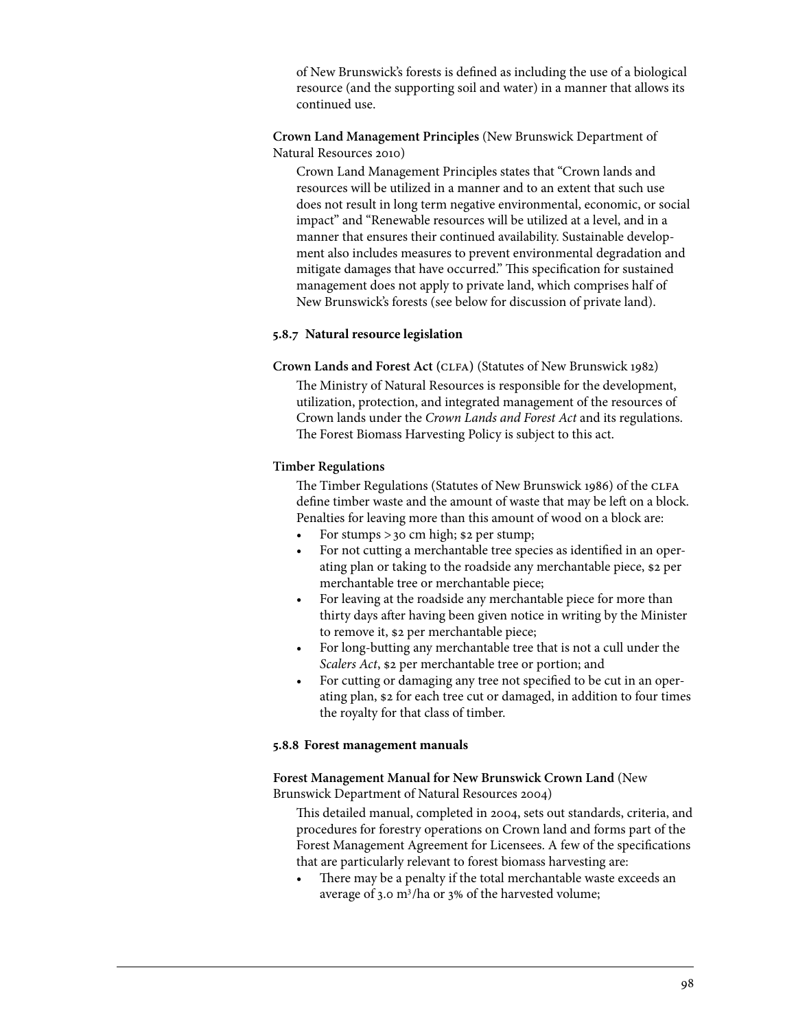of New Brunswick's forests is defined as including the use of a biological resource (and the supporting soil and water) in a manner that allows its continued use.

**Crown Land Management Principles** (New Brunswick Department of Natural Resources 2010)

Crown Land Management Principles states that "Crown lands and resources will be utilized in a manner and to an extent that such use does not result in long term negative environmental, economic, or social impact" and "Renewable resources will be utilized at a level, and in a manner that ensures their continued availability. Sustainable development also includes measures to prevent environmental degradation and mitigate damages that have occurred." This specification for sustained management does not apply to private land, which comprises half of New Brunswick's forests (see below for discussion of private land).

### 5.8.7 Natural resource legislation

**Crown Lands and Forest Act (CLFA)** (Statutes of New Brunswick 1982)

The Ministry of Natural Resources is responsible for the development, utilization, protection, and integrated management of the resources of Crown lands under the *Crown Lands and Forest Act* and its regulations. The Forest Biomass Harvesting Policy is subject to this act.

**Timber Regulations**

The Timber Regulations (Statutes of New Brunswick 1986) of the CLFA define timber waste and the amount of waste that may be left on a block. Penalties for leaving more than this amount of wood on a block are:

- For stumps > 30 cm high; $2 per stump;
- For not cutting a merchantable tree species as identified in an operating plan or taking to the roadside any merchantable piece, $2 per merchantable tree or merchantable piece;
- For leaving at the roadside any merchantable piece for more than thirty days after having been given notice in writing by the Minister to remove it, $2 per merchantable piece;
- For long-butting any merchantable tree that is not a cull under the *Scalers Act*, $2 per merchantable tree or portion; and
- For cutting or damaging any tree not specified to be cut in an operating plan, $2 for each tree cut or damaged, in addition to four times the royalty for that class of timber.

### 5.8.8 Forest management manuals

**Forest Management Manual for New Brunswick Crown Land** (New Brunswick Department of Natural Resources 2004)

This detailed manual, completed in 2004, sets out standards, criteria, and procedures for forestry operations on Crown land and forms part of the Forest Management Agreement for Licensees. A few of the specifications that are particularly relevant to forest biomass harvesting are:

- There may be a penalty if the total merchantable waste exceeds an average of 3.0 $m^3$/ha or 3% of the harvested volume;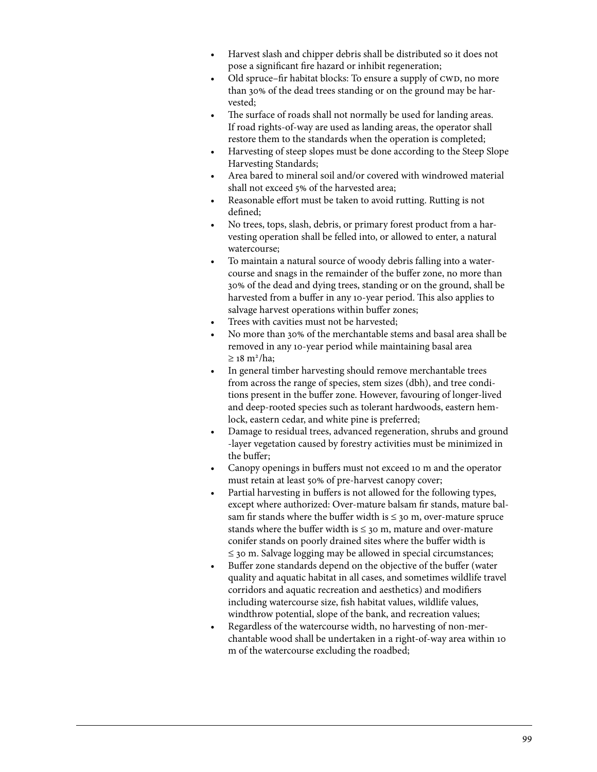- Harvest slash and chipper debris shall be distributed so it does not pose a significant fire hazard or inhibit regeneration;
- Old spruce–fir habitat blocks: To ensure a supply of CWD, no more than 30% of the dead trees standing or on the ground may be harvested;
- The surface of roads shall not normally be used for landing areas. If road rights-of-way are used as landing areas, the operator shall restore them to the standards when the operation is completed;
- Harvesting of steep slopes must be done according to the Steep Slope Harvesting Standards;
- Area bared to mineral soil and/or covered with windrowed material shall not exceed 5% of the harvested area;
- Reasonable effort must be taken to avoid rutting. Rutting is not defined;
- No trees, tops, slash, debris, or primary forest product from a harvesting operation shall be felled into, or allowed to enter, a natural watercourse;
- To maintain a natural source of woody debris falling into a watercourse and snags in the remainder of the buffer zone, no more than 30% of the dead and dying trees, standing or on the ground, shall be harvested from a buffer in any 10-year period. This also applies to salvage harvest operations within buffer zones;
- Trees with cavities must not be harvested;
- No more than 30% of the merchantable stems and basal area shall be removed in any 10-year period while maintaining basal area $\geq 18\ m^2/ha$;
- In general timber harvesting should remove merchantable trees from across the range of species, stem sizes (dbh), and tree conditions present in the buffer zone. However, favouring of longer-lived and deep-rooted species such as tolerant hardwoods, eastern hemlock, eastern cedar, and white pine is preferred;
- Damage to residual trees, advanced regeneration, shrubs and ground -layer vegetation caused by forestry activities must be minimized in the buffer;
- Canopy openings in buffers must not exceed 10 m and the operator must retain at least 50% of pre-harvest canopy cover;
- Partial harvesting in buffers is not allowed for the following types, except where authorized: Over-mature balsam fir stands, mature balsam fir stands where the buffer width is ≤ 30 m, over-mature spruce stands where the buffer width is ≤ 30 m, mature and over-mature conifer stands on poorly drained sites where the buffer width is ≤ 30 m. Salvage logging may be allowed in special circumstances;
- Buffer zone standards depend on the objective of the buffer (water quality and aquatic habitat in all cases, and sometimes wildlife travel corridors and aquatic recreation and aesthetics) and modifiers including watercourse size, fish habitat values, wildlife values, windthrow potential, slope of the bank, and recreation values;
- Regardless of the watercourse width, no harvesting of non-merchantable wood shall be undertaken in a right-of-way area within 10 m of the watercourse excluding the roadbed;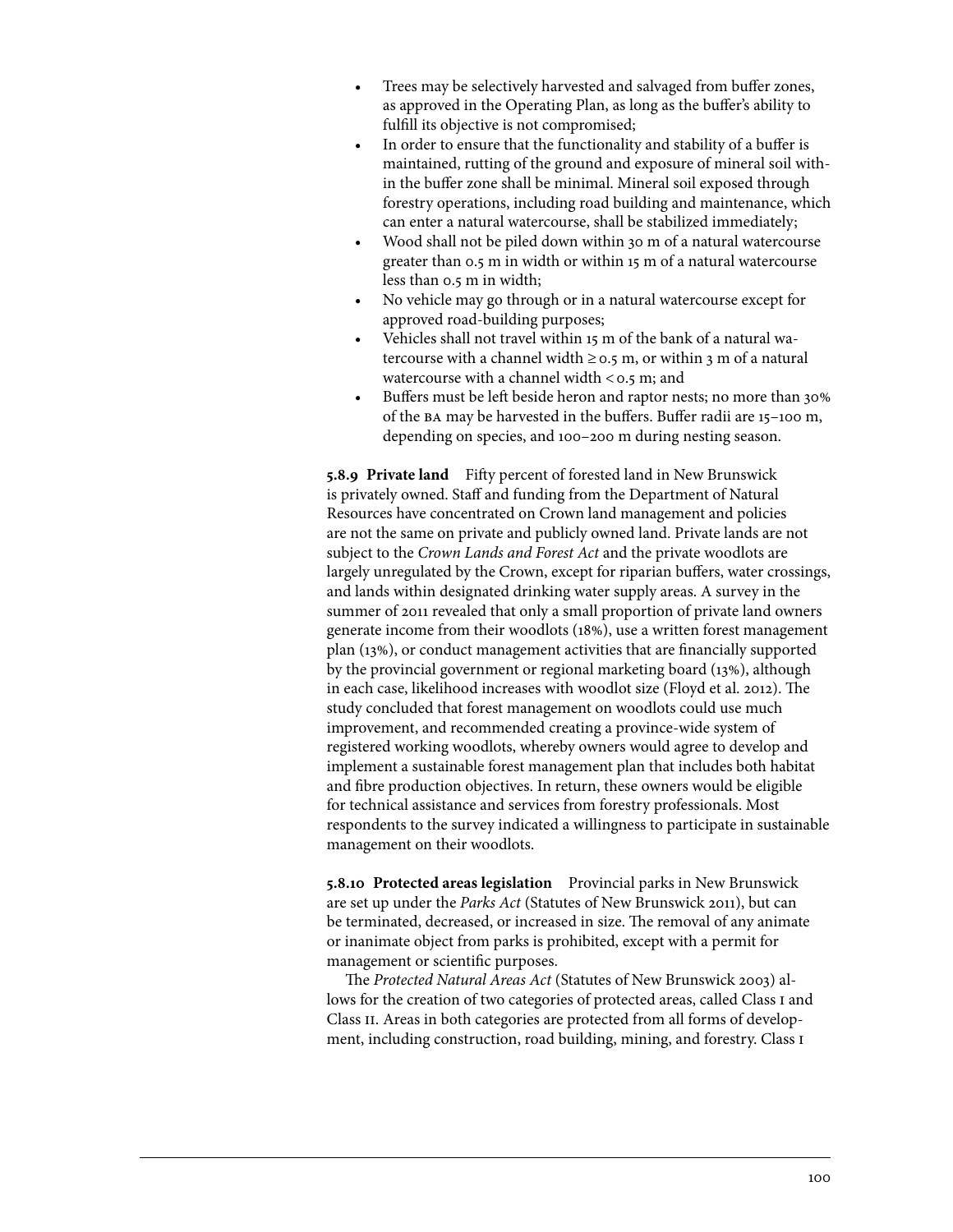- Trees may be selectively harvested and salvaged from buffer zones, as approved in the Operating Plan, as long as the buffer's ability to fulfill its objective is not compromised;
- In order to ensure that the functionality and stability of a buffer is maintained, rutting of the ground and exposure of mineral soil within the buffer zone shall be minimal. Mineral soil exposed through forestry operations, including road building and maintenance, which can enter a natural watercourse, shall be stabilized immediately;
- Wood shall not be piled down within 30 m of a natural watercourse greater than 0.5 m in width or within 15 m of a natural watercourse less than 0.5 m in width;
- No vehicle may go through or in a natural watercourse except for approved road-building purposes;
- Vehicles shall not travel within 15 m of the bank of a natural watercourse with a channel width $\geq 0.5$ m, or within 3 m of a natural watercourse with a channel width $< 0.5$ m; and
- Buffers must be left beside heron and raptor nests; no more than 30% of the BA may be harvested in the buffers. Buffer radii are 15–100 m, depending on species, and 100–200 m during nesting season.

**5.8.9 Private land** Fifty percent of forested land in New Brunswick is privately owned. Staff and funding from the Department of Natural Resources have concentrated on Crown land management and policies are not the same on private and publicly owned land. Private lands are not subject to the *Crown Lands and Forest Act* and the private woodlots are largely unregulated by the Crown, except for riparian buffers, water crossings, and lands within designated drinking water supply areas. A survey in the summer of 2011 revealed that only a small proportion of private land owners generate income from their woodlots (18%), use a written forest management plan (13%), or conduct management activities that are financially supported by the provincial government or regional marketing board (13%), although in each case, likelihood increases with woodlot size (Floyd et al. 2012). The study concluded that forest management on woodlots could use much improvement, and recommended creating a province-wide system of registered working woodlots, whereby owners would agree to develop and implement a sustainable forest management plan that includes both habitat and fibre production objectives. In return, these owners would be eligible for technical assistance and services from forestry professionals. Most respondents to the survey indicated a willingness to participate in sustainable management on their woodlots.

**5.8.10 Protected areas legislation** Provincial parks in New Brunswick are set up under the *Parks Act* (Statutes of New Brunswick 2011), but can be terminated, decreased, or increased in size. The removal of any animate or inanimate object from parks is prohibited, except with a permit for management or scientific purposes.

The *Protected Natural Areas Act* (Statutes of New Brunswick 2003) allows for the creation of two categories of protected areas, called Class I and Class II. Areas in both categories are protected from all forms of development, including construction, road building, mining, and forestry. Class I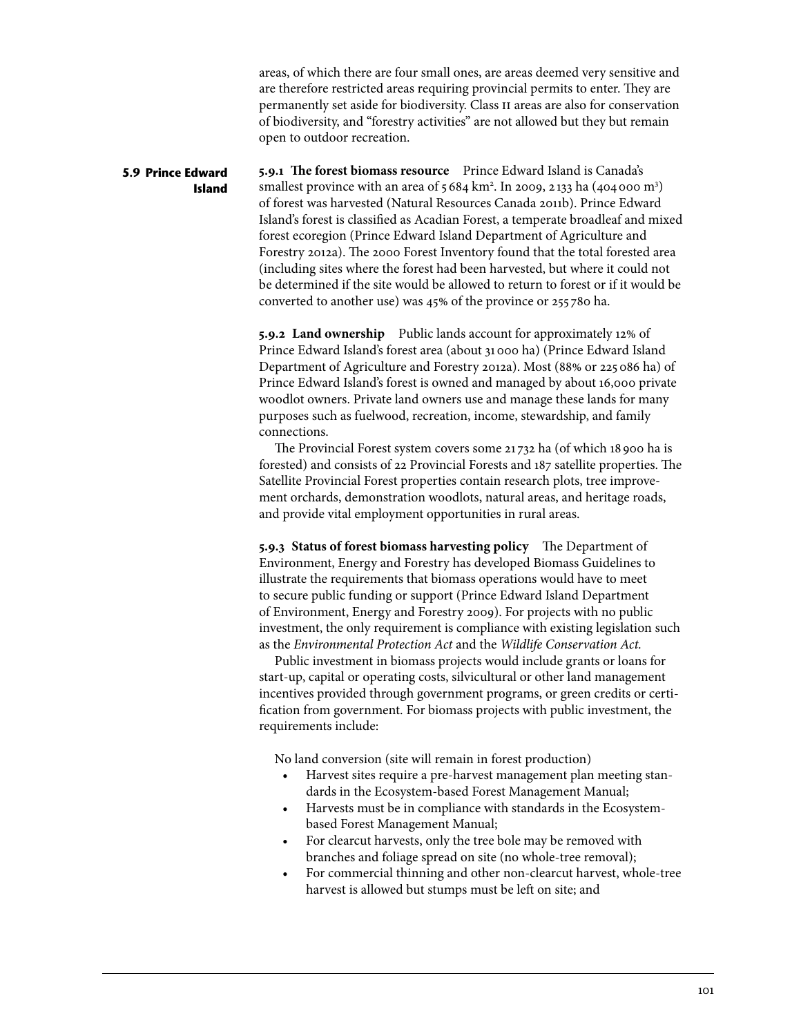areas, of which there are four small ones, are areas deemed very sensitive and are therefore restricted areas requiring provincial permits to enter. They are permanently set aside for biodiversity. Class II areas are also for conservation of biodiversity, and "forestry activities" are not allowed but they but remain open to outdoor recreation.

## 5.9 Prince Edward Island

**5.9.1 The forest biomass resource** Prince Edward Island is Canada's smallest province with an area of 5 684 km². In 2009, 2 133 ha (404 000 m³) of forest was harvested (Natural Resources Canada 2011b). Prince Edward Island's forest is classified as Acadian Forest, a temperate broadleaf and mixed forest ecoregion (Prince Edward Island Department of Agriculture and Forestry 2012a). The 2000 Forest Inventory found that the total forested area (including sites where the forest had been harvested, but where it could not be determined if the site would be allowed to return to forest or if it would be converted to another use) was 45% of the province or 255 780 ha.

**5.9.2 Land ownership** Public lands account for approximately 12% of Prince Edward Island's forest area (about 31 000 ha) (Prince Edward Island Department of Agriculture and Forestry 2012a). Most (88% or 225 086 ha) of Prince Edward Island's forest is owned and managed by about 16,000 private woodlot owners. Private land owners use and manage these lands for many purposes such as fuelwood, recreation, income, stewardship, and family connections.

The Provincial Forest system covers some 21 732 ha (of which 18 900 ha is forested) and consists of 22 Provincial Forests and 187 satellite properties. The Satellite Provincial Forest properties contain research plots, tree improvement orchards, demonstration woodlots, natural areas, and heritage roads, and provide vital employment opportunities in rural areas.

**5.9.3 Status of forest biomass harvesting policy** The Department of Environment, Energy and Forestry has developed Biomass Guidelines to illustrate the requirements that biomass operations would have to meet to secure public funding or support (Prince Edward Island Department of Environment, Energy and Forestry 2009). For projects with no public investment, the only requirement is compliance with existing legislation such as the *Environmental Protection Act* and the *Wildlife Conservation Act.*

Public investment in biomass projects would include grants or loans for start-up, capital or operating costs, silvicultural or other land management incentives provided through government programs, or green credits or certification from government. For biomass projects with public investment, the requirements include:

No land conversion (site will remain in forest production)

- Harvest sites require a pre-harvest management plan meeting standards in the Ecosystem-based Forest Management Manual;
- Harvests must be in compliance with standards in the Ecosystem-based Forest Management Manual;
- For clearcut harvests, only the tree bole may be removed with branches and foliage spread on site (no whole-tree removal);
- For commercial thinning and other non-clearcut harvest, whole-tree harvest is allowed but stumps must be left on site; and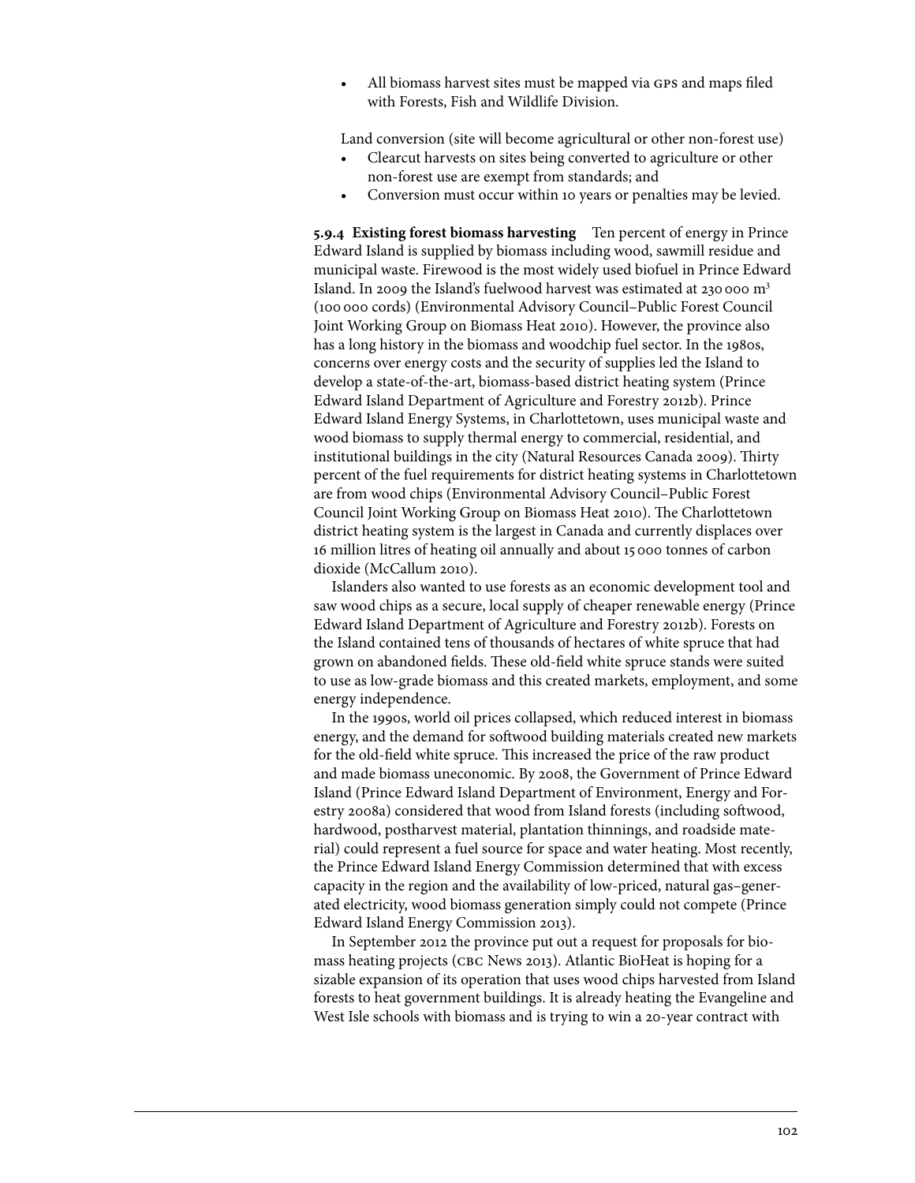- All biomass harvest sites must be mapped via GPS and maps filed with Forests, Fish and Wildlife Division.

Land conversion (site will become agricultural or other non-forest use)

- Clearcut harvests on sites being converted to agriculture or other non-forest use are exempt from standards; and
- Conversion must occur within 10 years or penalties may be levied.

**5.9.4 Existing forest biomass harvesting** Ten percent of energy in Prince Edward Island is supplied by biomass including wood, sawmill residue and municipal waste. Firewood is the most widely used biofuel in Prince Edward Island. In 2009 the Island's fuelwood harvest was estimated at 230 000 $m^3$ (100 000 cords) (Environmental Advisory Council–Public Forest Council Joint Working Group on Biomass Heat 2010). However, the province also has a long history in the biomass and woodchip fuel sector. In the 1980s, concerns over energy costs and the security of supplies led the Island to develop a state-of-the-art, biomass-based district heating system (Prince Edward Island Department of Agriculture and Forestry 2012b). Prince Edward Island Energy Systems, in Charlottetown, uses municipal waste and wood biomass to supply thermal energy to commercial, residential, and institutional buildings in the city (Natural Resources Canada 2009). Thirty percent of the fuel requirements for district heating systems in Charlottetown are from wood chips (Environmental Advisory Council–Public Forest Council Joint Working Group on Biomass Heat 2010). The Charlottetown district heating system is the largest in Canada and currently displaces over 16 million litres of heating oil annually and about 15 000 tonnes of carbon dioxide (McCallum 2010).

Islanders also wanted to use forests as an economic development tool and saw wood chips as a secure, local supply of cheaper renewable energy (Prince Edward Island Department of Agriculture and Forestry 2012b). Forests on the Island contained tens of thousands of hectares of white spruce that had grown on abandoned fields. These old-field white spruce stands were suited to use as low-grade biomass and this created markets, employment, and some energy independence.

In the 1990s, world oil prices collapsed, which reduced interest in biomass energy, and the demand for softwood building materials created new markets for the old-field white spruce. This increased the price of the raw product and made biomass uneconomic. By 2008, the Government of Prince Edward Island (Prince Edward Island Department of Environment, Energy and Forestry 2008a) considered that wood from Island forests (including softwood, hardwood, postharvest material, plantation thinnings, and roadside material) could represent a fuel source for space and water heating. Most recently, the Prince Edward Island Energy Commission determined that with excess capacity in the region and the availability of low-priced, natural gas–generated electricity, wood biomass generation simply could not compete (Prince Edward Island Energy Commission 2013).

In September 2012 the province put out a request for proposals for biomass heating projects (CBC News 2013). Atlantic BioHeat is hoping for a sizable expansion of its operation that uses wood chips harvested from Island forests to heat government buildings. It is already heating the Evangeline and West Isle schools with biomass and is trying to win a 20-year contract with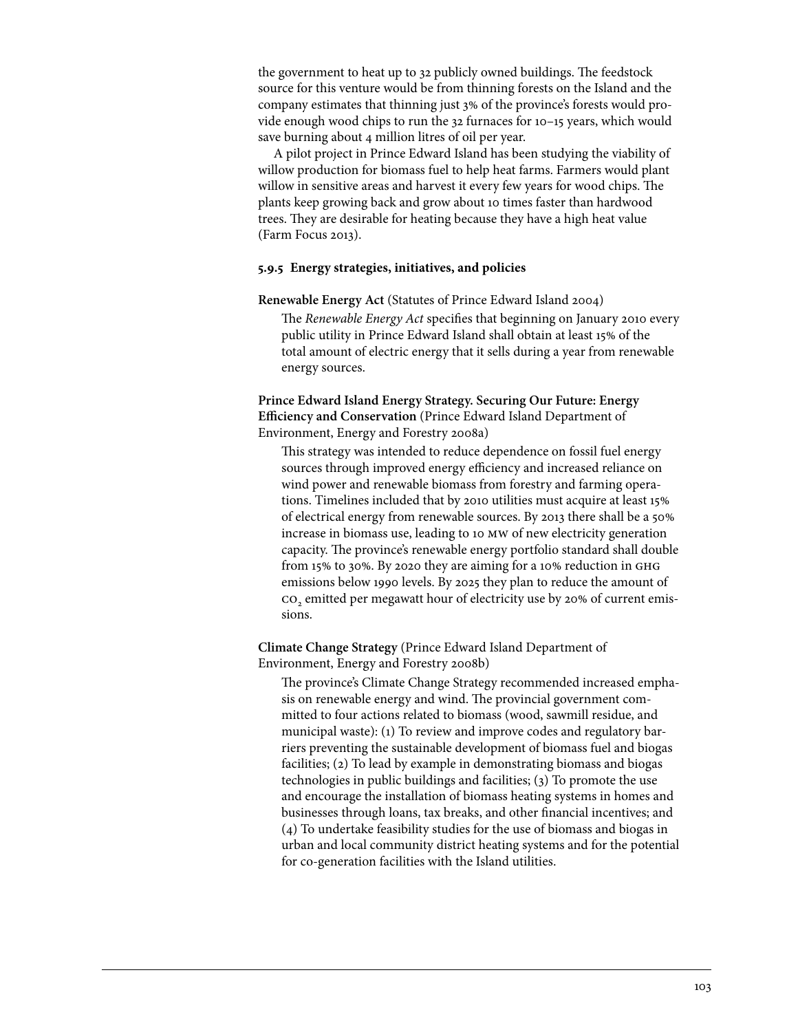the government to heat up to 32 publicly owned buildings. The feedstock source for this venture would be from thinning forests on the Island and the company estimates that thinning just 3% of the province's forests would provide enough wood chips to run the 32 furnaces for 10–15 years, which would save burning about 4 million litres of oil per year.

A pilot project in Prince Edward Island has been studying the viability of willow production for biomass fuel to help heat farms. Farmers would plant willow in sensitive areas and harvest it every few years for wood chips. The plants keep growing back and grow about 10 times faster than hardwood trees. They are desirable for heating because they have a high heat value (Farm Focus 2013).

#### 5.9.5 Energy strategies, initiatives, and policies

**Renewable Energy Act** (Statutes of Prince Edward Island 2004)

The *Renewable Energy Act* specifies that beginning on January 2010 every public utility in Prince Edward Island shall obtain at least 15% of the total amount of electric energy that it sells during a year from renewable energy sources.

**Prince Edward Island Energy Strategy. Securing Our Future: Energy Efficiency and Conservation** (Prince Edward Island Department of Environment, Energy and Forestry 2008a)

This strategy was intended to reduce dependence on fossil fuel energy sources through improved energy efficiency and increased reliance on wind power and renewable biomass from forestry and farming operations. Timelines included that by 2010 utilities must acquire at least 15% of electrical energy from renewable sources. By 2013 there shall be a 50% increase in biomass use, leading to 10 MW of new electricity generation capacity. The province's renewable energy portfolio standard shall double from 15% to 30%. By 2020 they are aiming for a 10% reduction in GHG emissions below 1990 levels. By 2025 they plan to reduce the amount of $CO_2$ emitted per megawatt hour of electricity use by 20% of current emissions.

**Climate Change Strategy** (Prince Edward Island Department of Environment, Energy and Forestry 2008b)

The province's Climate Change Strategy recommended increased emphasis on renewable energy and wind. The provincial government committed to four actions related to biomass (wood, sawmill residue, and municipal waste): (1) To review and improve codes and regulatory barriers preventing the sustainable development of biomass fuel and biogas facilities; (2) To lead by example in demonstrating biomass and biogas technologies in public buildings and facilities; (3) To promote the use and encourage the installation of biomass heating systems in homes and businesses through loans, tax breaks, and other financial incentives; and (4) To undertake feasibility studies for the use of biomass and biogas in urban and local community district heating systems and for the potential for co-generation facilities with the Island utilities.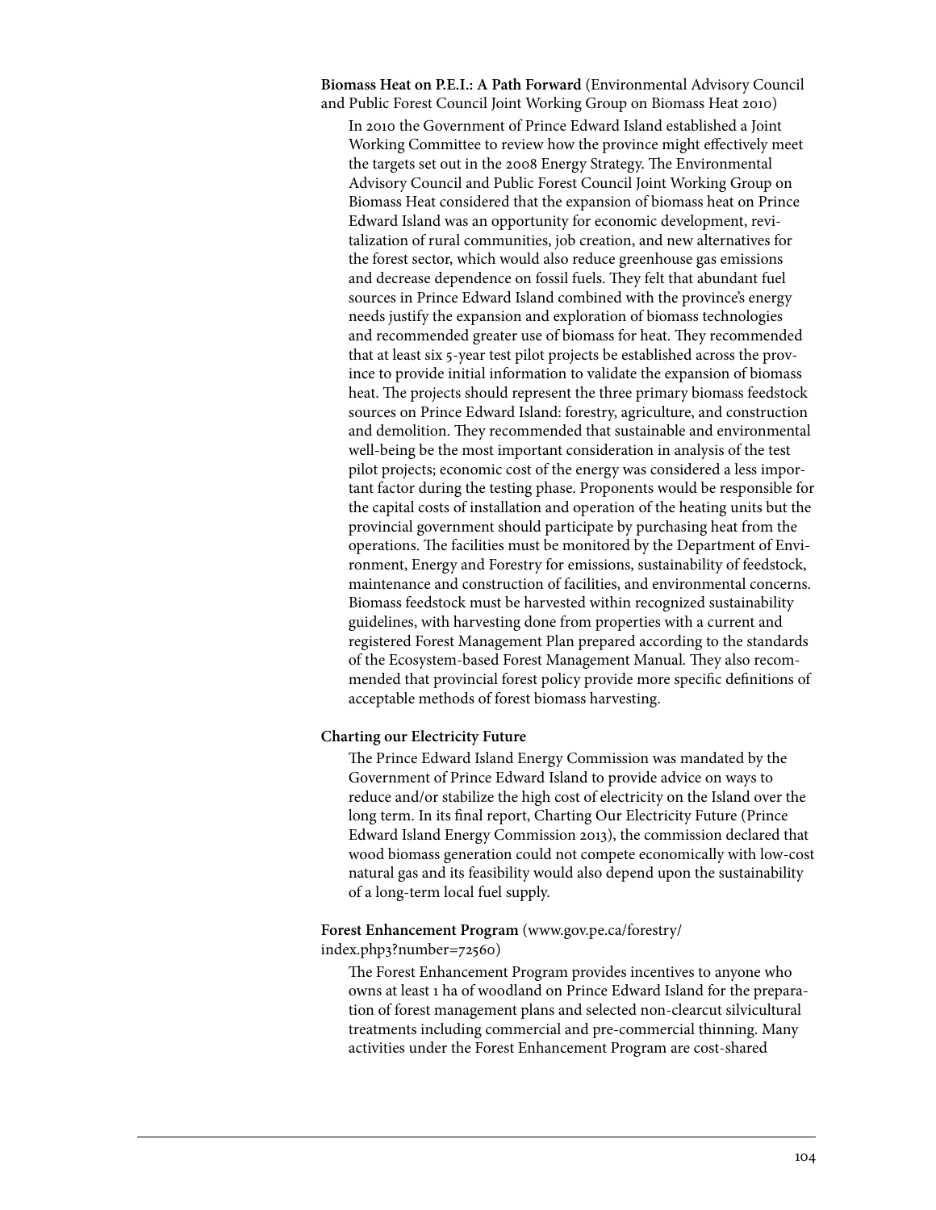**Biomass Heat on P.E.I.: A Path Forward** (Environmental Advisory Council and Public Forest Council Joint Working Group on Biomass Heat 2010)

In 2010 the Government of Prince Edward Island established a Joint Working Committee to review how the province might effectively meet the targets set out in the 2008 Energy Strategy. The Environmental Advisory Council and Public Forest Council Joint Working Group on Biomass Heat considered that the expansion of biomass heat on Prince Edward Island was an opportunity for economic development, revitalization of rural communities, job creation, and new alternatives for the forest sector, which would also reduce greenhouse gas emissions and decrease dependence on fossil fuels. They felt that abundant fuel sources in Prince Edward Island combined with the province's energy needs justify the expansion and exploration of biomass technologies and recommended greater use of biomass for heat. They recommended that at least six 5-year test pilot projects be established across the province to provide initial information to validate the expansion of biomass heat. The projects should represent the three primary biomass feedstock sources on Prince Edward Island: forestry, agriculture, and construction and demolition. They recommended that sustainable and environmental well-being be the most important consideration in analysis of the test pilot projects; economic cost of the energy was considered a less important factor during the testing phase. Proponents would be responsible for the capital costs of installation and operation of the heating units but the provincial government should participate by purchasing heat from the operations. The facilities must be monitored by the Department of Environment, Energy and Forestry for emissions, sustainability of feedstock, maintenance and construction of facilities, and environmental concerns. Biomass feedstock must be harvested within recognized sustainability guidelines, with harvesting done from properties with a current and registered Forest Management Plan prepared according to the standards of the Ecosystem-based Forest Management Manual. They also recommended that provincial forest policy provide more specific definitions of acceptable methods of forest biomass harvesting.

**Charting our Electricity Future**

The Prince Edward Island Energy Commission was mandated by the Government of Prince Edward Island to provide advice on ways to reduce and/or stabilize the high cost of electricity on the Island over the long term. In its final report, Charting Our Electricity Future (Prince Edward Island Energy Commission 2013), the commission declared that wood biomass generation could not compete economically with low-cost natural gas and its feasibility would also depend upon the sustainability of a long-term local fuel supply.

**Forest Enhancement Program** (www.gov.pe.ca/forestry/index.php3?number=72560)

The Forest Enhancement Program provides incentives to anyone who owns at least 1 ha of woodland on Prince Edward Island for the preparation of forest management plans and selected non-clearcut silvicultural treatments including commercial and pre-commercial thinning. Many activities under the Forest Enhancement Program are cost-shared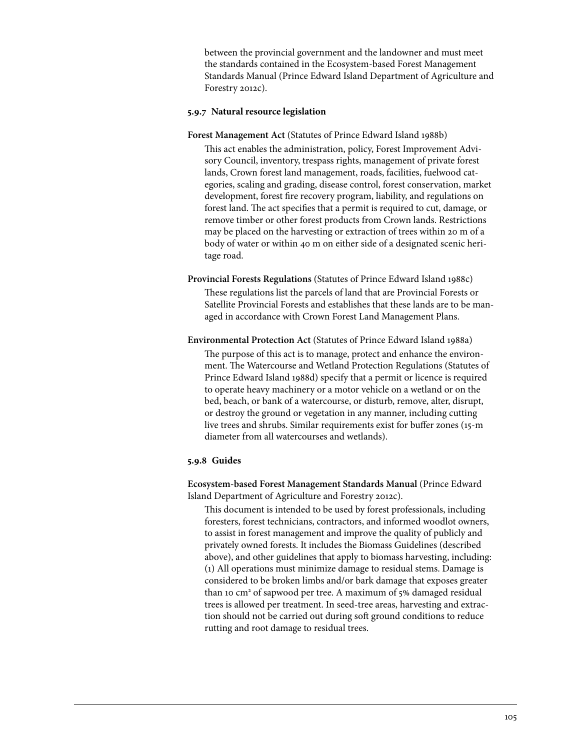between the provincial government and the landowner and must meet the standards contained in the Ecosystem-based Forest Management Standards Manual (Prince Edward Island Department of Agriculture and Forestry 2012c).

### 5.9.7 Natural resource legislation

**Forest Management Act** (Statutes of Prince Edward Island 1988b)

This act enables the administration, policy, Forest Improvement Advisory Council, inventory, trespass rights, management of private forest lands, Crown forest land management, roads, facilities, fuelwood categories, scaling and grading, disease control, forest conservation, market development, forest fire recovery program, liability, and regulations on forest land. The act specifies that a permit is required to cut, damage, or remove timber or other forest products from Crown lands. Restrictions may be placed on the harvesting or extraction of trees within 20 m of a body of water or within 40 m on either side of a designated scenic heritage road.

**Provincial Forests Regulations** (Statutes of Prince Edward Island 1988c)

These regulations list the parcels of land that are Provincial Forests or Satellite Provincial Forests and establishes that these lands are to be managed in accordance with Crown Forest Land Management Plans.

**Environmental Protection Act** (Statutes of Prince Edward Island 1988a)

The purpose of this act is to manage, protect and enhance the environment. The Watercourse and Wetland Protection Regulations (Statutes of Prince Edward Island 1988d) specify that a permit or licence is required to operate heavy machinery or a motor vehicle on a wetland or on the bed, beach, or bank of a watercourse, or disturb, remove, alter, disrupt, or destroy the ground or vegetation in any manner, including cutting live trees and shrubs. Similar requirements exist for buffer zones (15-m diameter from all watercourses and wetlands).

### 5.9.8 Guides

**Ecosystem-based Forest Management Standards Manual** (Prince Edward Island Department of Agriculture and Forestry 2012c).

This document is intended to be used by forest professionals, including foresters, forest technicians, contractors, and informed woodlot owners, to assist in forest management and improve the quality of publicly and privately owned forests. It includes the Biomass Guidelines (described above), and other guidelines that apply to biomass harvesting, including: (1) All operations must minimize damage to residual stems. Damage is considered to be broken limbs and/or bark damage that exposes greater than 10 $cm^2$ of sapwood per tree. A maximum of 5% damaged residual trees is allowed per treatment. In seed-tree areas, harvesting and extraction should not be carried out during soft ground conditions to reduce rutting and root damage to residual trees.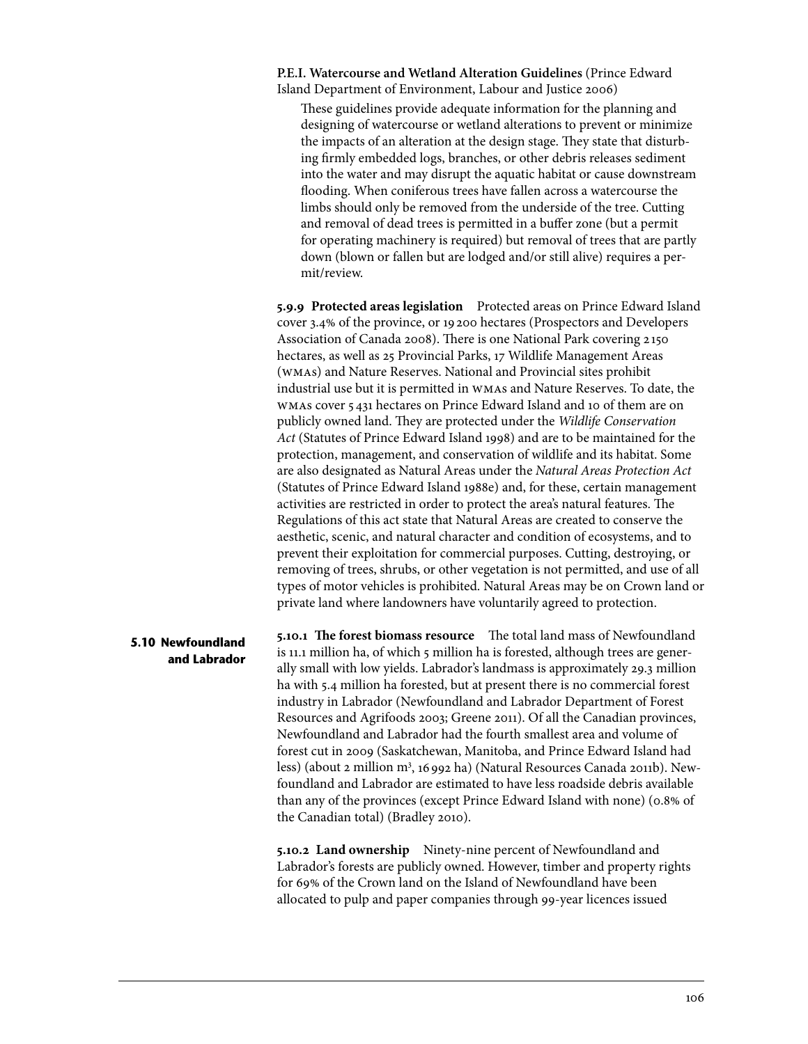**P.E.I. Watercourse and Wetland Alteration Guidelines** (Prince Edward Island Department of Environment, Labour and Justice 2006)

> These guidelines provide adequate information for the planning and designing of watercourse or wetland alterations to prevent or minimize the impacts of an alteration at the design stage. They state that disturbing firmly embedded logs, branches, or other debris releases sediment into the water and may disrupt the aquatic habitat or cause downstream flooding. When coniferous trees have fallen across a watercourse the limbs should only be removed from the underside of the tree. Cutting and removal of dead trees is permitted in a buffer zone (but a permit for operating machinery is required) but removal of trees that are partly down (blown or fallen but are lodged and/or still alive) requires a permit/review.

**5.9.9 Protected areas legislation** Protected areas on Prince Edward Island cover 3.4% of the province, or 19 200 hectares (Prospectors and Developers Association of Canada 2008). There is one National Park covering 2 150 hectares, as well as 25 Provincial Parks, 17 Wildlife Management Areas (WMAs) and Nature Reserves. National and Provincial sites prohibit industrial use but it is permitted in WMAs and Nature Reserves. To date, the WMAs cover 5 431 hectares on Prince Edward Island and 10 of them are on publicly owned land. They are protected under the *Wildlife Conservation Act* (Statutes of Prince Edward Island 1998) and are to be maintained for the protection, management, and conservation of wildlife and its habitat. Some are also designated as Natural Areas under the *Natural Areas Protection Act* (Statutes of Prince Edward Island 1988e) and, for these, certain management activities are restricted in order to protect the area's natural features. The Regulations of this act state that Natural Areas are created to conserve the aesthetic, scenic, and natural character and condition of ecosystems, and to prevent their exploitation for commercial purposes. Cutting, destroying, or removing of trees, shrubs, or other vegetation is not permitted, and use of all types of motor vehicles is prohibited. Natural Areas may be on Crown land or private land where landowners have voluntarily agreed to protection.

## 5.10 Newfoundland and Labrador

**5.10.1 The forest biomass resource** The total land mass of Newfoundland is 11.1 million ha, of which 5 million ha is forested, although trees are generally small with low yields. Labrador's landmass is approximately 29.3 million ha with 5.4 million ha forested, but at present there is no commercial forest industry in Labrador (Newfoundland and Labrador Department of Forest Resources and Agrifoods 2003; Greene 2011). Of all the Canadian provinces, Newfoundland and Labrador had the fourth smallest area and volume of forest cut in 2009 (Saskatchewan, Manitoba, and Prince Edward Island had less) (about 2 million m$^3$, 16 992 ha) (Natural Resources Canada 2011b). Newfoundland and Labrador are estimated to have less roadside debris available than any of the provinces (except Prince Edward Island with none) (0.8% of the Canadian total) (Bradley 2010).

**5.10.2 Land ownership** Ninety-nine percent of Newfoundland and Labrador's forests are publicly owned. However, timber and property rights for 69% of the Crown land on the Island of Newfoundland have been allocated to pulp and paper companies through 99-year licences issued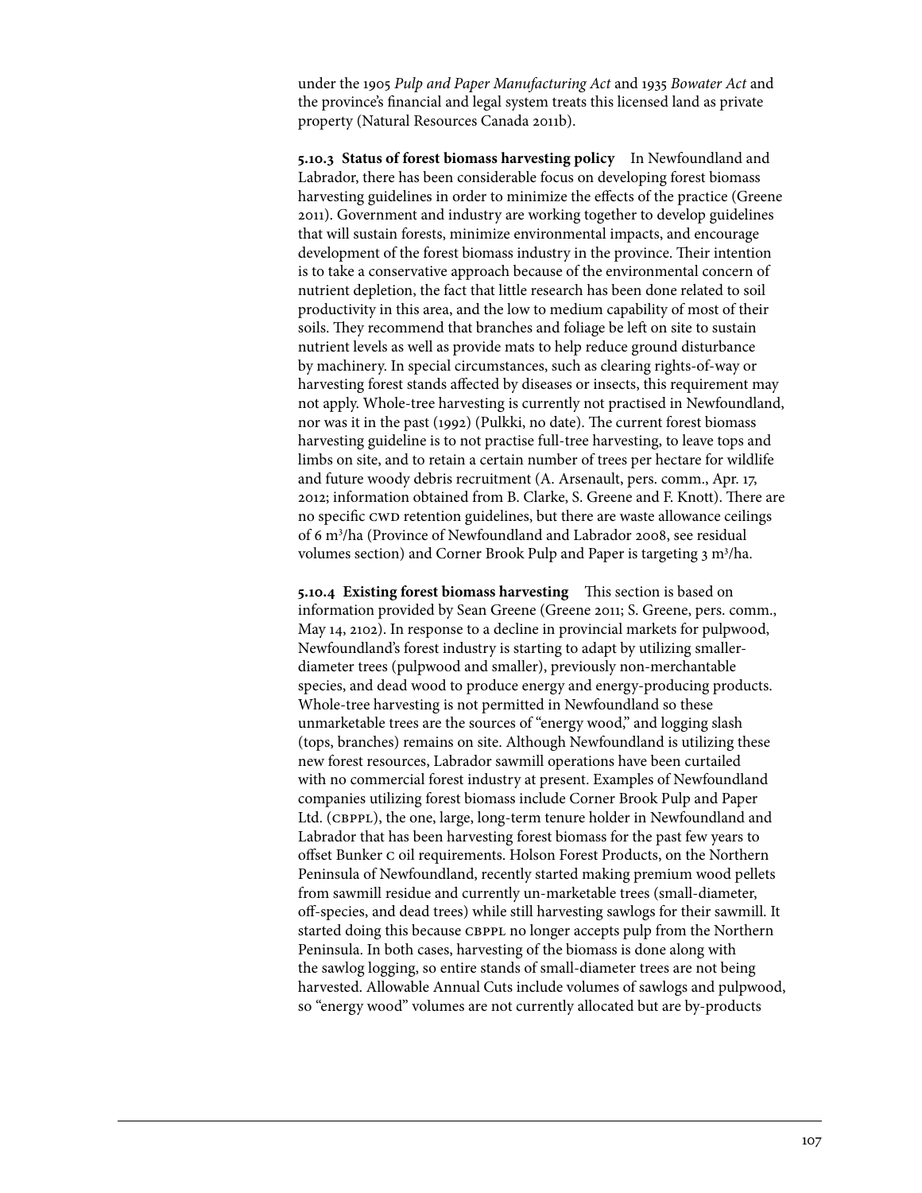under the 1905 *Pulp and Paper Manufacturing Act* and 1935 *Bowater Act* and the province's financial and legal system treats this licensed land as private property (Natural Resources Canada 2011b).

**5.10.3 Status of forest biomass harvesting policy** In Newfoundland and Labrador, there has been considerable focus on developing forest biomass harvesting guidelines in order to minimize the effects of the practice (Greene 2011). Government and industry are working together to develop guidelines that will sustain forests, minimize environmental impacts, and encourage development of the forest biomass industry in the province. Their intention is to take a conservative approach because of the environmental concern of nutrient depletion, the fact that little research has been done related to soil productivity in this area, and the low to medium capability of most of their soils. They recommend that branches and foliage be left on site to sustain nutrient levels as well as provide mats to help reduce ground disturbance by machinery. In special circumstances, such as clearing rights-of-way or harvesting forest stands affected by diseases or insects, this requirement may not apply. Whole-tree harvesting is currently not practised in Newfoundland, nor was it in the past (1992) (Pulkki, no date). The current forest biomass harvesting guideline is to not practise full-tree harvesting, to leave tops and limbs on site, and to retain a certain number of trees per hectare for wildlife and future woody debris recruitment (A. Arsenault, pers. comm., Apr. 17, 2012; information obtained from B. Clarke, S. Greene and F. Knott). There are no specific CWD retention guidelines, but there are waste allowance ceilings of 6 m³/ha (Province of Newfoundland and Labrador 2008, see residual volumes section) and Corner Brook Pulp and Paper is targeting 3 m³/ha.

**5.10.4 Existing forest biomass harvesting** This section is based on information provided by Sean Greene (Greene 2011; S. Greene, pers. comm., May 14, 2102). In response to a decline in provincial markets for pulpwood, Newfoundland's forest industry is starting to adapt by utilizing smaller-diameter trees (pulpwood and smaller), previously non-merchantable species, and dead wood to produce energy and energy-producing products. Whole-tree harvesting is not permitted in Newfoundland so these unmarketable trees are the sources of "energy wood," and logging slash (tops, branches) remains on site. Although Newfoundland is utilizing these new forest resources, Labrador sawmill operations have been curtailed with no commercial forest industry at present. Examples of Newfoundland companies utilizing forest biomass include Corner Brook Pulp and Paper Ltd. (CBPPL), the one, large, long-term tenure holder in Newfoundland and Labrador that has been harvesting forest biomass for the past few years to offset Bunker C oil requirements. Holson Forest Products, on the Northern Peninsula of Newfoundland, recently started making premium wood pellets from sawmill residue and currently un-marketable trees (small-diameter, off-species, and dead trees) while still harvesting sawlogs for their sawmill. It started doing this because CBPPL no longer accepts pulp from the Northern Peninsula. In both cases, harvesting of the biomass is done along with the sawlog logging, so entire stands of small-diameter trees are not being harvested. Allowable Annual Cuts include volumes of sawlogs and pulpwood, so "energy wood" volumes are not currently allocated but are by-products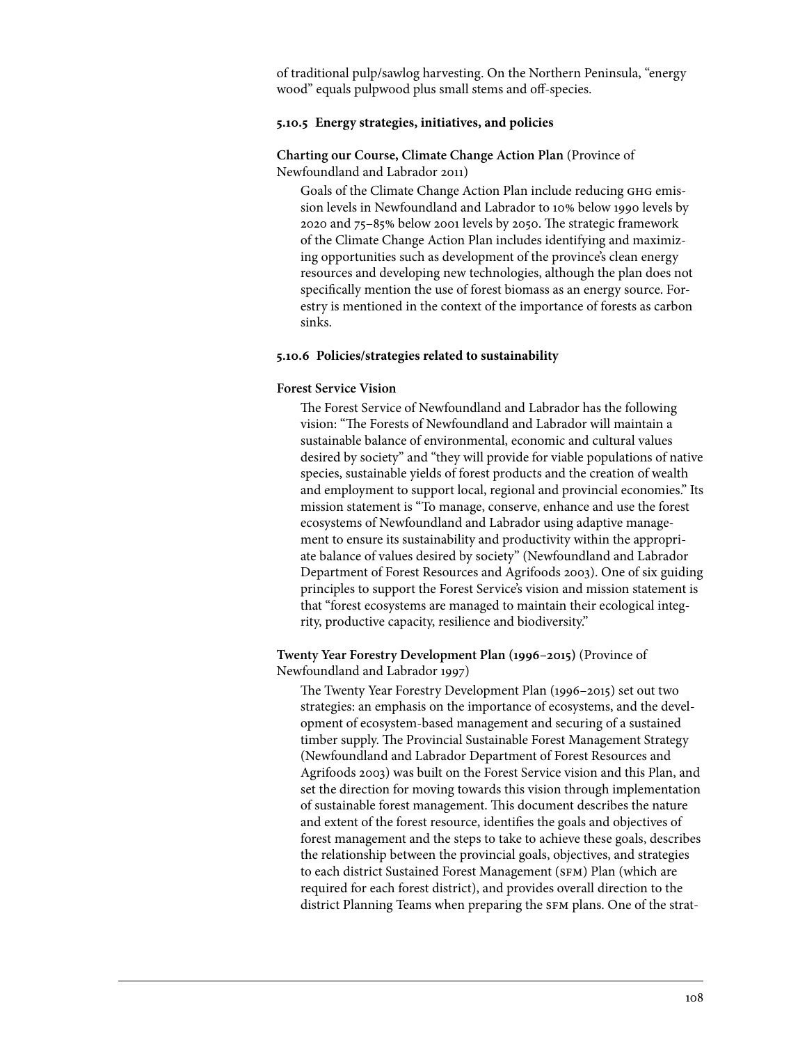of traditional pulp/sawlog harvesting. On the Northern Peninsula, "energy wood" equals pulpwood plus small stems and off-species.

### 5.10.5 Energy strategies, initiatives, and policies

**Charting our Course, Climate Change Action Plan** (Province of Newfoundland and Labrador 2011)

Goals of the Climate Change Action Plan include reducing GHG emission levels in Newfoundland and Labrador to 10% below 1990 levels by 2020 and 75–85% below 2001 levels by 2050. The strategic framework of the Climate Change Action Plan includes identifying and maximizing opportunities such as development of the province's clean energy resources and developing new technologies, although the plan does not specifically mention the use of forest biomass as an energy source. Forestry is mentioned in the context of the importance of forests as carbon sinks.

### 5.10.6 Policies/strategies related to sustainability

**Forest Service Vision**

The Forest Service of Newfoundland and Labrador has the following vision: "The Forests of Newfoundland and Labrador will maintain a sustainable balance of environmental, economic and cultural values desired by society" and "they will provide for viable populations of native species, sustainable yields of forest products and the creation of wealth and employment to support local, regional and provincial economies." Its mission statement is "To manage, conserve, enhance and use the forest ecosystems of Newfoundland and Labrador using adaptive management to ensure its sustainability and productivity within the appropriate balance of values desired by society" (Newfoundland and Labrador Department of Forest Resources and Agrifoods 2003). One of six guiding principles to support the Forest Service's vision and mission statement is that "forest ecosystems are managed to maintain their ecological integrity, productive capacity, resilience and biodiversity."

**Twenty Year Forestry Development Plan (1996–2015)** (Province of Newfoundland and Labrador 1997)

The Twenty Year Forestry Development Plan (1996–2015) set out two strategies: an emphasis on the importance of ecosystems, and the development of ecosystem-based management and securing of a sustained timber supply. The Provincial Sustainable Forest Management Strategy (Newfoundland and Labrador Department of Forest Resources and Agrifoods 2003) was built on the Forest Service vision and this Plan, and set the direction for moving towards this vision through implementation of sustainable forest management. This document describes the nature and extent of the forest resource, identifies the goals and objectives of forest management and the steps to take to achieve these goals, describes the relationship between the provincial goals, objectives, and strategies to each district Sustained Forest Management (SFM) Plan (which are required for each forest district), and provides overall direction to the district Planning Teams when preparing the SFM plans. One of the strat-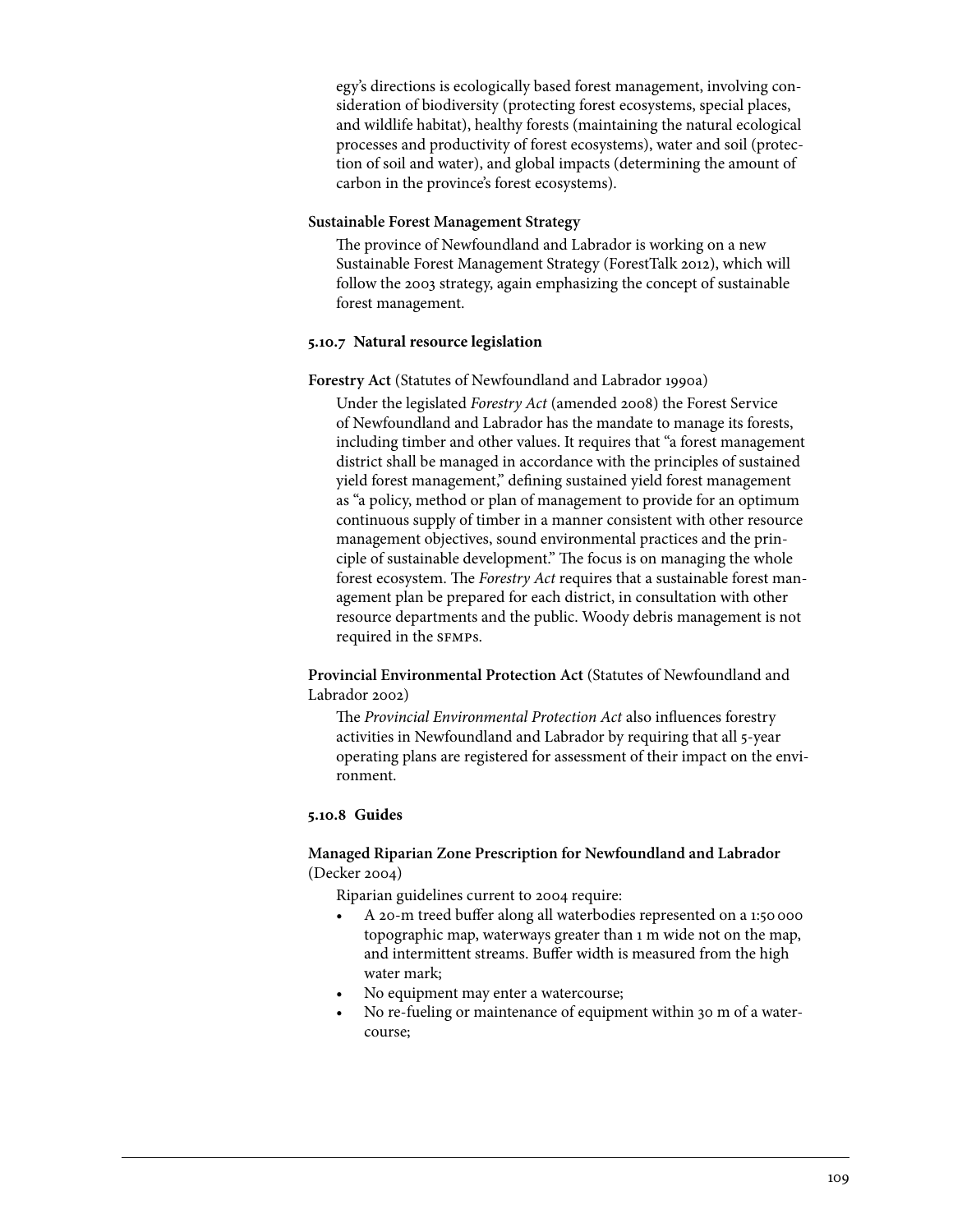egy's directions is ecologically based forest management, involving consideration of biodiversity (protecting forest ecosystems, special places, and wildlife habitat), healthy forests (maintaining the natural ecological processes and productivity of forest ecosystems), water and soil (protection of soil and water), and global impacts (determining the amount of carbon in the province's forest ecosystems).

**Sustainable Forest Management Strategy**

The province of Newfoundland and Labrador is working on a new Sustainable Forest Management Strategy (ForestTalk 2012), which will follow the 2003 strategy, again emphasizing the concept of sustainable forest management.

### 5.10.7 Natural resource legislation

**Forestry Act** (Statutes of Newfoundland and Labrador 1990a)

Under the legislated *Forestry Act* (amended 2008) the Forest Service of Newfoundland and Labrador has the mandate to manage its forests, including timber and other values. It requires that "a forest management district shall be managed in accordance with the principles of sustained yield forest management," defining sustained yield forest management as "a policy, method or plan of management to provide for an optimum continuous supply of timber in a manner consistent with other resource management objectives, sound environmental practices and the principle of sustainable development." The focus is on managing the whole forest ecosystem. The *Forestry Act* requires that a sustainable forest management plan be prepared for each district, in consultation with other resource departments and the public. Woody debris management is not required in the SFMPs.

**Provincial Environmental Protection Act** (Statutes of Newfoundland and Labrador 2002)

The *Provincial Environmental Protection Act* also influences forestry activities in Newfoundland and Labrador by requiring that all 5-year operating plans are registered for assessment of their impact on the environment.

### 5.10.8 Guides

**Managed Riparian Zone Prescription for Newfoundland and Labrador** (Decker 2004)

Riparian guidelines current to 2004 require:

- A 20-m treed buffer along all waterbodies represented on a 1:50 000 topographic map, waterways greater than 1 m wide not on the map, and intermittent streams. Buffer width is measured from the high water mark;
- No equipment may enter a watercourse;
- No re-fueling or maintenance of equipment within 30 m of a watercourse;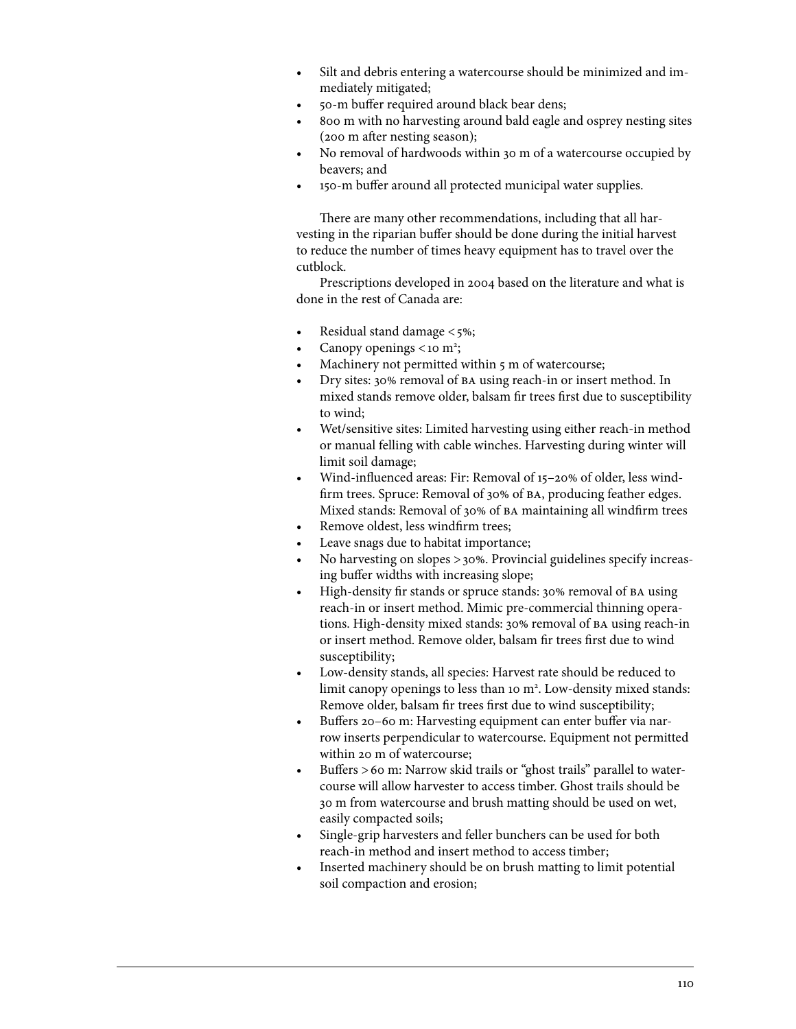- Silt and debris entering a watercourse should be minimized and immediately mitigated;
- 50-m buffer required around black bear dens;
- 800 m with no harvesting around bald eagle and osprey nesting sites (200 m after nesting season);
- No removal of hardwoods within 30 m of a watercourse occupied by beavers; and
- 150-m buffer around all protected municipal water supplies.

There are many other recommendations, including that all harvesting in the riparian buffer should be done during the initial harvest to reduce the number of times heavy equipment has to travel over the cutblock.

Prescriptions developed in 2004 based on the literature and what is done in the rest of Canada are:

- Residual stand damage < 5%;
- Canopy openings < 10 m²;
- Machinery not permitted within 5 m of watercourse;
- Dry sites: 30% removal of BA using reach-in or insert method. In mixed stands remove older, balsam fir trees first due to susceptibility to wind;
- Wet/sensitive sites: Limited harvesting using either reach-in method or manual felling with cable winches. Harvesting during winter will limit soil damage;
- Wind-influenced areas: Fir: Removal of 15–20% of older, less windfirm trees. Spruce: Removal of 30% of BA, producing feather edges. Mixed stands: Removal of 30% of BA maintaining all windfirm trees
- Remove oldest, less windfirm trees;
- Leave snags due to habitat importance;
- No harvesting on slopes > 30%. Provincial guidelines specify increasing buffer widths with increasing slope;
- High-density fir stands or spruce stands: 30% removal of BA using reach-in or insert method. Mimic pre-commercial thinning operations. High-density mixed stands: 30% removal of BA using reach-in or insert method. Remove older, balsam fir trees first due to wind susceptibility;
- Low-density stands, all species: Harvest rate should be reduced to limit canopy openings to less than 10 m². Low-density mixed stands: Remove older, balsam fir trees first due to wind susceptibility;
- Buffers 20–60 m: Harvesting equipment can enter buffer via narrow inserts perpendicular to watercourse. Equipment not permitted within 20 m of watercourse;
- Buffers > 60 m: Narrow skid trails or "ghost trails" parallel to watercourse will allow harvester to access timber. Ghost trails should be 30 m from watercourse and brush matting should be used on wet, easily compacted soils;
- Single-grip harvesters and feller bunchers can be used for both reach-in method and insert method to access timber;
- Inserted machinery should be on brush matting to limit potential soil compaction and erosion;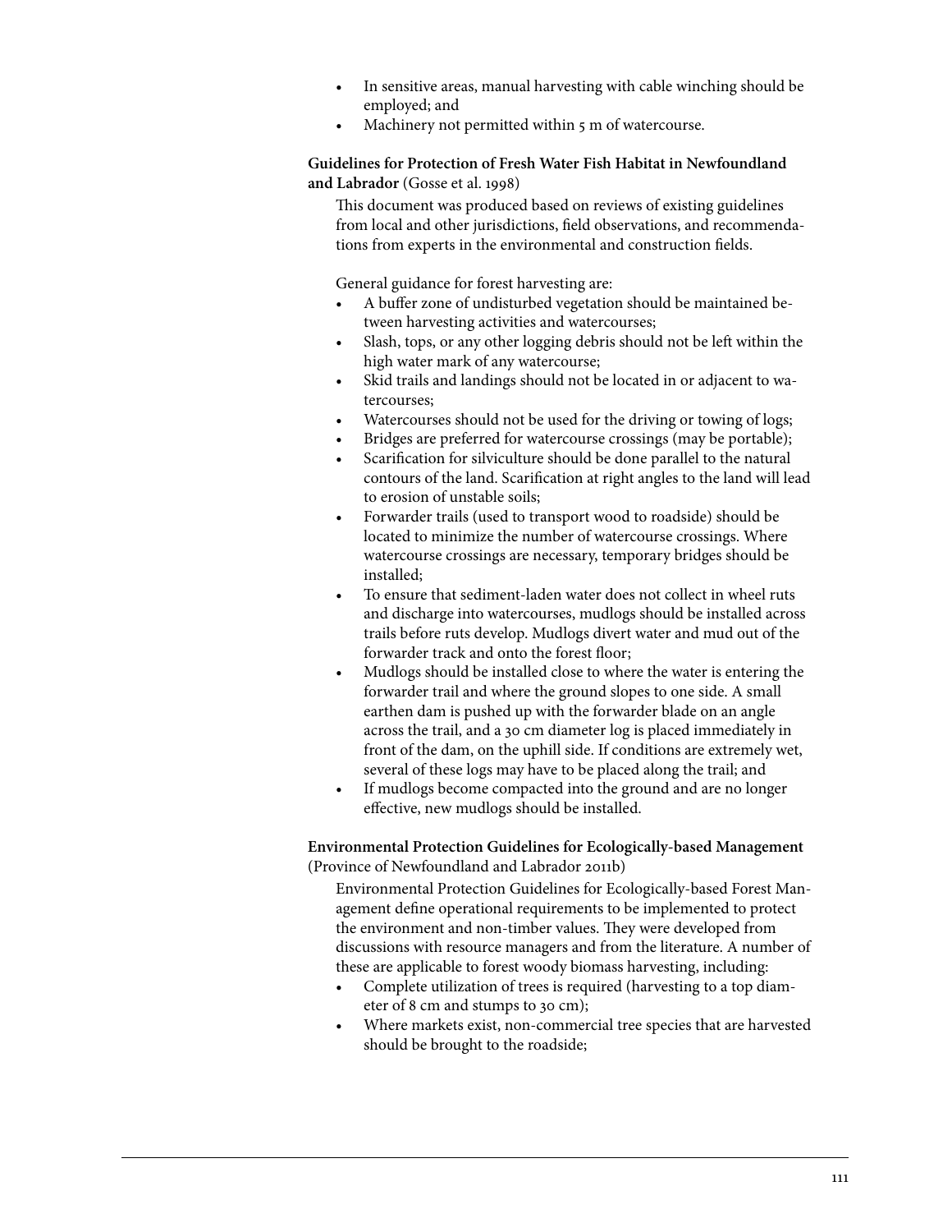- In sensitive areas, manual harvesting with cable winching should be employed; and
- Machinery not permitted within 5 m of watercourse.

**Guidelines for Protection of Fresh Water Fish Habitat in Newfoundland and Labrador** (Gosse et al. 1998)

This document was produced based on reviews of existing guidelines from local and other jurisdictions, field observations, and recommendations from experts in the environmental and construction fields.

General guidance for forest harvesting are:

- A buffer zone of undisturbed vegetation should be maintained between harvesting activities and watercourses;
- Slash, tops, or any other logging debris should not be left within the high water mark of any watercourse;
- Skid trails and landings should not be located in or adjacent to watercourses;
- Watercourses should not be used for the driving or towing of logs;
- Bridges are preferred for watercourse crossings (may be portable);
- Scarification for silviculture should be done parallel to the natural contours of the land. Scarification at right angles to the land will lead to erosion of unstable soils;
- Forwarder trails (used to transport wood to roadside) should be located to minimize the number of watercourse crossings. Where watercourse crossings are necessary, temporary bridges should be installed;
- To ensure that sediment-laden water does not collect in wheel ruts and discharge into watercourses, mudlogs should be installed across trails before ruts develop. Mudlogs divert water and mud out of the forwarder track and onto the forest floor;
- Mudlogs should be installed close to where the water is entering the forwarder trail and where the ground slopes to one side. A small earthen dam is pushed up with the forwarder blade on an angle across the trail, and a 30 cm diameter log is placed immediately in front of the dam, on the uphill side. If conditions are extremely wet, several of these logs may have to be placed along the trail; and
- If mudlogs become compacted into the ground and are no longer effective, new mudlogs should be installed.

**Environmental Protection Guidelines for Ecologically-based Management** (Province of Newfoundland and Labrador 2011b)

Environmental Protection Guidelines for Ecologically-based Forest Management define operational requirements to be implemented to protect the environment and non-timber values. They were developed from discussions with resource managers and from the literature. A number of these are applicable to forest woody biomass harvesting, including:

- Complete utilization of trees is required (harvesting to a top diameter of 8 cm and stumps to 30 cm);
- Where markets exist, non-commercial tree species that are harvested should be brought to the roadside;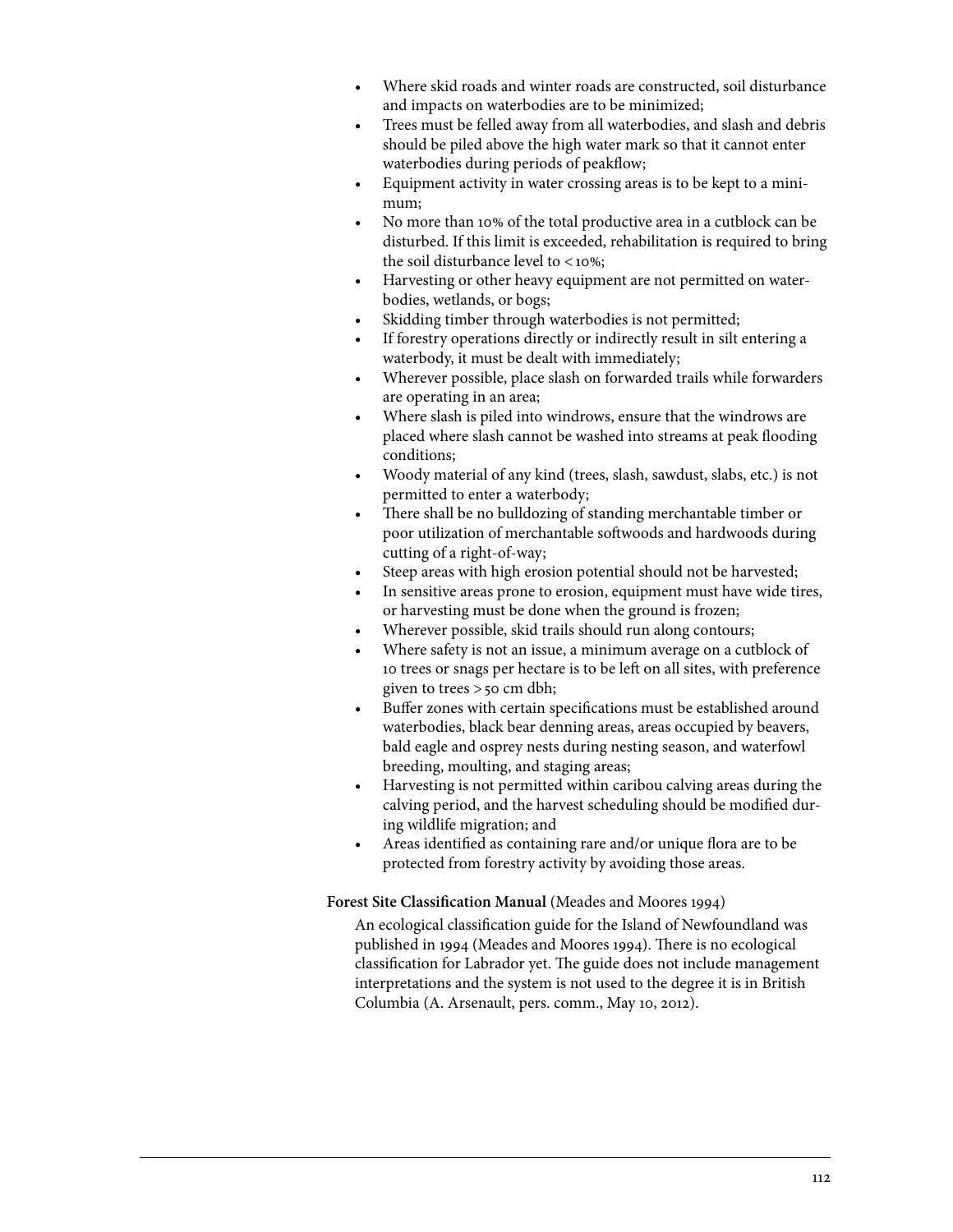- Where skid roads and winter roads are constructed, soil disturbance and impacts on waterbodies are to be minimized;
- Trees must be felled away from all waterbodies, and slash and debris should be piled above the high water mark so that it cannot enter waterbodies during periods of peakflow;
- Equipment activity in water crossing areas is to be kept to a minimum;
- No more than 10% of the total productive area in a cutblock can be disturbed. If this limit is exceeded, rehabilitation is required to bring the soil disturbance level to < 10%;
- Harvesting or other heavy equipment are not permitted on waterbodies, wetlands, or bogs;
- Skidding timber through waterbodies is not permitted;
- If forestry operations directly or indirectly result in silt entering a waterbody, it must be dealt with immediately;
- Wherever possible, place slash on forwarded trails while forwarders are operating in an area;
- Where slash is piled into windrows, ensure that the windrows are placed where slash cannot be washed into streams at peak flooding conditions;
- Woody material of any kind (trees, slash, sawdust, slabs, etc.) is not permitted to enter a waterbody;
- There shall be no bulldozing of standing merchantable timber or poor utilization of merchantable softwoods and hardwoods during cutting of a right-of-way;
- Steep areas with high erosion potential should not be harvested;
- In sensitive areas prone to erosion, equipment must have wide tires, or harvesting must be done when the ground is frozen;
- Wherever possible, skid trails should run along contours;
- Where safety is not an issue, a minimum average on a cutblock of 10 trees or snags per hectare is to be left on all sites, with preference given to trees > 50 cm dbh;
- Buffer zones with certain specifications must be established around waterbodies, black bear denning areas, areas occupied by beavers, bald eagle and osprey nests during nesting season, and waterfowl breeding, moulting, and staging areas;
- Harvesting is not permitted within caribou calving areas during the calving period, and the harvest scheduling should be modified during wildlife migration; and
- Areas identified as containing rare and/or unique flora are to be protected from forestry activity by avoiding those areas.

**Forest Site Classification Manual** (Meades and Moores 1994)

An ecological classification guide for the Island of Newfoundland was published in 1994 (Meades and Moores 1994). There is no ecological classification for Labrador yet. The guide does not include management interpretations and the system is not used to the degree it is in British Columbia (A. Arsenault, pers. comm., May 10, 2012).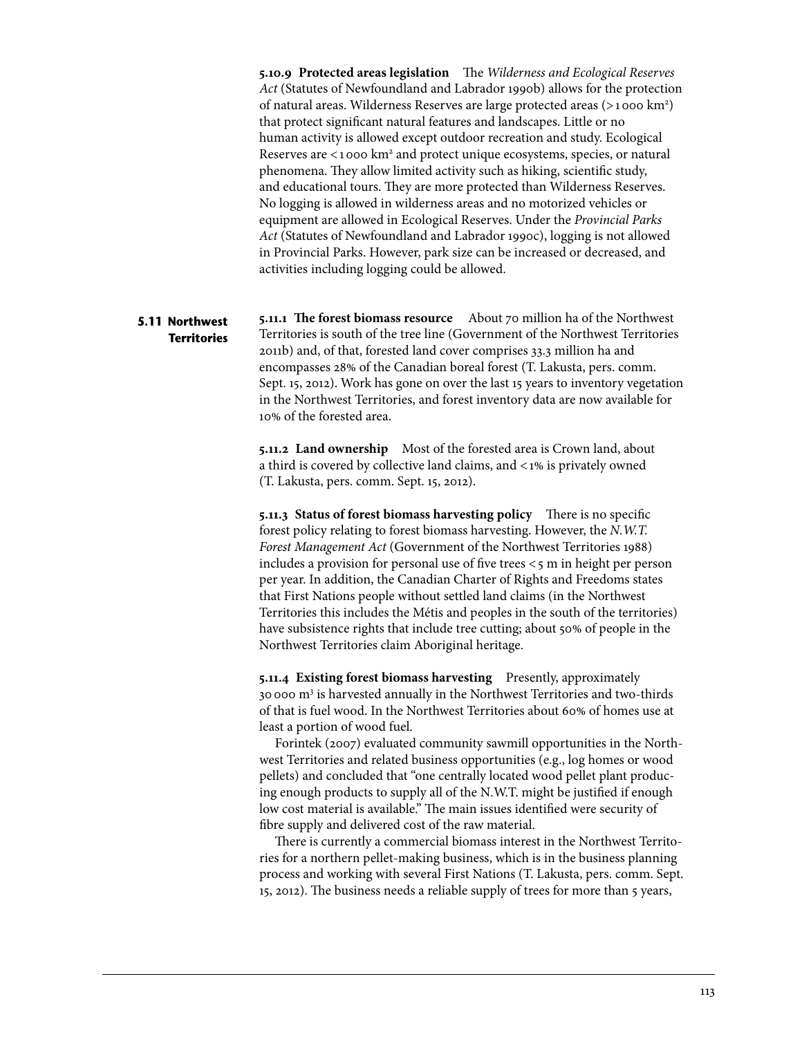**5.10.9 Protected areas legislation** The *Wilderness and Ecological Reserves Act* (Statutes of Newfoundland and Labrador 1990b) allows for the protection of natural areas. Wilderness Reserves are large protected areas (>1 000 $km^2$) that protect significant natural features and landscapes. Little or no human activity is allowed except outdoor recreation and study. Ecological Reserves are <1 000 $km^2$ and protect unique ecosystems, species, or natural phenomena. They allow limited activity such as hiking, scientific study, and educational tours. They are more protected than Wilderness Reserves. No logging is allowed in wilderness areas and no motorized vehicles or equipment are allowed in Ecological Reserves. Under the *Provincial Parks Act* (Statutes of Newfoundland and Labrador 1990c), logging is not allowed in Provincial Parks. However, park size can be increased or decreased, and activities including logging could be allowed.

## 5.11 Northwest Territories

**5.11.1 The forest biomass resource** About 70 million ha of the Northwest Territories is south of the tree line (Government of the Northwest Territories 2011b) and, of that, forested land cover comprises 33.3 million ha and encompasses 28% of the Canadian boreal forest (T. Lakusta, pers. comm. Sept. 15, 2012). Work has gone on over the last 15 years to inventory vegetation in the Northwest Territories, and forest inventory data are now available for 10% of the forested area.

**5.11.2 Land ownership** Most of the forested area is Crown land, about a third is covered by collective land claims, and <1% is privately owned (T. Lakusta, pers. comm. Sept. 15, 2012).

**5.11.3 Status of forest biomass harvesting policy** There is no specific forest policy relating to forest biomass harvesting. However, the *N.W.T. Forest Management Act* (Government of the Northwest Territories 1988) includes a provision for personal use of five trees <5 m in height per person per year. In addition, the Canadian Charter of Rights and Freedoms states that First Nations people without settled land claims (in the Northwest Territories this includes the Métis and peoples in the south of the territories) have subsistence rights that include tree cutting; about 50% of people in the Northwest Territories claim Aboriginal heritage.

**5.11.4 Existing forest biomass harvesting** Presently, approximately 30 000 $m^3$ is harvested annually in the Northwest Territories and two-thirds of that is fuel wood. In the Northwest Territories about 60% of homes use at least a portion of wood fuel.

Forintek (2007) evaluated community sawmill opportunities in the Northwest Territories and related business opportunities (e.g., log homes or wood pellets) and concluded that "one centrally located wood pellet plant producing enough products to supply all of the N.W.T. might be justified if enough low cost material is available." The main issues identified were security of fibre supply and delivered cost of the raw material.

There is currently a commercial biomass interest in the Northwest Territories for a northern pellet-making business, which is in the business planning process and working with several First Nations (T. Lakusta, pers. comm. Sept. 15, 2012). The business needs a reliable supply of trees for more than 5 years,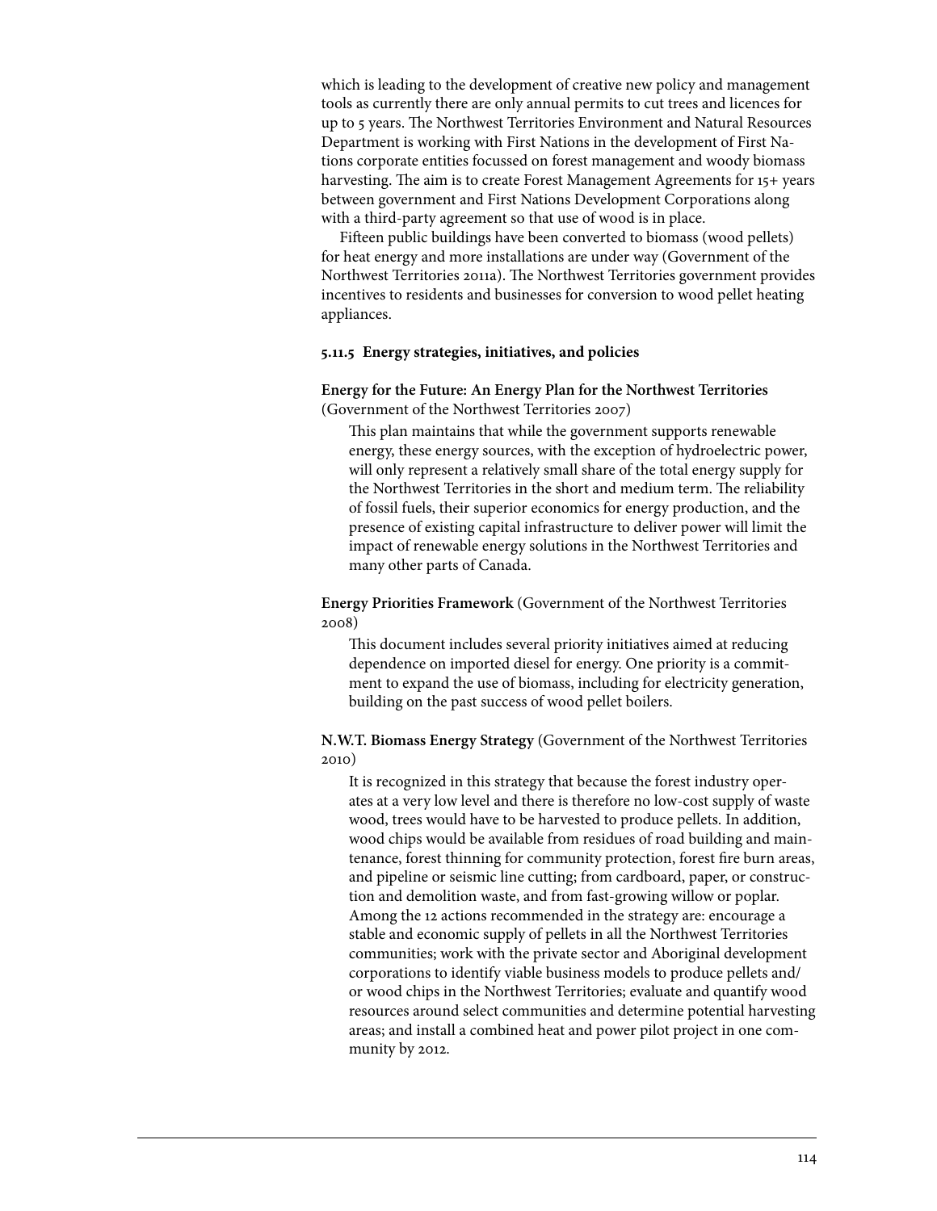which is leading to the development of creative new policy and management tools as currently there are only annual permits to cut trees and licences for up to 5 years. The Northwest Territories Environment and Natural Resources Department is working with First Nations in the development of First Nations corporate entities focussed on forest management and woody biomass harvesting. The aim is to create Forest Management Agreements for 15+ years between government and First Nations Development Corporations along with a third-party agreement so that use of wood is in place.

Fifteen public buildings have been converted to biomass (wood pellets) for heat energy and more installations are under way (Government of the Northwest Territories 2011a). The Northwest Territories government provides incentives to residents and businesses for conversion to wood pellet heating appliances.

#### 5.11.5 Energy strategies, initiatives, and policies

**Energy for the Future: An Energy Plan for the Northwest Territories** (Government of the Northwest Territories 2007)

> This plan maintains that while the government supports renewable energy, these energy sources, with the exception of hydroelectric power, will only represent a relatively small share of the total energy supply for the Northwest Territories in the short and medium term. The reliability of fossil fuels, their superior economics for energy production, and the presence of existing capital infrastructure to deliver power will limit the impact of renewable energy solutions in the Northwest Territories and many other parts of Canada.

**Energy Priorities Framework** (Government of the Northwest Territories 2008)

> This document includes several priority initiatives aimed at reducing dependence on imported diesel for energy. One priority is a commitment to expand the use of biomass, including for electricity generation, building on the past success of wood pellet boilers.

**N.W.T. Biomass Energy Strategy** (Government of the Northwest Territories 2010)

> It is recognized in this strategy that because the forest industry operates at a very low level and there is therefore no low-cost supply of waste wood, trees would have to be harvested to produce pellets. In addition, wood chips would be available from residues of road building and maintenance, forest thinning for community protection, forest fire burn areas, and pipeline or seismic line cutting; from cardboard, paper, or construction and demolition waste, and from fast-growing willow or poplar. Among the 12 actions recommended in the strategy are: encourage a stable and economic supply of pellets in all the Northwest Territories communities; work with the private sector and Aboriginal development corporations to identify viable business models to produce pellets and/or wood chips in the Northwest Territories; evaluate and quantify wood resources around select communities and determine potential harvesting areas; and install a combined heat and power pilot project in one community by 2012.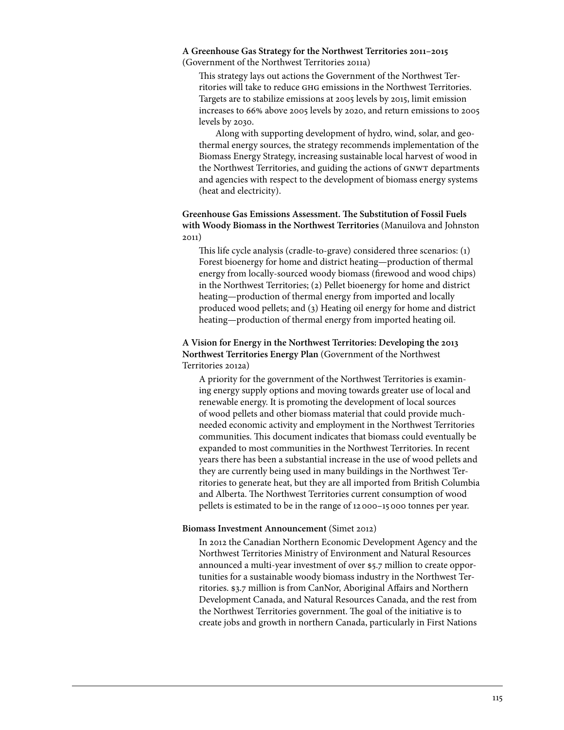**A Greenhouse Gas Strategy for the Northwest Territories 2011–2015** (Government of the Northwest Territories 2011a)

This strategy lays out actions the Government of the Northwest Territories will take to reduce GHG emissions in the Northwest Territories. Targets are to stabilize emissions at 2005 levels by 2015, limit emission increases to 66% above 2005 levels by 2020, and return emissions to 2005 levels by 2030.

Along with supporting development of hydro, wind, solar, and geothermal energy sources, the strategy recommends implementation of the Biomass Energy Strategy, increasing sustainable local harvest of wood in the Northwest Territories, and guiding the actions of GNWT departments and agencies with respect to the development of biomass energy systems (heat and electricity).

**Greenhouse Gas Emissions Assessment. The Substitution of Fossil Fuels with Woody Biomass in the Northwest Territories** (Manuilova and Johnston 2011)

This life cycle analysis (cradle-to-grave) considered three scenarios: (1) Forest bioenergy for home and district heating—production of thermal energy from locally-sourced woody biomass (firewood and wood chips) in the Northwest Territories; (2) Pellet bioenergy for home and district heating—production of thermal energy from imported and locally produced wood pellets; and (3) Heating oil energy for home and district heating—production of thermal energy from imported heating oil.

**A Vision for Energy in the Northwest Territories: Developing the 2013 Northwest Territories Energy Plan** (Government of the Northwest Territories 2012a)

A priority for the government of the Northwest Territories is examining energy supply options and moving towards greater use of local and renewable energy. It is promoting the development of local sources of wood pellets and other biomass material that could provide much-needed economic activity and employment in the Northwest Territories communities. This document indicates that biomass could eventually be expanded to most communities in the Northwest Territories. In recent years there has been a substantial increase in the use of wood pellets and they are currently being used in many buildings in the Northwest Territories to generate heat, but they are all imported from British Columbia and Alberta. The Northwest Territories current consumption of wood pellets is estimated to be in the range of 12 000–15 000 tonnes per year.

**Biomass Investment Announcement** (Simet 2012)

In 2012 the Canadian Northern Economic Development Agency and the Northwest Territories Ministry of Environment and Natural Resources announced a multi-year investment of over $5.7 million to create opportunities for a sustainable woody biomass industry in the Northwest Territories. $3.7 million is from CanNor, Aboriginal Affairs and Northern Development Canada, and Natural Resources Canada, and the rest from the Northwest Territories government. The goal of the initiative is to create jobs and growth in northern Canada, particularly in First Nations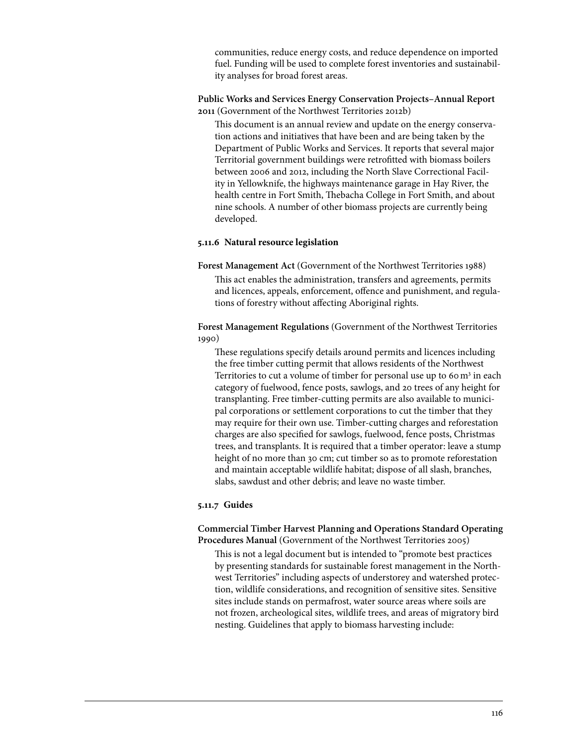communities, reduce energy costs, and reduce dependence on imported fuel. Funding will be used to complete forest inventories and sustainability analyses for broad forest areas.

**Public Works and Services Energy Conservation Projects–Annual Report 2011** (Government of the Northwest Territories 2012b)

This document is an annual review and update on the energy conservation actions and initiatives that have been and are being taken by the Department of Public Works and Services. It reports that several major Territorial government buildings were retrofitted with biomass boilers between 2006 and 2012, including the North Slave Correctional Facility in Yellowknife, the highways maintenance garage in Hay River, the health centre in Fort Smith, Thebacha College in Fort Smith, and about nine schools. A number of other biomass projects are currently being developed.

### 5.11.6 Natural resource legislation

**Forest Management Act** (Government of the Northwest Territories 1988)

This act enables the administration, transfers and agreements, permits and licences, appeals, enforcement, offence and punishment, and regulations of forestry without affecting Aboriginal rights.

**Forest Management Regulations** (Government of the Northwest Territories 1990)

These regulations specify details around permits and licences including the free timber cutting permit that allows residents of the Northwest Territories to cut a volume of timber for personal use up to 60 $m^3$ in each category of fuelwood, fence posts, sawlogs, and 20 trees of any height for transplanting. Free timber-cutting permits are also available to municipal corporations or settlement corporations to cut the timber that they may require for their own use. Timber-cutting charges and reforestation charges are also specified for sawlogs, fuelwood, fence posts, Christmas trees, and transplants. It is required that a timber operator: leave a stump height of no more than 30 cm; cut timber so as to promote reforestation and maintain acceptable wildlife habitat; dispose of all slash, branches, slabs, sawdust and other debris; and leave no waste timber.

### 5.11.7 Guides

**Commercial Timber Harvest Planning and Operations Standard Operating Procedures Manual** (Government of the Northwest Territories 2005)

This is not a legal document but is intended to "promote best practices by presenting standards for sustainable forest management in the Northwest Territories" including aspects of understorey and watershed protection, wildlife considerations, and recognition of sensitive sites. Sensitive sites include stands on permafrost, water source areas where soils are not frozen, archeological sites, wildlife trees, and areas of migratory bird nesting. Guidelines that apply to biomass harvesting include: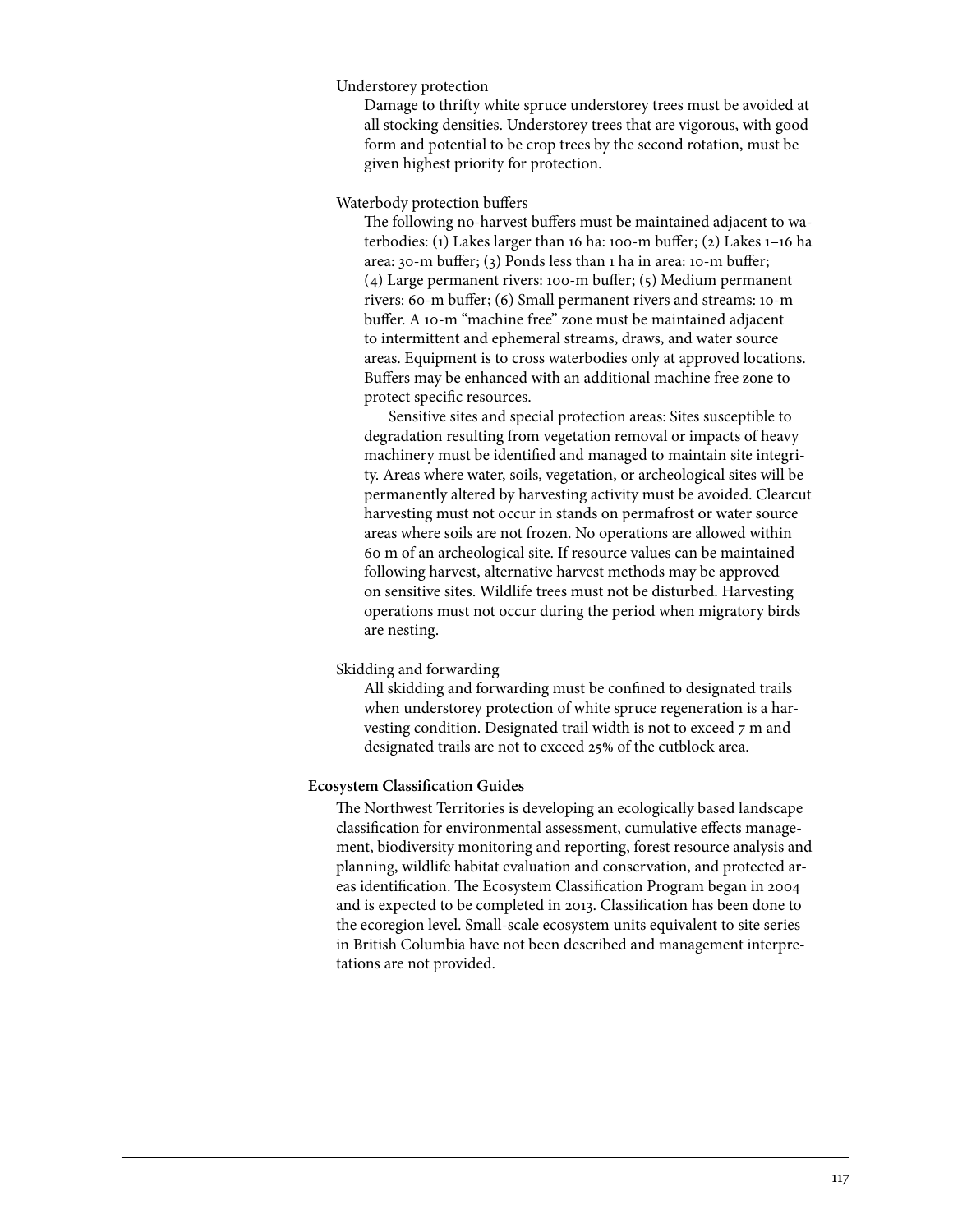Understorey protection

Damage to thrifty white spruce understorey trees must be avoided at all stocking densities. Understorey trees that are vigorous, with good form and potential to be crop trees by the second rotation, must be given highest priority for protection.

Waterbody protection buffers

The following no-harvest buffers must be maintained adjacent to waterbodies: (1) Lakes larger than 16 ha: 100-m buffer; (2) Lakes 1–16 ha area: 30-m buffer; (3) Ponds less than 1 ha in area: 10-m buffer; (4) Large permanent rivers: 100-m buffer; (5) Medium permanent rivers: 60-m buffer; (6) Small permanent rivers and streams: 10-m buffer. A 10-m "machine free" zone must be maintained adjacent to intermittent and ephemeral streams, draws, and water source areas. Equipment is to cross waterbodies only at approved locations. Buffers may be enhanced with an additional machine free zone to protect specific resources.

Sensitive sites and special protection areas: Sites susceptible to degradation resulting from vegetation removal or impacts of heavy machinery must be identified and managed to maintain site integrity. Areas where water, soils, vegetation, or archeological sites will be permanently altered by harvesting activity must be avoided. Clearcut harvesting must not occur in stands on permafrost or water source areas where soils are not frozen. No operations are allowed within 60 m of an archeological site. If resource values can be maintained following harvest, alternative harvest methods may be approved on sensitive sites. Wildlife trees must not be disturbed. Harvesting operations must not occur during the period when migratory birds are nesting.

Skidding and forwarding

All skidding and forwarding must be confined to designated trails when understorey protection of white spruce regeneration is a harvesting condition. Designated trail width is not to exceed 7 m and designated trails are not to exceed 25% of the cutblock area.

**Ecosystem Classification Guides**

The Northwest Territories is developing an ecologically based landscape classification for environmental assessment, cumulative effects management, biodiversity monitoring and reporting, forest resource analysis and planning, wildlife habitat evaluation and conservation, and protected areas identification. The Ecosystem Classification Program began in 2004 and is expected to be completed in 2013. Classification has been done to the ecoregion level. Small-scale ecosystem units equivalent to site series in British Columbia have not been described and management interpretations are not provided.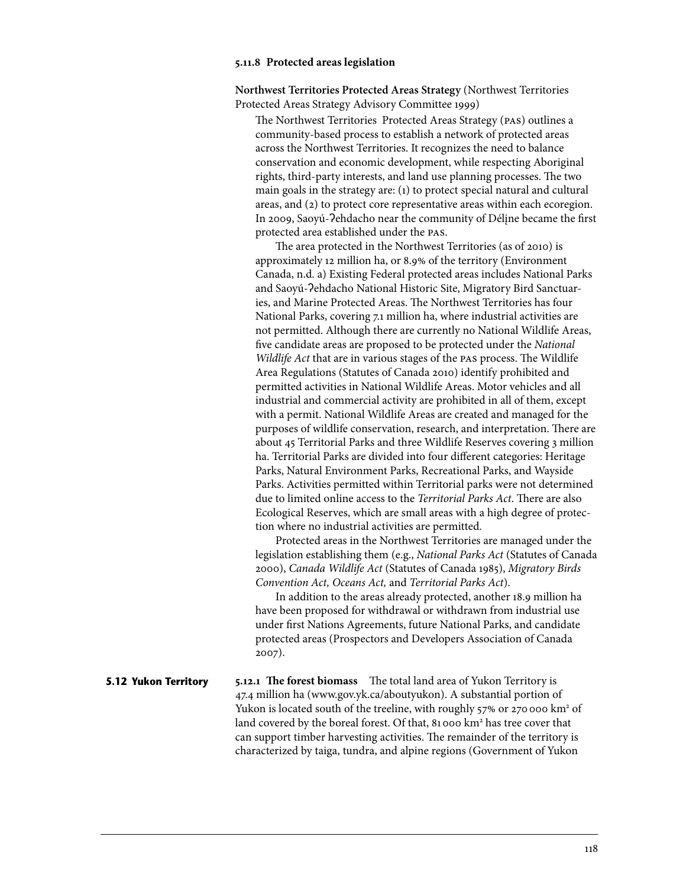### 5.11.8 Protected areas legislation

**Northwest Territories Protected Areas Strategy** (Northwest Territories Protected Areas Strategy Advisory Committee 1999)

The Northwest Territories Protected Areas Strategy (PAS) outlines a community-based process to establish a network of protected areas across the Northwest Territories. It recognizes the need to balance conservation and economic development, while respecting Aboriginal rights, third-party interests, and land use planning processes. The two main goals in the strategy are: (1) to protect special natural and cultural areas, and (2) to protect core representative areas within each ecoregion. In 2009, Saoyú-ʔehdacho near the community of Délı̨ne became the first protected area established under the PAS.

The area protected in the Northwest Territories (as of 2010) is approximately 12 million ha, or 8.9% of the territory (Environment Canada, n.d. a) Existing Federal protected areas includes National Parks and Saoyú-ʔehdacho National Historic Site, Migratory Bird Sanctuaries, and Marine Protected Areas. The Northwest Territories has four National Parks, covering 7.1 million ha, where industrial activities are not permitted. Although there are currently no National Wildlife Areas, five candidate areas are proposed to be protected under the *National Wildlife Act* that are in various stages of the PAS process. The Wildlife Area Regulations (Statutes of Canada 2010) identify prohibited and permitted activities in National Wildlife Areas. Motor vehicles and all industrial and commercial activity are prohibited in all of them, except with a permit. National Wildlife Areas are created and managed for the purposes of wildlife conservation, research, and interpretation. There are about 45 Territorial Parks and three Wildlife Reserves covering 3 million ha. Territorial Parks are divided into four different categories: Heritage Parks, Natural Environment Parks, Recreational Parks, and Wayside Parks. Activities permitted within Territorial parks were not determined due to limited online access to the *Territorial Parks Act*. There are also Ecological Reserves, which are small areas with a high degree of protection where no industrial activities are permitted.

Protected areas in the Northwest Territories are managed under the legislation establishing them (e.g., *National Parks Act* (Statutes of Canada 2000), *Canada Wildlife Act* (Statutes of Canada 1985), *Migratory Birds Convention Act, Oceans Act,* and *Territorial Parks Act*).

In addition to the areas already protected, another 18.9 million ha have been proposed for withdrawal or withdrawn from industrial use under first Nations Agreements, future National Parks, and candidate protected areas (Prospectors and Developers Association of Canada 2007).

## 5.12 Yukon Territory

**5.12.1 The forest biomass** The total land area of Yukon Territory is 47.4 million ha (www.gov.yk.ca/aboutyukon). A substantial portion of Yukon is located south of the treeline, with roughly 57% or 270 000 km² of land covered by the boreal forest. Of that, 81 000 km² has tree cover that can support timber harvesting activities. The remainder of the territory is characterized by taiga, tundra, and alpine regions (Government of Yukon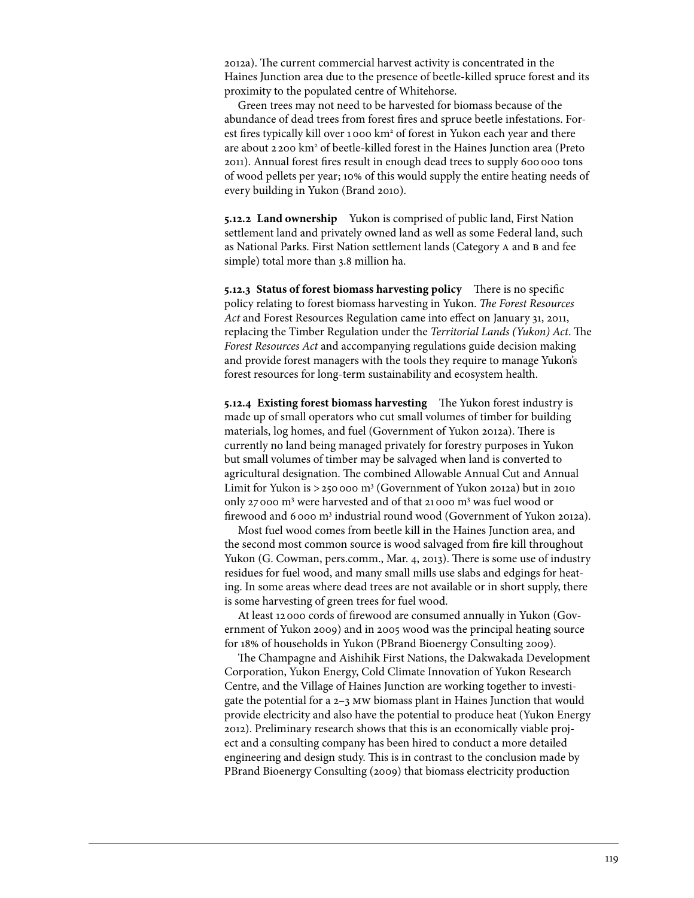2012a). The current commercial harvest activity is concentrated in the Haines Junction area due to the presence of beetle-killed spruce forest and its proximity to the populated centre of Whitehorse.

Green trees may not need to be harvested for biomass because of the abundance of dead trees from forest fires and spruce beetle infestations. Forest fires typically kill over 1 000 km² of forest in Yukon each year and there are about 2 200 km² of beetle-killed forest in the Haines Junction area (Preto 2011). Annual forest fires result in enough dead trees to supply 600 000 tons of wood pellets per year; 10% of this would supply the entire heating needs of every building in Yukon (Brand 2010).

**5.12.2 Land ownership** Yukon is comprised of public land, First Nation settlement land and privately owned land as well as some Federal land, such as National Parks. First Nation settlement lands (Category A and B and fee simple) total more than 3.8 million ha.

**5.12.3 Status of forest biomass harvesting policy** There is no specific policy relating to forest biomass harvesting in Yukon. *The Forest Resources Act* and Forest Resources Regulation came into effect on January 31, 2011, replacing the Timber Regulation under the *Territorial Lands (Yukon) Act*. The *Forest Resources Act* and accompanying regulations guide decision making and provide forest managers with the tools they require to manage Yukon's forest resources for long-term sustainability and ecosystem health.

**5.12.4 Existing forest biomass harvesting** The Yukon forest industry is made up of small operators who cut small volumes of timber for building materials, log homes, and fuel (Government of Yukon 2012a). There is currently no land being managed privately for forestry purposes in Yukon but small volumes of timber may be salvaged when land is converted to agricultural designation. The combined Allowable Annual Cut and Annual Limit for Yukon is > 250 000 m³ (Government of Yukon 2012a) but in 2010 only 27 000 m³ were harvested and of that 21 000 m³ was fuel wood or firewood and 6 000 m³ industrial round wood (Government of Yukon 2012a).

Most fuel wood comes from beetle kill in the Haines Junction area, and the second most common source is wood salvaged from fire kill throughout Yukon (G. Cowman, pers.comm., Mar. 4, 2013). There is some use of industry residues for fuel wood, and many small mills use slabs and edgings for heating. In some areas where dead trees are not available or in short supply, there is some harvesting of green trees for fuel wood.

At least 12 000 cords of firewood are consumed annually in Yukon (Government of Yukon 2009) and in 2005 wood was the principal heating source for 18% of households in Yukon (PBrand Bioenergy Consulting 2009).

The Champagne and Aishihik First Nations, the Dakwakada Development Corporation, Yukon Energy, Cold Climate Innovation of Yukon Research Centre, and the Village of Haines Junction are working together to investigate the potential for a 2–3 MW biomass plant in Haines Junction that would provide electricity and also have the potential to produce heat (Yukon Energy 2012). Preliminary research shows that this is an economically viable project and a consulting company has been hired to conduct a more detailed engineering and design study. This is in contrast to the conclusion made by PBrand Bioenergy Consulting (2009) that biomass electricity production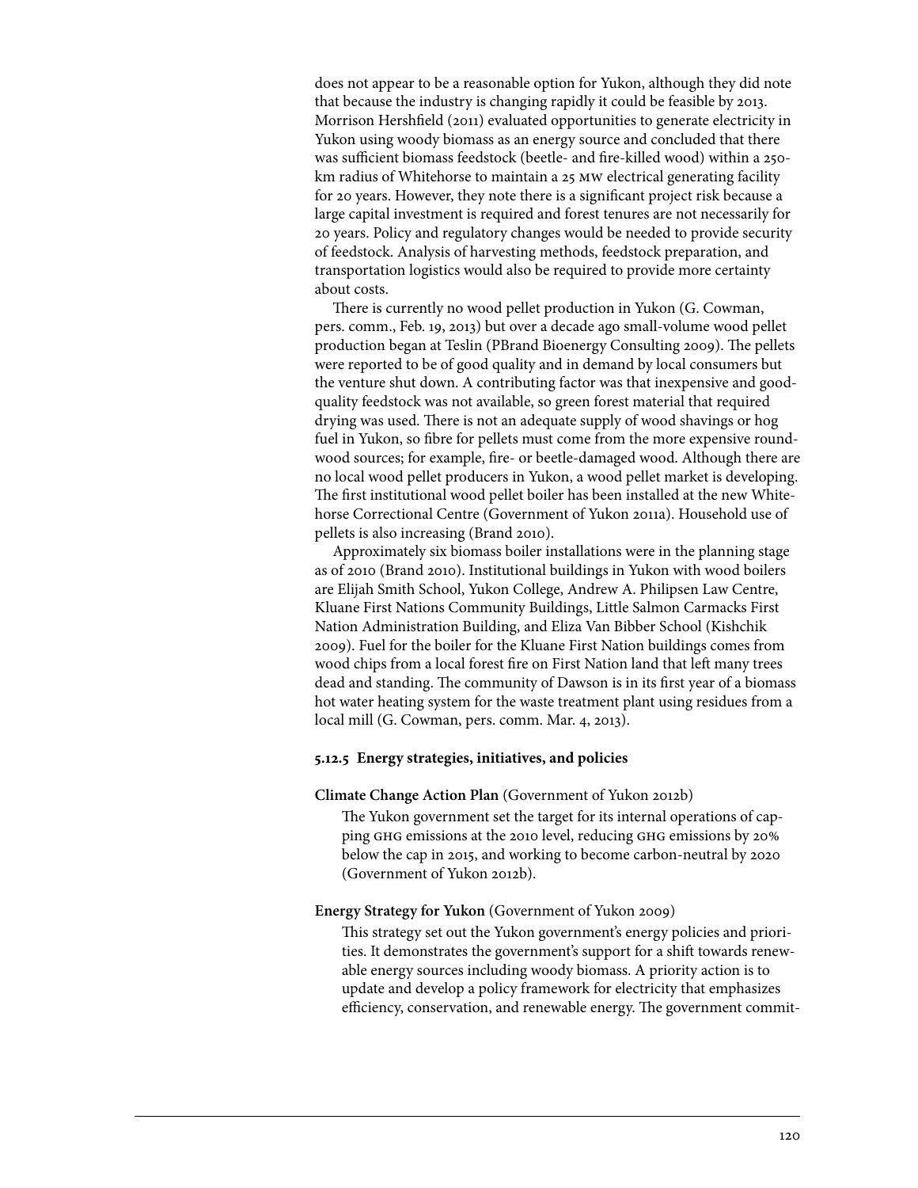does not appear to be a reasonable option for Yukon, although they did note that because the industry is changing rapidly it could be feasible by 2013. Morrison Hershfield (2011) evaluated opportunities to generate electricity in Yukon using woody biomass as an energy source and concluded that there was sufficient biomass feedstock (beetle- and fire-killed wood) within a 250-km radius of Whitehorse to maintain a 25 MW electrical generating facility for 20 years. However, they note there is a significant project risk because a large capital investment is required and forest tenures are not necessarily for 20 years. Policy and regulatory changes would be needed to provide security of feedstock. Analysis of harvesting methods, feedstock preparation, and transportation logistics would also be required to provide more certainty about costs.

There is currently no wood pellet production in Yukon (G. Cowman, pers. comm., Feb. 19, 2013) but over a decade ago small-volume wood pellet production began at Teslin (PBrand Bioenergy Consulting 2009). The pellets were reported to be of good quality and in demand by local consumers but the venture shut down. A contributing factor was that inexpensive and good-quality feedstock was not available, so green forest material that required drying was used. There is not an adequate supply of wood shavings or hog fuel in Yukon, so fibre for pellets must come from the more expensive round-wood sources; for example, fire- or beetle-damaged wood. Although there are no local wood pellet producers in Yukon, a wood pellet market is developing. The first institutional wood pellet boiler has been installed at the new Whitehorse Correctional Centre (Government of Yukon 2011a). Household use of pellets is also increasing (Brand 2010).

Approximately six biomass boiler installations were in the planning stage as of 2010 (Brand 2010). Institutional buildings in Yukon with wood boilers are Elijah Smith School, Yukon College, Andrew A. Philipsen Law Centre, Kluane First Nations Community Buildings, Little Salmon Carmacks First Nation Administration Building, and Eliza Van Bibber School (Kishchik 2009). Fuel for the boiler for the Kluane First Nation buildings comes from wood chips from a local forest fire on First Nation land that left many trees dead and standing. The community of Dawson is in its first year of a biomass hot water heating system for the waste treatment plant using residues from a local mill (G. Cowman, pers. comm. Mar. 4, 2013).

#### 5.12.5 Energy strategies, initiatives, and policies

**Climate Change Action Plan** (Government of Yukon 2012b)

The Yukon government set the target for its internal operations of capping GHG emissions at the 2010 level, reducing GHG emissions by 20% below the cap in 2015, and working to become carbon-neutral by 2020 (Government of Yukon 2012b).

**Energy Strategy for Yukon** (Government of Yukon 2009)

This strategy set out the Yukon government's energy policies and priorities. It demonstrates the government's support for a shift towards renewable energy sources including woody biomass. A priority action is to update and develop a policy framework for electricity that emphasizes efficiency, conservation, and renewable energy. The government commit-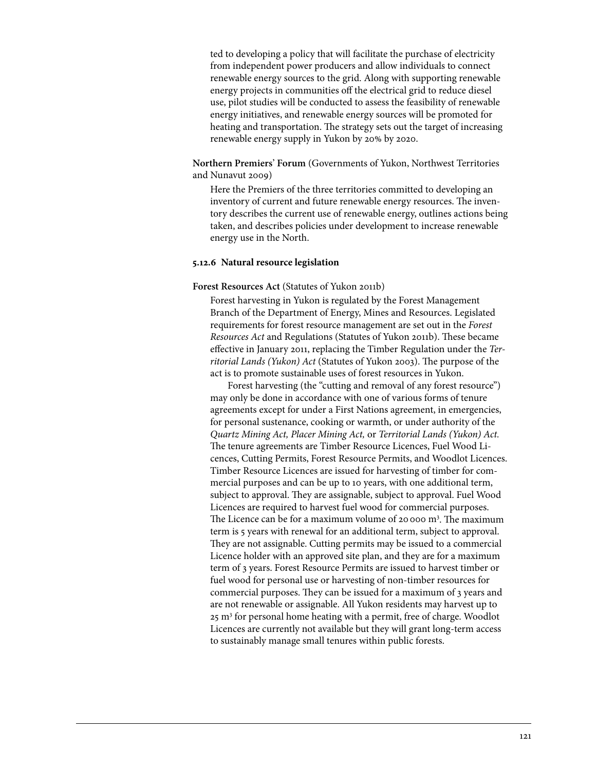ted to developing a policy that will facilitate the purchase of electricity from independent power producers and allow individuals to connect renewable energy sources to the grid. Along with supporting renewable energy projects in communities off the electrical grid to reduce diesel use, pilot studies will be conducted to assess the feasibility of renewable energy initiatives, and renewable energy sources will be promoted for heating and transportation. The strategy sets out the target of increasing renewable energy supply in Yukon by 20% by 2020.

**Northern Premiers' Forum** (Governments of Yukon, Northwest Territories and Nunavut 2009)

Here the Premiers of the three territories committed to developing an inventory of current and future renewable energy resources. The inventory describes the current use of renewable energy, outlines actions being taken, and describes policies under development to increase renewable energy use in the North.

#### 5.12.6 Natural resource legislation

**Forest Resources Act** (Statutes of Yukon 2011b)

Forest harvesting in Yukon is regulated by the Forest Management Branch of the Department of Energy, Mines and Resources. Legislated requirements for forest resource management are set out in the *Forest Resources Act* and Regulations (Statutes of Yukon 2011b). These became effective in January 2011, replacing the Timber Regulation under the *Territorial Lands (Yukon) Act* (Statutes of Yukon 2003). The purpose of the act is to promote sustainable uses of forest resources in Yukon.

Forest harvesting (the "cutting and removal of any forest resource") may only be done in accordance with one of various forms of tenure agreements except for under a First Nations agreement, in emergencies, for personal sustenance, cooking or warmth, or under authority of the *Quartz Mining Act, Placer Mining Act,* or *Territorial Lands (Yukon) Act.* The tenure agreements are Timber Resource Licences, Fuel Wood Licences, Cutting Permits, Forest Resource Permits, and Woodlot Licences. Timber Resource Licences are issued for harvesting of timber for commercial purposes and can be up to 10 years, with one additional term, subject to approval. They are assignable, subject to approval. Fuel Wood Licences are required to harvest fuel wood for commercial purposes. The Licence can be for a maximum volume of 20 000 $m^3$. The maximum term is 5 years with renewal for an additional term, subject to approval. They are not assignable. Cutting permits may be issued to a commercial Licence holder with an approved site plan, and they are for a maximum term of 3 years. Forest Resource Permits are issued to harvest timber or fuel wood for personal use or harvesting of non-timber resources for commercial purposes. They can be issued for a maximum of 3 years and are not renewable or assignable. All Yukon residents may harvest up to 25 $m^3$ for personal home heating with a permit, free of charge. Woodlot Licences are currently not available but they will grant long-term access to sustainably manage small tenures within public forests.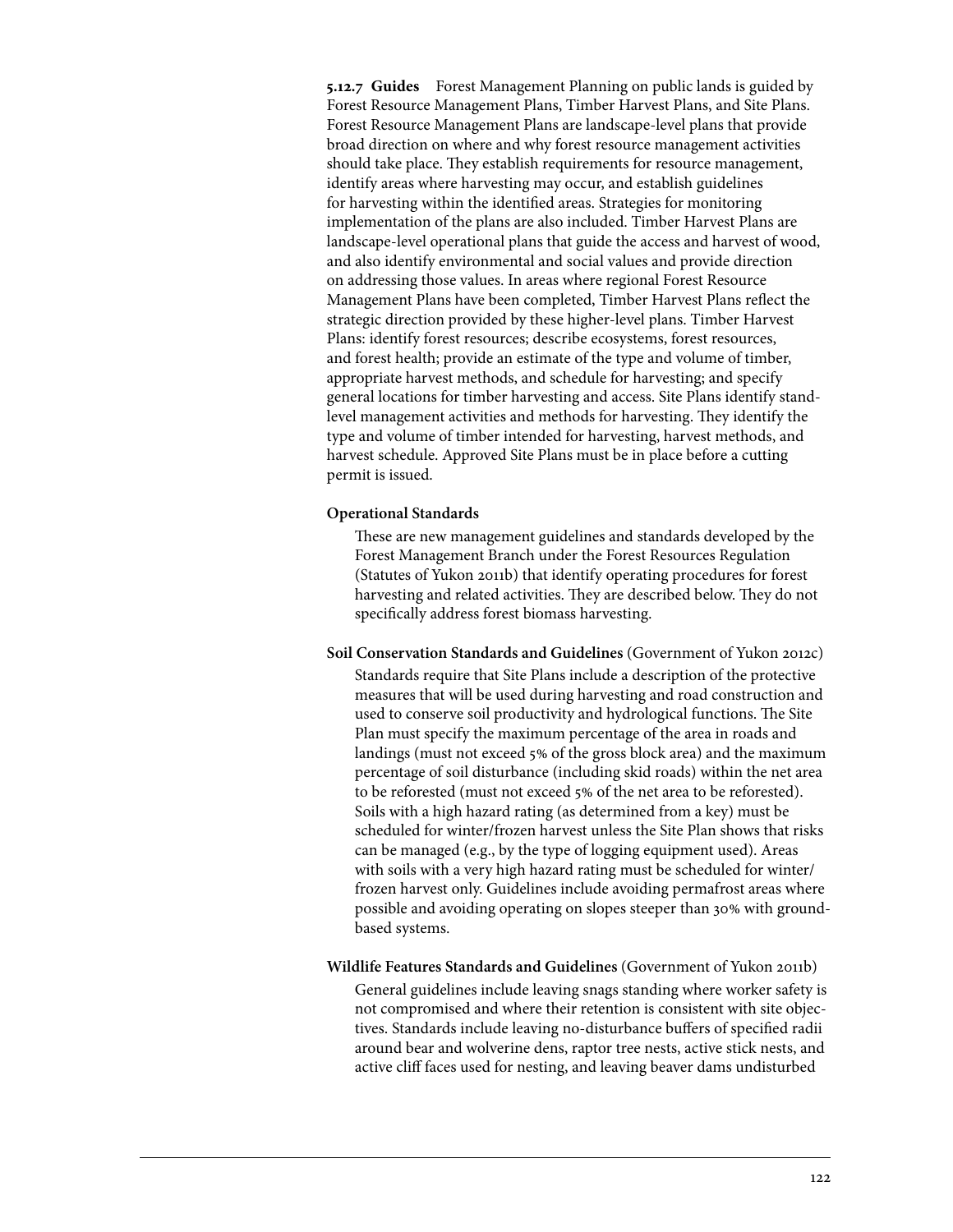**5.12.7 Guides** Forest Management Planning on public lands is guided by Forest Resource Management Plans, Timber Harvest Plans, and Site Plans. Forest Resource Management Plans are landscape-level plans that provide broad direction on where and why forest resource management activities should take place. They establish requirements for resource management, identify areas where harvesting may occur, and establish guidelines for harvesting within the identified areas. Strategies for monitoring implementation of the plans are also included. Timber Harvest Plans are landscape-level operational plans that guide the access and harvest of wood, and also identify environmental and social values and provide direction on addressing those values. In areas where regional Forest Resource Management Plans have been completed, Timber Harvest Plans reflect the strategic direction provided by these higher-level plans. Timber Harvest Plans: identify forest resources; describe ecosystems, forest resources, and forest health; provide an estimate of the type and volume of timber, appropriate harvest methods, and schedule for harvesting; and specify general locations for timber harvesting and access. Site Plans identify stand-level management activities and methods for harvesting. They identify the type and volume of timber intended for harvesting, harvest methods, and harvest schedule. Approved Site Plans must be in place before a cutting permit is issued.

**Operational Standards**

These are new management guidelines and standards developed by the Forest Management Branch under the Forest Resources Regulation (Statutes of Yukon 2011b) that identify operating procedures for forest harvesting and related activities. They are described below. They do not specifically address forest biomass harvesting.

**Soil Conservation Standards and Guidelines** (Government of Yukon 2012c)

Standards require that Site Plans include a description of the protective measures that will be used during harvesting and road construction and used to conserve soil productivity and hydrological functions. The Site Plan must specify the maximum percentage of the area in roads and landings (must not exceed 5% of the gross block area) and the maximum percentage of soil disturbance (including skid roads) within the net area to be reforested (must not exceed 5% of the net area to be reforested). Soils with a high hazard rating (as determined from a key) must be scheduled for winter/frozen harvest unless the Site Plan shows that risks can be managed (e.g., by the type of logging equipment used). Areas with soils with a very high hazard rating must be scheduled for winter/frozen harvest only. Guidelines include avoiding permafrost areas where possible and avoiding operating on slopes steeper than 30% with ground-based systems.

**Wildlife Features Standards and Guidelines** (Government of Yukon 2011b)

General guidelines include leaving snags standing where worker safety is not compromised and where their retention is consistent with site objectives. Standards include leaving no-disturbance buffers of specified radii around bear and wolverine dens, raptor tree nests, active stick nests, and active cliff faces used for nesting, and leaving beaver dams undisturbed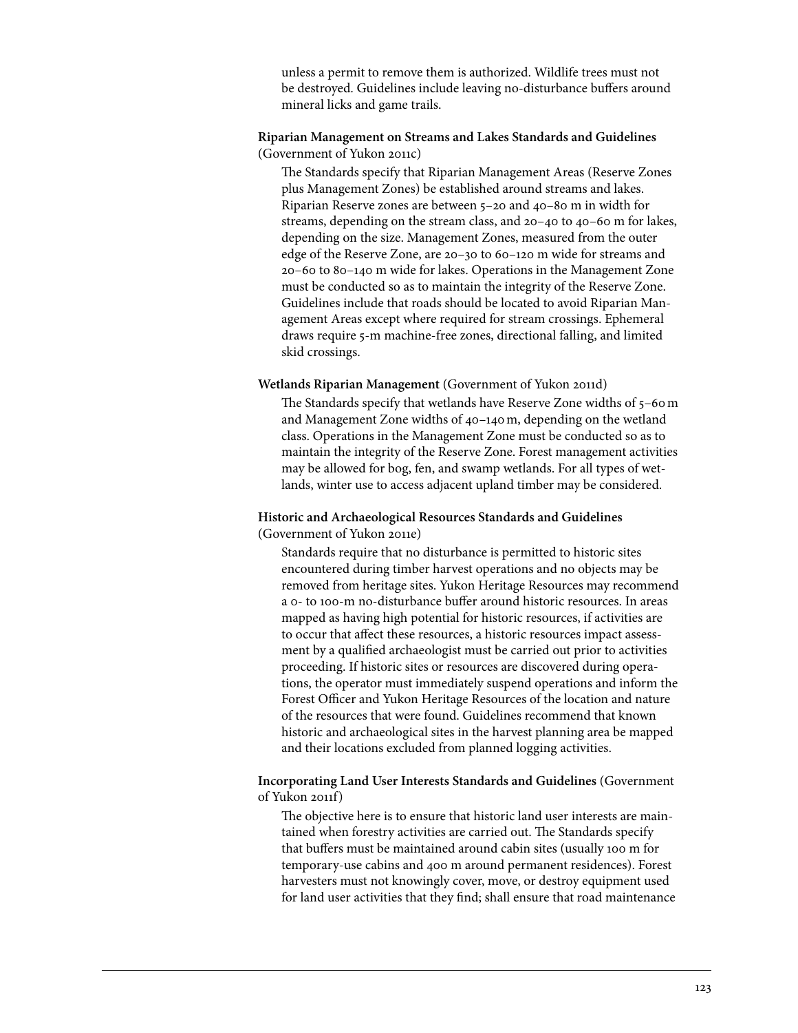unless a permit to remove them is authorized. Wildlife trees must not be destroyed. Guidelines include leaving no-disturbance buffers around mineral licks and game trails.

**Riparian Management on Streams and Lakes Standards and Guidelines** (Government of Yukon 2011c)

The Standards specify that Riparian Management Areas (Reserve Zones plus Management Zones) be established around streams and lakes. Riparian Reserve zones are between 5–20 and 40–80 m in width for streams, depending on the stream class, and 20–40 to 40–60 m for lakes, depending on the size. Management Zones, measured from the outer edge of the Reserve Zone, are 20–30 to 60–120 m wide for streams and 20–60 to 80–140 m wide for lakes. Operations in the Management Zone must be conducted so as to maintain the integrity of the Reserve Zone. Guidelines include that roads should be located to avoid Riparian Management Areas except where required for stream crossings. Ephemeral draws require 5-m machine-free zones, directional falling, and limited skid crossings.

**Wetlands Riparian Management** (Government of Yukon 2011d)

The Standards specify that wetlands have Reserve Zone widths of 5–60 m and Management Zone widths of 40–140 m, depending on the wetland class. Operations in the Management Zone must be conducted so as to maintain the integrity of the Reserve Zone. Forest management activities may be allowed for bog, fen, and swamp wetlands. For all types of wetlands, winter use to access adjacent upland timber may be considered.

**Historic and Archaeological Resources Standards and Guidelines** (Government of Yukon 2011e)

Standards require that no disturbance is permitted to historic sites encountered during timber harvest operations and no objects may be removed from heritage sites. Yukon Heritage Resources may recommend a 0- to 100-m no-disturbance buffer around historic resources. In areas mapped as having high potential for historic resources, if activities are to occur that affect these resources, a historic resources impact assessment by a qualified archaeologist must be carried out prior to activities proceeding. If historic sites or resources are discovered during operations, the operator must immediately suspend operations and inform the Forest Officer and Yukon Heritage Resources of the location and nature of the resources that were found. Guidelines recommend that known historic and archaeological sites in the harvest planning area be mapped and their locations excluded from planned logging activities.

**Incorporating Land User Interests Standards and Guidelines** (Government of Yukon 2011f)

The objective here is to ensure that historic land user interests are maintained when forestry activities are carried out. The Standards specify that buffers must be maintained around cabin sites (usually 100 m for temporary-use cabins and 400 m around permanent residences). Forest harvesters must not knowingly cover, move, or destroy equipment used for land user activities that they find; shall ensure that road maintenance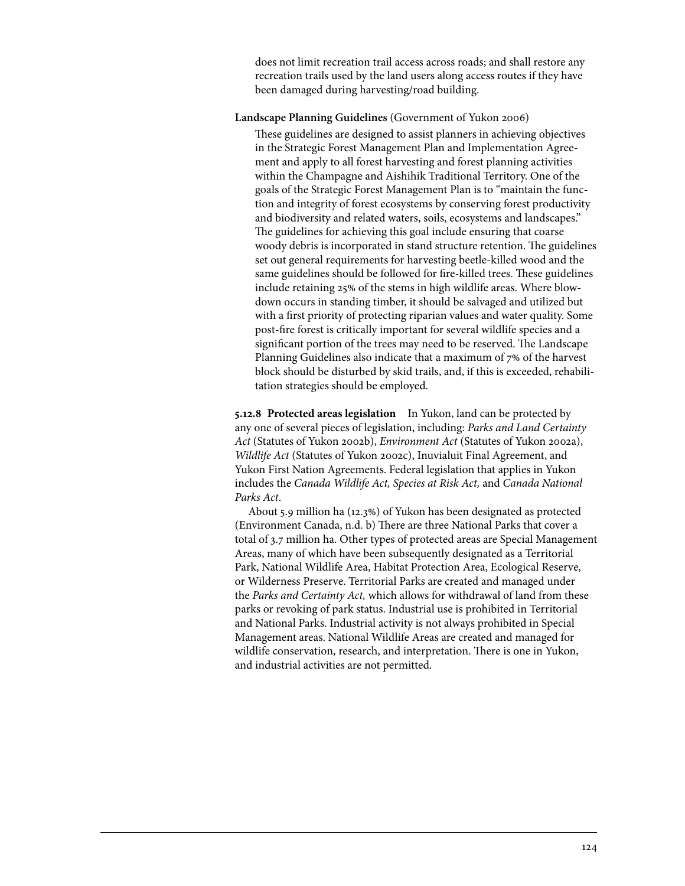does not limit recreation trail access across roads; and shall restore any recreation trails used by the land users along access routes if they have been damaged during harvesting/road building.

**Landscape Planning Guidelines** (Government of Yukon 2006)

These guidelines are designed to assist planners in achieving objectives in the Strategic Forest Management Plan and Implementation Agreement and apply to all forest harvesting and forest planning activities within the Champagne and Aishihik Traditional Territory. One of the goals of the Strategic Forest Management Plan is to "maintain the function and integrity of forest ecosystems by conserving forest productivity and biodiversity and related waters, soils, ecosystems and landscapes." The guidelines for achieving this goal include ensuring that coarse woody debris is incorporated in stand structure retention. The guidelines set out general requirements for harvesting beetle-killed wood and the same guidelines should be followed for fire-killed trees. These guidelines include retaining 25% of the stems in high wildlife areas. Where blowdown occurs in standing timber, it should be salvaged and utilized but with a first priority of protecting riparian values and water quality. Some post-fire forest is critically important for several wildlife species and a significant portion of the trees may need to be reserved. The Landscape Planning Guidelines also indicate that a maximum of 7% of the harvest block should be disturbed by skid trails, and, if this is exceeded, rehabilitation strategies should be employed.

**5.12.8 Protected areas legislation** In Yukon, land can be protected by any one of several pieces of legislation, including: *Parks and Land Certainty Act* (Statutes of Yukon 2002b), *Environment Act* (Statutes of Yukon 2002a), *Wildlife Act* (Statutes of Yukon 2002c), Inuvialuit Final Agreement, and Yukon First Nation Agreements. Federal legislation that applies in Yukon includes the *Canada Wildlife Act, Species at Risk Act,* and *Canada National Parks Act*.

About 5.9 million ha (12.3%) of Yukon has been designated as protected (Environment Canada, n.d. b) There are three National Parks that cover a total of 3.7 million ha. Other types of protected areas are Special Management Areas, many of which have been subsequently designated as a Territorial Park, National Wildlife Area, Habitat Protection Area, Ecological Reserve, or Wilderness Preserve. Territorial Parks are created and managed under the *Parks and Certainty Act,* which allows for withdrawal of land from these parks or revoking of park status. Industrial use is prohibited in Territorial and National Parks. Industrial activity is not always prohibited in Special Management areas. National Wildlife Areas are created and managed for wildlife conservation, research, and interpretation. There is one in Yukon, and industrial activities are not permitted.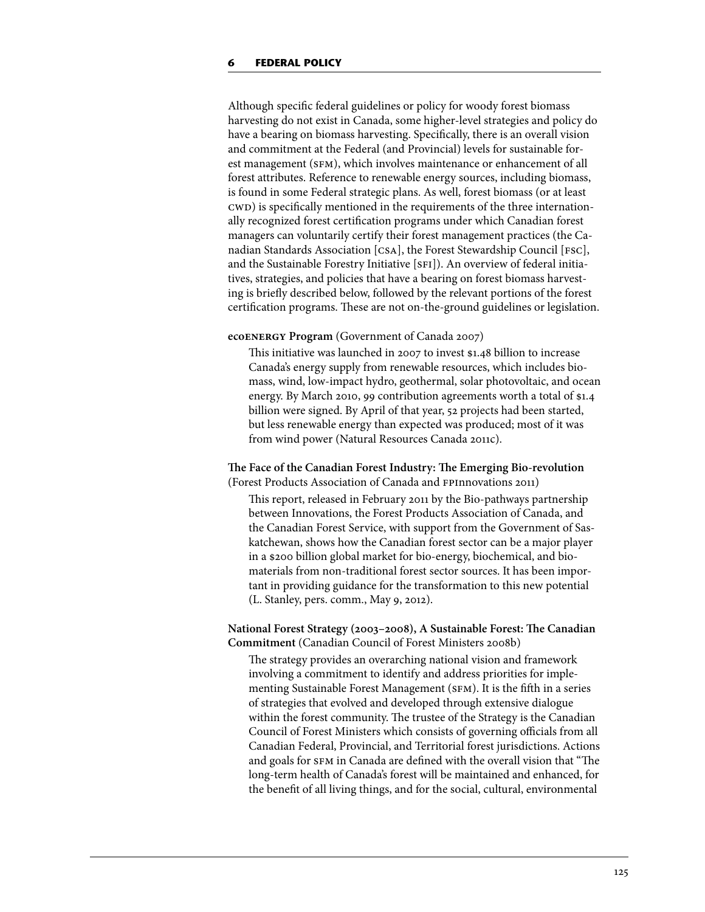# 6 FEDERAL POLICY

Although specific federal guidelines or policy for woody forest biomass harvesting do not exist in Canada, some higher-level strategies and policy do have a bearing on biomass harvesting. Specifically, there is an overall vision and commitment at the Federal (and Provincial) levels for sustainable forest management (SFM), which involves maintenance or enhancement of all forest attributes. Reference to renewable energy sources, including biomass, is found in some Federal strategic plans. As well, forest biomass (or at least CWD) is specifically mentioned in the requirements of the three internationally recognized forest certification programs under which Canadian forest managers can voluntarily certify their forest management practices (the Canadian Standards Association [CSA], the Forest Stewardship Council [FSC], and the Sustainable Forestry Initiative [SFI]). An overview of federal initiatives, strategies, and policies that have a bearing on forest biomass harvesting is briefly described below, followed by the relevant portions of the forest certification programs. These are not on-the-ground guidelines or legislation.

**ecoENERGY Program** (Government of Canada 2007)

This initiative was launched in 2007 to invest $1.48 billion to increase Canada's energy supply from renewable resources, which includes biomass, wind, low-impact hydro, geothermal, solar photovoltaic, and ocean energy. By March 2010, 99 contribution agreements worth a total of $1.4 billion were signed. By April of that year, 52 projects had been started, but less renewable energy than expected was produced; most of it was from wind power (Natural Resources Canada 2011c).

**The Face of the Canadian Forest Industry: The Emerging Bio-revolution** (Forest Products Association of Canada and FPInnovations 2011)

This report, released in February 2011 by the Bio-pathways partnership between Innovations, the Forest Products Association of Canada, and the Canadian Forest Service, with support from the Government of Saskatchewan, shows how the Canadian forest sector can be a major player in a $200 billion global market for bio-energy, biochemical, and biomaterials from non-traditional forest sector sources. It has been important in providing guidance for the transformation to this new potential (L. Stanley, pers. comm., May 9, 2012).

**National Forest Strategy (2003–2008), A Sustainable Forest: The Canadian Commitment** (Canadian Council of Forest Ministers 2008b)

The strategy provides an overarching national vision and framework involving a commitment to identify and address priorities for implementing Sustainable Forest Management (SFM). It is the fifth in a series of strategies that evolved and developed through extensive dialogue within the forest community. The trustee of the Strategy is the Canadian Council of Forest Ministers which consists of governing officials from all Canadian Federal, Provincial, and Territorial forest jurisdictions. Actions and goals for SFM in Canada are defined with the overall vision that "The long-term health of Canada's forest will be maintained and enhanced, for the benefit of all living things, and for the social, cultural, environmental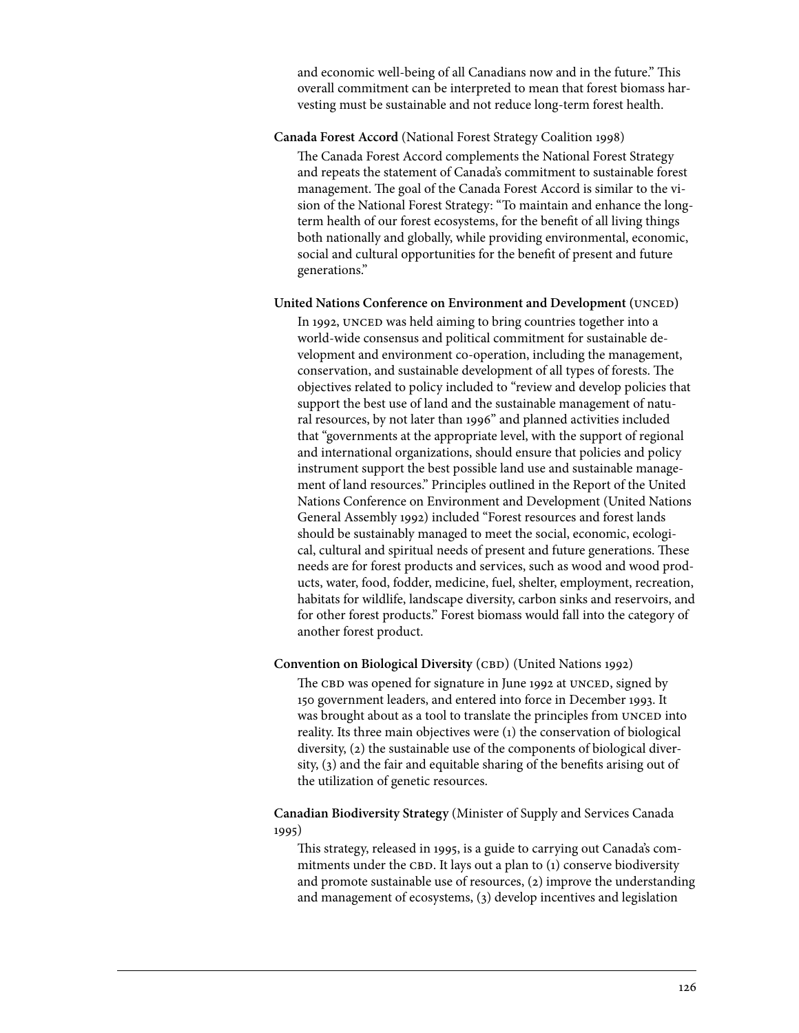and economic well-being of all Canadians now and in the future." This overall commitment can be interpreted to mean that forest biomass harvesting must be sustainable and not reduce long-term forest health.

**Canada Forest Accord** (National Forest Strategy Coalition 1998)

The Canada Forest Accord complements the National Forest Strategy and repeats the statement of Canada's commitment to sustainable forest management. The goal of the Canada Forest Accord is similar to the vision of the National Forest Strategy: "To maintain and enhance the long-term health of our forest ecosystems, for the benefit of all living things both nationally and globally, while providing environmental, economic, social and cultural opportunities for the benefit of present and future generations."

**United Nations Conference on Environment and Development** (UNCED)

In 1992, UNCED was held aiming to bring countries together into a world-wide consensus and political commitment for sustainable development and environment co-operation, including the management, conservation, and sustainable development of all types of forests. The objectives related to policy included to "review and develop policies that support the best use of land and the sustainable management of natural resources, by not later than 1996" and planned activities included that "governments at the appropriate level, with the support of regional and international organizations, should ensure that policies and policy instrument support the best possible land use and sustainable management of land resources." Principles outlined in the Report of the United Nations Conference on Environment and Development (United Nations General Assembly 1992) included "Forest resources and forest lands should be sustainably managed to meet the social, economic, ecological, cultural and spiritual needs of present and future generations. These needs are for forest products and services, such as wood and wood products, water, food, fodder, medicine, fuel, shelter, employment, recreation, habitats for wildlife, landscape diversity, carbon sinks and reservoirs, and for other forest products." Forest biomass would fall into the category of another forest product.

**Convention on Biological Diversity** (CBD) (United Nations 1992)

The CBD was opened for signature in June 1992 at UNCED, signed by 150 government leaders, and entered into force in December 1993. It was brought about as a tool to translate the principles from UNCED into reality. Its three main objectives were (1) the conservation of biological diversity, (2) the sustainable use of the components of biological diversity, (3) and the fair and equitable sharing of the benefits arising out of the utilization of genetic resources.

**Canadian Biodiversity Strategy** (Minister of Supply and Services Canada 1995)

This strategy, released in 1995, is a guide to carrying out Canada's commitments under the CBD. It lays out a plan to (1) conserve biodiversity and promote sustainable use of resources, (2) improve the understanding and management of ecosystems, (3) develop incentives and legislation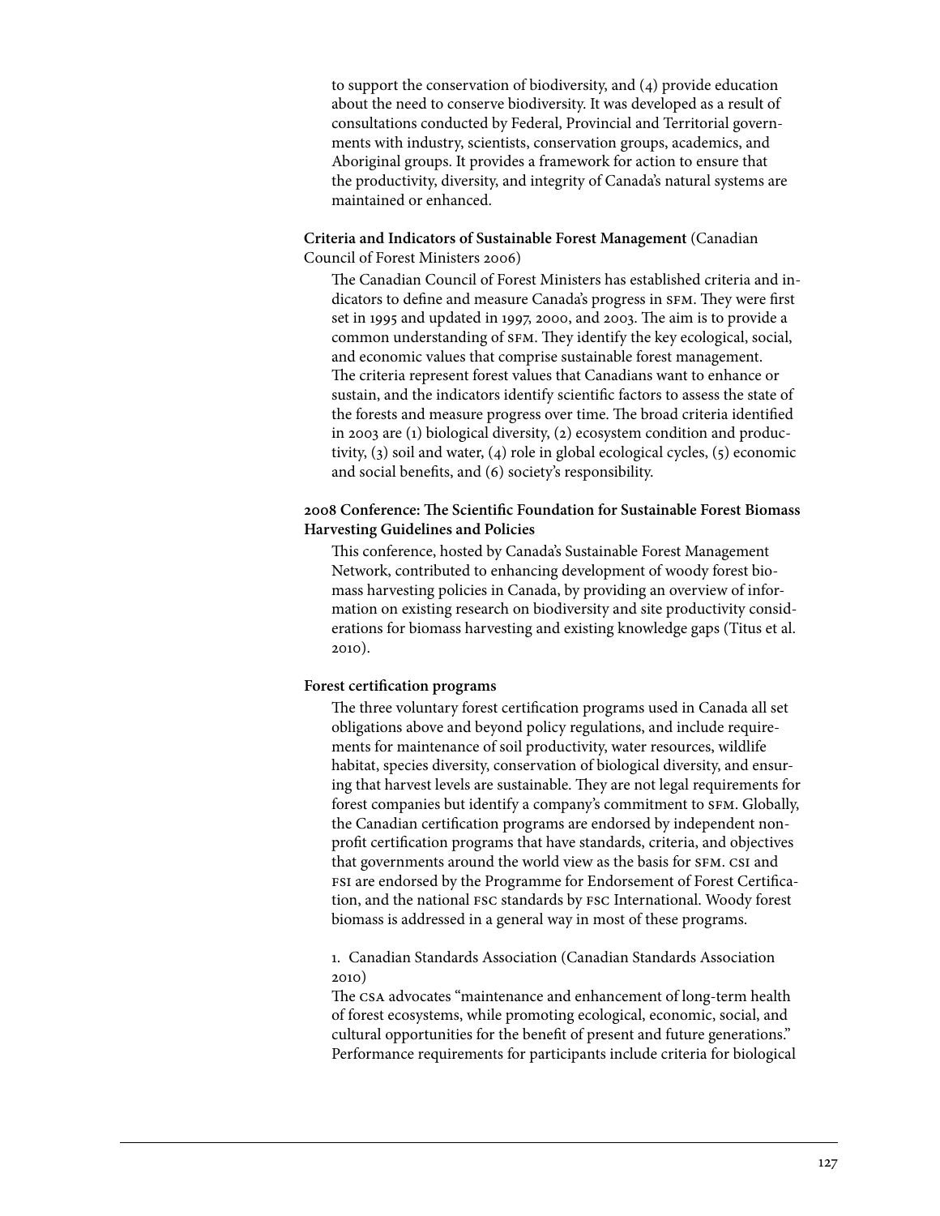to support the conservation of biodiversity, and (4) provide education about the need to conserve biodiversity. It was developed as a result of consultations conducted by Federal, Provincial and Territorial governments with industry, scientists, conservation groups, academics, and Aboriginal groups. It provides a framework for action to ensure that the productivity, diversity, and integrity of Canada's natural systems are maintained or enhanced.

**Criteria and Indicators of Sustainable Forest Management** (Canadian Council of Forest Ministers 2006)

The Canadian Council of Forest Ministers has established criteria and indicators to define and measure Canada's progress in SFM. They were first set in 1995 and updated in 1997, 2000, and 2003. The aim is to provide a common understanding of SFM. They identify the key ecological, social, and economic values that comprise sustainable forest management. The criteria represent forest values that Canadians want to enhance or sustain, and the indicators identify scientific factors to assess the state of the forests and measure progress over time. The broad criteria identified in 2003 are (1) biological diversity, (2) ecosystem condition and productivity, (3) soil and water, (4) role in global ecological cycles, (5) economic and social benefits, and (6) society's responsibility.

**2008 Conference: The Scientific Foundation for Sustainable Forest Biomass Harvesting Guidelines and Policies**

This conference, hosted by Canada's Sustainable Forest Management Network, contributed to enhancing development of woody forest biomass harvesting policies in Canada, by providing an overview of information on existing research on biodiversity and site productivity considerations for biomass harvesting and existing knowledge gaps (Titus et al. 2010).

**Forest certification programs**

The three voluntary forest certification programs used in Canada all set obligations above and beyond policy regulations, and include requirements for maintenance of soil productivity, water resources, wildlife habitat, species diversity, conservation of biological diversity, and ensuring that harvest levels are sustainable. They are not legal requirements for forest companies but identify a company's commitment to SFM. Globally, the Canadian certification programs are endorsed by independent nonprofit certification programs that have standards, criteria, and objectives that governments around the world view as the basis for SFM. CSI and FSI are endorsed by the Programme for Endorsement of Forest Certification, and the national FSC standards by FSC International. Woody forest biomass is addressed in a general way in most of these programs.

1. Canadian Standards Association (Canadian Standards Association 2010)

The CSA advocates "maintenance and enhancement of long-term health of forest ecosystems, while promoting ecological, economic, social, and cultural opportunities for the benefit of present and future generations." Performance requirements for participants include criteria for biological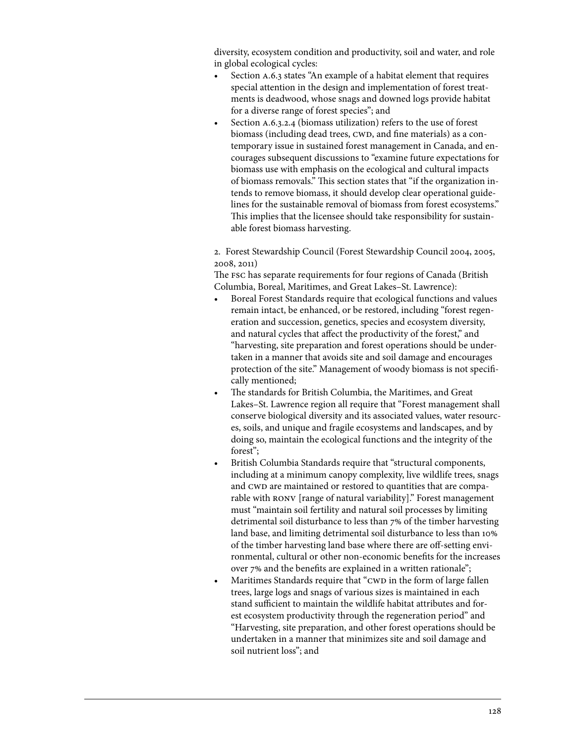diversity, ecosystem condition and productivity, soil and water, and role in global ecological cycles:

- Section A.6.3 states "An example of a habitat element that requires special attention in the design and implementation of forest treatments is deadwood, whose snags and downed logs provide habitat for a diverse range of forest species"; and
- Section A.6.3.2.4 (biomass utilization) refers to the use of forest biomass (including dead trees, CWD, and fine materials) as a contemporary issue in sustained forest management in Canada, and encourages subsequent discussions to "examine future expectations for biomass use with emphasis on the ecological and cultural impacts of biomass removals." This section states that "if the organization intends to remove biomass, it should develop clear operational guidelines for the sustainable removal of biomass from forest ecosystems." This implies that the licensee should take responsibility for sustainable forest biomass harvesting.

2. Forest Stewardship Council (Forest Stewardship Council 2004, 2005, 2008, 2011)

The FSC has separate requirements for four regions of Canada (British Columbia, Boreal, Maritimes, and Great Lakes–St. Lawrence):

- Boreal Forest Standards require that ecological functions and values remain intact, be enhanced, or be restored, including "forest regeneration and succession, genetics, species and ecosystem diversity, and natural cycles that affect the productivity of the forest," and "harvesting, site preparation and forest operations should be undertaken in a manner that avoids site and soil damage and encourages protection of the site." Management of woody biomass is not specifically mentioned;
- The standards for British Columbia, the Maritimes, and Great Lakes–St. Lawrence region all require that "Forest management shall conserve biological diversity and its associated values, water resources, soils, and unique and fragile ecosystems and landscapes, and by doing so, maintain the ecological functions and the integrity of the forest";
- British Columbia Standards require that "structural components, including at a minimum canopy complexity, live wildlife trees, snags and CWD are maintained or restored to quantities that are comparable with RONV [range of natural variability]." Forest management must "maintain soil fertility and natural soil processes by limiting detrimental soil disturbance to less than 7% of the timber harvesting land base, and limiting detrimental soil disturbance to less than 10% of the timber harvesting land base where there are off-setting environmental, cultural or other non-economic benefits for the increases over 7% and the benefits are explained in a written rationale";
- Maritimes Standards require that "CWD in the form of large fallen trees, large logs and snags of various sizes is maintained in each stand sufficient to maintain the wildlife habitat attributes and forest ecosystem productivity through the regeneration period" and "Harvesting, site preparation, and other forest operations should be undertaken in a manner that minimizes site and soil damage and soil nutrient loss"; and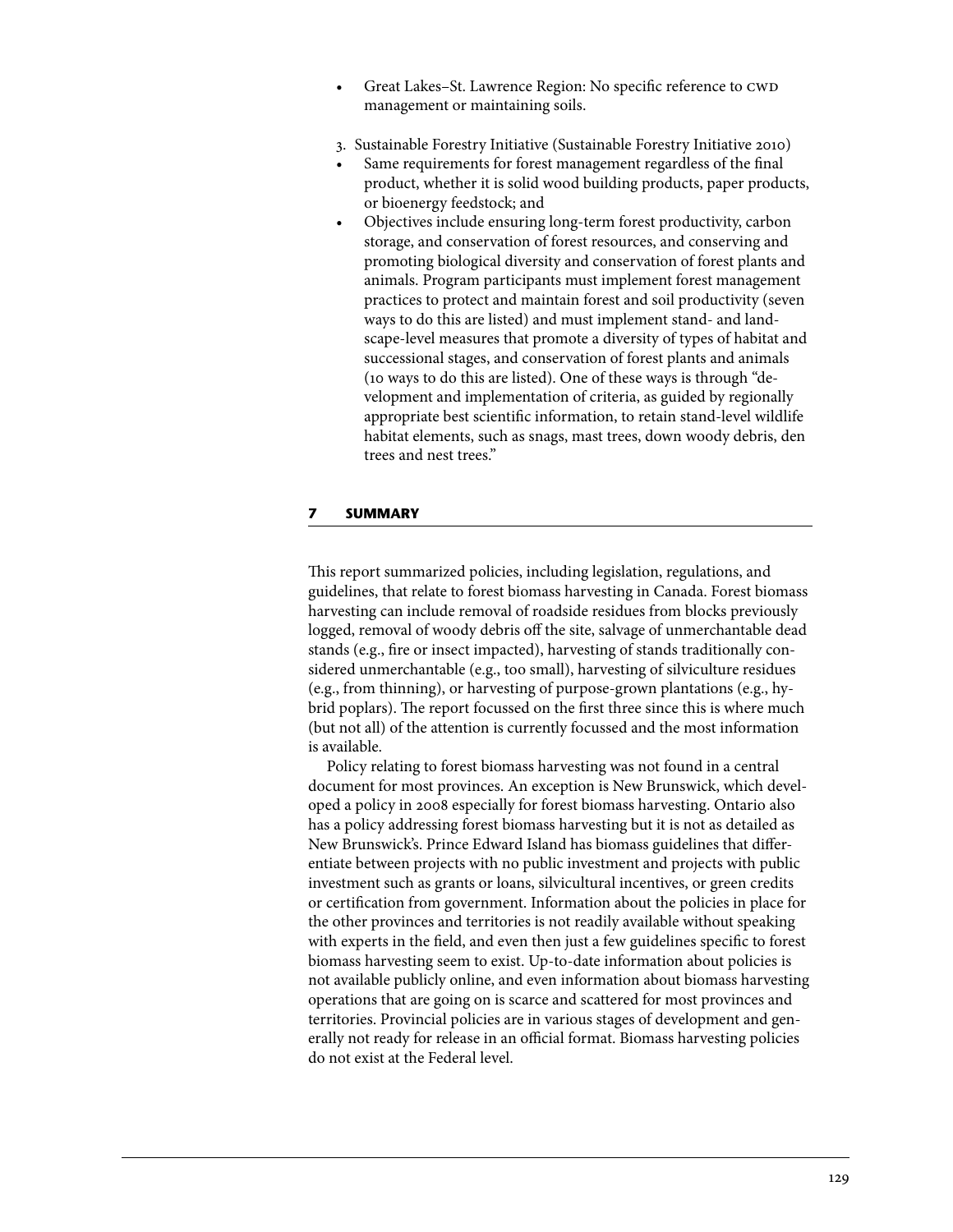- Great Lakes–St. Lawrence Region: No specific reference to CWD management or maintaining soils.

3. Sustainable Forestry Initiative (Sustainable Forestry Initiative 2010)

- Same requirements for forest management regardless of the final product, whether it is solid wood building products, paper products, or bioenergy feedstock; and
- Objectives include ensuring long-term forest productivity, carbon storage, and conservation of forest resources, and conserving and promoting biological diversity and conservation of forest plants and animals. Program participants must implement forest management practices to protect and maintain forest and soil productivity (seven ways to do this are listed) and must implement stand- and landscape-level measures that promote a diversity of types of habitat and successional stages, and conservation of forest plants and animals (10 ways to do this are listed). One of these ways is through "development and implementation of criteria, as guided by regionally appropriate best scientific information, to retain stand-level wildlife habitat elements, such as snags, mast trees, down woody debris, den trees and nest trees."

## 7 SUMMARY

This report summarized policies, including legislation, regulations, and guidelines, that relate to forest biomass harvesting in Canada. Forest biomass harvesting can include removal of roadside residues from blocks previously logged, removal of woody debris off the site, salvage of unmerchantable dead stands (e.g., fire or insect impacted), harvesting of stands traditionally considered unmerchantable (e.g., too small), harvesting of silviculture residues (e.g., from thinning), or harvesting of purpose-grown plantations (e.g., hybrid poplars). The report focussed on the first three since this is where much (but not all) of the attention is currently focussed and the most information is available.

Policy relating to forest biomass harvesting was not found in a central document for most provinces. An exception is New Brunswick, which developed a policy in 2008 especially for forest biomass harvesting. Ontario also has a policy addressing forest biomass harvesting but it is not as detailed as New Brunswick's. Prince Edward Island has biomass guidelines that differentiate between projects with no public investment and projects with public investment such as grants or loans, silvicultural incentives, or green credits or certification from government. Information about the policies in place for the other provinces and territories is not readily available without speaking with experts in the field, and even then just a few guidelines specific to forest biomass harvesting seem to exist. Up-to-date information about policies is not available publicly online, and even information about biomass harvesting operations that are going on is scarce and scattered for most provinces and territories. Provincial policies are in various stages of development and generally not ready for release in an official format. Biomass harvesting policies do not exist at the Federal level.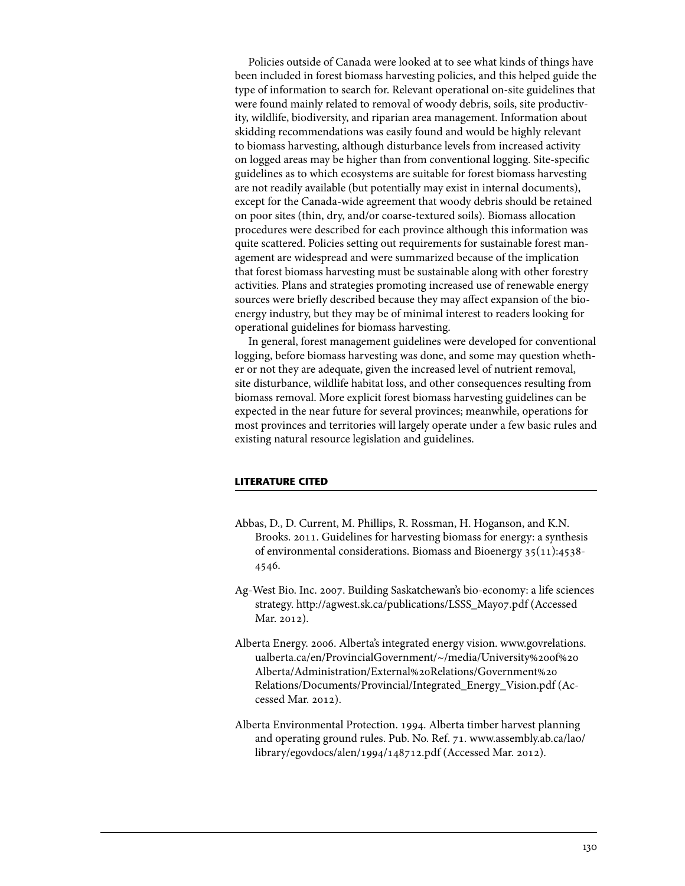Policies outside of Canada were looked at to see what kinds of things have been included in forest biomass harvesting policies, and this helped guide the type of information to search for. Relevant operational on-site guidelines that were found mainly related to removal of woody debris, soils, site productivity, wildlife, biodiversity, and riparian area management. Information about skidding recommendations was easily found and would be highly relevant to biomass harvesting, although disturbance levels from increased activity on logged areas may be higher than from conventional logging. Site-specific guidelines as to which ecosystems are suitable for forest biomass harvesting are not readily available (but potentially may exist in internal documents), except for the Canada-wide agreement that woody debris should be retained on poor sites (thin, dry, and/or coarse-textured soils). Biomass allocation procedures were described for each province although this information was quite scattered. Policies setting out requirements for sustainable forest management are widespread and were summarized because of the implication that forest biomass harvesting must be sustainable along with other forestry activities. Plans and strategies promoting increased use of renewable energy sources were briefly described because they may affect expansion of the bioenergy industry, but they may be of minimal interest to readers looking for operational guidelines for biomass harvesting.

In general, forest management guidelines were developed for conventional logging, before biomass harvesting was done, and some may question whether or not they are adequate, given the increased level of nutrient removal, site disturbance, wildlife habitat loss, and other consequences resulting from biomass removal. More explicit forest biomass harvesting guidelines can be expected in the near future for several provinces; meanwhile, operations for most provinces and territories will largely operate under a few basic rules and existing natural resource legislation and guidelines.

## LITERATURE CITED

Abbas, D., D. Current, M. Phillips, R. Rossman, H. Hoganson, and K.N. Brooks. 2011. Guidelines for harvesting biomass for energy: a synthesis of environmental considerations. Biomass and Bioenergy 35(11):4538-4546.

Ag-West Bio. Inc. 2007. Building Saskatchewan's bio-economy: a life sciences strategy. http://agwest.sk.ca/publications/LSSS_May07.pdf (Accessed Mar. 2012).

Alberta Energy. 2006. Alberta's integrated energy vision. www.govrelations.ualberta.ca/en/ProvincialGovernment/~/media/University%20of%20Alberta/Administration/External%20Relations/Government%20Relations/Documents/Provincial/Integrated_Energy_Vision.pdf (Accessed Mar. 2012).

Alberta Environmental Protection. 1994. Alberta timber harvest planning and operating ground rules. Pub. No. Ref. 71. www.assembly.ab.ca/lao/library/egovdocs/alen/1994/148712.pdf (Accessed Mar. 2012).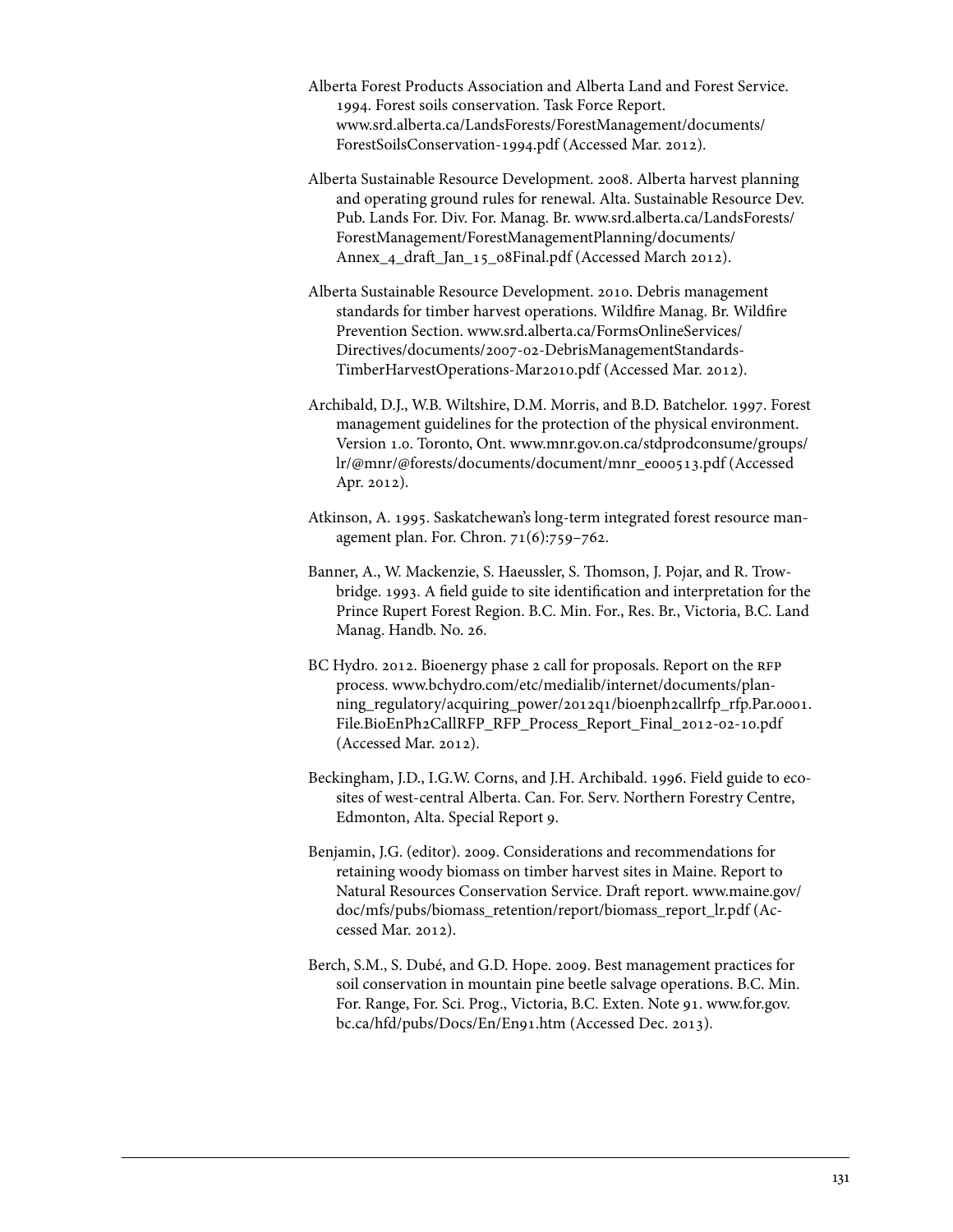Alberta Forest Products Association and Alberta Land and Forest Service. 1994. Forest soils conservation. Task Force Report. www.srd.alberta.ca/LandsForests/ForestManagement/documents/ForestSoilsConservation-1994.pdf (Accessed Mar. 2012).

Alberta Sustainable Resource Development. 2008. Alberta harvest planning and operating ground rules for renewal. Alta. Sustainable Resource Dev. Pub. Lands For. Div. For. Manag. Br. www.srd.alberta.ca/LandsForests/ForestManagement/ForestManagementPlanning/documents/Annex_4_draft_Jan_15_08Final.pdf (Accessed March 2012).

Alberta Sustainable Resource Development. 2010. Debris management standards for timber harvest operations. Wildfire Manag. Br. Wildfire Prevention Section. www.srd.alberta.ca/FormsOnlineServices/Directives/documents/2007-02-DebrisManagementStandards-TimberHarvestOperations-Mar2010.pdf (Accessed Mar. 2012).

Archibald, D.J., W.B. Wiltshire, D.M. Morris, and B.D. Batchelor. 1997. Forest management guidelines for the protection of the physical environment. Version 1.0. Toronto, Ont. www.mnr.gov.on.ca/stdprodconsume/groups/lr/@mnr/@forests/documents/document/mnr_e000513.pdf (Accessed Apr. 2012).

Atkinson, A. 1995. Saskatchewan's long-term integrated forest resource management plan. For. Chron. 71(6):759–762.

Banner, A., W. Mackenzie, S. Haeussler, S. Thomson, J. Pojar, and R. Trowbridge. 1993. A field guide to site identification and interpretation for the Prince Rupert Forest Region. B.C. Min. For., Res. Br., Victoria, B.C. Land Manag. Handb. No. 26.

BC Hydro. 2012. Bioenergy phase 2 call for proposals. Report on the RFP process. www.bchydro.com/etc/medialib/internet/documents/planning_regulatory/acquiring_power/2012q1/bioenph2callrfp_rfp.Par.0001.File.BioEnPh2CallRFP_RFP_Process_Report_Final_2012-02-10.pdf (Accessed Mar. 2012).

Beckingham, J.D., I.G.W. Corns, and J.H. Archibald. 1996. Field guide to ecosites of west-central Alberta. Can. For. Serv. Northern Forestry Centre, Edmonton, Alta. Special Report 9.

Benjamin, J.G. (editor). 2009. Considerations and recommendations for retaining woody biomass on timber harvest sites in Maine. Report to Natural Resources Conservation Service. Draft report. www.maine.gov/doc/mfs/pubs/biomass_retention/report/biomass_report_lr.pdf (Accessed Mar. 2012).

Berch, S.M., S. Dubé, and G.D. Hope. 2009. Best management practices for soil conservation in mountain pine beetle salvage operations. B.C. Min. For. Range, For. Sci. Prog., Victoria, B.C. Exten. Note 91. www.for.gov.bc.ca/hfd/pubs/Docs/En/En91.htm (Accessed Dec. 2013).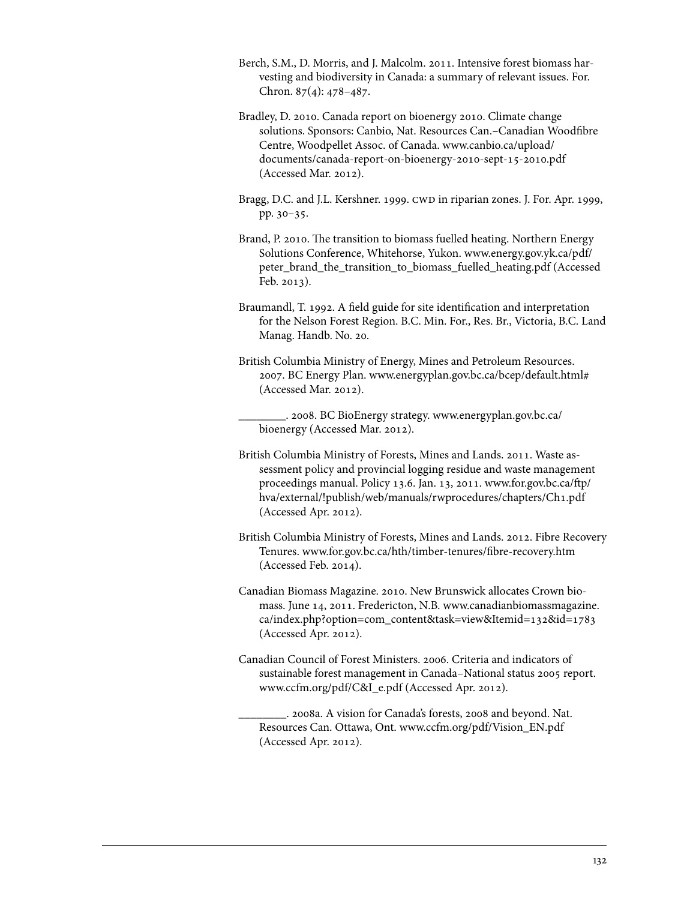Berch, S.M., D. Morris, and J. Malcolm. 2011. Intensive forest biomass harvesting and biodiversity in Canada: a summary of relevant issues. For. Chron. 87(4): 478–487.

Bradley, D. 2010. Canada report on bioenergy 2010. Climate change solutions. Sponsors: Canbio, Nat. Resources Can.–Canadian Woodfibre Centre, Woodpellet Assoc. of Canada. www.canbio.ca/upload/documents/canada-report-on-bioenergy-2010-sept-15-2010.pdf (Accessed Mar. 2012).

Bragg, D.C. and J.L. Kershner. 1999. CWD in riparian zones. J. For. Apr. 1999, pp. 30–35.

Brand, P. 2010. The transition to biomass fuelled heating. Northern Energy Solutions Conference, Whitehorse, Yukon. www.energy.gov.yk.ca/pdf/peter_brand_the_transition_to_biomass_fuelled_heating.pdf (Accessed Feb. 2013).

Braumandl, T. 1992. A field guide for site identification and interpretation for the Nelson Forest Region. B.C. Min. For., Res. Br., Victoria, B.C. Land Manag. Handb. No. 20.

British Columbia Ministry of Energy, Mines and Petroleum Resources. 2007. BC Energy Plan. www.energyplan.gov.bc.ca/bcep/default.html# (Accessed Mar. 2012).

________. 2008. BC BioEnergy strategy. www.energyplan.gov.bc.ca/bioenergy (Accessed Mar. 2012).

British Columbia Ministry of Forests, Mines and Lands. 2011. Waste assessment policy and provincial logging residue and waste management proceedings manual. Policy 13.6. Jan. 13, 2011. www.for.gov.bc.ca/ftp/hva/external/!publish/web/manuals/rwprocedures/chapters/Ch1.pdf (Accessed Apr. 2012).

British Columbia Ministry of Forests, Mines and Lands. 2012. Fibre Recovery Tenures. www.for.gov.bc.ca/hth/timber-tenures/fibre-recovery.htm (Accessed Feb. 2014).

Canadian Biomass Magazine. 2010. New Brunswick allocates Crown biomass. June 14, 2011. Fredericton, N.B. www.canadianbiomassmagazine.ca/index.php?option=com_content&task=view&Itemid=132&id=1783 (Accessed Apr. 2012).

Canadian Council of Forest Ministers. 2006. Criteria and indicators of sustainable forest management in Canada–National status 2005 report. www.ccfm.org/pdf/C&I_e.pdf (Accessed Apr. 2012).

________. 2008a. A vision for Canada's forests, 2008 and beyond. Nat. Resources Can. Ottawa, Ont. www.ccfm.org/pdf/Vision_EN.pdf (Accessed Apr. 2012).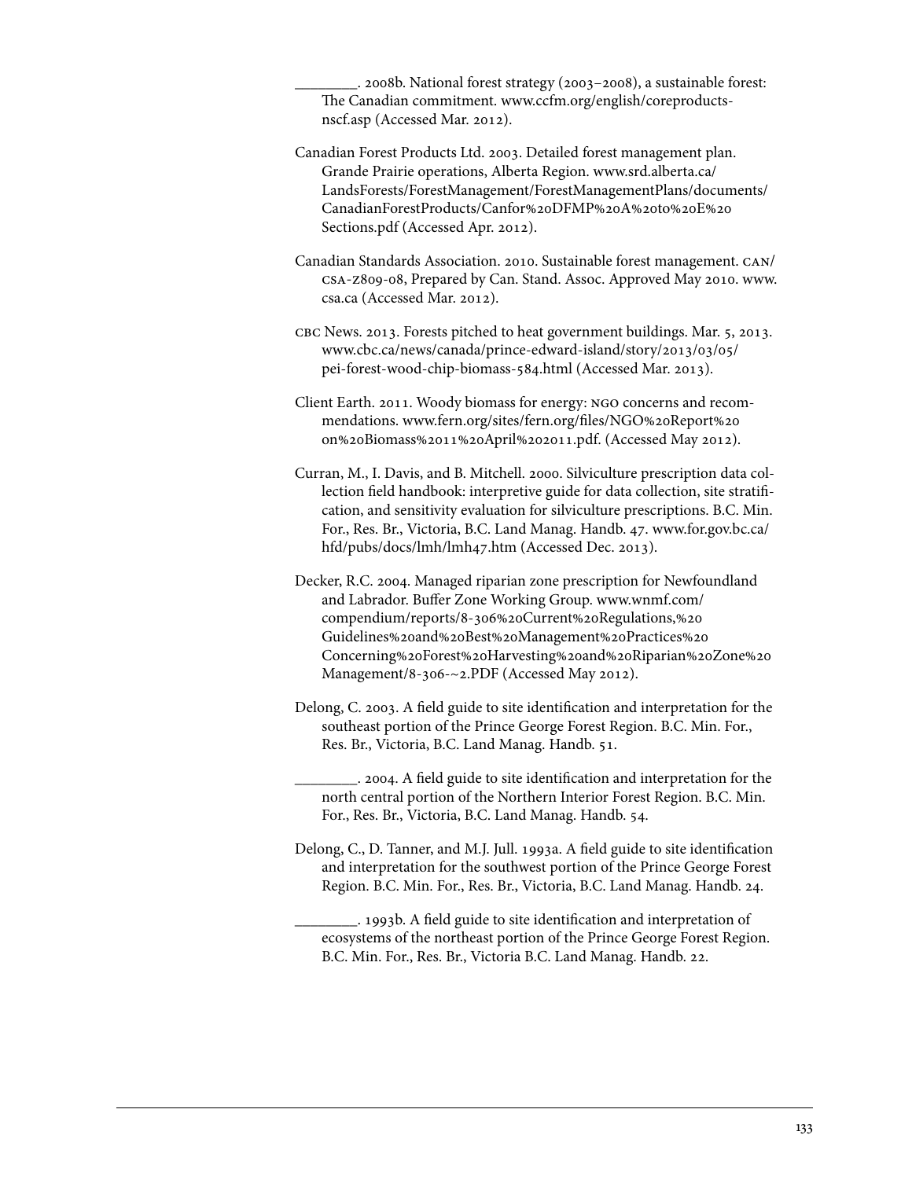________. 2008b. National forest strategy (2003–2008), a sustainable forest: The Canadian commitment. www.ccfm.org/english/coreproducts-nscf.asp (Accessed Mar. 2012).

Canadian Forest Products Ltd. 2003. Detailed forest management plan. Grande Prairie operations, Alberta Region. www.srd.alberta.ca/LandsForests/ForestManagement/ForestManagementPlans/documents/CanadianForestProducts/Canfor%20DFMP%20A%20to%20E%20Sections.pdf (Accessed Apr. 2012).

Canadian Standards Association. 2010. Sustainable forest management. CAN/CSA-Z809-08, Prepared by Can. Stand. Assoc. Approved May 2010. www.csa.ca (Accessed Mar. 2012).

CBC News. 2013. Forests pitched to heat government buildings. Mar. 5, 2013. www.cbc.ca/news/canada/prince-edward-island/story/2013/03/05/pei-forest-wood-chip-biomass-584.html (Accessed Mar. 2013).

Client Earth. 2011. Woody biomass for energy: NGO concerns and recommendations. www.fern.org/sites/fern.org/files/NGO%20Report%20on%20Biomass%2011%20April%202011.pdf. (Accessed May 2012).

Curran, M., I. Davis, and B. Mitchell. 2000. Silviculture prescription data collection field handbook: interpretive guide for data collection, site stratification, and sensitivity evaluation for silviculture prescriptions. B.C. Min. For., Res. Br., Victoria, B.C. Land Manag. Handb. 47. www.for.gov.bc.ca/hfd/pubs/docs/lmh/lmh47.htm (Accessed Dec. 2013).

Decker, R.C. 2004. Managed riparian zone prescription for Newfoundland and Labrador. Buffer Zone Working Group. www.wnmf.com/compendium/reports/8-306%20Current%20Regulations,%20Guidelines%20and%20Best%20Management%20Practices%20Concerning%20Forest%20Harvesting%20and%20Riparian%20Zone%20Management/8-306-~2.PDF (Accessed May 2012).

Delong, C. 2003. A field guide to site identification and interpretation for the southeast portion of the Prince George Forest Region. B.C. Min. For., Res. Br., Victoria, B.C. Land Manag. Handb. 51.

________. 2004. A field guide to site identification and interpretation for the north central portion of the Northern Interior Forest Region. B.C. Min. For., Res. Br., Victoria, B.C. Land Manag. Handb. 54.

Delong, C., D. Tanner, and M.J. Jull. 1993a. A field guide to site identification and interpretation for the southwest portion of the Prince George Forest Region. B.C. Min. For., Res. Br., Victoria, B.C. Land Manag. Handb. 24.

________. 1993b. A field guide to site identification and interpretation of ecosystems of the northeast portion of the Prince George Forest Region. B.C. Min. For., Res. Br., Victoria B.C. Land Manag. Handb. 22.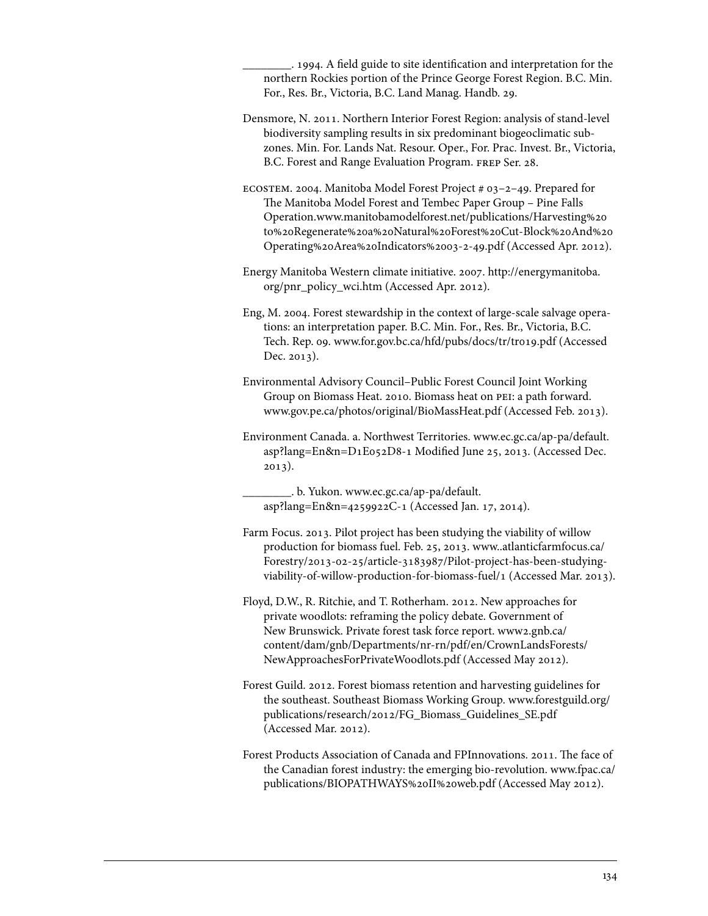________. 1994. A field guide to site identification and interpretation for the northern Rockies portion of the Prince George Forest Region. B.C. Min. For., Res. Br., Victoria, B.C. Land Manag. Handb. 29.

Densmore, N. 2011. Northern Interior Forest Region: analysis of stand-level biodiversity sampling results in six predominant biogeoclimatic subzones. Min. For. Lands Nat. Resour. Oper., For. Prac. Invest. Br., Victoria, B.C. Forest and Range Evaluation Program. FREP Ser. 28.

ECOSTEM. 2004. Manitoba Model Forest Project # 03–2–49. Prepared for The Manitoba Model Forest and Tembec Paper Group – Pine Falls Operation.www.manitobamodelforest.net/publications/Harvesting%20to%20Regenerate%20a%20Natural%20Forest%20Cut-Block%20And%20Operating%20Area%20Indicators%2003-2-49.pdf (Accessed Apr. 2012).

Energy Manitoba Western climate initiative. 2007. http://energymanitoba.org/pnr_policy_wci.htm (Accessed Apr. 2012).

Eng, M. 2004. Forest stewardship in the context of large-scale salvage operations: an interpretation paper. B.C. Min. For., Res. Br., Victoria, B.C. Tech. Rep. 09. www.for.gov.bc.ca/hfd/pubs/docs/tr/tr019.pdf (Accessed Dec. 2013).

Environmental Advisory Council–Public Forest Council Joint Working Group on Biomass Heat. 2010. Biomass heat on PEI: a path forward. www.gov.pe.ca/photos/original/BioMassHeat.pdf (Accessed Feb. 2013).

Environment Canada. a. Northwest Territories. www.ec.gc.ca/ap-pa/default.asp?lang=En&n=D1E052D8-1 Modified June 25, 2013. (Accessed Dec. 2013).

________. b. Yukon. www.ec.gc.ca/ap-pa/default.asp?lang=En&n=4259922C-1 (Accessed Jan. 17, 2014).

Farm Focus. 2013. Pilot project has been studying the viability of willow production for biomass fuel. Feb. 25, 2013. www..atlanticfarmfocus.ca/Forestry/2013-02-25/article-3183987/Pilot-project-has-been-studying-viability-of-willow-production-for-biomass-fuel/1 (Accessed Mar. 2013).

Floyd, D.W., R. Ritchie, and T. Rotherham. 2012. New approaches for private woodlots: reframing the policy debate. Government of New Brunswick. Private forest task force report. www2.gnb.ca/content/dam/gnb/Departments/nr-rn/pdf/en/CrownLandsForests/NewApproachesForPrivateWoodlots.pdf (Accessed May 2012).

Forest Guild. 2012. Forest biomass retention and harvesting guidelines for the southeast. Southeast Biomass Working Group. www.forestguild.org/publications/research/2012/FG_Biomass_Guidelines_SE.pdf (Accessed Mar. 2012).

Forest Products Association of Canada and FPInnovations. 2011. The face of the Canadian forest industry: the emerging bio-revolution. www.fpac.ca/publications/BIOPATHWAYS%20II%20web.pdf (Accessed May 2012).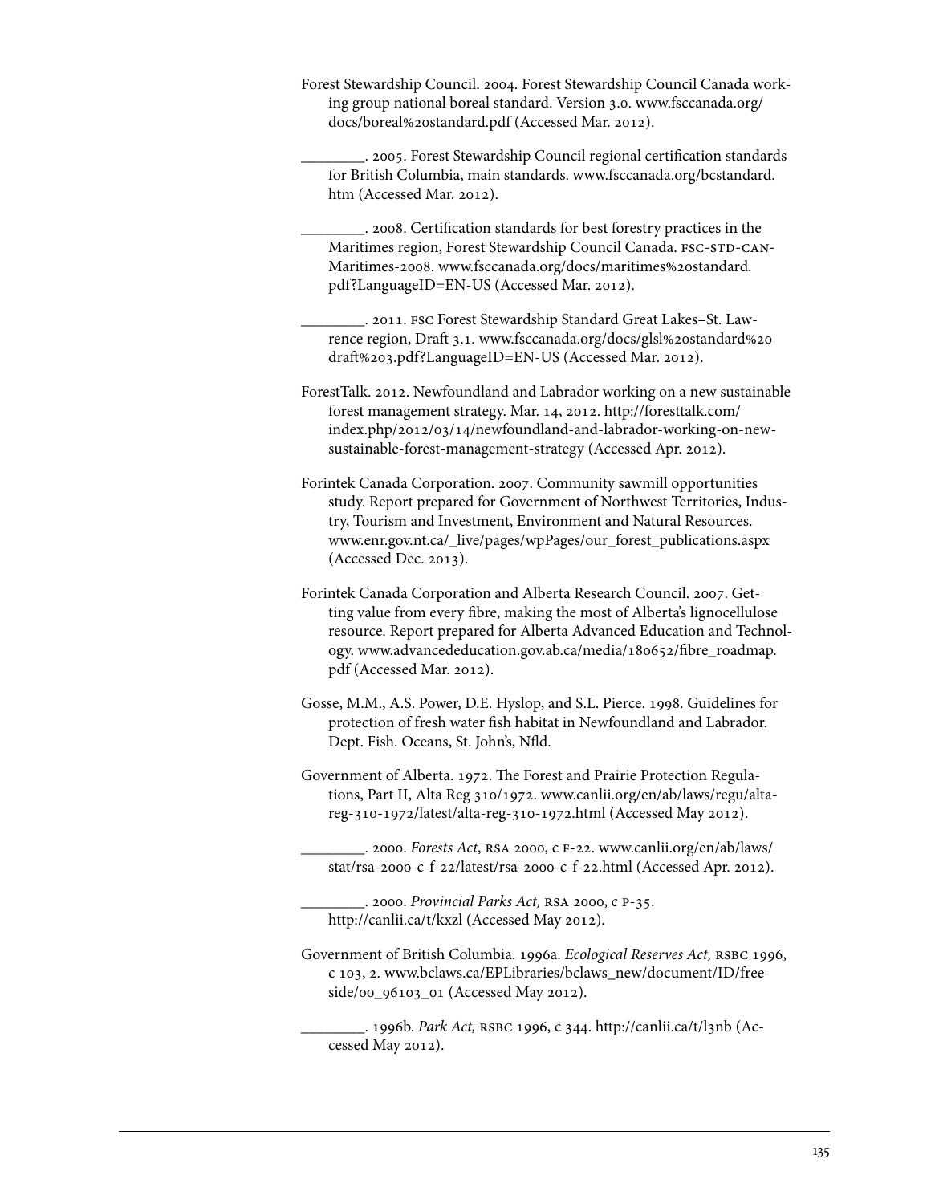Forest Stewardship Council. 2004. Forest Stewardship Council Canada working group national boreal standard. Version 3.0. www.fsccanada.org/docs/boreal%20standard.pdf (Accessed Mar. 2012).

________. 2005. Forest Stewardship Council regional certification standards for British Columbia, main standards. www.fsccanada.org/bcstandard.htm (Accessed Mar. 2012).

________. 2008. Certification standards for best forestry practices in the Maritimes region, Forest Stewardship Council Canada. FSC-STD-CAN-Maritimes-2008. www.fsccanada.org/docs/maritimes%20standard.pdf?LanguageID=EN-US (Accessed Mar. 2012).

________. 2011. FSC Forest Stewardship Standard Great Lakes–St. Lawrence region, Draft 3.1. www.fsccanada.org/docs/glsl%20standard%20draft%203.pdf?LanguageID=EN-US (Accessed Mar. 2012).

ForestTalk. 2012. Newfoundland and Labrador working on a new sustainable forest management strategy. Mar. 14, 2012. http://foresttalk.com/index.php/2012/03/14/newfoundland-and-labrador-working-on-new-sustainable-forest-management-strategy (Accessed Apr. 2012).

Forintek Canada Corporation. 2007. Community sawmill opportunities study. Report prepared for Government of Northwest Territories, Industry, Tourism and Investment, Environment and Natural Resources. www.enr.gov.nt.ca/_live/pages/wpPages/our_forest_publications.aspx (Accessed Dec. 2013).

Forintek Canada Corporation and Alberta Research Council. 2007. Getting value from every fibre, making the most of Alberta's lignocellulose resource. Report prepared for Alberta Advanced Education and Technology. www.advancededucation.gov.ab.ca/media/180652/fibre_roadmap.pdf (Accessed Mar. 2012).

Gosse, M.M., A.S. Power, D.E. Hyslop, and S.L. Pierce. 1998. Guidelines for protection of fresh water fish habitat in Newfoundland and Labrador. Dept. Fish. Oceans, St. John's, Nfld.

Government of Alberta. 1972. The Forest and Prairie Protection Regulations, Part II, Alta Reg 310/1972. www.canlii.org/en/ab/laws/regu/alta-reg-310-1972/latest/alta-reg-310-1972.html (Accessed May 2012).

________. 2000. *Forests Act*, RSA 2000, c F-22. www.canlii.org/en/ab/laws/stat/rsa-2000-c-f-22/latest/rsa-2000-c-f-22.html (Accessed Apr. 2012).

________. 2000. *Provincial Parks Act,* RSA 2000, c P-35. http://canlii.ca/t/kxzl (Accessed May 2012).

Government of British Columbia. 1996a. *Ecological Reserves Act,* RSBC 1996, c 103, 2. www.bclaws.ca/EPLibraries/bclaws_new/document/ID/freeside/00_96103_01 (Accessed May 2012).

________. 1996b. *Park Act,* RSBC 1996, c 344. http://canlii.ca/t/l3nb (Accessed May 2012).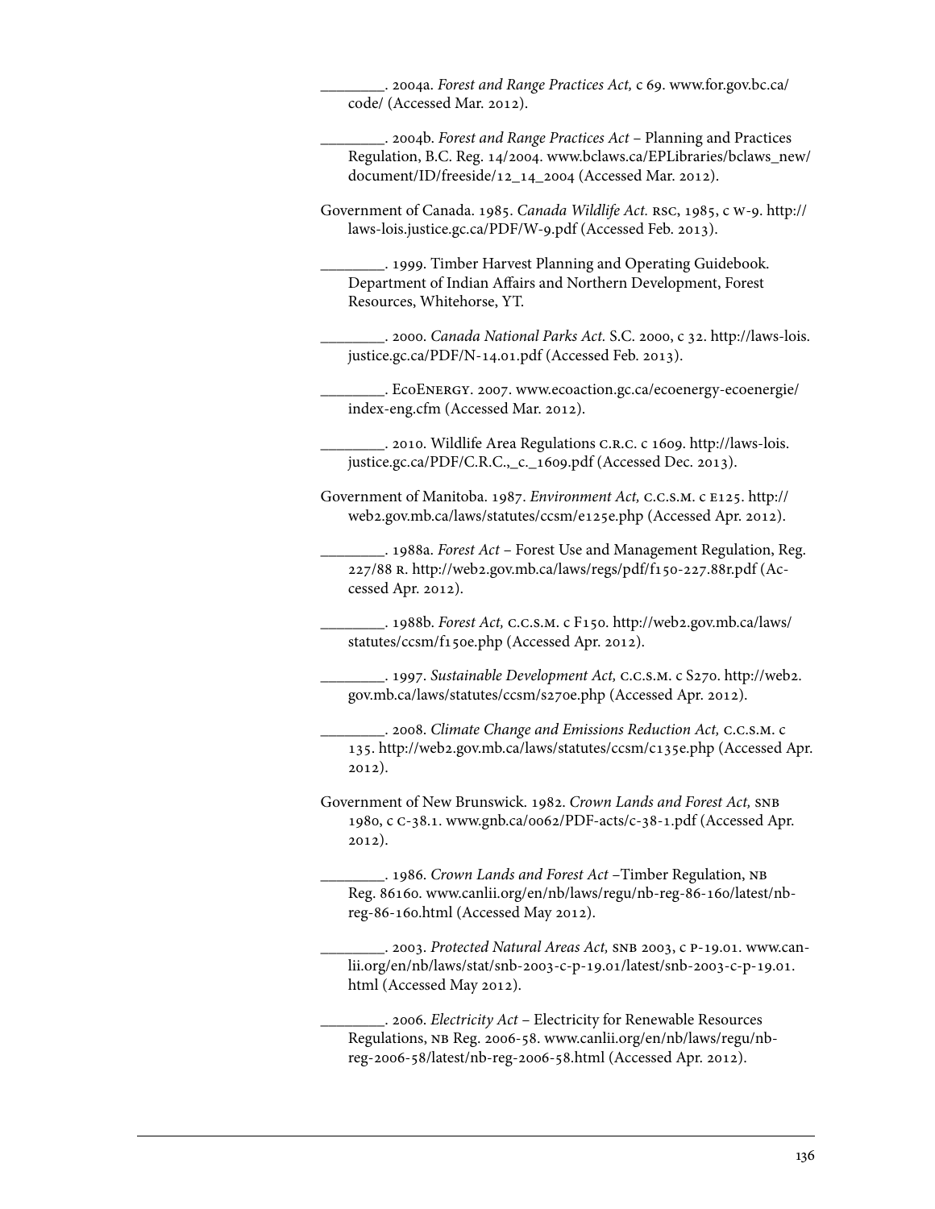________. 2004a. *Forest and Range Practices Act,* c 69. www.for.gov.bc.ca/code/ (Accessed Mar. 2012).

________. 2004b. *Forest and Range Practices Act* – Planning and Practices Regulation, B.C. Reg. 14/2004. www.bclaws.ca/EPLibraries/bclaws_new/document/ID/freeside/12_14_2004 (Accessed Mar. 2012).

Government of Canada. 1985. *Canada Wildlife Act.* RSC, 1985, c W-9. http://laws-lois.justice.gc.ca/PDF/W-9.pdf (Accessed Feb. 2013).

________. 1999. Timber Harvest Planning and Operating Guidebook. Department of Indian Affairs and Northern Development, Forest Resources, Whitehorse, YT.

________. 2000. *Canada National Parks Act.* S.C. 2000, c 32. http://laws-lois.justice.gc.ca/PDF/N-14.01.pdf (Accessed Feb. 2013).

________. EcoENERGY. 2007. www.ecoaction.gc.ca/ecoenergy-ecoenergie/index-eng.cfm (Accessed Mar. 2012).

________. 2010. Wildlife Area Regulations C.R.C. c 1609. http://laws-lois.justice.gc.ca/PDF/C.R.C.,_c._1609.pdf (Accessed Dec. 2013).

Government of Manitoba. 1987. *Environment Act,* C.C.S.M. c E125. http://web2.gov.mb.ca/laws/statutes/ccsm/e125e.php (Accessed Apr. 2012).

________. 1988a. *Forest Act* – Forest Use and Management Regulation, Reg. 227/88 R. http://web2.gov.mb.ca/laws/regs/pdf/f150-227.88r.pdf (Accessed Apr. 2012).

________. 1988b. *Forest Act,* C.C.S.M. c F150. http://web2.gov.mb.ca/laws/statutes/ccsm/f150e.php (Accessed Apr. 2012).

________. 1997. *Sustainable Development Act,* C.C.S.M. c S270. http://web2.gov.mb.ca/laws/statutes/ccsm/s270e.php (Accessed Apr. 2012).

________. 2008. *Climate Change and Emissions Reduction Act,* C.C.S.M. c 135. http://web2.gov.mb.ca/laws/statutes/ccsm/c135e.php (Accessed Apr. 2012).

Government of New Brunswick. 1982. *Crown Lands and Forest Act,* SNB 1980, c C-38.1. www.gnb.ca/0062/PDF-acts/c-38-1.pdf (Accessed Apr. 2012).

________. 1986. *Crown Lands and Forest Act* –Timber Regulation, NB Reg. 86160. www.canlii.org/en/nb/laws/regu/nb-reg-86-160/latest/nb-reg-86-160.html (Accessed May 2012).

________. 2003. *Protected Natural Areas Act,* SNB 2003, c P-19.01. www.canlii.org/en/nb/laws/stat/snb-2003-c-p-19.01/latest/snb-2003-c-p-19.01.html (Accessed May 2012).

________. 2006. *Electricity Act* – Electricity for Renewable Resources Regulations, NB Reg. 2006-58. www.canlii.org/en/nb/laws/regu/nb-reg-2006-58/latest/nb-reg-2006-58.html (Accessed Apr. 2012).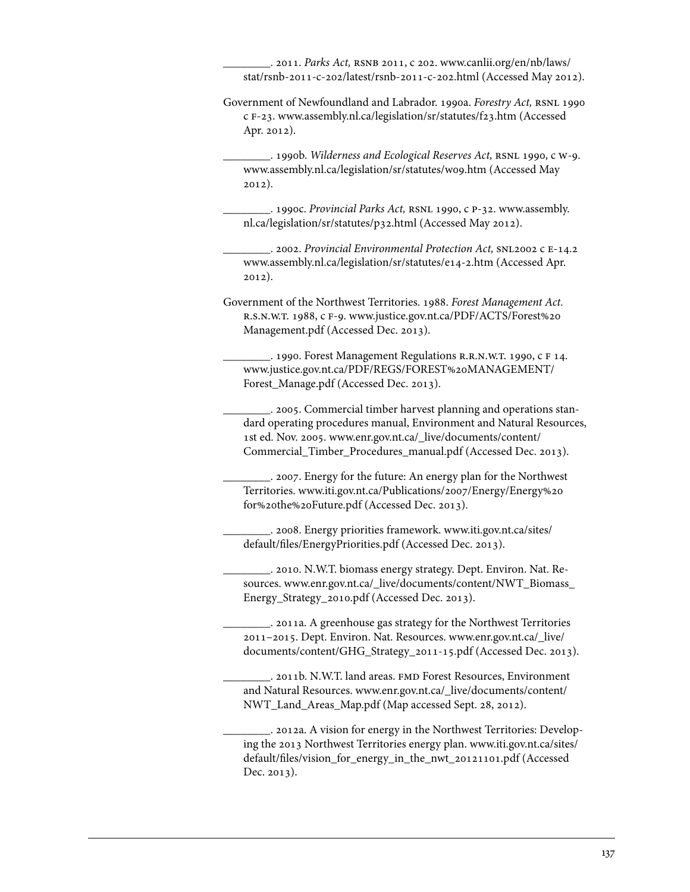________. 2011. *Parks Act,* RSNB 2011, c 202. www.canlii.org/en/nb/laws/stat/rsnb-2011-c-202/latest/rsnb-2011-c-202.html (Accessed May 2012).

Government of Newfoundland and Labrador. 1990a. *Forestry Act,* RSNL 1990 c F-23. www.assembly.nl.ca/legislation/sr/statutes/f23.htm (Accessed Apr. 2012).

________. 1990b. *Wilderness and Ecological Reserves Act,* RSNL 1990, c W-9. www.assembly.nl.ca/legislation/sr/statutes/w09.htm (Accessed May 2012).

________. 1990c. *Provincial Parks Act,* RSNL 1990, c P-32. www.assembly.nl.ca/legislation/sr/statutes/p32.html (Accessed May 2012).

________. 2002. *Provincial Environmental Protection Act,* SNL2002 c E-14.2 www.assembly.nl.ca/legislation/sr/statutes/e14-2.htm (Accessed Apr. 2012).

Government of the Northwest Territories. 1988. *Forest Management Act.* R.S.N.W.T. 1988, c F-9. www.justice.gov.nt.ca/PDF/ACTS/Forest%20Management.pdf (Accessed Dec. 2013).

________. 1990. Forest Management Regulations R.R.N.W.T. 1990, c F 14. www.justice.gov.nt.ca/PDF/REGS/FOREST%20MANAGEMENT/Forest_Manage.pdf (Accessed Dec. 2013).

________. 2005. Commercial timber harvest planning and operations standard operating procedures manual, Environment and Natural Resources, 1st ed. Nov. 2005. www.enr.gov.nt.ca/_live/documents/content/Commercial_Timber_Procedures_manual.pdf (Accessed Dec. 2013).

________. 2007. Energy for the future: An energy plan for the Northwest Territories. www.iti.gov.nt.ca/Publications/2007/Energy/Energy%20for%20the%20Future.pdf (Accessed Dec. 2013).

________. 2008. Energy priorities framework. www.iti.gov.nt.ca/sites/default/files/EnergyPriorities.pdf (Accessed Dec. 2013).

________. 2010. N.W.T. biomass energy strategy. Dept. Environ. Nat. Resources. www.enr.gov.nt.ca/_live/documents/content/NWT_Biomass_Energy_Strategy_2010.pdf (Accessed Dec. 2013).

________. 2011a. A greenhouse gas strategy for the Northwest Territories 2011–2015. Dept. Environ. Nat. Resources. www.enr.gov.nt.ca/_live/documents/content/GHG_Strategy_2011-15.pdf (Accessed Dec. 2013).

________. 2011b. N.W.T. land areas. FMD Forest Resources, Environment and Natural Resources. www.enr.gov.nt.ca/_live/documents/content/NWT_Land_Areas_Map.pdf (Map accessed Sept. 28, 2012).

________. 2012a. A vision for energy in the Northwest Territories: Developing the 2013 Northwest Territories energy plan. www.iti.gov.nt.ca/sites/default/files/vision_for_energy_in_the_nwt_20121101.pdf (Accessed Dec. 2013).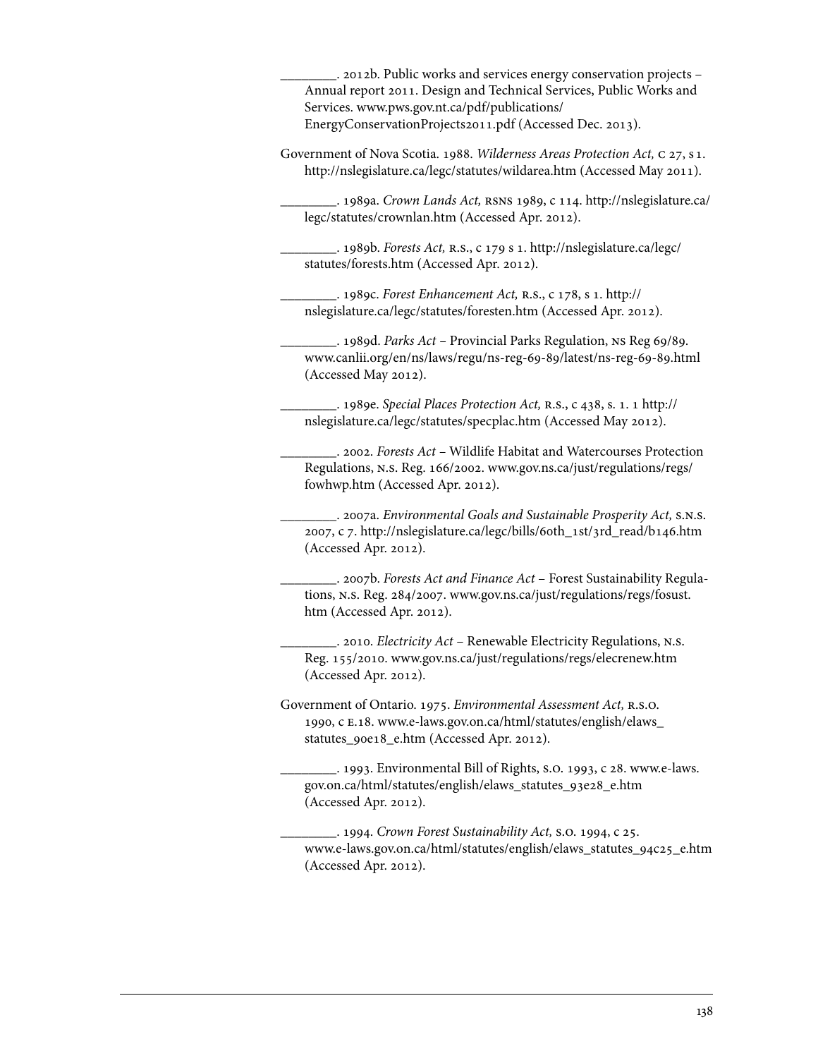________. 2012b. Public works and services energy conservation projects – Annual report 2011. Design and Technical Services, Public Works and Services. www.pws.gov.nt.ca/pdf/publications/EnergyConservationProjects2011.pdf (Accessed Dec. 2013).

Government of Nova Scotia. 1988. *Wilderness Areas Protection Act,* c 27, s 1. http://nslegislature.ca/legc/statutes/wildarea.htm (Accessed May 2011).

________. 1989a. *Crown Lands Act,* RSNS 1989, c 114. http://nslegislature.ca/legc/statutes/crownlan.htm (Accessed Apr. 2012).

________. 1989b. *Forests Act,* R.S., c 179 s 1. http://nslegislature.ca/legc/statutes/forests.htm (Accessed Apr. 2012).

________. 1989c. *Forest Enhancement Act,* R.S., c 178, s 1. http://nslegislature.ca/legc/statutes/foresten.htm (Accessed Apr. 2012).

________. 1989d. *Parks Act* – Provincial Parks Regulation, NS Reg 69/89. www.canlii.org/en/ns/laws/regu/ns-reg-69-89/latest/ns-reg-69-89.html (Accessed May 2012).

________. 1989e. *Special Places Protection Act,* R.S., c 438, s. 1. 1 http://nslegislature.ca/legc/statutes/specplac.htm (Accessed May 2012).

________. 2002. *Forests Act* – Wildlife Habitat and Watercourses Protection Regulations, N.S. Reg. 166/2002. www.gov.ns.ca/just/regulations/regs/fowhwp.htm (Accessed Apr. 2012).

________. 2007a. *Environmental Goals and Sustainable Prosperity Act,* S.N.S. 2007, c 7. http://nslegislature.ca/legc/bills/60th_1st/3rd_read/b146.htm (Accessed Apr. 2012).

________. 2007b. *Forests Act and Finance Act* – Forest Sustainability Regulations, N.S. Reg. 284/2007. www.gov.ns.ca/just/regulations/regs/fosust.htm (Accessed Apr. 2012).

________. 2010. *Electricity Act* – Renewable Electricity Regulations, N.S. Reg. 155/2010. www.gov.ns.ca/just/regulations/regs/elecrenew.htm (Accessed Apr. 2012).

Government of Ontario. 1975. *Environmental Assessment Act,* R.S.O. 1990, c E.18. www.e-laws.gov.on.ca/html/statutes/english/elaws_statutes_90e18_e.htm (Accessed Apr. 2012).

________. 1993. Environmental Bill of Rights, S.O. 1993, c 28. www.e-laws.gov.on.ca/html/statutes/english/elaws_statutes_93e28_e.htm (Accessed Apr. 2012).

________. 1994. *Crown Forest Sustainability Act,* S.O. 1994, c 25. www.e-laws.gov.on.ca/html/statutes/english/elaws_statutes_94c25_e.htm (Accessed Apr. 2012).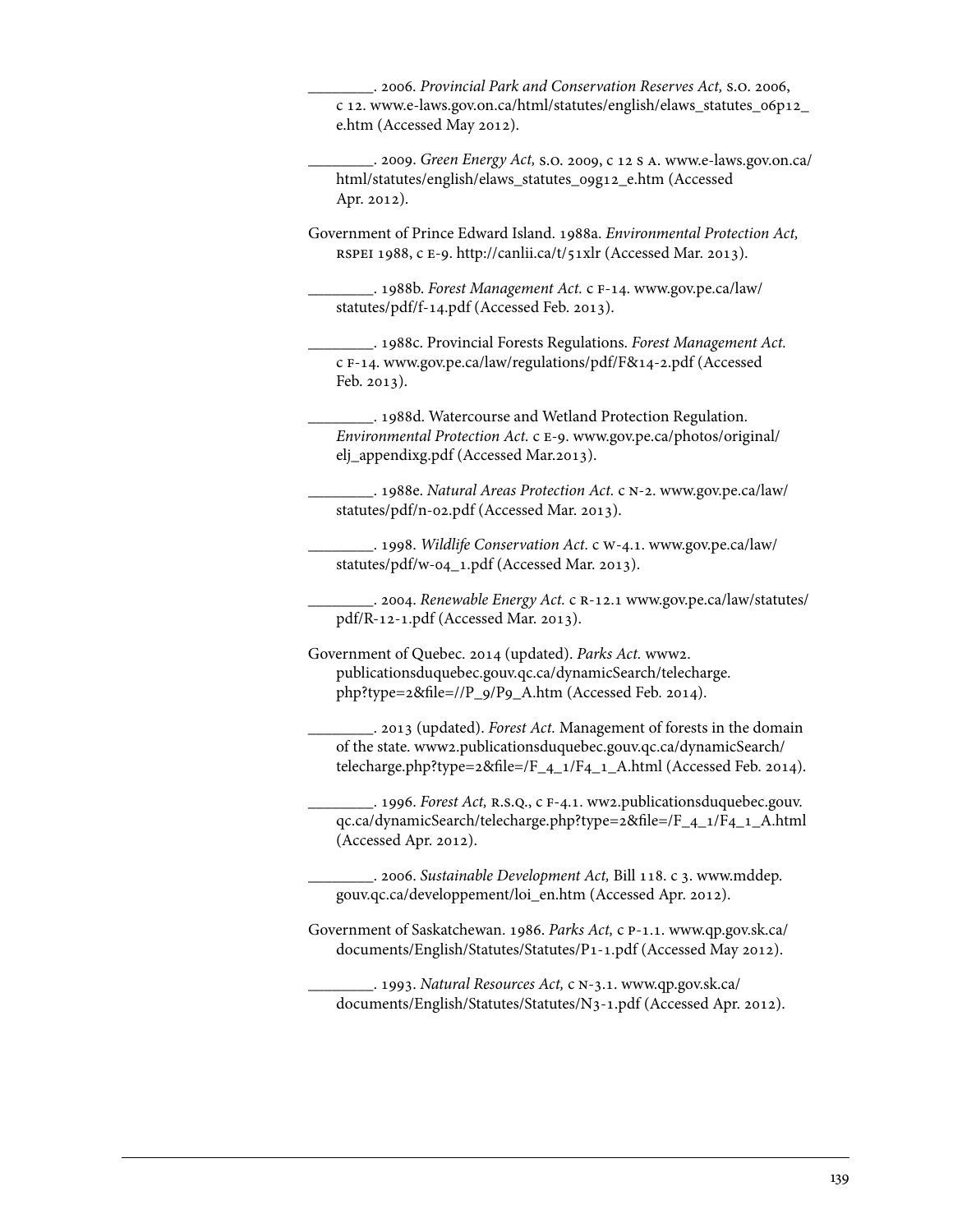________. 2006. *Provincial Park and Conservation Reserves Act,* S.O. 2006, c 12. www.e-laws.gov.on.ca/html/statutes/english/elaws_statutes_06p12_e.htm (Accessed May 2012).

________. 2009. *Green Energy Act,* S.O. 2009, c 12 S A. www.e-laws.gov.on.ca/html/statutes/english/elaws_statutes_09g12_e.htm (Accessed Apr. 2012).

Government of Prince Edward Island. 1988a. *Environmental Protection Act,* RSPEI 1988, c E-9. http://canlii.ca/t/51xlr (Accessed Mar. 2013).

________. 1988b. *Forest Management Act.* c F-14. www.gov.pe.ca/law/statutes/pdf/f-14.pdf (Accessed Feb. 2013).

________. 1988c. Provincial Forests Regulations. *Forest Management Act.* c F-14. www.gov.pe.ca/law/regulations/pdf/F&14-2.pdf (Accessed Feb. 2013).

________. 1988d. Watercourse and Wetland Protection Regulation. *Environmental Protection Act.* c E-9. www.gov.pe.ca/photos/original/elj_appendixg.pdf (Accessed Mar.2013).

________. 1988e. *Natural Areas Protection Act.* c N-2. www.gov.pe.ca/law/statutes/pdf/n-02.pdf (Accessed Mar. 2013).

________. 1998. *Wildlife Conservation Act.* c W-4.1. www.gov.pe.ca/law/statutes/pdf/w-04_1.pdf (Accessed Mar. 2013).

________. 2004. *Renewable Energy Act.* c R-12.1 www.gov.pe.ca/law/statutes/pdf/R-12-1.pdf (Accessed Mar. 2013).

Government of Quebec. 2014 (updated). *Parks Act.* www2.publicationsduquebec.gouv.qc.ca/dynamicSearch/telecharge.php?type=2&file=//P_9/P9_A.htm (Accessed Feb. 2014).

________. 2013 (updated). *Forest Act.* Management of forests in the domain of the state. www2.publicationsduquebec.gouv.qc.ca/dynamicSearch/telecharge.php?type=2&file=/F_4_1/F4_1_A.html (Accessed Feb. 2014).

________. 1996. *Forest Act,* R.S.Q., c F-4.1. ww2.publicationsduquebec.gouv.qc.ca/dynamicSearch/telecharge.php?type=2&file=/F_4_1/F4_1_A.html (Accessed Apr. 2012).

________. 2006. *Sustainable Development Act,* Bill 118. c 3. www.mddep.gouv.qc.ca/developpement/loi_en.htm (Accessed Apr. 2012).

Government of Saskatchewan. 1986. *Parks Act,* c P-1.1. www.qp.gov.sk.ca/documents/English/Statutes/Statutes/P1-1.pdf (Accessed May 2012).

________. 1993. *Natural Resources Act,* c N-3.1. www.qp.gov.sk.ca/documents/English/Statutes/Statutes/N3-1.pdf (Accessed Apr. 2012).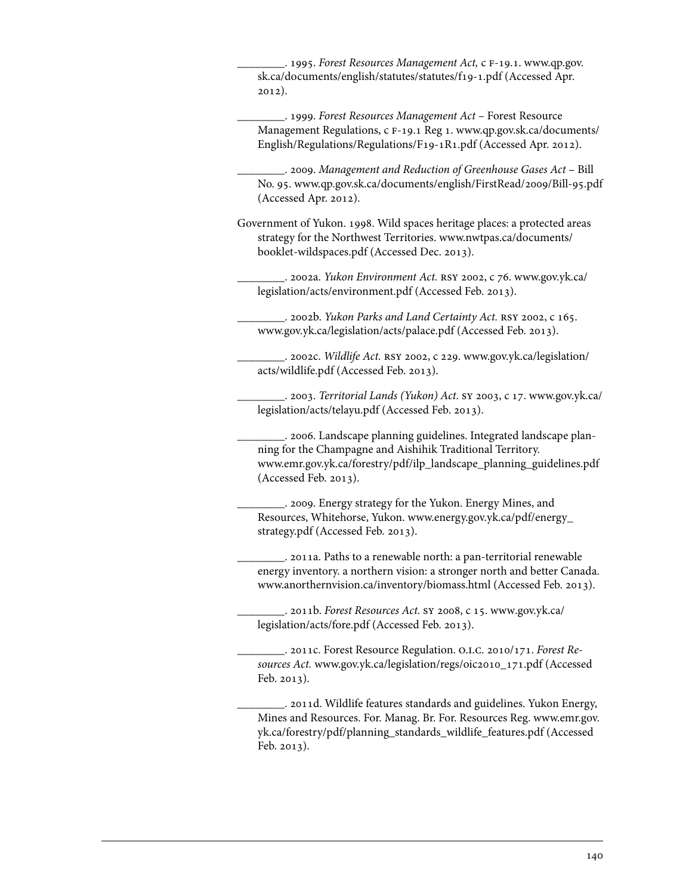________. 1995. *Forest Resources Management Act,* c F-19.1. www.qp.gov.sk.ca/documents/english/statutes/statutes/f19-1.pdf (Accessed Apr. 2012).

________. 1999. *Forest Resources Management Act* – Forest Resource Management Regulations, c F-19.1 Reg 1. www.qp.gov.sk.ca/documents/English/Regulations/Regulations/F19-1R1.pdf (Accessed Apr. 2012).

________. 2009. *Management and Reduction of Greenhouse Gases Act* – Bill No. 95. www.qp.gov.sk.ca/documents/english/FirstRead/2009/Bill-95.pdf (Accessed Apr. 2012).

Government of Yukon. 1998. Wild spaces heritage places: a protected areas strategy for the Northwest Territories. www.nwtpas.ca/documents/booklet-wildspaces.pdf (Accessed Dec. 2013).

________. 2002a. *Yukon Environment Act.* RSY 2002, c 76. www.gov.yk.ca/legislation/acts/environment.pdf (Accessed Feb. 2013).

________. 2002b. *Yukon Parks and Land Certainty Act.* RSY 2002, c 165. www.gov.yk.ca/legislation/acts/palace.pdf (Accessed Feb. 2013).

________. 2002c. *Wildlife Act.* RSY 2002, c 229. www.gov.yk.ca/legislation/acts/wildlife.pdf (Accessed Feb. 2013).

________. 2003. *Territorial Lands (Yukon) Act.* SY 2003, c 17. www.gov.yk.ca/legislation/acts/telayu.pdf (Accessed Feb. 2013).

________. 2006. Landscape planning guidelines. Integrated landscape planning for the Champagne and Aishihik Traditional Territory. www.emr.gov.yk.ca/forestry/pdf/ilp_landscape_planning_guidelines.pdf (Accessed Feb. 2013).

________. 2009. Energy strategy for the Yukon. Energy Mines, and Resources, Whitehorse, Yukon. www.energy.gov.yk.ca/pdf/energy_strategy.pdf (Accessed Feb. 2013).

________. 2011a. Paths to a renewable north: a pan-territorial renewable energy inventory. a northern vision: a stronger north and better Canada. www.anorthernvision.ca/inventory/biomass.html (Accessed Feb. 2013).

________. 2011b. *Forest Resources Act.* SY 2008, c 15. www.gov.yk.ca/legislation/acts/fore.pdf (Accessed Feb. 2013).

________. 2011c. Forest Resource Regulation. O.I.C. 2010/171. *Forest Resources Act.* www.gov.yk.ca/legislation/regs/oic2010_171.pdf (Accessed Feb. 2013).

________. 2011d. Wildlife features standards and guidelines. Yukon Energy, Mines and Resources. For. Manag. Br. For. Resources Reg. www.emr.gov.yk.ca/forestry/pdf/planning_standards_wildlife_features.pdf (Accessed Feb. 2013).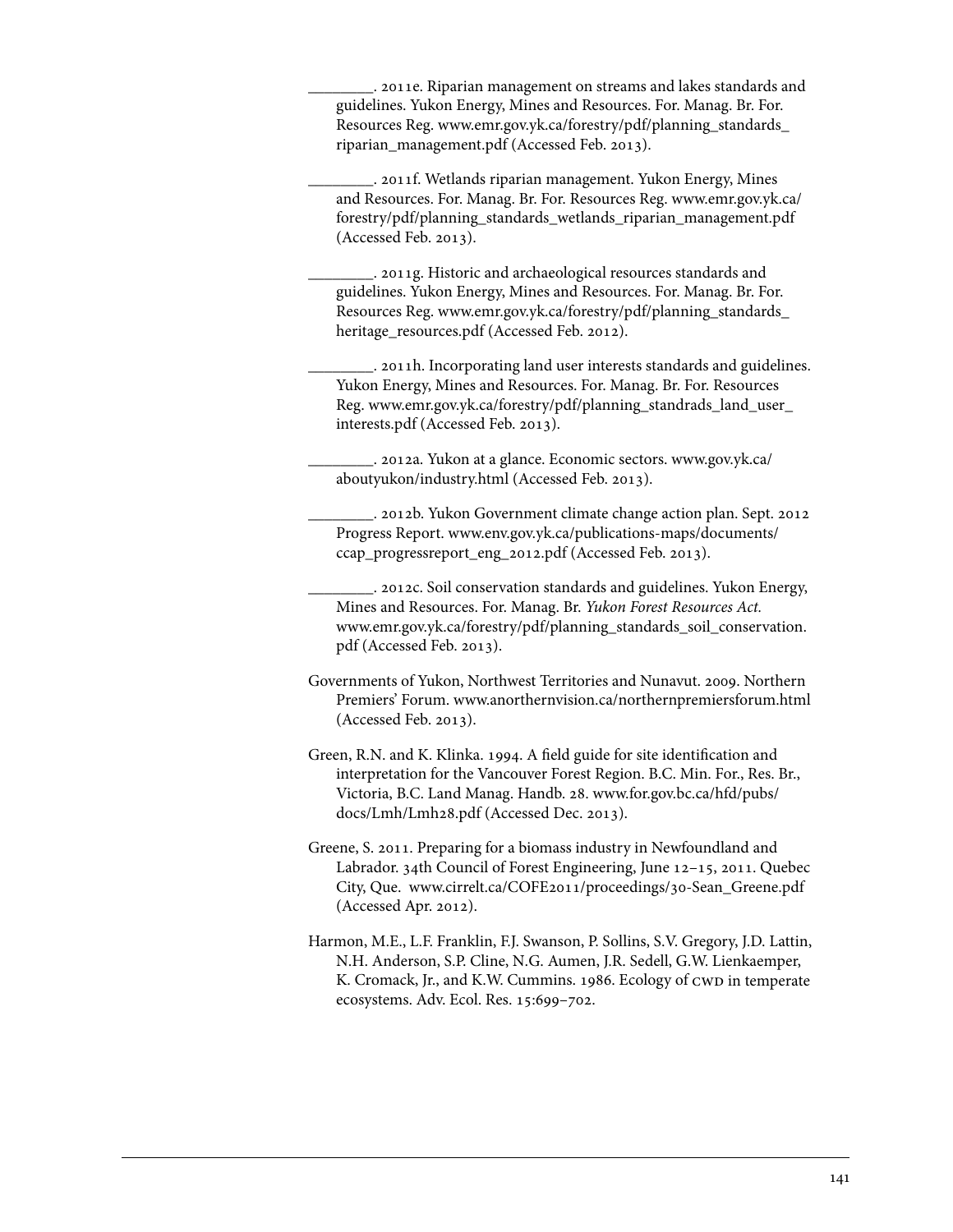________. 2011e. Riparian management on streams and lakes standards and guidelines. Yukon Energy, Mines and Resources. For. Manag. Br. For. Resources Reg. www.emr.gov.yk.ca/forestry/pdf/planning_standards_riparian_management.pdf (Accessed Feb. 2013).

________. 2011f. Wetlands riparian management. Yukon Energy, Mines and Resources. For. Manag. Br. For. Resources Reg. www.emr.gov.yk.ca/forestry/pdf/planning_standards_wetlands_riparian_management.pdf (Accessed Feb. 2013).

________. 2011g. Historic and archaeological resources standards and guidelines. Yukon Energy, Mines and Resources. For. Manag. Br. For. Resources Reg. www.emr.gov.yk.ca/forestry/pdf/planning_standards_heritage_resources.pdf (Accessed Feb. 2012).

________. 2011h. Incorporating land user interests standards and guidelines. Yukon Energy, Mines and Resources. For. Manag. Br. For. Resources Reg. www.emr.gov.yk.ca/forestry/pdf/planning_standrads_land_user_interests.pdf (Accessed Feb. 2013).

________. 2012a. Yukon at a glance. Economic sectors. www.gov.yk.ca/aboutyukon/industry.html (Accessed Feb. 2013).

________. 2012b. Yukon Government climate change action plan. Sept. 2012 Progress Report. www.env.gov.yk.ca/publications-maps/documents/ccap_progressreport_eng_2012.pdf (Accessed Feb. 2013).

________. 2012c. Soil conservation standards and guidelines. Yukon Energy, Mines and Resources. For. Manag. Br. *Yukon Forest Resources Act.* www.emr.gov.yk.ca/forestry/pdf/planning_standards_soil_conservation.pdf (Accessed Feb. 2013).

Governments of Yukon, Northwest Territories and Nunavut. 2009. Northern Premiers' Forum. www.anorthernvision.ca/northernpremiersforum.html (Accessed Feb. 2013).

Green, R.N. and K. Klinka. 1994. A field guide for site identification and interpretation for the Vancouver Forest Region. B.C. Min. For., Res. Br., Victoria, B.C. Land Manag. Handb. 28. www.for.gov.bc.ca/hfd/pubs/docs/Lmh/Lmh28.pdf (Accessed Dec. 2013).

Greene, S. 2011. Preparing for a biomass industry in Newfoundland and Labrador. 34th Council of Forest Engineering, June 12–15, 2011. Quebec City, Que. www.cirrelt.ca/COFE2011/proceedings/30-Sean_Greene.pdf (Accessed Apr. 2012).

Harmon, M.E., L.F. Franklin, F.J. Swanson, P. Sollins, S.V. Gregory, J.D. Lattin, N.H. Anderson, S.P. Cline, N.G. Aumen, J.R. Sedell, G.W. Lienkaemper, K. Cromack, Jr., and K.W. Cummins. 1986. Ecology of CWD in temperate ecosystems. Adv. Ecol. Res. 15:699–702.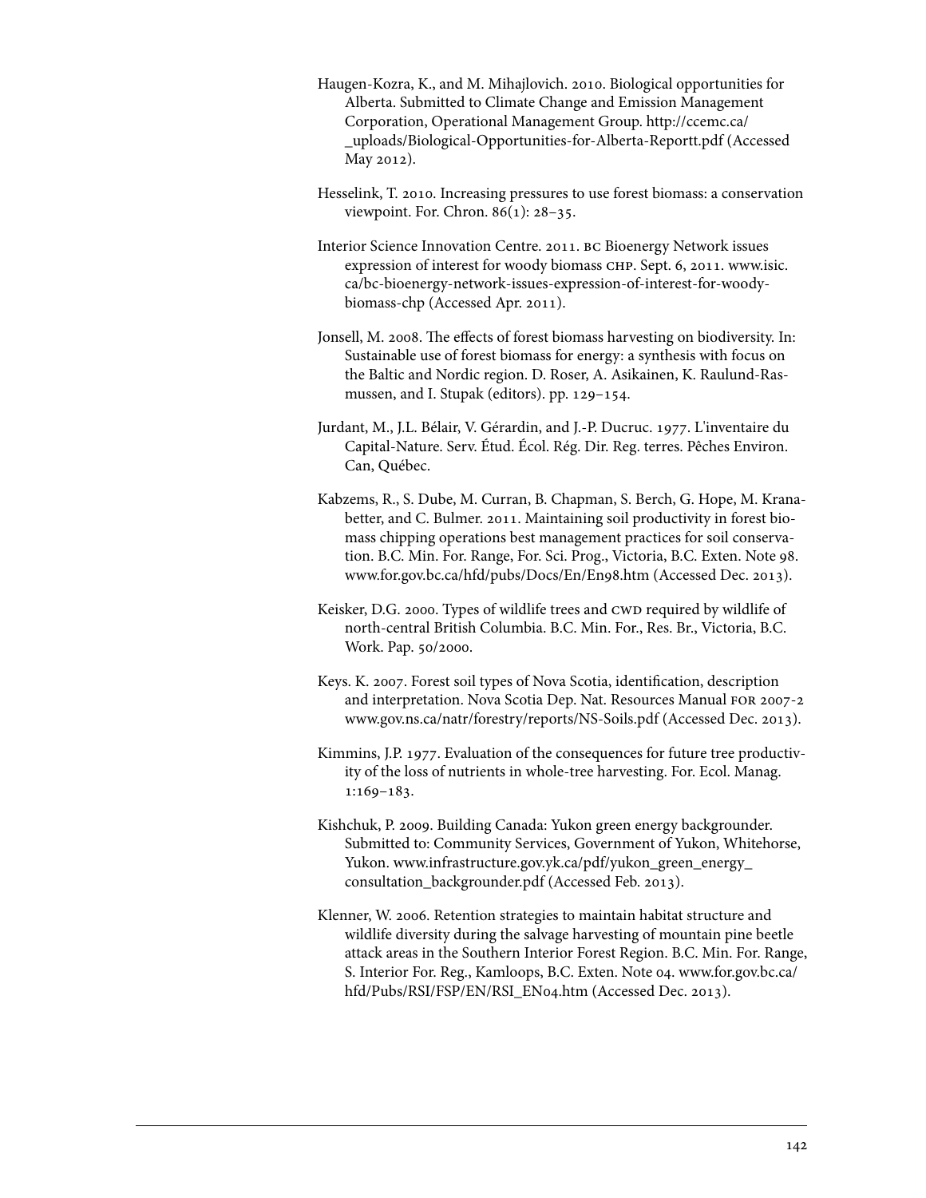Haugen-Kozra, K., and M. Mihajlovich. 2010. Biological opportunities for Alberta. Submitted to Climate Change and Emission Management Corporation, Operational Management Group. http://ccemc.ca/_uploads/Biological-Opportunities-for-Alberta-Reportt.pdf (Accessed May 2012).

Hesselink, T. 2010. Increasing pressures to use forest biomass: a conservation viewpoint. For. Chron. 86(1): 28–35.

Interior Science Innovation Centre. 2011. BC Bioenergy Network issues expression of interest for woody biomass CHP. Sept. 6, 2011. www.isic.ca/bc-bioenergy-network-issues-expression-of-interest-for-woody-biomass-chp (Accessed Apr. 2011).

Jonsell, M. 2008. The effects of forest biomass harvesting on biodiversity. In: Sustainable use of forest biomass for energy: a synthesis with focus on the Baltic and Nordic region. D. Roser, A. Asikainen, K. Raulund-Rasmussen, and I. Stupak (editors). pp. 129–154.

Jurdant, M., J.L. Bélair, V. Gérardin, and J.-P. Ducruc. 1977. L'inventaire du Capital-Nature. Serv. Étud. Écol. Rég. Dir. Reg. terres. Pêches Environ. Can, Québec.

Kabzems, R., S. Dube, M. Curran, B. Chapman, S. Berch, G. Hope, M. Kranabetter, and C. Bulmer. 2011. Maintaining soil productivity in forest biomass chipping operations best management practices for soil conservation. B.C. Min. For. Range, For. Sci. Prog., Victoria, B.C. Exten. Note 98. www.for.gov.bc.ca/hfd/pubs/Docs/En/En98.htm (Accessed Dec. 2013).

Keisker, D.G. 2000. Types of wildlife trees and CWD required by wildlife of north-central British Columbia. B.C. Min. For., Res. Br., Victoria, B.C. Work. Pap. 50/2000.

Keys. K. 2007. Forest soil types of Nova Scotia, identification, description and interpretation. Nova Scotia Dep. Nat. Resources Manual FOR 2007-2 www.gov.ns.ca/natr/forestry/reports/NS-Soils.pdf (Accessed Dec. 2013).

Kimmins, J.P. 1977. Evaluation of the consequences for future tree productivity of the loss of nutrients in whole-tree harvesting. For. Ecol. Manag. 1:169–183.

Kishchuk, P. 2009. Building Canada: Yukon green energy backgrounder. Submitted to: Community Services, Government of Yukon, Whitehorse, Yukon. www.infrastructure.gov.yk.ca/pdf/yukon_green_energy_consultation_backgrounder.pdf (Accessed Feb. 2013).

Klenner, W. 2006. Retention strategies to maintain habitat structure and wildlife diversity during the salvage harvesting of mountain pine beetle attack areas in the Southern Interior Forest Region. B.C. Min. For. Range, S. Interior For. Reg., Kamloops, B.C. Exten. Note 04. www.for.gov.bc.ca/hfd/Pubs/RSI/FSP/EN/RSI_EN04.htm (Accessed Dec. 2013).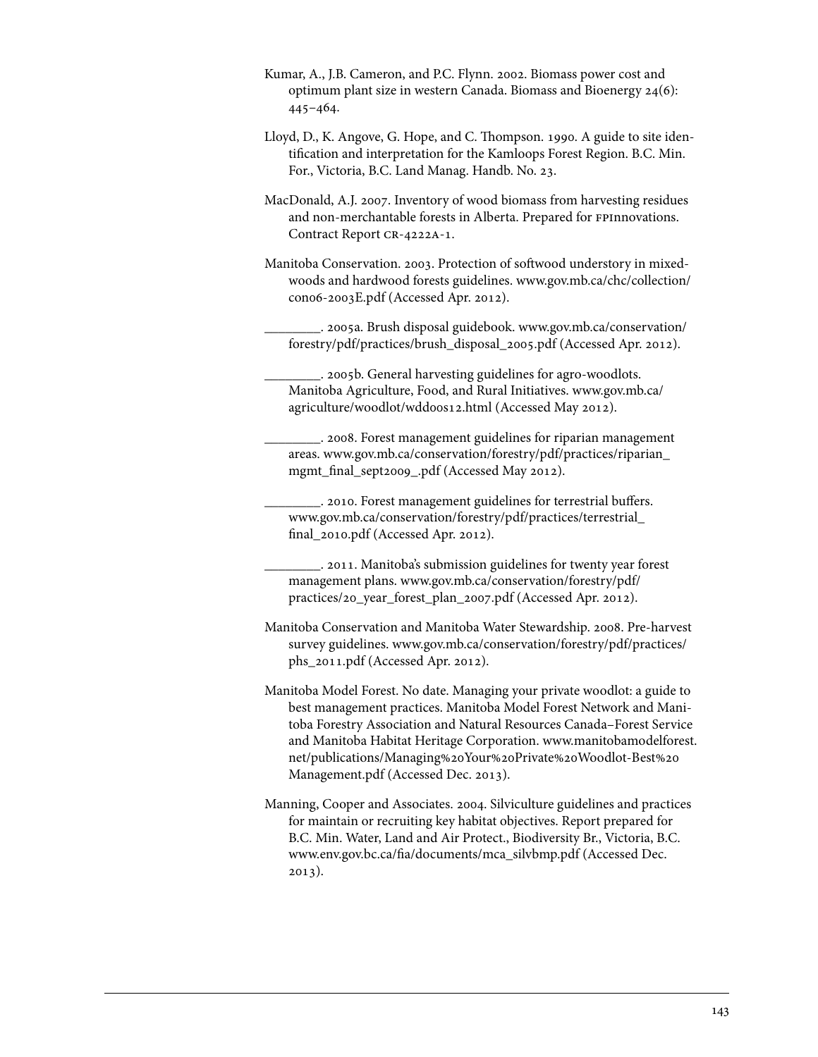Kumar, A., J.B. Cameron, and P.C. Flynn. 2002. Biomass power cost and optimum plant size in western Canada. Biomass and Bioenergy 24(6): 445–464.

Lloyd, D., K. Angove, G. Hope, and C. Thompson. 1990. A guide to site identification and interpretation for the Kamloops Forest Region. B.C. Min. For., Victoria, B.C. Land Manag. Handb. No. 23.

MacDonald, A.J. 2007. Inventory of wood biomass from harvesting residues and non-merchantable forests in Alberta. Prepared for FPInnovations. Contract Report CR-4222A-1.

Manitoba Conservation. 2003. Protection of softwood understory in mixedwoods and hardwood forests guidelines. www.gov.mb.ca/chc/collection/con06-2003E.pdf (Accessed Apr. 2012).

________. 2005a. Brush disposal guidebook. www.gov.mb.ca/conservation/forestry/pdf/practices/brush_disposal_2005.pdf (Accessed Apr. 2012).

________. 2005b. General harvesting guidelines for agro-woodlots. Manitoba Agriculture, Food, and Rural Initiatives. www.gov.mb.ca/agriculture/woodlot/wdd00s12.html (Accessed May 2012).

________. 2008. Forest management guidelines for riparian management areas. www.gov.mb.ca/conservation/forestry/pdf/practices/riparian_mgmt_final_sept2009_.pdf (Accessed May 2012).

________. 2010. Forest management guidelines for terrestrial buffers. www.gov.mb.ca/conservation/forestry/pdf/practices/terrestrial_final_2010.pdf (Accessed Apr. 2012).

________. 2011. Manitoba's submission guidelines for twenty year forest management plans. www.gov.mb.ca/conservation/forestry/pdf/practices/20_year_forest_plan_2007.pdf (Accessed Apr. 2012).

Manitoba Conservation and Manitoba Water Stewardship. 2008. Pre-harvest survey guidelines. www.gov.mb.ca/conservation/forestry/pdf/practices/phs_2011.pdf (Accessed Apr. 2012).

Manitoba Model Forest. No date. Managing your private woodlot: a guide to best management practices. Manitoba Model Forest Network and Manitoba Forestry Association and Natural Resources Canada–Forest Service and Manitoba Habitat Heritage Corporation. www.manitobamodelforest.net/publications/Managing%20Your%20Private%20Woodlot-Best%20Management.pdf (Accessed Dec. 2013).

Manning, Cooper and Associates. 2004. Silviculture guidelines and practices for maintain or recruiting key habitat objectives. Report prepared for B.C. Min. Water, Land and Air Protect., Biodiversity Br., Victoria, B.C. www.env.gov.bc.ca/fia/documents/mca_silvbmp.pdf (Accessed Dec. 2013).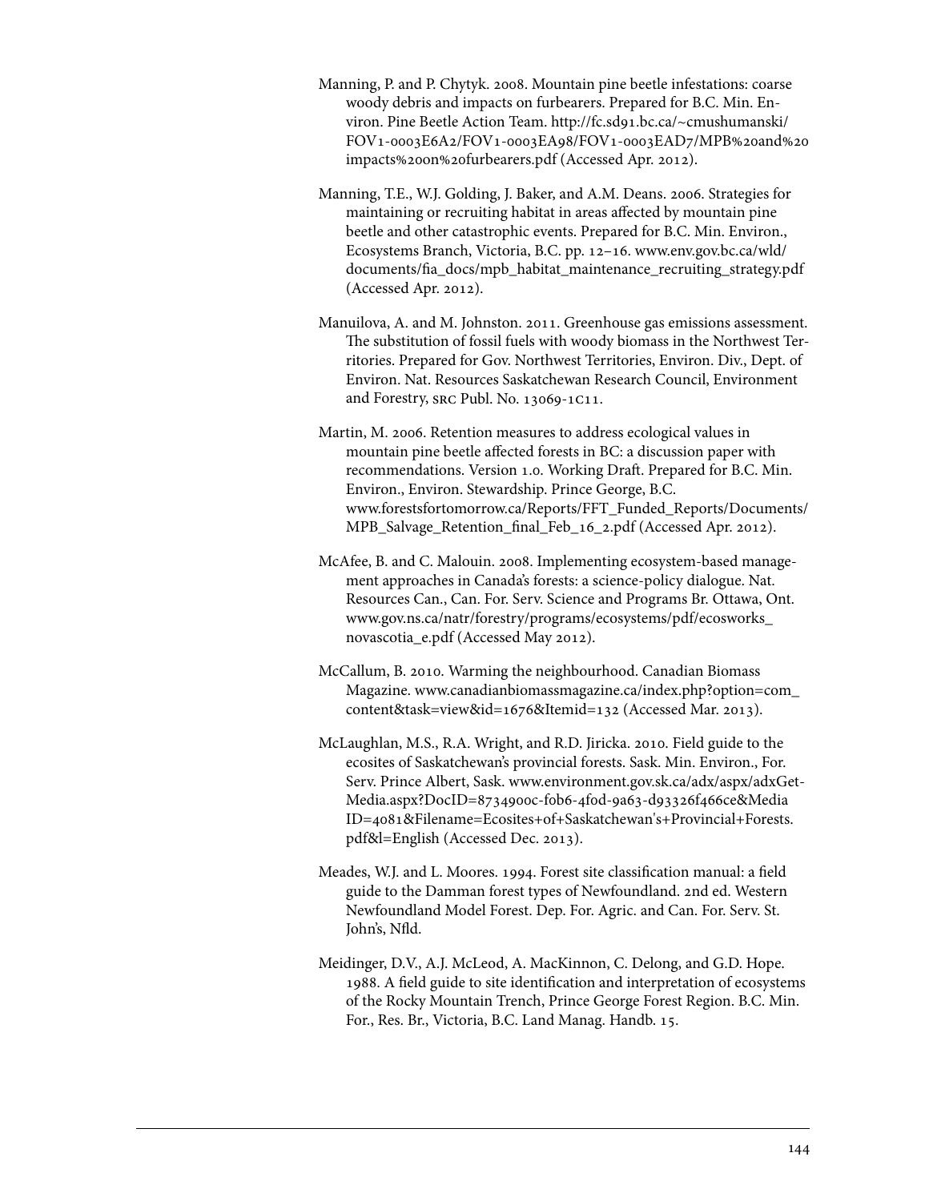Manning, P. and P. Chytyk. 2008. Mountain pine beetle infestations: coarse woody debris and impacts on furbearers. Prepared for B.C. Min. Environ. Pine Beetle Action Team. http://fc.sd91.bc.ca/~cmushumanski/FOV1-0003E6A2/FOV1-0003EA98/FOV1-0003EAD7/MPB%20and%20impacts%20on%20furbearers.pdf (Accessed Apr. 2012).

Manning, T.E., W.J. Golding, J. Baker, and A.M. Deans. 2006. Strategies for maintaining or recruiting habitat in areas affected by mountain pine beetle and other catastrophic events. Prepared for B.C. Min. Environ., Ecosystems Branch, Victoria, B.C. pp. 12–16. www.env.gov.bc.ca/wld/documents/fia_docs/mpb_habitat_maintenance_recruiting_strategy.pdf (Accessed Apr. 2012).

Manuilova, A. and M. Johnston. 2011. Greenhouse gas emissions assessment. The substitution of fossil fuels with woody biomass in the Northwest Territories. Prepared for Gov. Northwest Territories, Environ. Div., Dept. of Environ. Nat. Resources Saskatchewan Research Council, Environment and Forestry, SRC Publ. No. 13069-1C11.

Martin, M. 2006. Retention measures to address ecological values in mountain pine beetle affected forests in BC: a discussion paper with recommendations. Version 1.0. Working Draft. Prepared for B.C. Min. Environ., Environ. Stewardship. Prince George, B.C. www.forestsfortomorrow.ca/Reports/FFT_Funded_Reports/Documents/MPB_Salvage_Retention_final_Feb_16_2.pdf (Accessed Apr. 2012).

McAfee, B. and C. Malouin. 2008. Implementing ecosystem-based management approaches in Canada's forests: a science-policy dialogue. Nat. Resources Can., Can. For. Serv. Science and Programs Br. Ottawa, Ont. www.gov.ns.ca/natr/forestry/programs/ecosystems/pdf/ecosworks_novascotia_e.pdf (Accessed May 2012).

McCallum, B. 2010. Warming the neighbourhood. Canadian Biomass Magazine. www.canadianbiomassmagazine.ca/index.php?option=com_content&task=view&id=1676&Itemid=132 (Accessed Mar. 2013).

McLaughlan, M.S., R.A. Wright, and R.D. Jiricka. 2010. Field guide to the ecosites of Saskatchewan's provincial forests. Sask. Min. Environ., For. Serv. Prince Albert, Sask. www.environment.gov.sk.ca/adx/aspx/adxGetMedia.aspx?DocID=8734900c-f0b6-4f0d-9a63-d93326f466ce&MediaID=4081&Filename=Ecosites+of+Saskatchewan's+Provincial+Forests.pdf&l=English (Accessed Dec. 2013).

Meades, W.J. and L. Moores. 1994. Forest site classification manual: a field guide to the Damman forest types of Newfoundland. 2nd ed. Western Newfoundland Model Forest. Dep. For. Agric. and Can. For. Serv. St. John's, Nfld.

Meidinger, D.V., A.J. McLeod, A. MacKinnon, C. Delong, and G.D. Hope. 1988. A field guide to site identification and interpretation of ecosystems of the Rocky Mountain Trench, Prince George Forest Region. B.C. Min. For., Res. Br., Victoria, B.C. Land Manag. Handb. 15.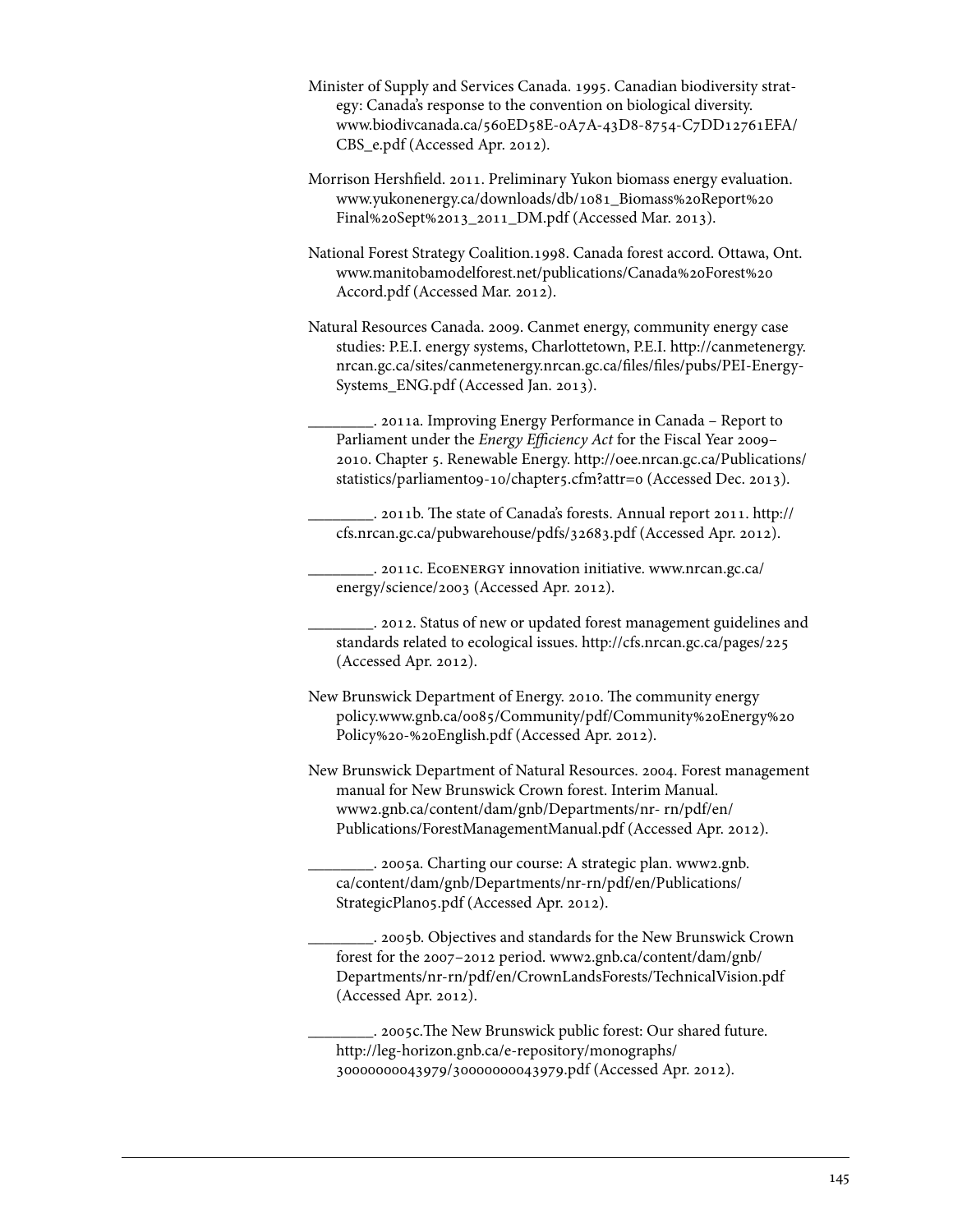Minister of Supply and Services Canada. 1995. Canadian biodiversity strategy: Canada's response to the convention on biological diversity. www.biodivcanada.ca/560ED58E-0A7A-43D8-8754-C7DD12761EFA/CBS_e.pdf (Accessed Apr. 2012).

Morrison Hershfield. 2011. Preliminary Yukon biomass energy evaluation. www.yukonenergy.ca/downloads/db/1081_Biomass%20Report%20Final%20Sept%2013_2011_DM.pdf (Accessed Mar. 2013).

National Forest Strategy Coalition.1998. Canada forest accord. Ottawa, Ont. www.manitobamodelforest.net/publications/Canada%20Forest%20Accord.pdf (Accessed Mar. 2012).

Natural Resources Canada. 2009. Canmet energy, community energy case studies: P.E.I. energy systems, Charlottetown, P.E.I. http://canmetenergy.nrcan.gc.ca/sites/canmetenergy.nrcan.gc.ca/files/files/pubs/PEI-Energy-Systems_ENG.pdf (Accessed Jan. 2013).

________. 2011a. Improving Energy Performance in Canada – Report to Parliament under the *Energy Efficiency Act* for the Fiscal Year 2009–2010. Chapter 5. Renewable Energy. http://oee.nrcan.gc.ca/Publications/statistics/parliament09-10/chapter5.cfm?attr=0 (Accessed Dec. 2013).

________. 2011b. The state of Canada's forests. Annual report 2011. http://cfs.nrcan.gc.ca/pubwarehouse/pdfs/32683.pdf (Accessed Apr. 2012).

________. 2011c. EcoENERGY innovation initiative. www.nrcan.gc.ca/energy/science/2003 (Accessed Apr. 2012).

________. 2012. Status of new or updated forest management guidelines and standards related to ecological issues. http://cfs.nrcan.gc.ca/pages/225 (Accessed Apr. 2012).

New Brunswick Department of Energy. 2010. The community energy policy.www.gnb.ca/0085/Community/pdf/Community%20Energy%20Policy%20-%20English.pdf (Accessed Apr. 2012).

New Brunswick Department of Natural Resources. 2004. Forest management manual for New Brunswick Crown forest. Interim Manual. www2.gnb.ca/content/dam/gnb/Departments/nr- rn/pdf/en/Publications/ForestManagementManual.pdf (Accessed Apr. 2012).

________. 2005a. Charting our course: A strategic plan. www2.gnb.ca/content/dam/gnb/Departments/nr-rn/pdf/en/Publications/StrategicPlan05.pdf (Accessed Apr. 2012).

________. 2005b. Objectives and standards for the New Brunswick Crown forest for the 2007–2012 period. www2.gnb.ca/content/dam/gnb/Departments/nr-rn/pdf/en/CrownLandsForests/TechnicalVision.pdf (Accessed Apr. 2012).

________. 2005c.The New Brunswick public forest: Our shared future. http://leg-horizon.gnb.ca/e-repository/monographs/30000000043979/30000000043979.pdf (Accessed Apr. 2012).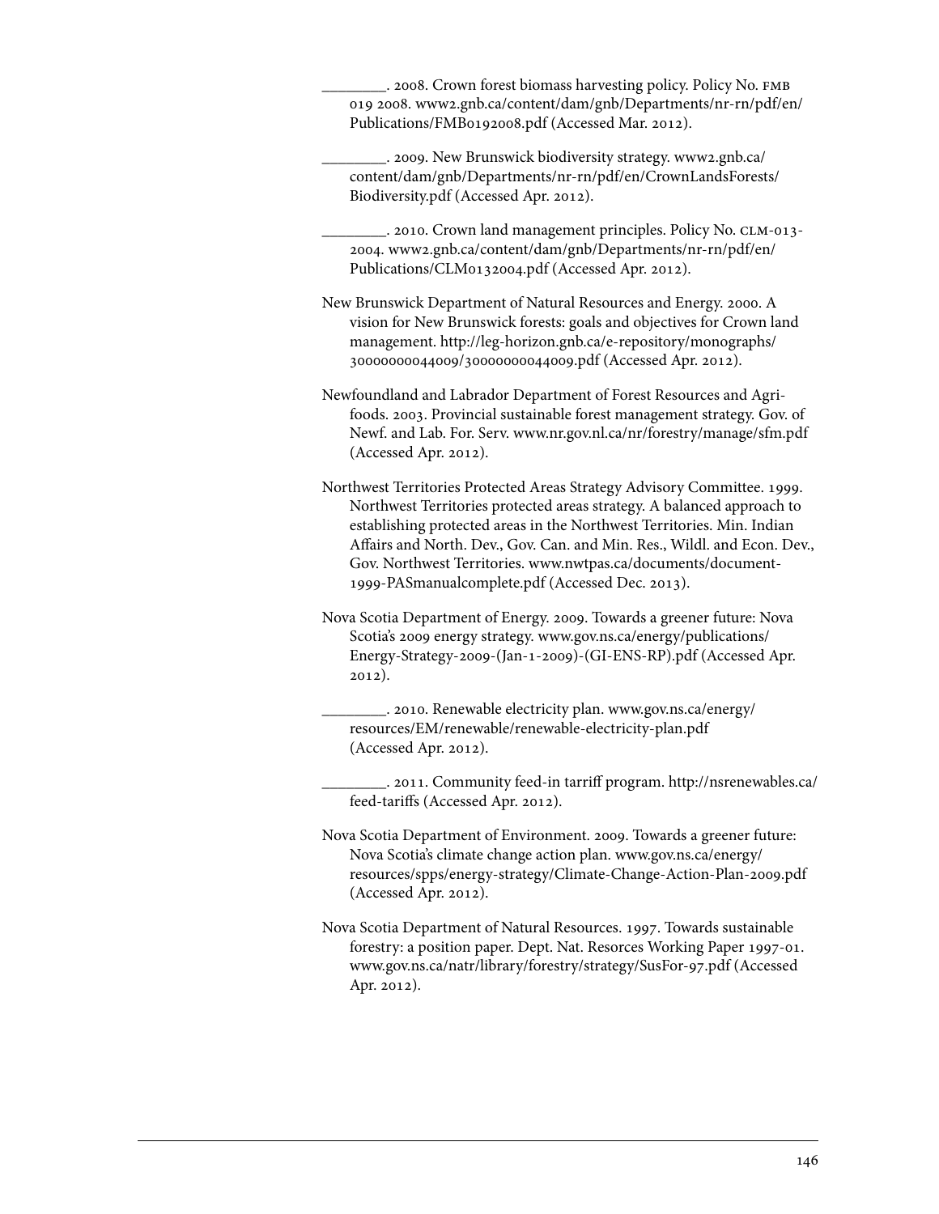________. 2008. Crown forest biomass harvesting policy. Policy No. FMB 019 2008. www2.gnb.ca/content/dam/gnb/Departments/nr-rn/pdf/en/Publications/FMB0192008.pdf (Accessed Mar. 2012).

________. 2009. New Brunswick biodiversity strategy. www2.gnb.ca/content/dam/gnb/Departments/nr-rn/pdf/en/CrownLandsForests/Biodiversity.pdf (Accessed Apr. 2012).

________. 2010. Crown land management principles. Policy No. CLM-013-2004. www2.gnb.ca/content/dam/gnb/Departments/nr-rn/pdf/en/Publications/CLM0132004.pdf (Accessed Apr. 2012).

New Brunswick Department of Natural Resources and Energy. 2000. A vision for New Brunswick forests: goals and objectives for Crown land management. http://leg-horizon.gnb.ca/e-repository/monographs/30000000044009/30000000044009.pdf (Accessed Apr. 2012).

Newfoundland and Labrador Department of Forest Resources and Agrifoods. 2003. Provincial sustainable forest management strategy. Gov. of Newf. and Lab. For. Serv. www.nr.gov.nl.ca/nr/forestry/manage/sfm.pdf (Accessed Apr. 2012).

Northwest Territories Protected Areas Strategy Advisory Committee. 1999. Northwest Territories protected areas strategy. A balanced approach to establishing protected areas in the Northwest Territories. Min. Indian Affairs and North. Dev., Gov. Can. and Min. Res., Wildl. and Econ. Dev., Gov. Northwest Territories. www.nwtpas.ca/documents/document-1999-PASmanualcomplete.pdf (Accessed Dec. 2013).

Nova Scotia Department of Energy. 2009. Towards a greener future: Nova Scotia's 2009 energy strategy. www.gov.ns.ca/energy/publications/Energy-Strategy-2009-(Jan-1-2009)-(GI-ENS-RP).pdf (Accessed Apr. 2012).

________. 2010. Renewable electricity plan. www.gov.ns.ca/energy/resources/EM/renewable/renewable-electricity-plan.pdf (Accessed Apr. 2012).

________. 2011. Community feed-in tarriff program. http://nsrenewables.ca/feed-tariffs (Accessed Apr. 2012).

Nova Scotia Department of Environment. 2009. Towards a greener future: Nova Scotia's climate change action plan. www.gov.ns.ca/energy/resources/spps/energy-strategy/Climate-Change-Action-Plan-2009.pdf (Accessed Apr. 2012).

Nova Scotia Department of Natural Resources. 1997. Towards sustainable forestry: a position paper. Dept. Nat. Resorces Working Paper 1997-01. www.gov.ns.ca/natr/library/forestry/strategy/SusFor-97.pdf (Accessed Apr. 2012).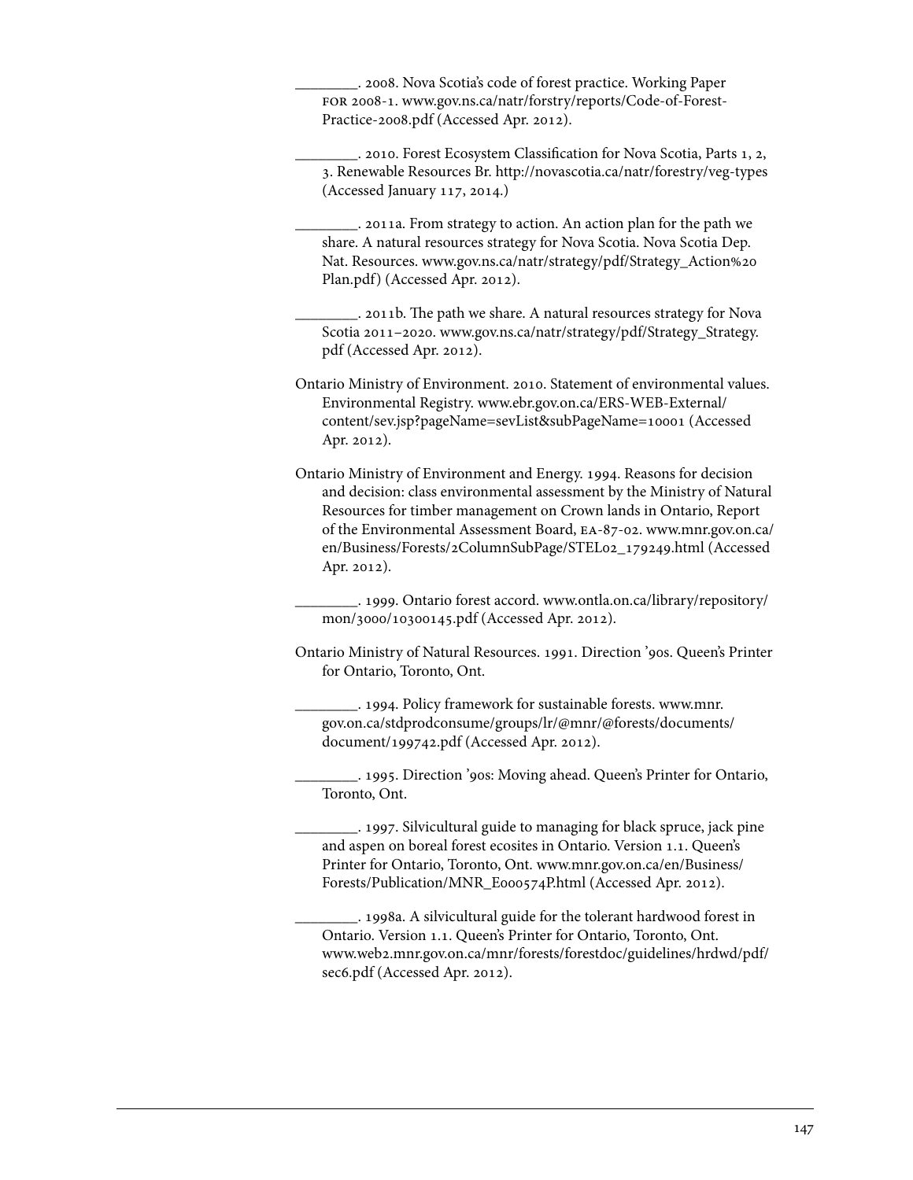________. 2008. Nova Scotia's code of forest practice. Working Paper FOR 2008-1. www.gov.ns.ca/natr/forstry/reports/Code-of-Forest-Practice-2008.pdf (Accessed Apr. 2012).

________. 2010. Forest Ecosystem Classification for Nova Scotia, Parts 1, 2, 3. Renewable Resources Br. http://novascotia.ca/natr/forestry/veg-types (Accessed January 117, 2014.)

________. 2011a. From strategy to action. An action plan for the path we share. A natural resources strategy for Nova Scotia. Nova Scotia Dep. Nat. Resources. www.gov.ns.ca/natr/strategy/pdf/Strategy_Action%20 Plan.pdf) (Accessed Apr. 2012).

________. 2011b. The path we share. A natural resources strategy for Nova Scotia 2011–2020. www.gov.ns.ca/natr/strategy/pdf/Strategy_Strategy.pdf (Accessed Apr. 2012).

Ontario Ministry of Environment. 2010. Statement of environmental values. Environmental Registry. www.ebr.gov.on.ca/ERS-WEB-External/content/sev.jsp?pageName=sevList&subPageName=10001 (Accessed Apr. 2012).

Ontario Ministry of Environment and Energy. 1994. Reasons for decision and decision: class environmental assessment by the Ministry of Natural Resources for timber management on Crown lands in Ontario, Report of the Environmental Assessment Board, EA-87-02. www.mnr.gov.on.ca/en/Business/Forests/2ColumnSubPage/STEL02_179249.html (Accessed Apr. 2012).

________. 1999. Ontario forest accord. www.ontla.on.ca/library/repository/mon/3000/10300145.pdf (Accessed Apr. 2012).

Ontario Ministry of Natural Resources. 1991. Direction '90s. Queen's Printer for Ontario, Toronto, Ont.

________. 1994. Policy framework for sustainable forests. www.mnr.gov.on.ca/stdprodconsume/groups/lr/@mnr/@forests/documents/document/199742.pdf (Accessed Apr. 2012).

________. 1995. Direction '90s: Moving ahead. Queen's Printer for Ontario, Toronto, Ont.

________. 1997. Silvicultural guide to managing for black spruce, jack pine and aspen on boreal forest ecosites in Ontario. Version 1.1. Queen's Printer for Ontario, Toronto, Ont. www.mnr.gov.on.ca/en/Business/Forests/Publication/MNR_E000574P.html (Accessed Apr. 2012).

________. 1998a. A silvicultural guide for the tolerant hardwood forest in Ontario. Version 1.1. Queen's Printer for Ontario, Toronto, Ont. www.web2.mnr.gov.on.ca/mnr/forests/forestdoc/guidelines/hrdwd/pdf/sec6.pdf (Accessed Apr. 2012).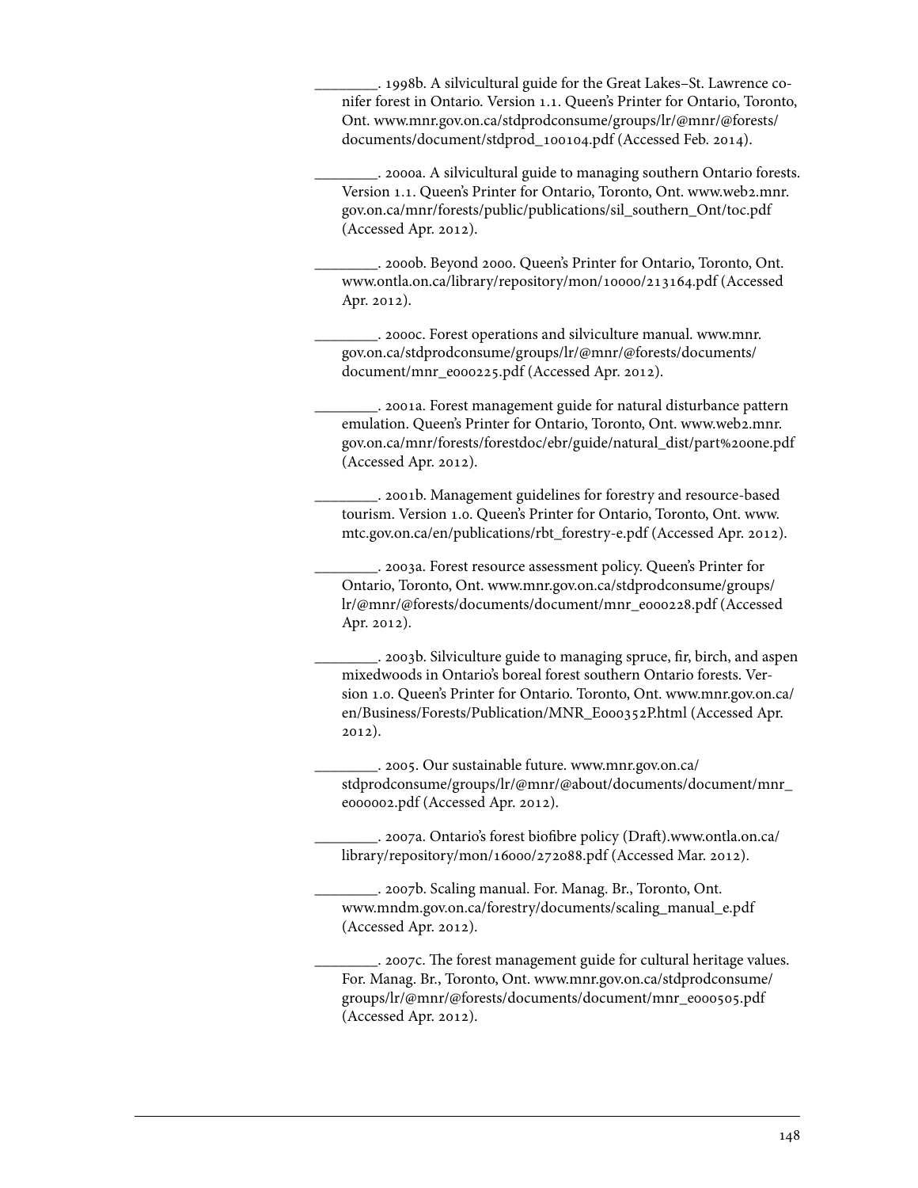________. 1998b. A silvicultural guide for the Great Lakes–St. Lawrence conifer forest in Ontario. Version 1.1. Queen's Printer for Ontario, Toronto, Ont. www.mnr.gov.on.ca/stdprodconsume/groups/lr/@mnr/@forests/documents/document/stdprod_100104.pdf (Accessed Feb. 2014).

________. 2000a. A silvicultural guide to managing southern Ontario forests. Version 1.1. Queen's Printer for Ontario, Toronto, Ont. www.web2.mnr.gov.on.ca/mnr/forests/public/publications/sil_southern_Ont/toc.pdf (Accessed Apr. 2012).

________. 2000b. Beyond 2000. Queen's Printer for Ontario, Toronto, Ont. www.ontla.on.ca/library/repository/mon/10000/213164.pdf (Accessed Apr. 2012).

________. 2000c. Forest operations and silviculture manual. www.mnr.gov.on.ca/stdprodconsume/groups/lr/@mnr/@forests/documents/document/mnr_e000225.pdf (Accessed Apr. 2012).

________. 2001a. Forest management guide for natural disturbance pattern emulation. Queen's Printer for Ontario, Toronto, Ont. www.web2.mnr.gov.on.ca/mnr/forests/forestdoc/ebr/guide/natural_dist/part%20one.pdf (Accessed Apr. 2012).

________. 2001b. Management guidelines for forestry and resource-based tourism. Version 1.0. Queen's Printer for Ontario, Toronto, Ont. www.mtc.gov.on.ca/en/publications/rbt_forestry-e.pdf (Accessed Apr. 2012).

________. 2003a. Forest resource assessment policy. Queen's Printer for Ontario, Toronto, Ont. www.mnr.gov.on.ca/stdprodconsume/groups/lr/@mnr/@forests/documents/document/mnr_e000228.pdf (Accessed Apr. 2012).

________. 2003b. Silviculture guide to managing spruce, fir, birch, and aspen mixedwoods in Ontario's boreal forest southern Ontario forests. Version 1.0. Queen's Printer for Ontario. Toronto, Ont. www.mnr.gov.on.ca/en/Business/Forests/Publication/MNR_E000352P.html (Accessed Apr. 2012).

________. 2005. Our sustainable future. www.mnr.gov.on.ca/stdprodconsume/groups/lr/@mnr/@about/documents/document/mnr_e000002.pdf (Accessed Apr. 2012).

________. 2007a. Ontario's forest biofibre policy (Draft).www.ontla.on.ca/library/repository/mon/16000/272088.pdf (Accessed Mar. 2012).

________. 2007b. Scaling manual. For. Manag. Br., Toronto, Ont. www.mndm.gov.on.ca/forestry/documents/scaling_manual_e.pdf (Accessed Apr. 2012).

________. 2007c. The forest management guide for cultural heritage values. For. Manag. Br., Toronto, Ont. www.mnr.gov.on.ca/stdprodconsume/groups/lr/@mnr/@forests/documents/document/mnr_e000505.pdf (Accessed Apr. 2012).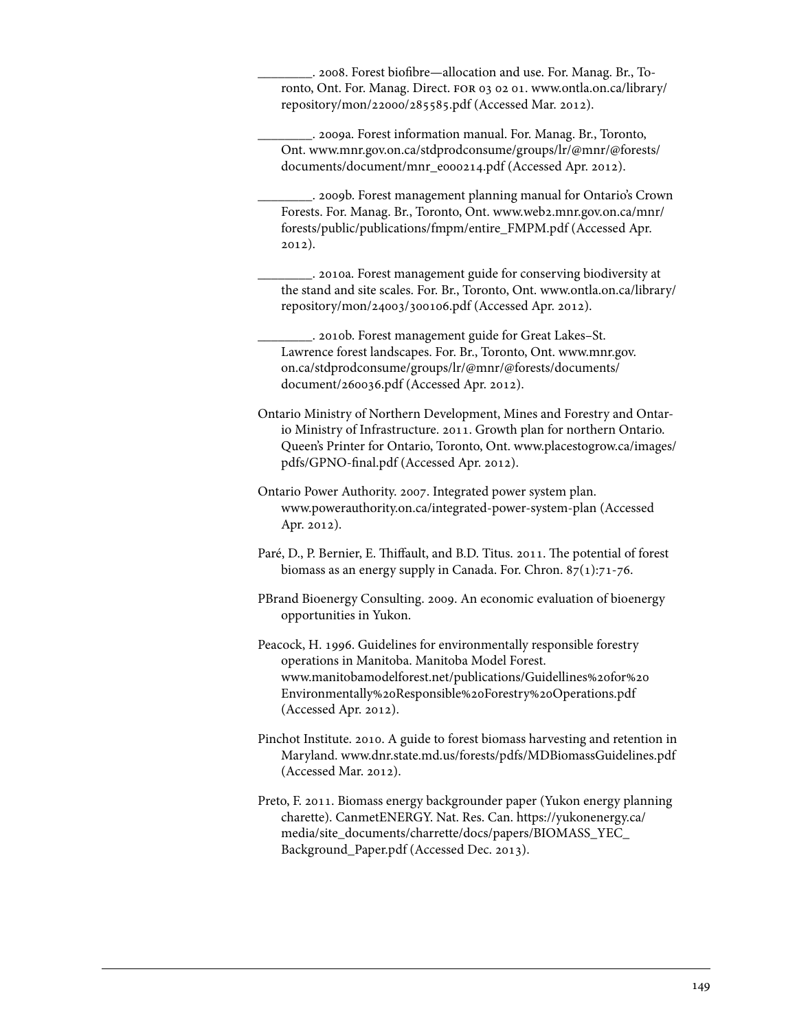________. 2008. Forest biofibre—allocation and use. For. Manag. Br., Toronto, Ont. For. Manag. Direct. FOR 03 02 01. www.ontla.on.ca/library/repository/mon/22000/285585.pdf (Accessed Mar. 2012).

________. 2009a. Forest information manual. For. Manag. Br., Toronto, Ont. www.mnr.gov.on.ca/stdprodconsume/groups/lr/@mnr/@forests/documents/document/mnr_e000214.pdf (Accessed Apr. 2012).

________. 2009b. Forest management planning manual for Ontario's Crown Forests. For. Manag. Br., Toronto, Ont. www.web2.mnr.gov.on.ca/mnr/forests/public/publications/fmpm/entire_FMPM.pdf (Accessed Apr. 2012).

________. 2010a. Forest management guide for conserving biodiversity at the stand and site scales. For. Br., Toronto, Ont. www.ontla.on.ca/library/repository/mon/24003/300106.pdf (Accessed Apr. 2012).

________. 2010b. Forest management guide for Great Lakes–St. Lawrence forest landscapes. For. Br., Toronto, Ont. www.mnr.gov.on.ca/stdprodconsume/groups/lr/@mnr/@forests/documents/document/260036.pdf (Accessed Apr. 2012).

Ontario Ministry of Northern Development, Mines and Forestry and Ontario Ministry of Infrastructure. 2011. Growth plan for northern Ontario. Queen's Printer for Ontario, Toronto, Ont. www.placestogrow.ca/images/pdfs/GPNO-final.pdf (Accessed Apr. 2012).

Ontario Power Authority. 2007. Integrated power system plan. www.powerauthority.on.ca/integrated-power-system-plan (Accessed Apr. 2012).

Paré, D., P. Bernier, E. Thiffault, and B.D. Titus. 2011. The potential of forest biomass as an energy supply in Canada. For. Chron. 87(1):71-76.

PBrand Bioenergy Consulting. 2009. An economic evaluation of bioenergy opportunities in Yukon.

Peacock, H. 1996. Guidelines for environmentally responsible forestry operations in Manitoba. Manitoba Model Forest. www.manitobamodelforest.net/publications/Guidellines%20for%20Environmentally%20Responsible%20Forestry%20Operations.pdf (Accessed Apr. 2012).

Pinchot Institute. 2010. A guide to forest biomass harvesting and retention in Maryland. www.dnr.state.md.us/forests/pdfs/MDBiomassGuidelines.pdf (Accessed Mar. 2012).

Preto, F. 2011. Biomass energy backgrounder paper (Yukon energy planning charette). CanmetENERGY. Nat. Res. Can. https://yukonenergy.ca/media/site_documents/charrette/docs/papers/BIOMASS_YEC_Background_Paper.pdf (Accessed Dec. 2013).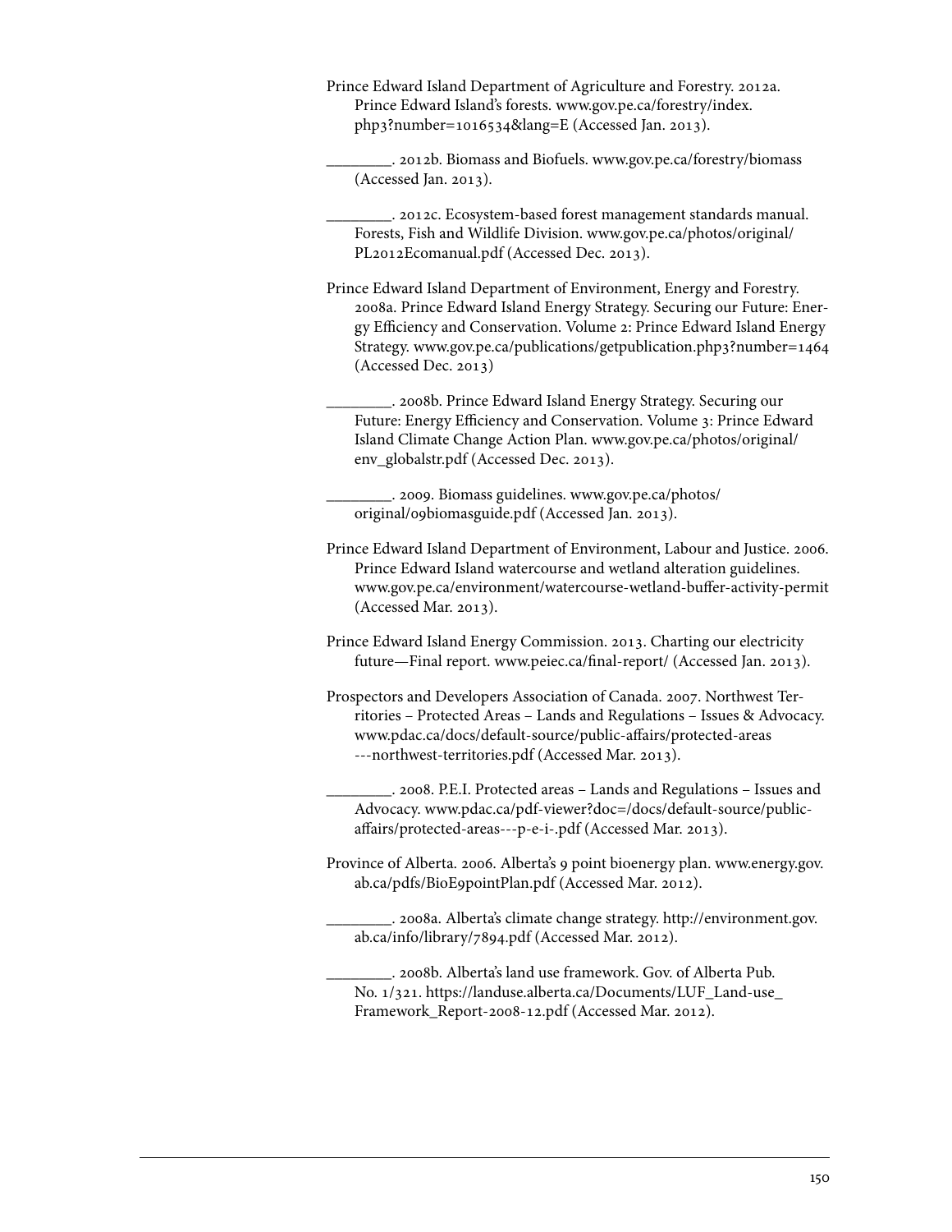Prince Edward Island Department of Agriculture and Forestry. 2012a. Prince Edward Island's forests. www.gov.pe.ca/forestry/index.php3?number=1016534&lang=E (Accessed Jan. 2013).

________. 2012b. Biomass and Biofuels. www.gov.pe.ca/forestry/biomass (Accessed Jan. 2013).

________. 2012c. Ecosystem-based forest management standards manual. Forests, Fish and Wildlife Division. www.gov.pe.ca/photos/original/PL2012Ecomanual.pdf (Accessed Dec. 2013).

Prince Edward Island Department of Environment, Energy and Forestry. 2008a. Prince Edward Island Energy Strategy. Securing our Future: Energy Efficiency and Conservation. Volume 2: Prince Edward Island Energy Strategy. www.gov.pe.ca/publications/getpublication.php3?number=1464 (Accessed Dec. 2013)

________. 2008b. Prince Edward Island Energy Strategy. Securing our Future: Energy Efficiency and Conservation. Volume 3: Prince Edward Island Climate Change Action Plan. www.gov.pe.ca/photos/original/env_globalstr.pdf (Accessed Dec. 2013).

________. 2009. Biomass guidelines. www.gov.pe.ca/photos/original/09biomasguide.pdf (Accessed Jan. 2013).

Prince Edward Island Department of Environment, Labour and Justice. 2006. Prince Edward Island watercourse and wetland alteration guidelines. www.gov.pe.ca/environment/watercourse-wetland-buffer-activity-permit (Accessed Mar. 2013).

Prince Edward Island Energy Commission. 2013. Charting our electricity future—Final report. www.peiec.ca/final-report/ (Accessed Jan. 2013).

Prospectors and Developers Association of Canada. 2007. Northwest Territories – Protected Areas – Lands and Regulations – Issues & Advocacy. www.pdac.ca/docs/default-source/public-affairs/protected-areas---northwest-territories.pdf (Accessed Mar. 2013).

________. 2008. P.E.I. Protected areas – Lands and Regulations – Issues and Advocacy. www.pdac.ca/pdf-viewer?doc=/docs/default-source/public-affairs/protected-areas---p-e-i-.pdf (Accessed Mar. 2013).

Province of Alberta. 2006. Alberta's 9 point bioenergy plan. www.energy.gov.ab.ca/pdfs/BioE9pointPlan.pdf (Accessed Mar. 2012).

________. 2008a. Alberta's climate change strategy. http://environment.gov.ab.ca/info/library/7894.pdf (Accessed Mar. 2012).

________. 2008b. Alberta's land use framework. Gov. of Alberta Pub. No. 1/321. https://landuse.alberta.ca/Documents/LUF_Land-use_Framework_Report-2008-12.pdf (Accessed Mar. 2012).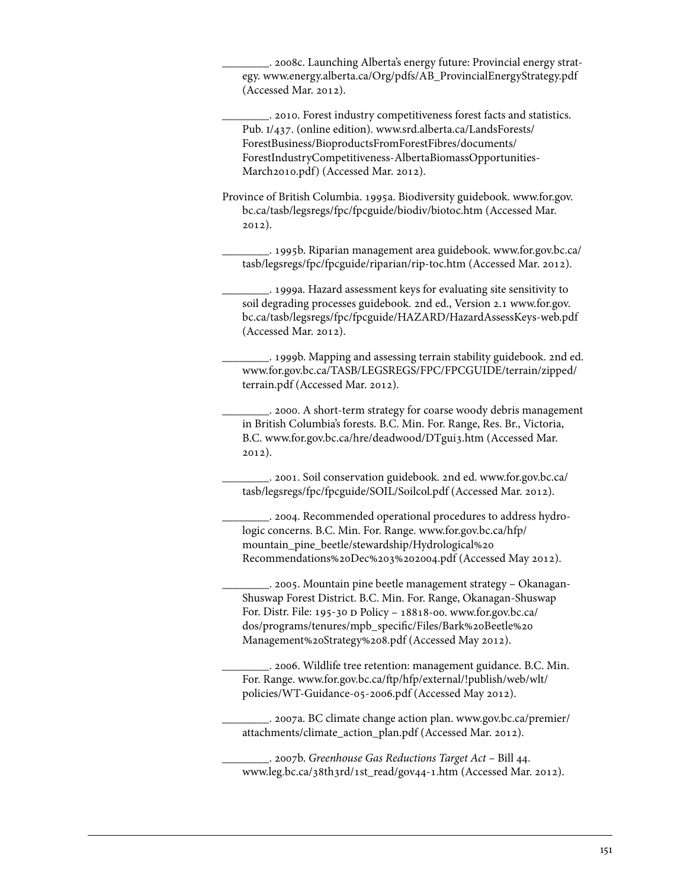________. 2008c. Launching Alberta's energy future: Provincial energy strategy. www.energy.alberta.ca/Org/pdfs/AB_ProvincialEnergyStrategy.pdf (Accessed Mar. 2012).

________. 2010. Forest industry competitiveness forest facts and statistics. Pub. I/437. (online edition). www.srd.alberta.ca/LandsForests/ForestBusiness/BioproductsFromForestFibres/documents/ForestIndustryCompetitiveness-AlbertaBiomassOpportunities-March2010.pdf) (Accessed Mar. 2012).

Province of British Columbia. 1995a. Biodiversity guidebook. www.for.gov.bc.ca/tasb/legsregs/fpc/fpcguide/biodiv/biotoc.htm (Accessed Mar. 2012).

________. 1995b. Riparian management area guidebook. www.for.gov.bc.ca/tasb/legsregs/fpc/fpcguide/riparian/rip-toc.htm (Accessed Mar. 2012).

________. 1999a. Hazard assessment keys for evaluating site sensitivity to soil degrading processes guidebook. 2nd ed., Version 2.1 www.for.gov.bc.ca/tasb/legsregs/fpc/fpcguide/HAZARD/HazardAssessKeys-web.pdf (Accessed Mar. 2012).

________. 1999b. Mapping and assessing terrain stability guidebook. 2nd ed. www.for.gov.bc.ca/TASB/LEGSREGS/FPC/FPCGUIDE/terrain/zipped/terrain.pdf (Accessed Mar. 2012).

________. 2000. A short-term strategy for coarse woody debris management in British Columbia's forests. B.C. Min. For. Range, Res. Br., Victoria, B.C. www.for.gov.bc.ca/hre/deadwood/DTgui3.htm (Accessed Mar. 2012).

________. 2001. Soil conservation guidebook. 2nd ed. www.for.gov.bc.ca/tasb/legsregs/fpc/fpcguide/SOIL/Soilcol.pdf (Accessed Mar. 2012).

________. 2004. Recommended operational procedures to address hydrologic concerns. B.C. Min. For. Range. www.for.gov.bc.ca/hfp/mountain_pine_beetle/stewardship/Hydrological%20Recommendations%20Dec%203%202004.pdf (Accessed May 2012).

________. 2005. Mountain pine beetle management strategy – Okanagan-Shuswap Forest District. B.C. Min. For. Range, Okanagan-Shuswap For. Distr. File: 195-30 D Policy – 18818-00. www.for.gov.bc.ca/dos/programs/tenures/mpb_specific/Files/Bark%20Beetle%20Management%20Strategy%208.pdf (Accessed May 2012).

________. 2006. Wildlife tree retention: management guidance. B.C. Min. For. Range. www.for.gov.bc.ca/ftp/hfp/external/!publish/web/wlt/policies/WT-Guidance-05-2006.pdf (Accessed May 2012).

________. 2007a. BC climate change action plan. www.gov.bc.ca/premier/attachments/climate_action_plan.pdf (Accessed Mar. 2012).

________. 2007b. *Greenhouse Gas Reductions Target Act* – Bill 44. www.leg.bc.ca/38th3rd/1st_read/gov44-1.htm (Accessed Mar. 2012).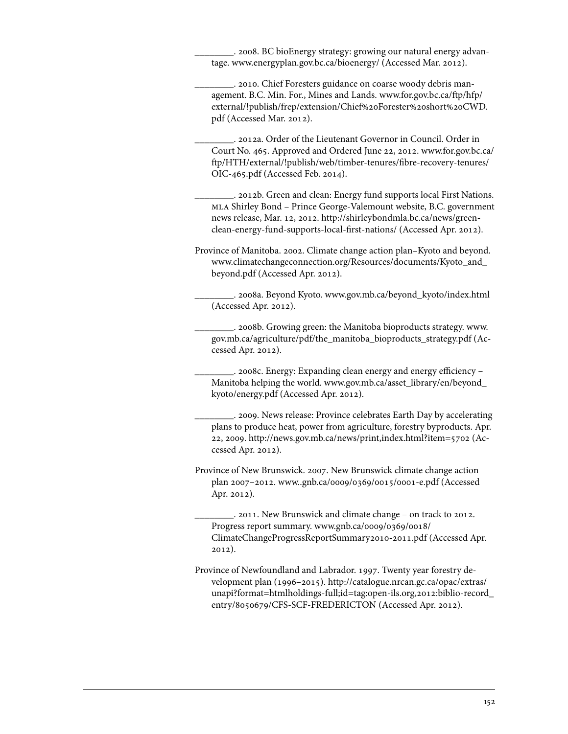________. 2008. BC bioEnergy strategy: growing our natural energy advantage. www.energyplan.gov.bc.ca/bioenergy/ (Accessed Mar. 2012).

________. 2010. Chief Foresters guidance on coarse woody debris management. B.C. Min. For., Mines and Lands. www.for.gov.bc.ca/ftp/hfp/external/!publish/frep/extension/Chief%20Forester%20short%20CWD.pdf (Accessed Mar. 2012).

________. 2012a. Order of the Lieutenant Governor in Council. Order in Court No. 465. Approved and Ordered June 22, 2012. www.for.gov.bc.ca/ftp/HTH/external/!publish/web/timber-tenures/fibre-recovery-tenures/OIC-465.pdf (Accessed Feb. 2014).

________. 2012b. Green and clean: Energy fund supports local First Nations. MLA Shirley Bond – Prince George-Valemount website, B.C. government news release, Mar. 12, 2012. http://shirleybondmla.bc.ca/news/green-clean-energy-fund-supports-local-first-nations/ (Accessed Apr. 2012).

Province of Manitoba. 2002. Climate change action plan–Kyoto and beyond. www.climatechangeconnection.org/Resources/documents/Kyoto_and_beyond.pdf (Accessed Apr. 2012).

________. 2008a. Beyond Kyoto. www.gov.mb.ca/beyond_kyoto/index.html (Accessed Apr. 2012).

________. 2008b. Growing green: the Manitoba bioproducts strategy. www.gov.mb.ca/agriculture/pdf/the_manitoba_bioproducts_strategy.pdf (Accessed Apr. 2012).

________. 2008c. Energy: Expanding clean energy and energy efficiency – Manitoba helping the world. www.gov.mb.ca/asset_library/en/beyond_kyoto/energy.pdf (Accessed Apr. 2012).

________. 2009. News release: Province celebrates Earth Day by accelerating plans to produce heat, power from agriculture, forestry byproducts. Apr. 22, 2009. http://news.gov.mb.ca/news/print,index.html?item=5702 (Accessed Apr. 2012).

Province of New Brunswick. 2007. New Brunswick climate change action plan 2007–2012. www..gnb.ca/0009/0369/0015/0001-e.pdf (Accessed Apr. 2012).

________. 2011. New Brunswick and climate change – on track to 2012. Progress report summary. www.gnb.ca/0009/0369/0018/ClimateChangeProgressReportSummary2010-2011.pdf (Accessed Apr. 2012).

Province of Newfoundland and Labrador. 1997. Twenty year forestry development plan (1996–2015). http://catalogue.nrcan.gc.ca/opac/extras/unapi?format=htmlholdings-full;id=tag:open-ils.org,2012:biblio-record_entry/8050679/CFS-SCF-FREDERICTON (Accessed Apr. 2012).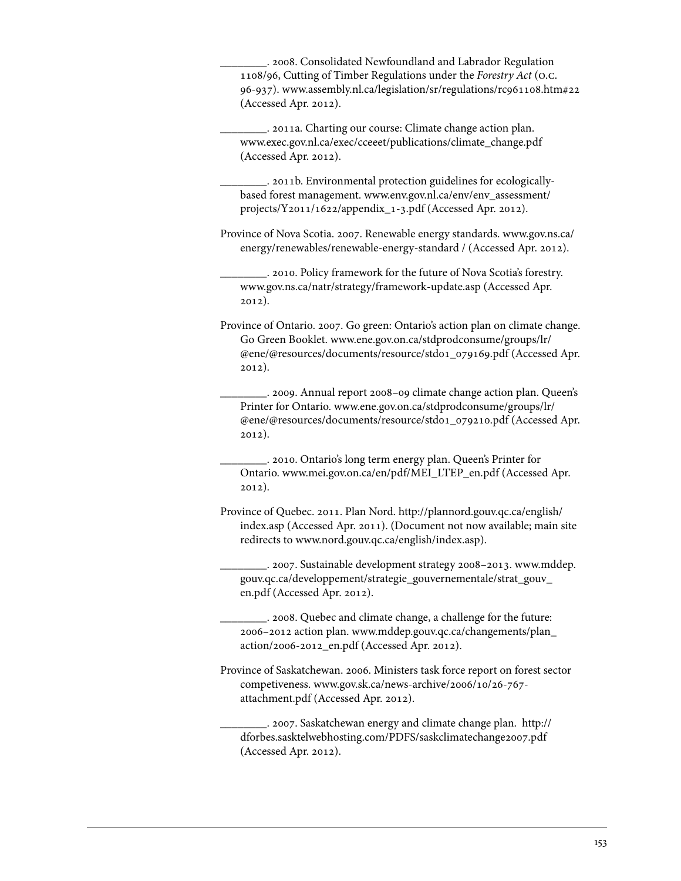________. 2008. Consolidated Newfoundland and Labrador Regulation 1108/96, Cutting of Timber Regulations under the *Forestry Act* (o.c. 96-937). www.assembly.nl.ca/legislation/sr/regulations/rc961108.htm#22 (Accessed Apr. 2012).

________. 2011a. Charting our course: Climate change action plan. www.exec.gov.nl.ca/exec/cceeet/publications/climate_change.pdf (Accessed Apr. 2012).

________. 2011b. Environmental protection guidelines for ecologically-based forest management. www.env.gov.nl.ca/env/env_assessment/projects/Y2011/1622/appendix_1-3.pdf (Accessed Apr. 2012).

Province of Nova Scotia. 2007. Renewable energy standards. www.gov.ns.ca/energy/renewables/renewable-energy-standard / (Accessed Apr. 2012).

________. 2010. Policy framework for the future of Nova Scotia's forestry. www.gov.ns.ca/natr/strategy/framework-update.asp (Accessed Apr. 2012).

Province of Ontario. 2007. Go green: Ontario's action plan on climate change. Go Green Booklet. www.ene.gov.on.ca/stdprodconsume/groups/lr/@ene/@resources/documents/resource/std01_079169.pdf (Accessed Apr. 2012).

________. 2009. Annual report 2008–09 climate change action plan. Queen's Printer for Ontario. www.ene.gov.on.ca/stdprodconsume/groups/lr/@ene/@resources/documents/resource/std01_079210.pdf (Accessed Apr. 2012).

________. 2010. Ontario's long term energy plan. Queen's Printer for Ontario. www.mei.gov.on.ca/en/pdf/MEI_LTEP_en.pdf (Accessed Apr. 2012).

Province of Quebec. 2011. Plan Nord. http://plannord.gouv.qc.ca/english/index.asp (Accessed Apr. 2011). (Document not now available; main site redirects to www.nord.gouv.qc.ca/english/index.asp).

________. 2007. Sustainable development strategy 2008–2013. www.mddep.gouv.qc.ca/developpement/strategie_gouvernementale/strat_gouv_en.pdf (Accessed Apr. 2012).

________. 2008. Quebec and climate change, a challenge for the future: 2006–2012 action plan. www.mddep.gouv.qc.ca/changements/plan_action/2006-2012_en.pdf (Accessed Apr. 2012).

Province of Saskatchewan. 2006. Ministers task force report on forest sector competiveness. www.gov.sk.ca/news-archive/2006/10/26-767-attachment.pdf (Accessed Apr. 2012).

________. 2007. Saskatchewan energy and climate change plan. http://dforbes.sasktelwebhosting.com/PDFS/saskclimatechange2007.pdf (Accessed Apr. 2012).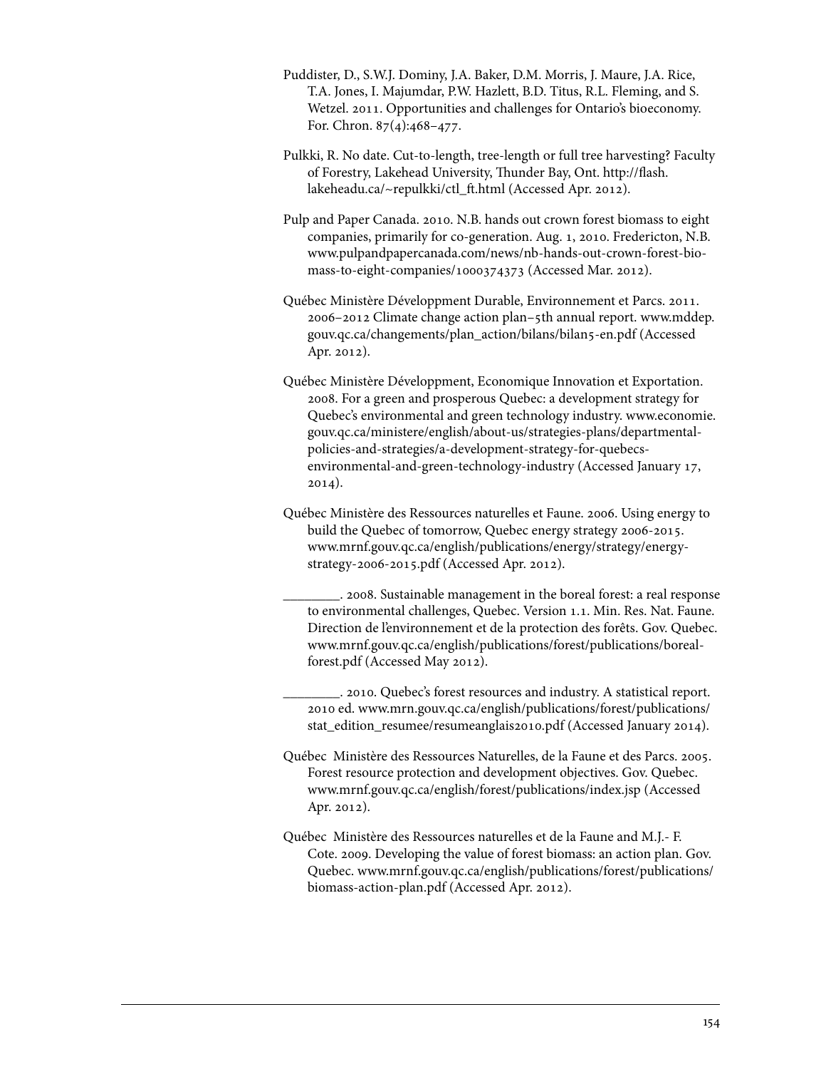Puddister, D., S.W.J. Dominy, J.A. Baker, D.M. Morris, J. Maure, J.A. Rice, T.A. Jones, I. Majumdar, P.W. Hazlett, B.D. Titus, R.L. Fleming, and S. Wetzel. 2011. Opportunities and challenges for Ontario's bioeconomy. For. Chron. 87(4):468–477.

Pulkki, R. No date. Cut-to-length, tree-length or full tree harvesting? Faculty of Forestry, Lakehead University, Thunder Bay, Ont. http://flash.lakeheadu.ca/~repulkki/ctl_ft.html (Accessed Apr. 2012).

Pulp and Paper Canada. 2010. N.B. hands out crown forest biomass to eight companies, primarily for co-generation. Aug. 1, 2010. Fredericton, N.B. www.pulpandpapercanada.com/news/nb-hands-out-crown-forest-biomass-to-eight-companies/1000374373 (Accessed Mar. 2012).

Québec Ministère Développment Durable, Environnement et Parcs. 2011. 2006–2012 Climate change action plan–5th annual report. www.mddep.gouv.qc.ca/changements/plan_action/bilans/bilan5-en.pdf (Accessed Apr. 2012).

Québec Ministère Développment, Economique Innovation et Exportation. 2008. For a green and prosperous Quebec: a development strategy for Quebec's environmental and green technology industry. www.economie.gouv.qc.ca/ministere/english/about-us/strategies-plans/departmental-policies-and-strategies/a-development-strategy-for-quebecs-environmental-and-green-technology-industry (Accessed January 17, 2014).

Québec Ministère des Ressources naturelles et Faune. 2006. Using energy to build the Quebec of tomorrow, Quebec energy strategy 2006-2015. www.mrnf.gouv.qc.ca/english/publications/energy/strategy/energy-strategy-2006-2015.pdf (Accessed Apr. 2012).

________. 2008. Sustainable management in the boreal forest: a real response to environmental challenges, Quebec. Version 1.1. Min. Res. Nat. Faune. Direction de l'environnement et de la protection des forêts. Gov. Quebec. www.mrnf.gouv.qc.ca/english/publications/forest/publications/boreal-forest.pdf (Accessed May 2012).

________. 2010. Quebec's forest resources and industry. A statistical report. 2010 ed. www.mrn.gouv.qc.ca/english/publications/forest/publications/stat_edition_resumee/resumeanglais2010.pdf (Accessed January 2014).

Québec Ministère des Ressources Naturelles, de la Faune et des Parcs. 2005. Forest resource protection and development objectives. Gov. Quebec. www.mrnf.gouv.qc.ca/english/forest/publications/index.jsp (Accessed Apr. 2012).

Québec Ministère des Ressources naturelles et de la Faune and M.J.- F. Cote. 2009. Developing the value of forest biomass: an action plan. Gov. Quebec. www.mrnf.gouv.qc.ca/english/publications/forest/publications/biomass-action-plan.pdf (Accessed Apr. 2012).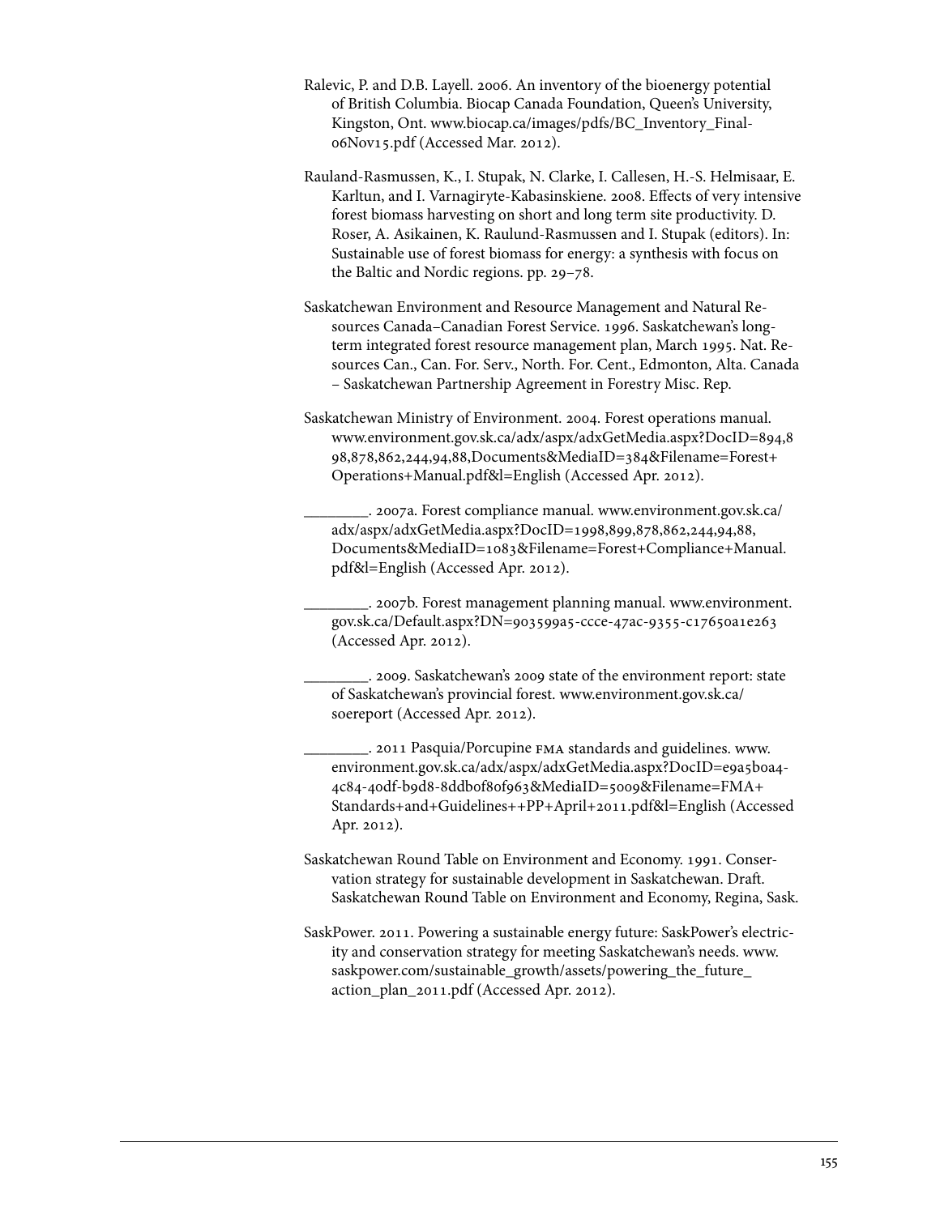Ralevic, P. and D.B. Layell. 2006. An inventory of the bioenergy potential of British Columbia. Biocap Canada Foundation, Queen's University, Kingston, Ont. www.biocap.ca/images/pdfs/BC_Inventory_Final-06Nov15.pdf (Accessed Mar. 2012).

Rauland-Rasmussen, K., I. Stupak, N. Clarke, I. Callesen, H.-S. Helmisaar, E. Karltun, and I. Varnagiryte-Kabasinskiene. 2008. Effects of very intensive forest biomass harvesting on short and long term site productivity. D. Roser, A. Asikainen, K. Raulund-Rasmussen and I. Stupak (editors). In: Sustainable use of forest biomass for energy: a synthesis with focus on the Baltic and Nordic regions. pp. 29–78.

Saskatchewan Environment and Resource Management and Natural Resources Canada–Canadian Forest Service. 1996. Saskatchewan's long-term integrated forest resource management plan, March 1995. Nat. Resources Can., Can. For. Serv., North. For. Cent., Edmonton, Alta. Canada – Saskatchewan Partnership Agreement in Forestry Misc. Rep.

Saskatchewan Ministry of Environment. 2004. Forest operations manual. www.environment.gov.sk.ca/adx/aspx/adxGetMedia.aspx?DocID=894,898,878,862,244,94,88,Documents&MediaID=384&Filename=Forest+Operations+Manual.pdf&l=English (Accessed Apr. 2012).

________. 2007a. Forest compliance manual. www.environment.gov.sk.ca/adx/aspx/adxGetMedia.aspx?DocID=1998,899,878,862,244,94,88,Documents&MediaID=1083&Filename=Forest+Compliance+Manual.pdf&l=English (Accessed Apr. 2012).

________. 2007b. Forest management planning manual. www.environment.gov.sk.ca/Default.aspx?DN=903599a5-ccce-47ac-9355-c17650a1e263 (Accessed Apr. 2012).

________. 2009. Saskatchewan's 2009 state of the environment report: state of Saskatchewan's provincial forest. www.environment.gov.sk.ca/soereport (Accessed Apr. 2012).

________. 2011 Pasquia/Porcupine FMA standards and guidelines. www.environment.gov.sk.ca/adx/aspx/adxGetMedia.aspx?DocID=e9a5b0a4-4c84-40df-b9d8-8ddb0f80f963&MediaID=5009&Filename=FMA+Standards+and+Guidelines++PP+April+2011.pdf&l=English (Accessed Apr. 2012).

Saskatchewan Round Table on Environment and Economy. 1991. Conservation strategy for sustainable development in Saskatchewan. Draft. Saskatchewan Round Table on Environment and Economy, Regina, Sask.

SaskPower. 2011. Powering a sustainable energy future: SaskPower's electricity and conservation strategy for meeting Saskatchewan's needs. www.saskpower.com/sustainable_growth/assets/powering_the_future_action_plan_2011.pdf (Accessed Apr. 2012).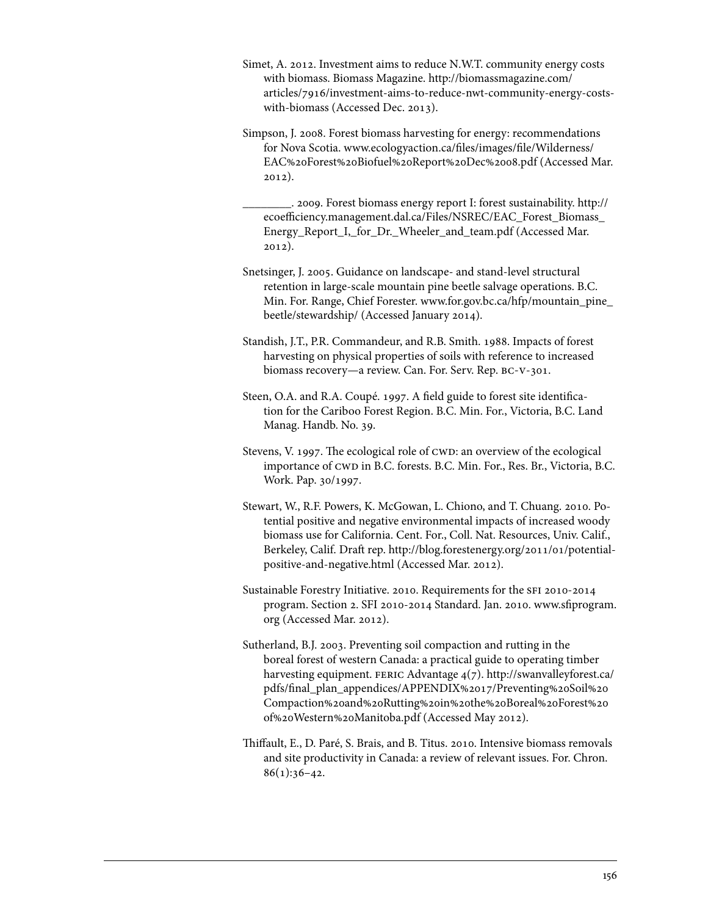Simet, A. 2012. Investment aims to reduce N.W.T. community energy costs with biomass. Biomass Magazine. http://biomassmagazine.com/articles/7916/investment-aims-to-reduce-nwt-community-energy-costs-with-biomass (Accessed Dec. 2013).

Simpson, J. 2008. Forest biomass harvesting for energy: recommendations for Nova Scotia. www.ecologyaction.ca/files/images/file/Wilderness/EAC%20Forest%20Biofuel%20Report%20Dec%2008.pdf (Accessed Mar. 2012).

________. 2009. Forest biomass energy report I: forest sustainability. http://ecoefficiency.management.dal.ca/Files/NSREC/EAC_Forest_Biomass_Energy_Report_I,_for_Dr._Wheeler_and_team.pdf (Accessed Mar. 2012).

Snetsinger, J. 2005. Guidance on landscape- and stand-level structural retention in large-scale mountain pine beetle salvage operations. B.C. Min. For. Range, Chief Forester. www.for.gov.bc.ca/hfp/mountain_pine_beetle/stewardship/ (Accessed January 2014).

Standish, J.T., P.R. Commandeur, and R.B. Smith. 1988. Impacts of forest harvesting on physical properties of soils with reference to increased biomass recovery—a review. Can. For. Serv. Rep. BC-V-301.

Steen, O.A. and R.A. Coupé. 1997. A field guide to forest site identification for the Cariboo Forest Region. B.C. Min. For., Victoria, B.C. Land Manag. Handb. No. 39.

Stevens, V. 1997. The ecological role of CWD: an overview of the ecological importance of CWD in B.C. forests. B.C. Min. For., Res. Br., Victoria, B.C. Work. Pap. 30/1997.

Stewart, W., R.F. Powers, K. McGowan, L. Chiono, and T. Chuang. 2010. Potential positive and negative environmental impacts of increased woody biomass use for California. Cent. For., Coll. Nat. Resources, Univ. Calif., Berkeley, Calif. Draft rep. http://blog.forestenergy.org/2011/01/potential-positive-and-negative.html (Accessed Mar. 2012).

Sustainable Forestry Initiative. 2010. Requirements for the SFI 2010-2014 program. Section 2. SFI 2010-2014 Standard. Jan. 2010. www.sfiprogram.org (Accessed Mar. 2012).

Sutherland, B.J. 2003. Preventing soil compaction and rutting in the boreal forest of western Canada: a practical guide to operating timber harvesting equipment. FERIC Advantage 4(7). http://swanvalleyforest.ca/pdfs/final_plan_appendices/APPENDIX%2017/Preventing%20Soil%20Compaction%20and%20Rutting%20in%20the%20Boreal%20Forest%20of%20Western%20Manitoba.pdf (Accessed May 2012).

Thiffault, E., D. Paré, S. Brais, and B. Titus. 2010. Intensive biomass removals and site productivity in Canada: a review of relevant issues. For. Chron. 86(1):36–42.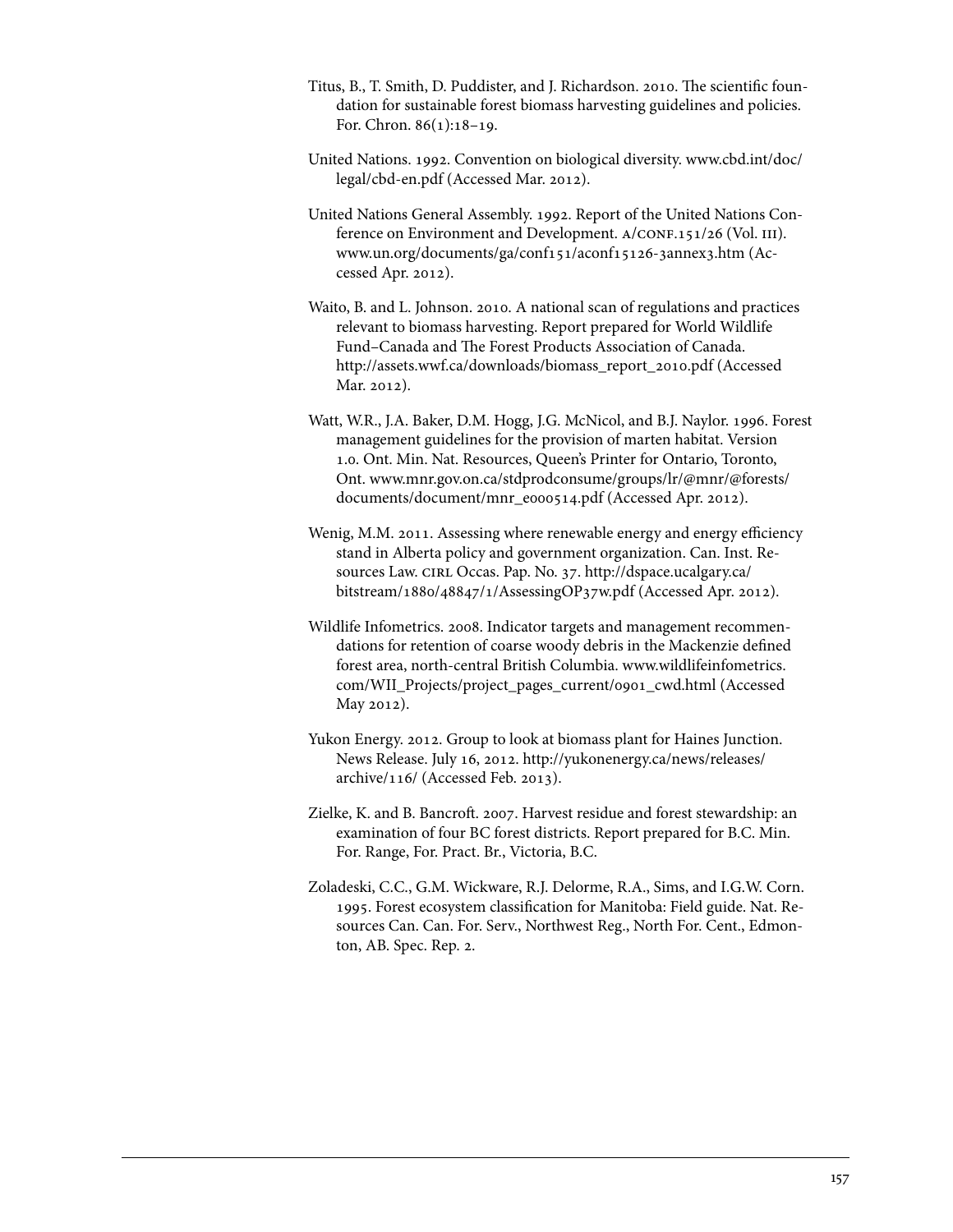Titus, B., T. Smith, D. Puddister, and J. Richardson. 2010. The scientific foundation for sustainable forest biomass harvesting guidelines and policies. For. Chron. 86(1):18–19.

United Nations. 1992. Convention on biological diversity. www.cbd.int/doc/legal/cbd-en.pdf (Accessed Mar. 2012).

United Nations General Assembly. 1992. Report of the United Nations Conference on Environment and Development. A/CONF.151/26 (Vol. III). www.un.org/documents/ga/conf151/aconf15126-3annex3.htm (Accessed Apr. 2012).

Waito, B. and L. Johnson. 2010. A national scan of regulations and practices relevant to biomass harvesting. Report prepared for World Wildlife Fund–Canada and The Forest Products Association of Canada. http://assets.wwf.ca/downloads/biomass_report_2010.pdf (Accessed Mar. 2012).

Watt, W.R., J.A. Baker, D.M. Hogg, J.G. McNicol, and B.J. Naylor. 1996. Forest management guidelines for the provision of marten habitat. Version 1.0. Ont. Min. Nat. Resources, Queen's Printer for Ontario, Toronto, Ont. www.mnr.gov.on.ca/stdprodconsume/groups/lr/@mnr/@forests/documents/document/mnr_e000514.pdf (Accessed Apr. 2012).

Wenig, M.M. 2011. Assessing where renewable energy and energy efficiency stand in Alberta policy and government organization. Can. Inst. Resources Law. CIRL Occas. Pap. No. 37. http://dspace.ucalgary.ca/bitstream/1880/48847/1/AssessingOP37w.pdf (Accessed Apr. 2012).

Wildlife Infometrics. 2008. Indicator targets and management recommendations for retention of coarse woody debris in the Mackenzie defined forest area, north-central British Columbia. www.wildlifeinfometrics.com/WII_Projects/project_pages_current/0901_cwd.html (Accessed May 2012).

Yukon Energy. 2012. Group to look at biomass plant for Haines Junction. News Release. July 16, 2012. http://yukonenergy.ca/news/releases/archive/116/ (Accessed Feb. 2013).

Zielke, K. and B. Bancroft. 2007. Harvest residue and forest stewardship: an examination of four BC forest districts. Report prepared for B.C. Min. For. Range, For. Pract. Br., Victoria, B.C.

Zoladeski, C.C., G.M. Wickware, R.J. Delorme, R.A., Sims, and I.G.W. Corn. 1995. Forest ecosystem classification for Manitoba: Field guide. Nat. Resources Can. Can. For. Serv., Northwest Reg., North For. Cent., Edmonton, AB. Spec. Rep. 2.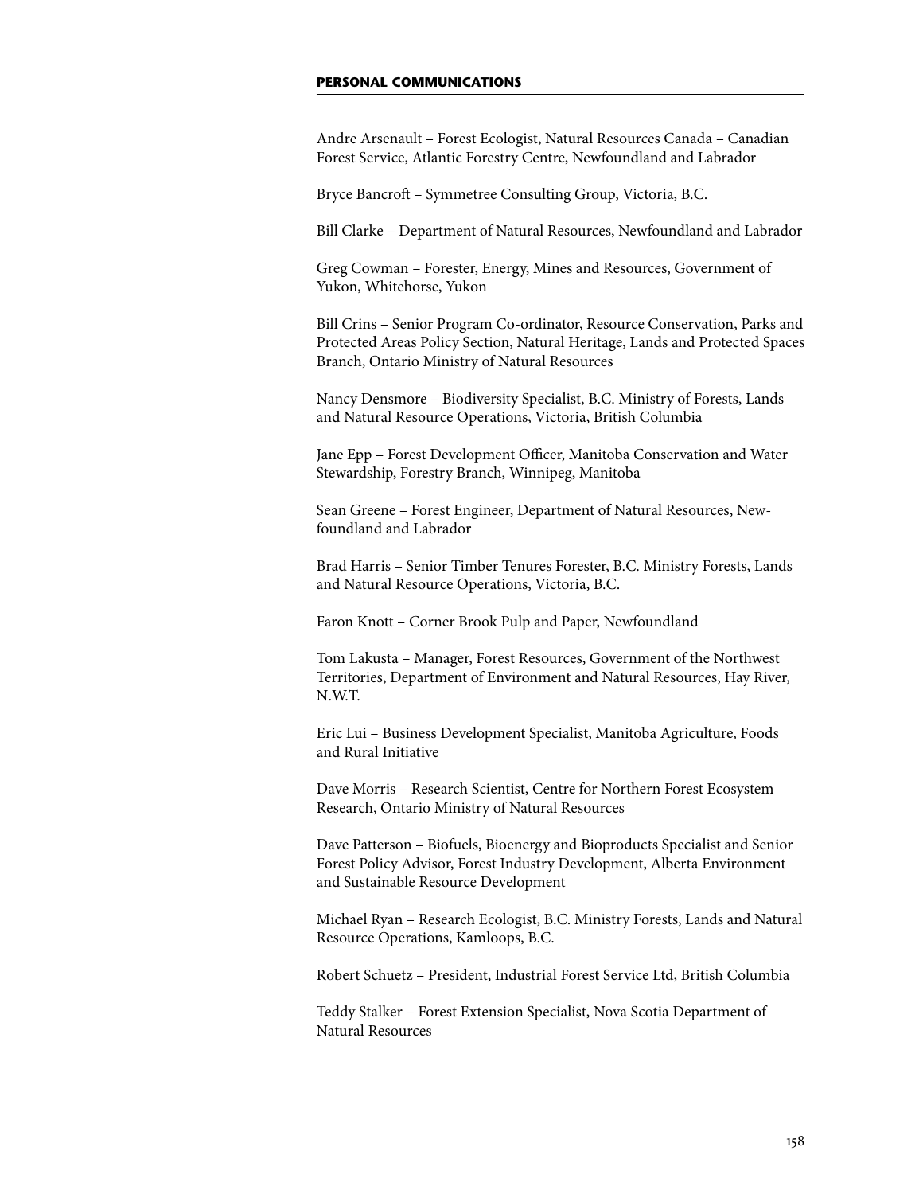## PERSONAL COMMUNICATIONS

Andre Arsenault – Forest Ecologist, Natural Resources Canada – Canadian Forest Service, Atlantic Forestry Centre, Newfoundland and Labrador

Bryce Bancroft – Symmetree Consulting Group, Victoria, B.C.

Bill Clarke – Department of Natural Resources, Newfoundland and Labrador

Greg Cowman – Forester, Energy, Mines and Resources, Government of Yukon, Whitehorse, Yukon

Bill Crins – Senior Program Co-ordinator, Resource Conservation, Parks and Protected Areas Policy Section, Natural Heritage, Lands and Protected Spaces Branch, Ontario Ministry of Natural Resources

Nancy Densmore – Biodiversity Specialist, B.C. Ministry of Forests, Lands and Natural Resource Operations, Victoria, British Columbia

Jane Epp – Forest Development Officer, Manitoba Conservation and Water Stewardship, Forestry Branch, Winnipeg, Manitoba

Sean Greene – Forest Engineer, Department of Natural Resources, Newfoundland and Labrador

Brad Harris – Senior Timber Tenures Forester, B.C. Ministry Forests, Lands and Natural Resource Operations, Victoria, B.C.

Faron Knott – Corner Brook Pulp and Paper, Newfoundland

Tom Lakusta – Manager, Forest Resources, Government of the Northwest Territories, Department of Environment and Natural Resources, Hay River, N.W.T.

Eric Lui – Business Development Specialist, Manitoba Agriculture, Foods and Rural Initiative

Dave Morris – Research Scientist, Centre for Northern Forest Ecosystem Research, Ontario Ministry of Natural Resources

Dave Patterson – Biofuels, Bioenergy and Bioproducts Specialist and Senior Forest Policy Advisor, Forest Industry Development, Alberta Environment and Sustainable Resource Development

Michael Ryan – Research Ecologist, B.C. Ministry Forests, Lands and Natural Resource Operations, Kamloops, B.C.

Robert Schuetz – President, Industrial Forest Service Ltd, British Columbia

Teddy Stalker – Forest Extension Specialist, Nova Scotia Department of Natural Resources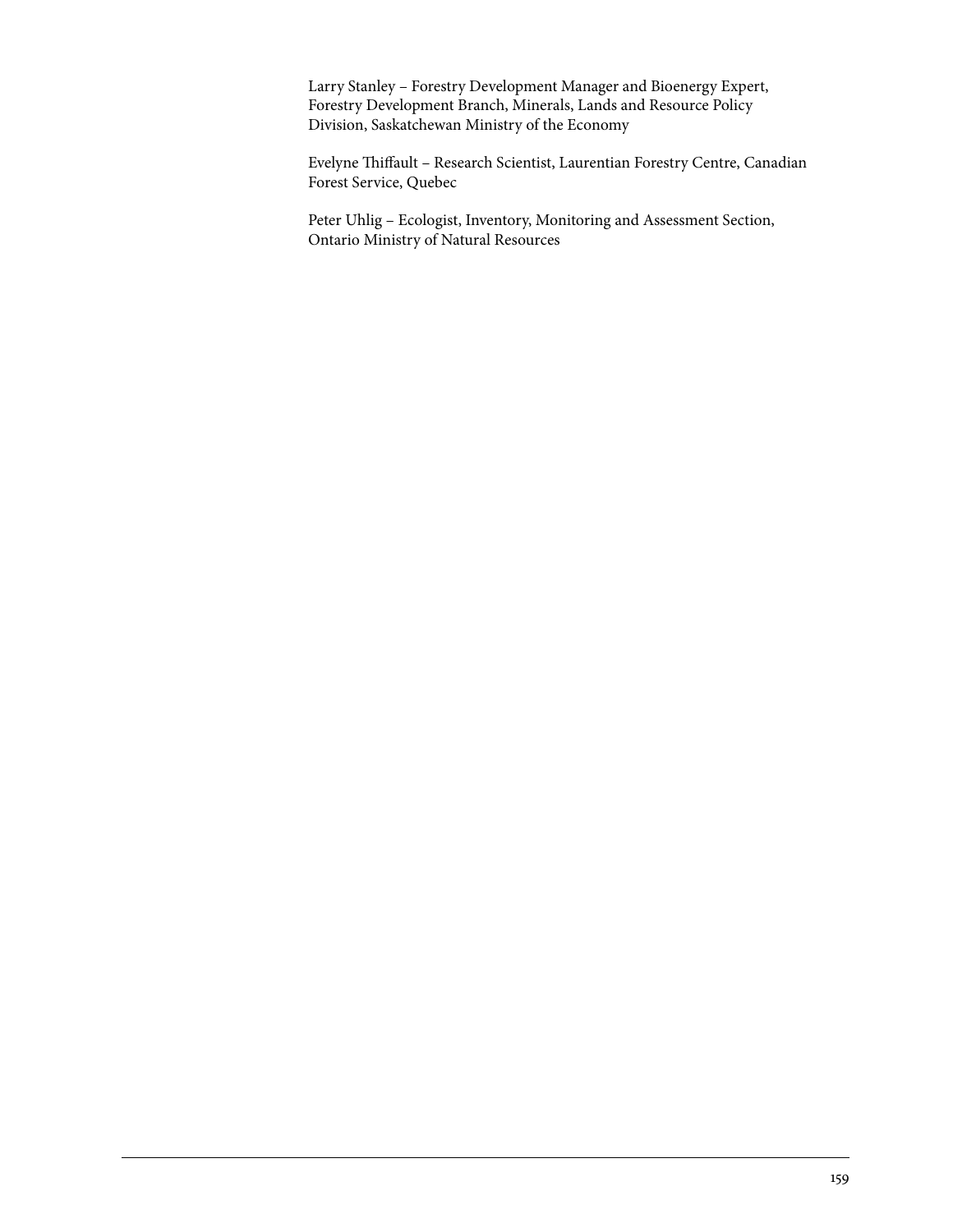Larry Stanley – Forestry Development Manager and Bioenergy Expert, Forestry Development Branch, Minerals, Lands and Resource Policy Division, Saskatchewan Ministry of the Economy

Evelyne Thiffault – Research Scientist, Laurentian Forestry Centre, Canadian Forest Service, Quebec

Peter Uhlig – Ecologist, Inventory, Monitoring and Assessment Section, Ontario Ministry of Natural Resources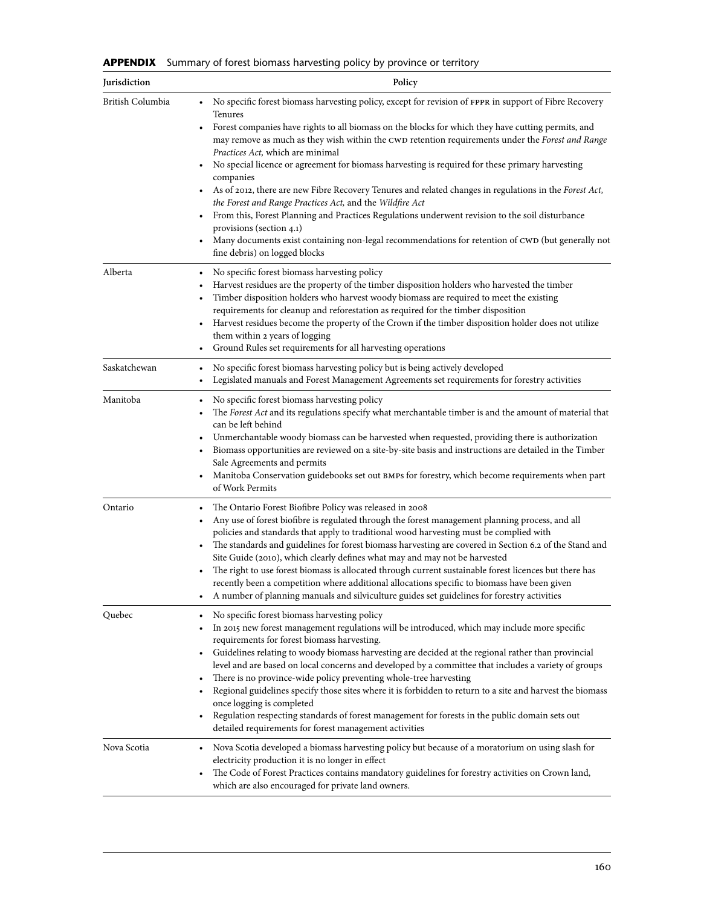**APPENDIX** Summary of forest biomass harvesting policy by province or territory

| Jurisdiction | Policy |
| --- | --- |
| British Columbia | • No specific forest biomass harvesting policy, except for revision of FPPR in support of Fibre Recovery Tenures<br>• Forest companies have rights to all biomass on the blocks for which they have cutting permits, and may remove as much as they wish within the CWD retention requirements under the *Forest and Range Practices Act,* which are minimal<br>• No special licence or agreement for biomass harvesting is required for these primary harvesting companies<br>• As of 2012, there are new Fibre Recovery Tenures and related changes in regulations in the *Forest Act, the Forest and Range Practices Act,* and the *Wildfire Act*<br>• From this, Forest Planning and Practices Regulations underwent revision to the soil disturbance provisions (section 4.1)<br>• Many documents exist containing non-legal recommendations for retention of CWD (but generally not fine debris) on logged blocks |
| Alberta | • No specific forest biomass harvesting policy<br>• Harvest residues are the property of the timber disposition holders who harvested the timber<br>• Timber disposition holders who harvest woody biomass are required to meet the existing requirements for cleanup and reforestation as required for the timber disposition<br>• Harvest residues become the property of the Crown if the timber disposition holder does not utilize them within 2 years of logging<br>• Ground Rules set requirements for all harvesting operations |
| Saskatchewan | • No specific forest biomass harvesting policy but is being actively developed<br>• Legislated manuals and Forest Management Agreements set requirements for forestry activities |
| Manitoba | • No specific forest biomass harvesting policy<br>• The *Forest Act* and its regulations specify what merchantable timber is and the amount of material that can be left behind<br>• Unmerchantable woody biomass can be harvested when requested, providing there is authorization<br>• Biomass opportunities are reviewed on a site-by-site basis and instructions are detailed in the Timber Sale Agreements and permits<br>• Manitoba Conservation guidebooks set out BMPs for forestry, which become requirements when part of Work Permits |
| Ontario | • The Ontario Forest Biofibre Policy was released in 2008<br>• Any use of forest biofibre is regulated through the forest management planning process, and all policies and standards that apply to traditional wood harvesting must be complied with<br>• The standards and guidelines for forest biomass harvesting are covered in Section 6.2 of the Stand and Site Guide (2010), which clearly defines what may and may not be harvested<br>• The right to use forest biomass is allocated through current sustainable forest licences but there has recently been a competition where additional allocations specific to biomass have been given<br>• A number of planning manuals and silviculture guides set guidelines for forestry activities |
| Quebec | • No specific forest biomass harvesting policy<br>• In 2015 new forest management regulations will be introduced, which may include more specific requirements for forest biomass harvesting.<br>• Guidelines relating to woody biomass harvesting are decided at the regional rather than provincial level and are based on local concerns and developed by a committee that includes a variety of groups<br>• There is no province-wide policy preventing whole-tree harvesting<br>• Regional guidelines specify those sites where it is forbidden to return to a site and harvest the biomass once logging is completed<br>• Regulation respecting standards of forest management for forests in the public domain sets out detailed requirements for forest management activities |
| Nova Scotia | • Nova Scotia developed a biomass harvesting policy but because of a moratorium on using slash for electricity production it is no longer in effect<br>• The Code of Forest Practices contains mandatory guidelines for forestry activities on Crown land, which are also encouraged for private land owners. |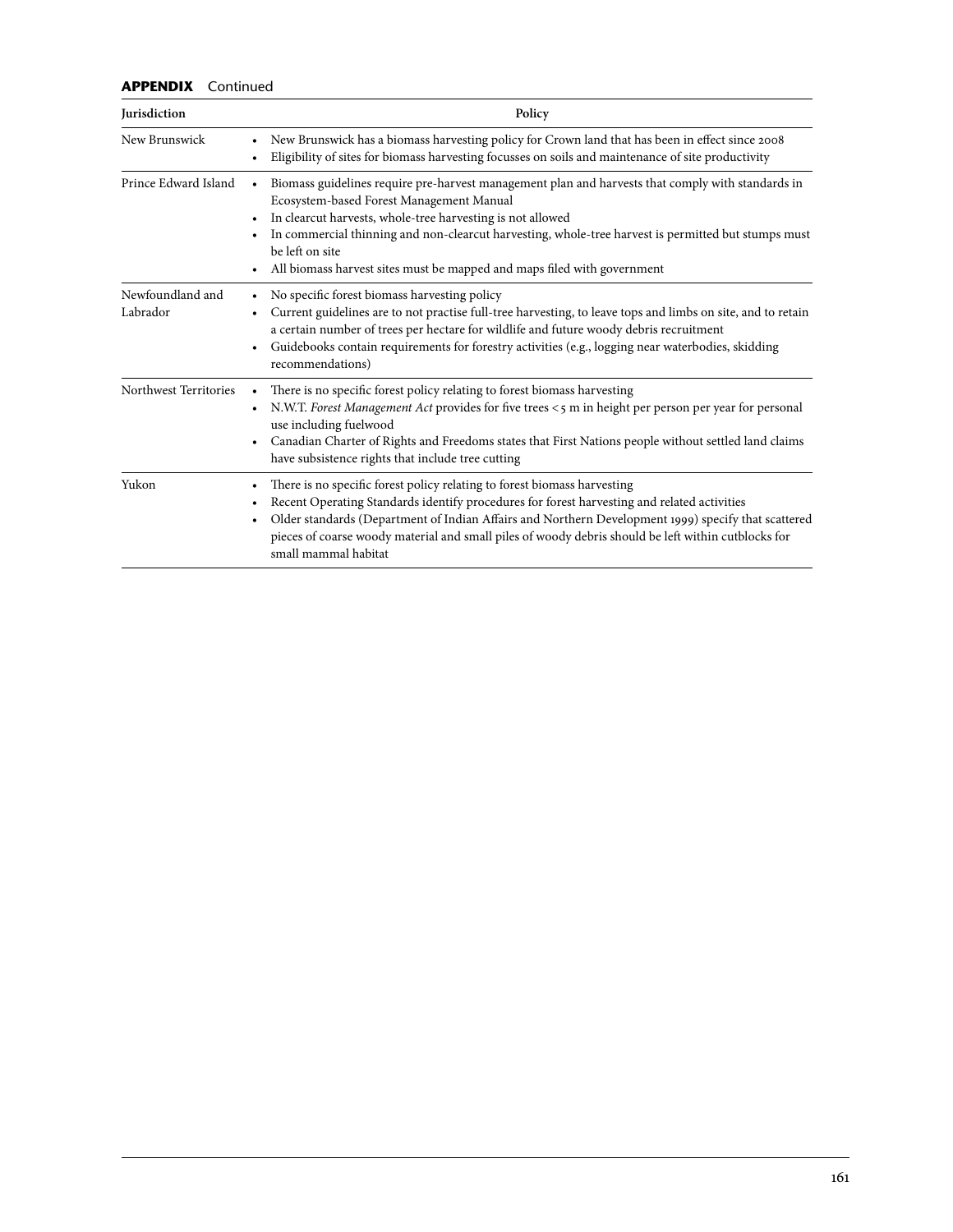**APPENDIX** Continued

| Jurisdiction | Policy |
|---|---|
| New Brunswick | • New Brunswick has a biomass harvesting policy for Crown land that has been in effect since 2008<br>• Eligibility of sites for biomass harvesting focusses on soils and maintenance of site productivity |
| Prince Edward Island | • Biomass guidelines require pre-harvest management plan and harvests that comply with standards in Ecosystem-based Forest Management Manual<br>• In clearcut harvests, whole-tree harvesting is not allowed<br>• In commercial thinning and non-clearcut harvesting, whole-tree harvest is permitted but stumps must be left on site<br>• All biomass harvest sites must be mapped and maps filed with government |
| Newfoundland and Labrador | • No specific forest biomass harvesting policy<br>• Current guidelines are to not practise full-tree harvesting, to leave tops and limbs on site, and to retain a certain number of trees per hectare for wildlife and future woody debris recruitment<br>• Guidebooks contain requirements for forestry activities (e.g., logging near waterbodies, skidding recommendations) |
| Northwest Territories | • There is no specific forest policy relating to forest biomass harvesting<br>• N.W.T. *Forest Management Act* provides for five trees < 5 m in height per person per year for personal use including fuelwood<br>• Canadian Charter of Rights and Freedoms states that First Nations people without settled land claims have subsistence rights that include tree cutting |
| Yukon | • There is no specific forest policy relating to forest biomass harvesting<br>• Recent Operating Standards identify procedures for forest harvesting and related activities<br>• Older standards (Department of Indian Affairs and Northern Development 1999) specify that scattered pieces of coarse woody material and small piles of woody debris should be left within cutblocks for small mammal habitat |